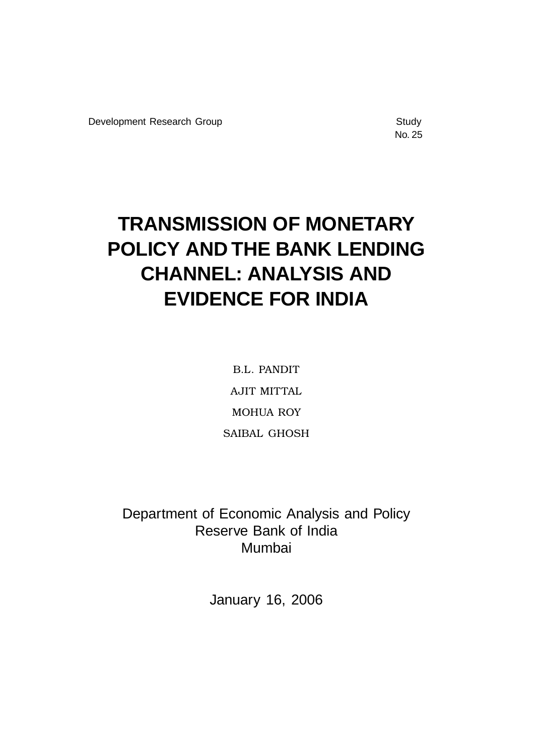Development Research Group

Study No. 25

# TRANSMISSION OF MONETARY POLICY AND THE BANK LENDING CHANNEL: ANALYSIS AND EVIDENCE FOR INDIA

B.L. PANDIT

AJIT MITTAL

MOHUA ROY

SAIBAL GHOSH

Department of Economic Analysis and Policy
Reserve Bank of India
Mumbai

January 16, 2006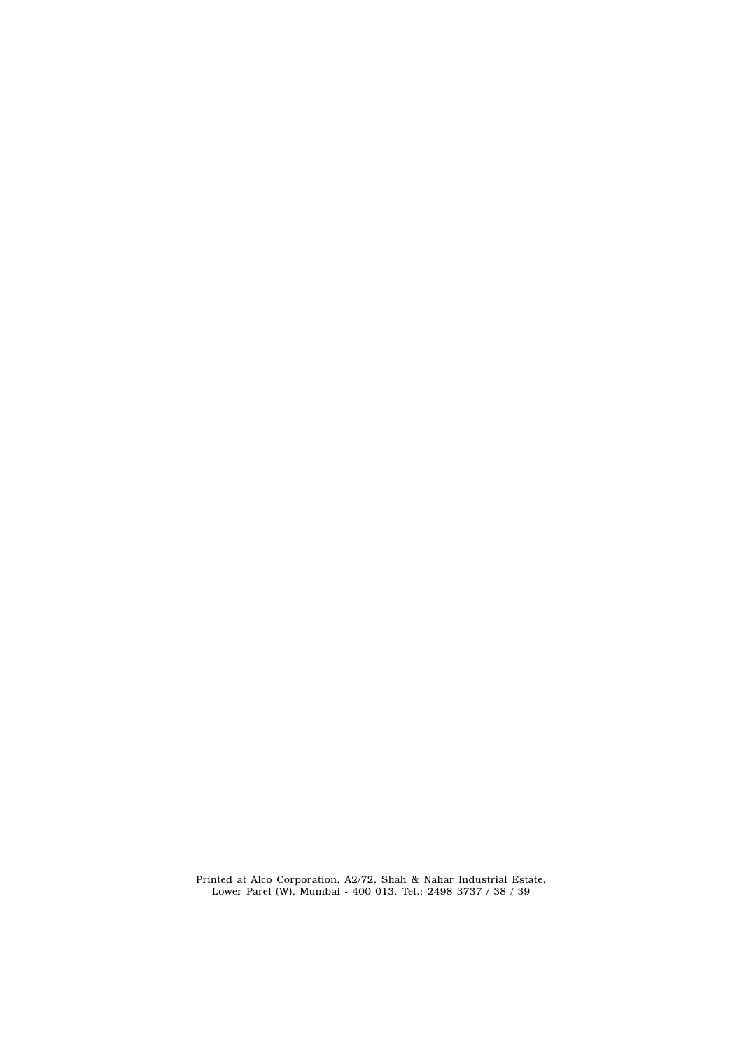Printed at Alco Corporation, A2/72, Shah & Nahar Industrial Estate,
Lower Parel (W), Mumbai - 400 013. Tel.: 2498 3737 / 38 / 39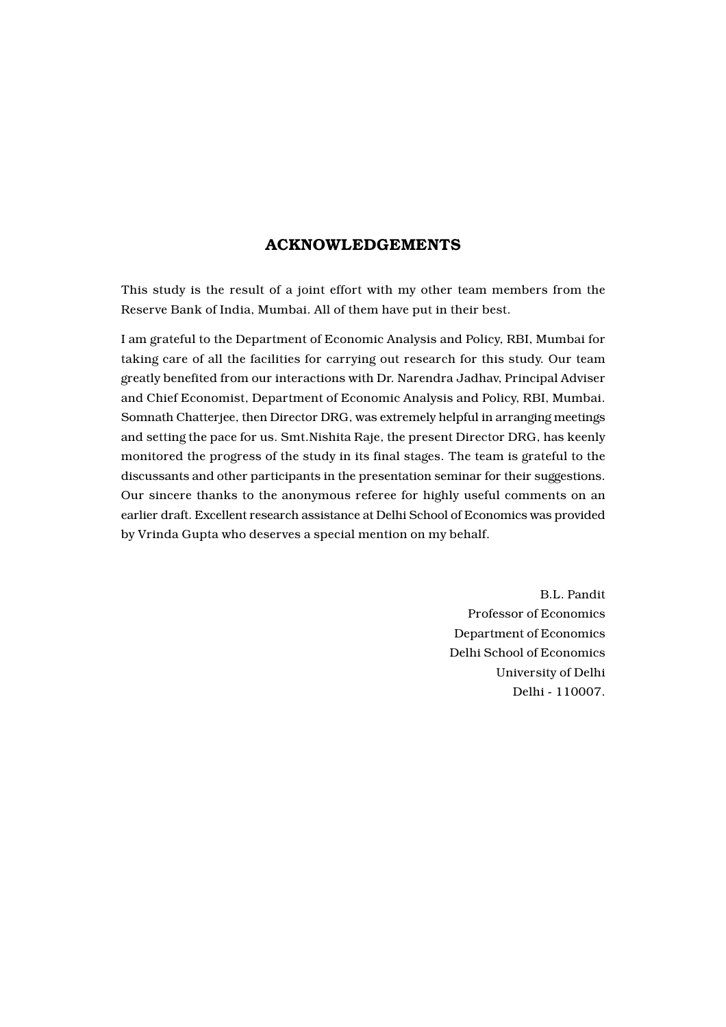# ACKNOWLEDGEMENTS

This study is the result of a joint effort with my other team members from the Reserve Bank of India, Mumbai. All of them have put in their best.

I am grateful to the Department of Economic Analysis and Policy, RBI, Mumbai for taking care of all the facilities for carrying out research for this study. Our team greatly benefited from our interactions with Dr. Narendra Jadhav, Principal Adviser and Chief Economist, Department of Economic Analysis and Policy, RBI, Mumbai. Somnath Chatterjee, then Director DRG, was extremely helpful in arranging meetings and setting the pace for us. Smt.Nishita Raje, the present Director DRG, has keenly monitored the progress of the study in its final stages. The team is grateful to the discussants and other participants in the presentation seminar for their suggestions. Our sincere thanks to the anonymous referee for highly useful comments on an earlier draft. Excellent research assistance at Delhi School of Economics was provided by Vrinda Gupta who deserves a special mention on my behalf.

B.L. Pandit  
Professor of Economics  
Department of Economics  
Delhi School of Economics  
University of Delhi  
Delhi - 110007.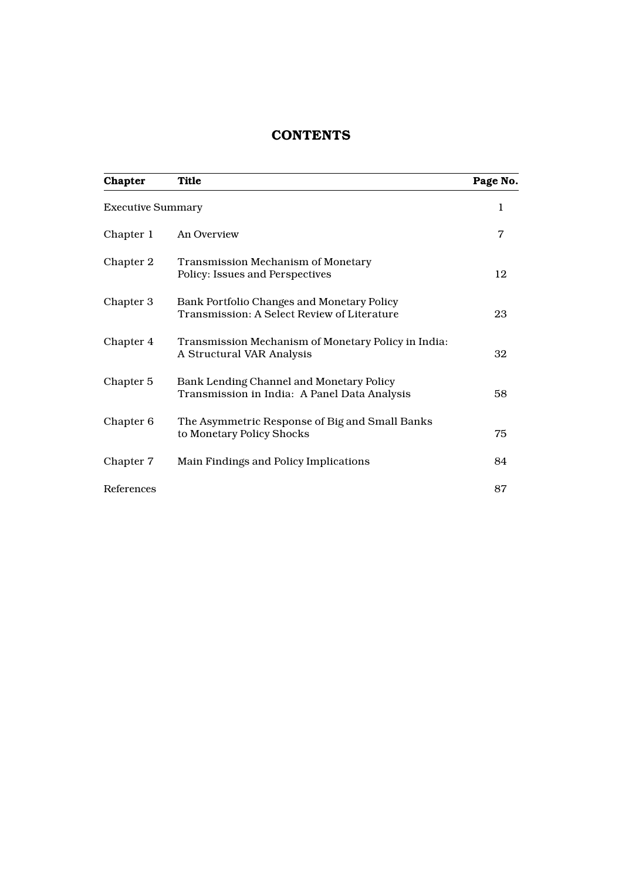# CONTENTS

| Chapter | Title | Page No. |
| --- | --- | --- |
| Executive Summary | | 1 |
| Chapter 1 | An Overview | 7 |
| Chapter 2 | Transmission Mechanism of Monetary Policy: Issues and Perspectives | 12 |
| Chapter 3 | Bank Portfolio Changes and Monetary Policy Transmission: A Select Review of Literature | 23 |
| Chapter 4 | Transmission Mechanism of Monetary Policy in India: A Structural VAR Analysis | 32 |
| Chapter 5 | Bank Lending Channel and Monetary Policy Transmission in India: A Panel Data Analysis | 58 |
| Chapter 6 | The Asymmetric Response of Big and Small Banks to Monetary Policy Shocks | 75 |
| Chapter 7 | Main Findings and Policy Implications | 84 |
| References | | 87 |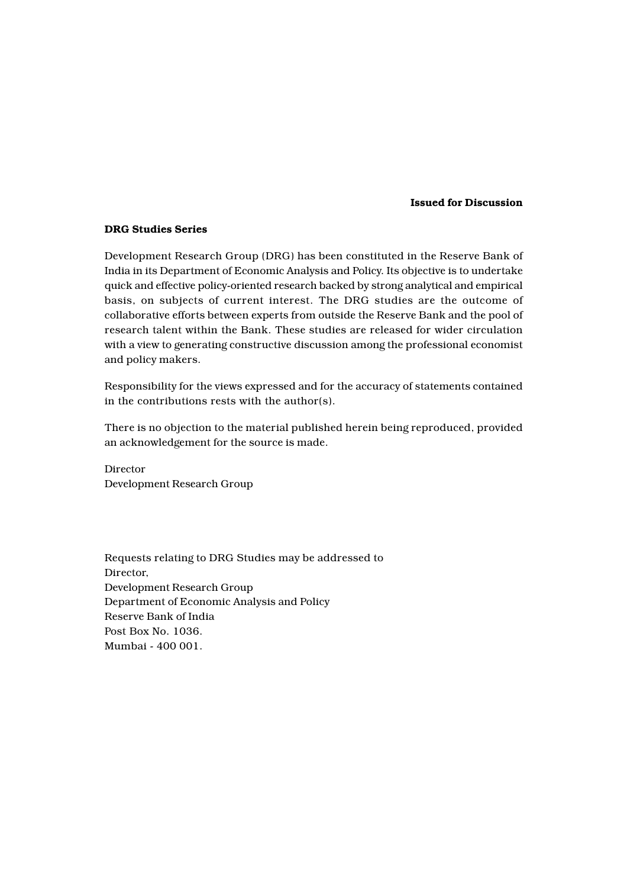**Issued for Discussion**

**DRG Studies Series**

Development Research Group (DRG) has been constituted in the Reserve Bank of India in its Department of Economic Analysis and Policy. Its objective is to undertake quick and effective policy-oriented research backed by strong analytical and empirical basis, on subjects of current interest. The DRG studies are the outcome of collaborative efforts between experts from outside the Reserve Bank and the pool of research talent within the Bank. These studies are released for wider circulation with a view to generating constructive discussion among the professional economist and policy makers.

Responsibility for the views expressed and for the accuracy of statements contained in the contributions rests with the author(s).

There is no objection to the material published herein being reproduced, provided an acknowledgement for the source is made.

Director
Development Research Group

Requests relating to DRG Studies may be addressed to
Director,
Development Research Group
Department of Economic Analysis and Policy
Reserve Bank of India
Post Box No. 1036.
Mumbai - 400 001.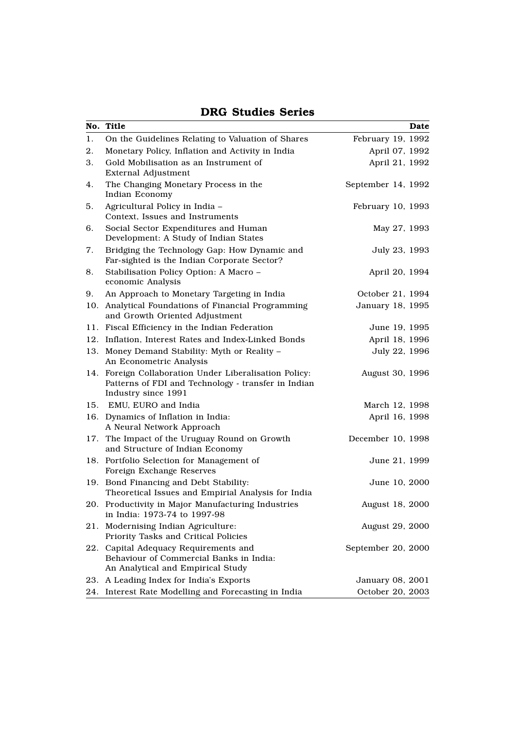## DRG Studies Series

| No. | Title | Date |
|---|---|---|
| 1. | On the Guidelines Relating to Valuation of Shares | February 19, 1992 |
| 2. | Monetary Policy, Inflation and Activity in India | April 07, 1992 |
| 3. | Gold Mobilisation as an Instrument of External Adjustment | April 21, 1992 |
| 4. | The Changing Monetary Process in the Indian Economy | September 14, 1992 |
| 5. | Agricultural Policy in India – Context, Issues and Instruments | February 10, 1993 |
| 6. | Social Sector Expenditures and Human Development: A Study of Indian States | May 27, 1993 |
| 7. | Bridging the Technology Gap: How Dynamic and Far-sighted is the Indian Corporate Sector? | July 23, 1993 |
| 8. | Stabilisation Policy Option: A Macro – economic Analysis | April 20, 1994 |
| 9. | An Approach to Monetary Targeting in India | October 21, 1994 |
| 10. | Analytical Foundations of Financial Programming and Growth Oriented Adjustment | January 18, 1995 |
| 11. | Fiscal Efficiency in the Indian Federation | June 19, 1995 |
| 12. | Inflation, Interest Rates and Index-Linked Bonds | April 18, 1996 |
| 13. | Money Demand Stability: Myth or Reality – An Econometric Analysis | July 22, 1996 |
| 14. | Foreign Collaboration Under Liberalisation Policy: Patterns of FDI and Technology - transfer in Indian Industry since 1991 | August 30, 1996 |
| 15. | EMU, EURO and India | March 12, 1998 |
| 16. | Dynamics of Inflation in India: A Neural Network Approach | April 16, 1998 |
| 17. | The Impact of the Uruguay Round on Growth and Structure of Indian Economy | December 10, 1998 |
| 18. | Portfolio Selection for Management of Foreign Exchange Reserves | June 21, 1999 |
| 19. | Bond Financing and Debt Stability: Theoretical Issues and Empirial Analysis for India | June 10, 2000 |
| 20. | Productivity in Major Manufacturing Industries in India: 1973-74 to 1997-98 | August 18, 2000 |
| 21. | Modernising Indian Agriculture: Priority Tasks and Critical Policies | August 29, 2000 |
| 22. | Capital Adequacy Requirements and Behaviour of Commercial Banks in India: An Analytical and Empirical Study | September 20, 2000 |
| 23. | A Leading Index for India's Exports | January 08, 2001 |
| 24. | Interest Rate Modelling and Forecasting in India | October 20, 2003 |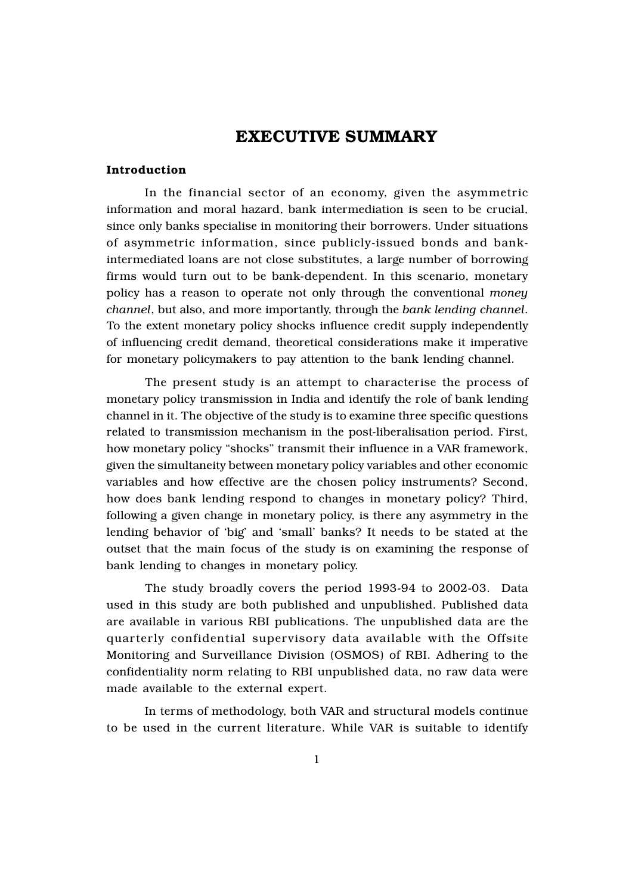# EXECUTIVE SUMMARY

### Introduction

In the financial sector of an economy, given the asymmetric information and moral hazard, bank intermediation is seen to be crucial, since only banks specialise in monitoring their borrowers. Under situations of asymmetric information, since publicly-issued bonds and bank-intermediated loans are not close substitutes, a large number of borrowing firms would turn out to be bank-dependent. In this scenario, monetary policy has a reason to operate not only through the conventional *money channel*, but also, and more importantly, through the *bank lending channel*. To the extent monetary policy shocks influence credit supply independently of influencing credit demand, theoretical considerations make it imperative for monetary policymakers to pay attention to the bank lending channel.

The present study is an attempt to characterise the process of monetary policy transmission in India and identify the role of bank lending channel in it. The objective of the study is to examine three specific questions related to transmission mechanism in the post-liberalisation period. First, how monetary policy "shocks" transmit their influence in a VAR framework, given the simultaneity between monetary policy variables and other economic variables and how effective are the chosen policy instruments? Second, how does bank lending respond to changes in monetary policy? Third, following a given change in monetary policy, is there any asymmetry in the lending behavior of 'big' and 'small' banks? It needs to be stated at the outset that the main focus of the study is on examining the response of bank lending to changes in monetary policy.

The study broadly covers the period 1993-94 to 2002-03. Data used in this study are both published and unpublished. Published data are available in various RBI publications. The unpublished data are the quarterly confidential supervisory data available with the Offsite Monitoring and Surveillance Division (OSMOS) of RBI. Adhering to the confidentiality norm relating to RBI unpublished data, no raw data were made available to the external expert.

In terms of methodology, both VAR and structural models continue to be used in the current literature. While VAR is suitable to identify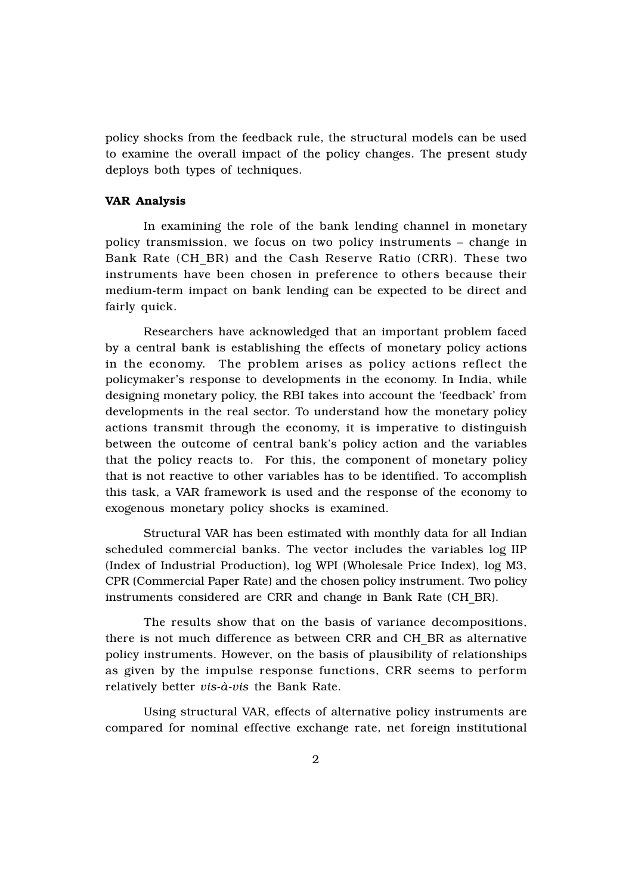policy shocks from the feedback rule, the structural models can be used to examine the overall impact of the policy changes. The present study deploys both types of techniques.

**VAR Analysis**

In examining the role of the bank lending channel in monetary policy transmission, we focus on two policy instruments – change in Bank Rate (CH_BR) and the Cash Reserve Ratio (CRR). These two instruments have been chosen in preference to others because their medium-term impact on bank lending can be expected to be direct and fairly quick.

Researchers have acknowledged that an important problem faced by a central bank is establishing the effects of monetary policy actions in the economy. The problem arises as policy actions reflect the policymaker's response to developments in the economy. In India, while designing monetary policy, the RBI takes into account the 'feedback' from developments in the real sector. To understand how the monetary policy actions transmit through the economy, it is imperative to distinguish between the outcome of central bank's policy action and the variables that the policy reacts to. For this, the component of monetary policy that is not reactive to other variables has to be identified. To accomplish this task, a VAR framework is used and the response of the economy to exogenous monetary policy shocks is examined.

Structural VAR has been estimated with monthly data for all Indian scheduled commercial banks. The vector includes the variables log IIP (Index of Industrial Production), log WPI (Wholesale Price Index), log M3, CPR (Commercial Paper Rate) and the chosen policy instrument. Two policy instruments considered are CRR and change in Bank Rate (CH_BR).

The results show that on the basis of variance decompositions, there is not much difference as between CRR and CH_BR as alternative policy instruments. However, on the basis of plausibility of relationships as given by the impulse response functions, CRR seems to perform relatively better *vis-à-vis* the Bank Rate.

Using structural VAR, effects of alternative policy instruments are compared for nominal effective exchange rate, net foreign institutional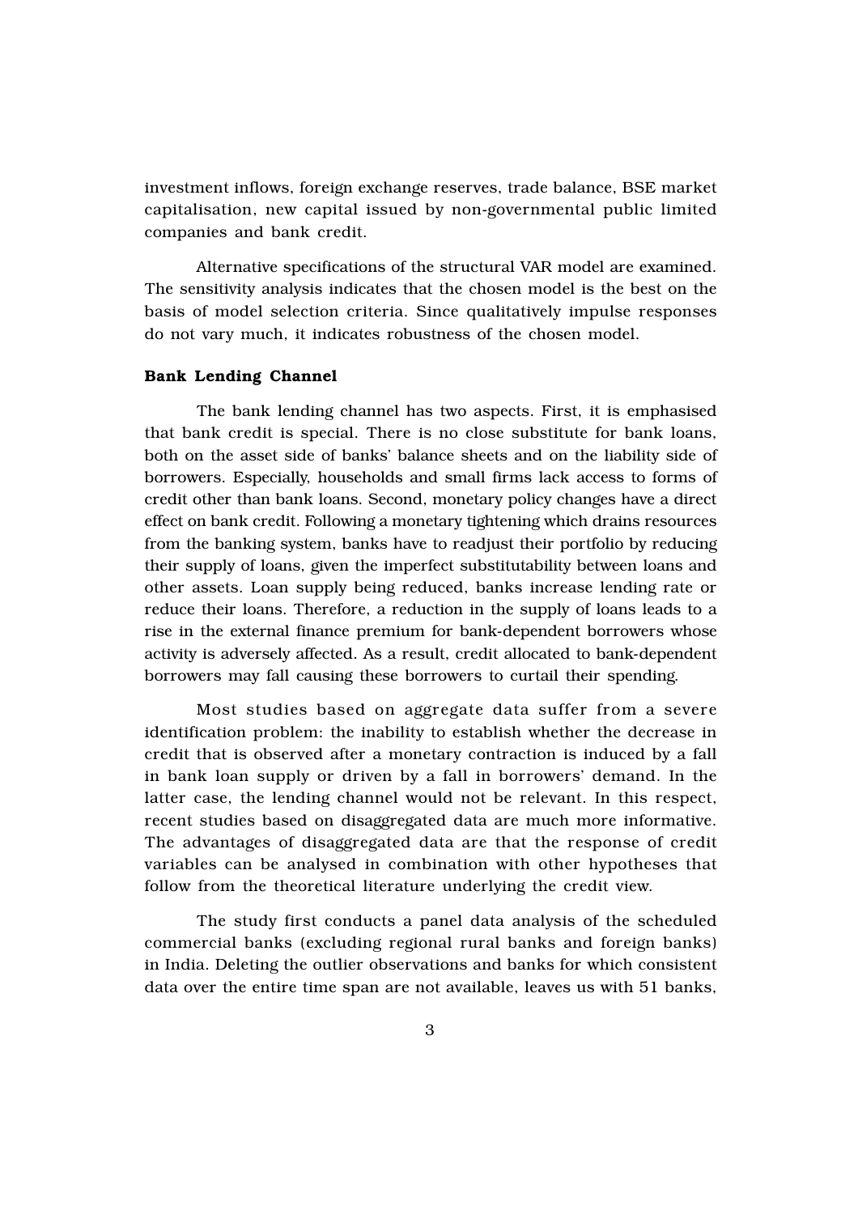investment inflows, foreign exchange reserves, trade balance, BSE market capitalisation, new capital issued by non-governmental public limited companies and bank credit.

Alternative specifications of the structural VAR model are examined. The sensitivity analysis indicates that the chosen model is the best on the basis of model selection criteria. Since qualitatively impulse responses do not vary much, it indicates robustness of the chosen model.

**Bank Lending Channel**

The bank lending channel has two aspects. First, it is emphasised that bank credit is special. There is no close substitute for bank loans, both on the asset side of banks' balance sheets and on the liability side of borrowers. Especially, households and small firms lack access to forms of credit other than bank loans. Second, monetary policy changes have a direct effect on bank credit. Following a monetary tightening which drains resources from the banking system, banks have to readjust their portfolio by reducing their supply of loans, given the imperfect substitutability between loans and other assets. Loan supply being reduced, banks increase lending rate or reduce their loans. Therefore, a reduction in the supply of loans leads to a rise in the external finance premium for bank-dependent borrowers whose activity is adversely affected. As a result, credit allocated to bank-dependent borrowers may fall causing these borrowers to curtail their spending.

Most studies based on aggregate data suffer from a severe identification problem: the inability to establish whether the decrease in credit that is observed after a monetary contraction is induced by a fall in bank loan supply or driven by a fall in borrowers' demand. In the latter case, the lending channel would not be relevant. In this respect, recent studies based on disaggregated data are much more informative. The advantages of disaggregated data are that the response of credit variables can be analysed in combination with other hypotheses that follow from the theoretical literature underlying the credit view.

The study first conducts a panel data analysis of the scheduled commercial banks (excluding regional rural banks and foreign banks) in India. Deleting the outlier observations and banks for which consistent data over the entire time span are not available, leaves us with 51 banks,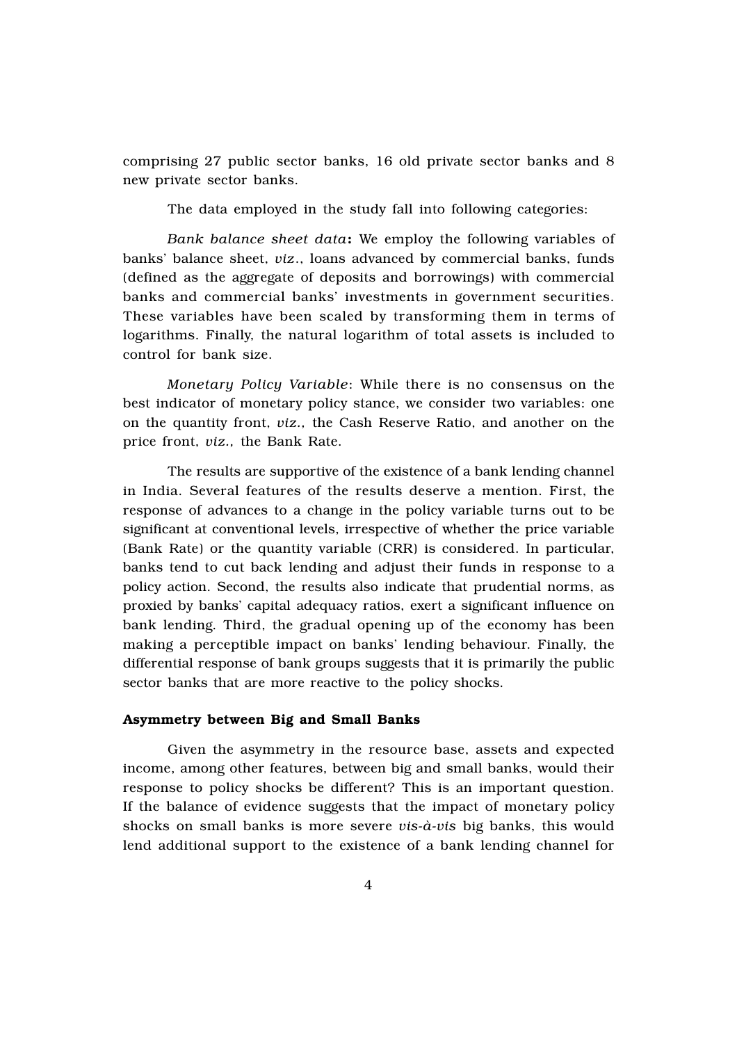comprising 27 public sector banks, 16 old private sector banks and 8 new private sector banks.

The data employed in the study fall into following categories:

*Bank balance sheet data***:** We employ the following variables of banks' balance sheet, *viz*., loans advanced by commercial banks, funds (defined as the aggregate of deposits and borrowings) with commercial banks and commercial banks' investments in government securities. These variables have been scaled by transforming them in terms of logarithms. Finally, the natural logarithm of total assets is included to control for bank size.

*Monetary Policy Variable*: While there is no consensus on the best indicator of monetary policy stance, we consider two variables: one on the quantity front, *viz.,* the Cash Reserve Ratio, and another on the price front, *viz.,* the Bank Rate.

The results are supportive of the existence of a bank lending channel in India. Several features of the results deserve a mention. First, the response of advances to a change in the policy variable turns out to be significant at conventional levels, irrespective of whether the price variable (Bank Rate) or the quantity variable (CRR) is considered. In particular, banks tend to cut back lending and adjust their funds in response to a policy action. Second, the results also indicate that prudential norms, as proxied by banks' capital adequacy ratios, exert a significant influence on bank lending. Third, the gradual opening up of the economy has been making a perceptible impact on banks' lending behaviour. Finally, the differential response of bank groups suggests that it is primarily the public sector banks that are more reactive to the policy shocks.

**Asymmetry between Big and Small Banks**

Given the asymmetry in the resource base, assets and expected income, among other features, between big and small banks, would their response to policy shocks be different? This is an important question. If the balance of evidence suggests that the impact of monetary policy shocks on small banks is more severe *vis-à-vis* big banks, this would lend additional support to the existence of a bank lending channel for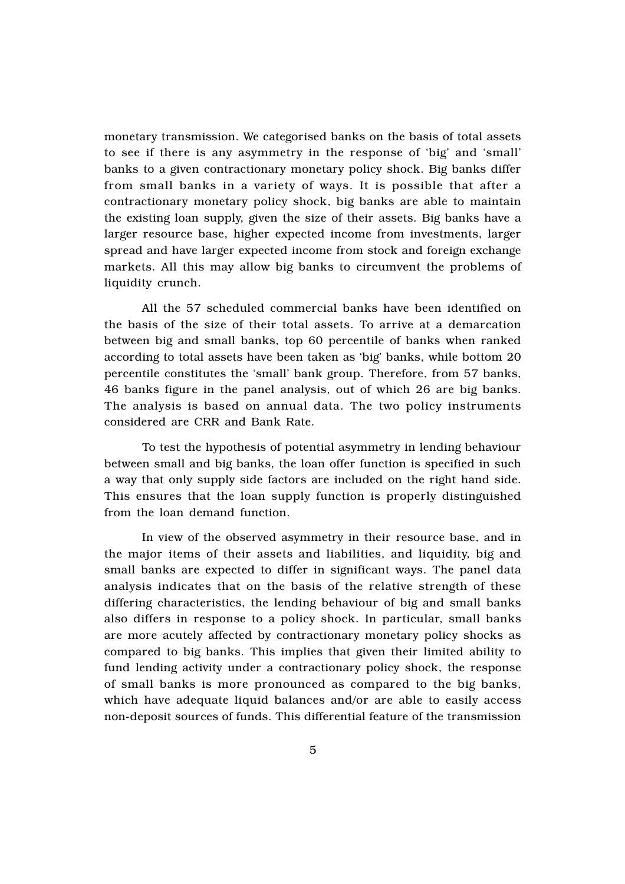monetary transmission. We categorised banks on the basis of total assets to see if there is any asymmetry in the response of 'big' and 'small' banks to a given contractionary monetary policy shock. Big banks differ from small banks in a variety of ways. It is possible that after a contractionary monetary policy shock, big banks are able to maintain the existing loan supply, given the size of their assets. Big banks have a larger resource base, higher expected income from investments, larger spread and have larger expected income from stock and foreign exchange markets. All this may allow big banks to circumvent the problems of liquidity crunch.

All the 57 scheduled commercial banks have been identified on the basis of the size of their total assets. To arrive at a demarcation between big and small banks, top 60 percentile of banks when ranked according to total assets have been taken as 'big' banks, while bottom 20 percentile constitutes the 'small' bank group. Therefore, from 57 banks, 46 banks figure in the panel analysis, out of which 26 are big banks. The analysis is based on annual data. The two policy instruments considered are CRR and Bank Rate.

To test the hypothesis of potential asymmetry in lending behaviour between small and big banks, the loan offer function is specified in such a way that only supply side factors are included on the right hand side. This ensures that the loan supply function is properly distinguished from the loan demand function.

In view of the observed asymmetry in their resource base, and in the major items of their assets and liabilities, and liquidity, big and small banks are expected to differ in significant ways. The panel data analysis indicates that on the basis of the relative strength of these differing characteristics, the lending behaviour of big and small banks also differs in response to a policy shock. In particular, small banks are more acutely affected by contractionary monetary policy shocks as compared to big banks. This implies that given their limited ability to fund lending activity under a contractionary policy shock, the response of small banks is more pronounced as compared to the big banks, which have adequate liquid balances and/or are able to easily access non-deposit sources of funds. This differential feature of the transmission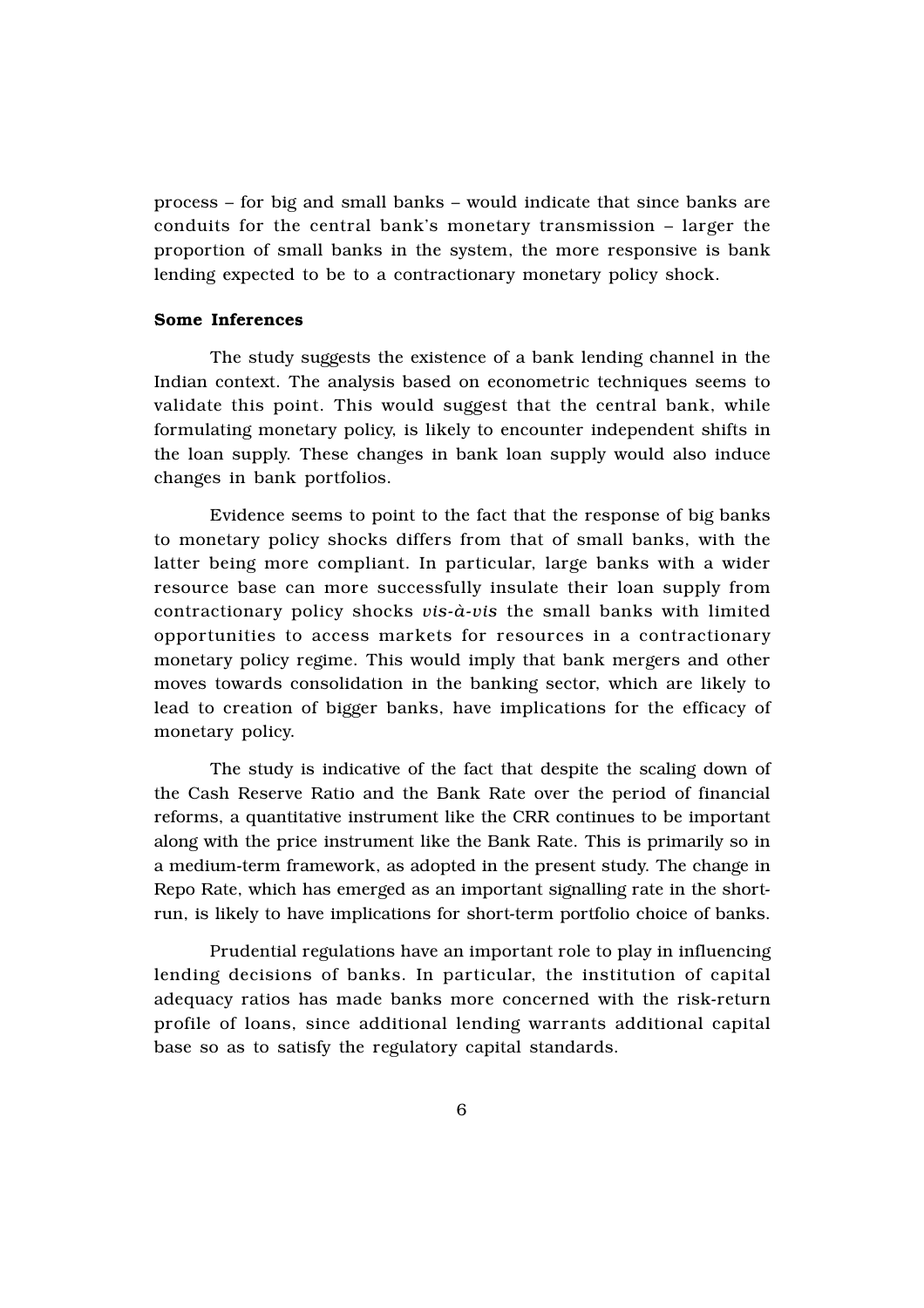process – for big and small banks – would indicate that since banks are conduits for the central bank's monetary transmission – larger the proportion of small banks in the system, the more responsive is bank lending expected to be to a contractionary monetary policy shock.

**Some Inferences**

The study suggests the existence of a bank lending channel in the Indian context. The analysis based on econometric techniques seems to validate this point. This would suggest that the central bank, while formulating monetary policy, is likely to encounter independent shifts in the loan supply. These changes in bank loan supply would also induce changes in bank portfolios.

Evidence seems to point to the fact that the response of big banks to monetary policy shocks differs from that of small banks, with the latter being more compliant. In particular, large banks with a wider resource base can more successfully insulate their loan supply from contractionary policy shocks *vis-à-vis* the small banks with limited opportunities to access markets for resources in a contractionary monetary policy regime. This would imply that bank mergers and other moves towards consolidation in the banking sector, which are likely to lead to creation of bigger banks, have implications for the efficacy of monetary policy.

The study is indicative of the fact that despite the scaling down of the Cash Reserve Ratio and the Bank Rate over the period of financial reforms, a quantitative instrument like the CRR continues to be important along with the price instrument like the Bank Rate. This is primarily so in a medium-term framework, as adopted in the present study. The change in Repo Rate, which has emerged as an important signalling rate in the short-run, is likely to have implications for short-term portfolio choice of banks.

Prudential regulations have an important role to play in influencing lending decisions of banks. In particular, the institution of capital adequacy ratios has made banks more concerned with the risk-return profile of loans, since additional lending warrants additional capital base so as to satisfy the regulatory capital standards.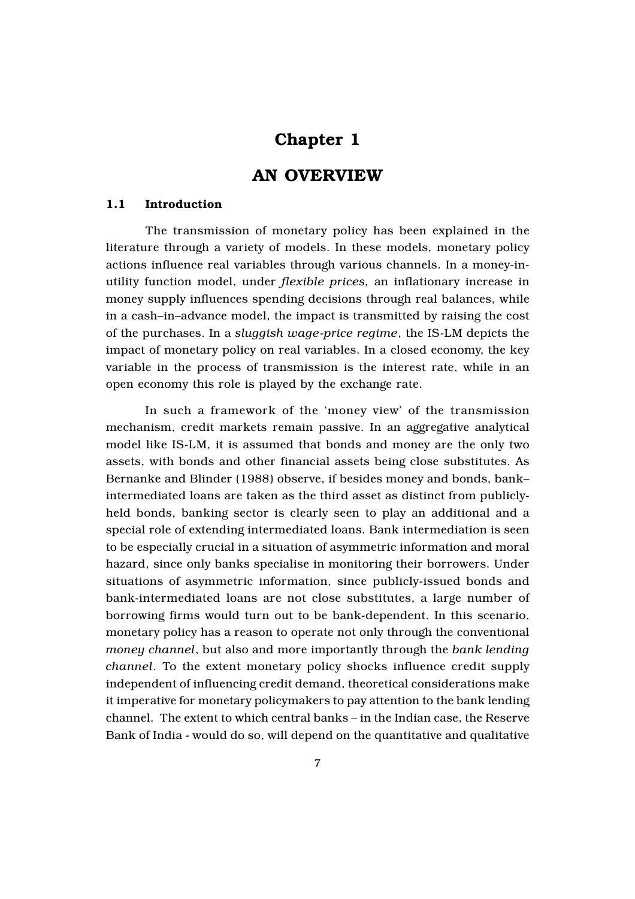# Chapter 1

# AN OVERVIEW

## 1.1 Introduction

The transmission of monetary policy has been explained in the literature through a variety of models. In these models, monetary policy actions influence real variables through various channels. In a money-in-utility function model, under *flexible prices,* an inflationary increase in money supply influences spending decisions through real balances, while in a cash–in–advance model, the impact is transmitted by raising the cost of the purchases. In a *sluggish wage-price regime*, the IS-LM depicts the impact of monetary policy on real variables. In a closed economy, the key variable in the process of transmission is the interest rate, while in an open economy this role is played by the exchange rate.

In such a framework of the 'money view' of the transmission mechanism, credit markets remain passive. In an aggregative analytical model like IS-LM, it is assumed that bonds and money are the only two assets, with bonds and other financial assets being close substitutes. As Bernanke and Blinder (1988) observe, if besides money and bonds, bank–intermediated loans are taken as the third asset as distinct from publicly-held bonds, banking sector is clearly seen to play an additional and a special role of extending intermediated loans. Bank intermediation is seen to be especially crucial in a situation of asymmetric information and moral hazard, since only banks specialise in monitoring their borrowers. Under situations of asymmetric information, since publicly-issued bonds and bank-intermediated loans are not close substitutes, a large number of borrowing firms would turn out to be bank-dependent. In this scenario, monetary policy has a reason to operate not only through the conventional *money channel*, but also and more importantly through the *bank lending channel*. To the extent monetary policy shocks influence credit supply independent of influencing credit demand, theoretical considerations make it imperative for monetary policymakers to pay attention to the bank lending channel. The extent to which central banks – in the Indian case, the Reserve Bank of India - would do so, will depend on the quantitative and qualitative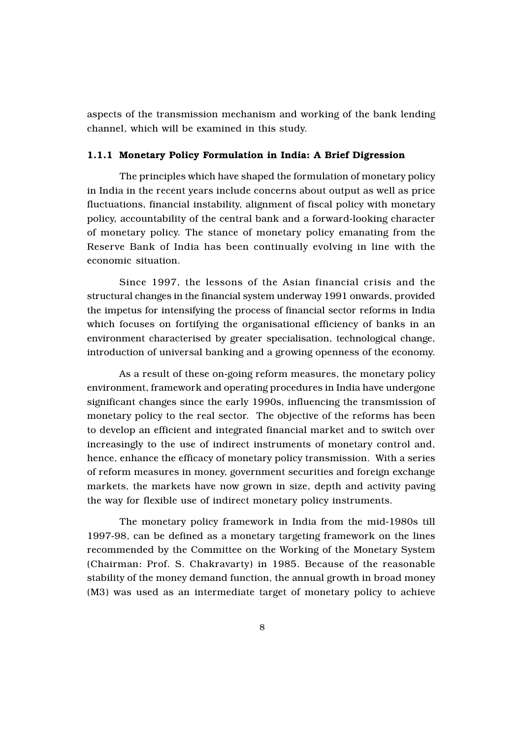aspects of the transmission mechanism and working of the bank lending channel, which will be examined in this study.

### 1.1.1 Monetary Policy Formulation in India: A Brief Digression

The principles which have shaped the formulation of monetary policy in India in the recent years include concerns about output as well as price fluctuations, financial instability, alignment of fiscal policy with monetary policy, accountability of the central bank and a forward-looking character of monetary policy. The stance of monetary policy emanating from the Reserve Bank of India has been continually evolving in line with the economic situation.

Since 1997, the lessons of the Asian financial crisis and the structural changes in the financial system underway 1991 onwards, provided the impetus for intensifying the process of financial sector reforms in India which focuses on fortifying the organisational efficiency of banks in an environment characterised by greater specialisation, technological change, introduction of universal banking and a growing openness of the economy.

As a result of these on-going reform measures, the monetary policy environment, framework and operating procedures in India have undergone significant changes since the early 1990s, influencing the transmission of monetary policy to the real sector. The objective of the reforms has been to develop an efficient and integrated financial market and to switch over increasingly to the use of indirect instruments of monetary control and, hence, enhance the efficacy of monetary policy transmission. With a series of reform measures in money, government securities and foreign exchange markets, the markets have now grown in size, depth and activity paving the way for flexible use of indirect monetary policy instruments.

The monetary policy framework in India from the mid-1980s till 1997-98, can be defined as a monetary targeting framework on the lines recommended by the Committee on the Working of the Monetary System (Chairman: Prof. S. Chakravarty) in 1985. Because of the reasonable stability of the money demand function, the annual growth in broad money (M3) was used as an intermediate target of monetary policy to achieve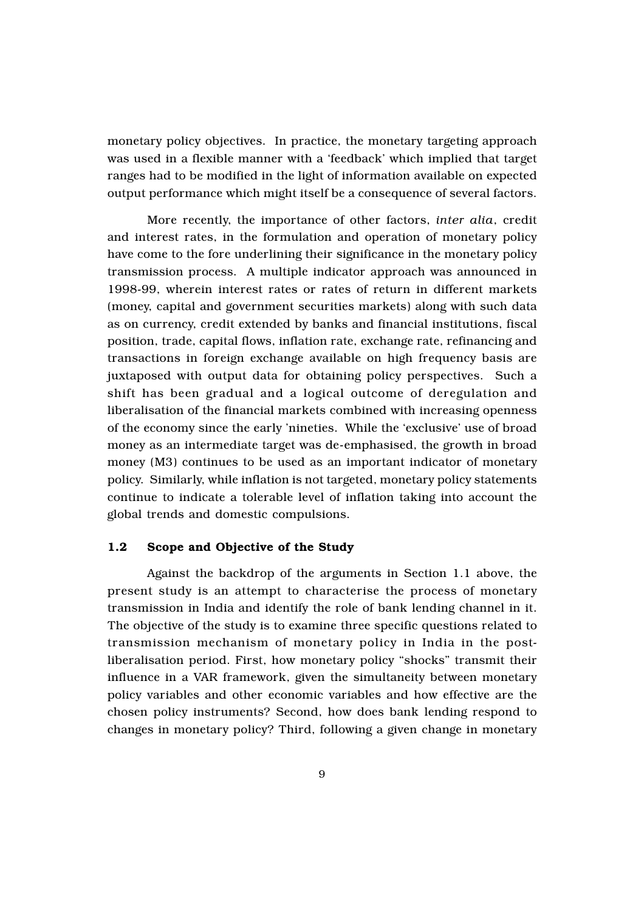monetary policy objectives. In practice, the monetary targeting approach was used in a flexible manner with a 'feedback' which implied that target ranges had to be modified in the light of information available on expected output performance which might itself be a consequence of several factors.

More recently, the importance of other factors, *inter alia*, credit and interest rates, in the formulation and operation of monetary policy have come to the fore underlining their significance in the monetary policy transmission process. A multiple indicator approach was announced in 1998-99, wherein interest rates or rates of return in different markets (money, capital and government securities markets) along with such data as on currency, credit extended by banks and financial institutions, fiscal position, trade, capital flows, inflation rate, exchange rate, refinancing and transactions in foreign exchange available on high frequency basis are juxtaposed with output data for obtaining policy perspectives. Such a shift has been gradual and a logical outcome of deregulation and liberalisation of the financial markets combined with increasing openness of the economy since the early 'nineties. While the 'exclusive' use of broad money as an intermediate target was de-emphasised, the growth in broad money (M3) continues to be used as an important indicator of monetary policy. Similarly, while inflation is not targeted, monetary policy statements continue to indicate a tolerable level of inflation taking into account the global trends and domestic compulsions.

### 1.2 Scope and Objective of the Study

Against the backdrop of the arguments in Section 1.1 above, the present study is an attempt to characterise the process of monetary transmission in India and identify the role of bank lending channel in it. The objective of the study is to examine three specific questions related to transmission mechanism of monetary policy in India in the post-liberalisation period. First, how monetary policy "shocks" transmit their influence in a VAR framework, given the simultaneity between monetary policy variables and other economic variables and how effective are the chosen policy instruments? Second, how does bank lending respond to changes in monetary policy? Third, following a given change in monetary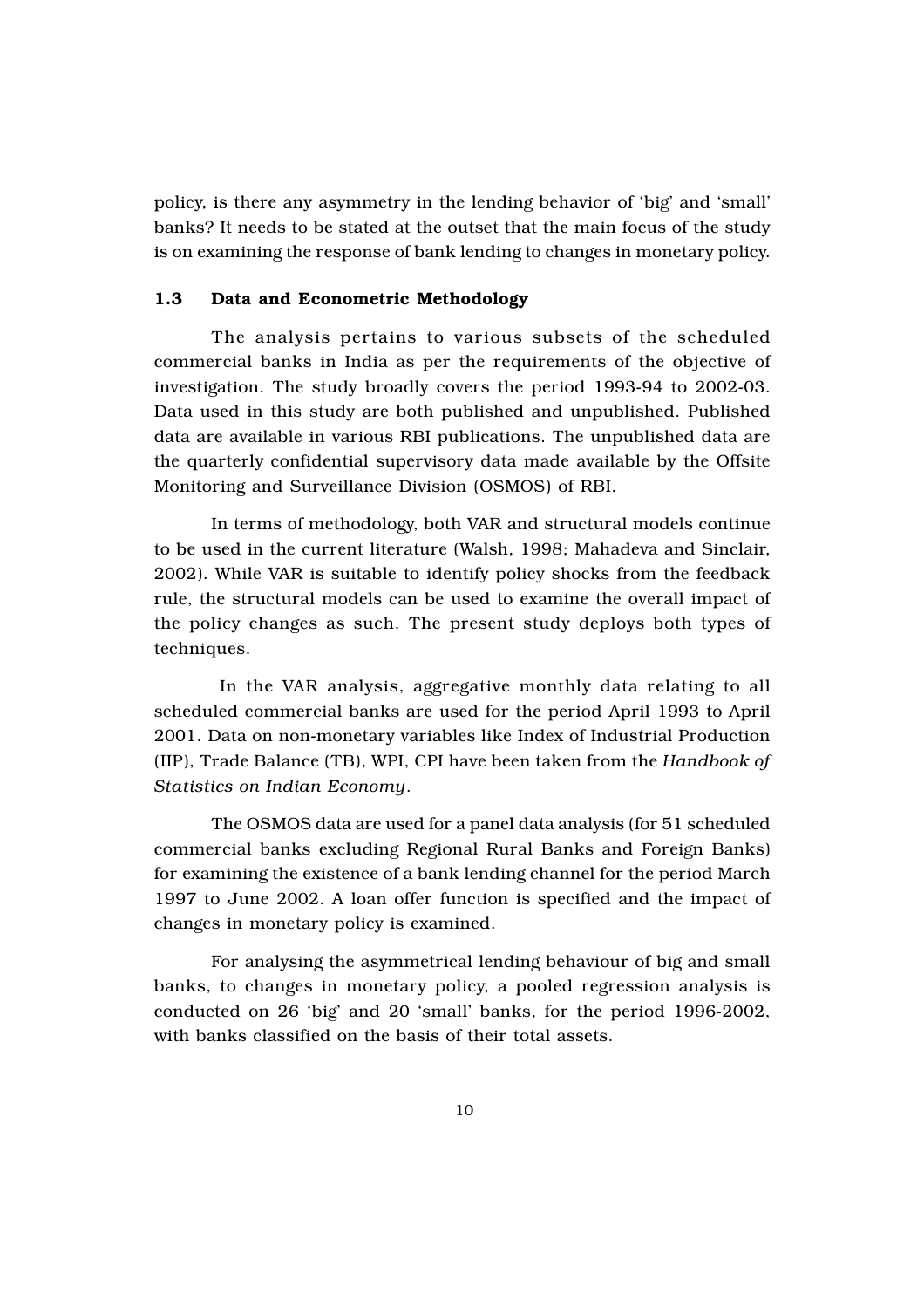policy, is there any asymmetry in the lending behavior of 'big' and 'small' banks? It needs to be stated at the outset that the main focus of the study is on examining the response of bank lending to changes in monetary policy.

### 1.3 Data and Econometric Methodology

The analysis pertains to various subsets of the scheduled commercial banks in India as per the requirements of the objective of investigation. The study broadly covers the period 1993-94 to 2002-03. Data used in this study are both published and unpublished. Published data are available in various RBI publications. The unpublished data are the quarterly confidential supervisory data made available by the Offsite Monitoring and Surveillance Division (OSMOS) of RBI.

In terms of methodology, both VAR and structural models continue to be used in the current literature (Walsh, 1998; Mahadeva and Sinclair, 2002). While VAR is suitable to identify policy shocks from the feedback rule, the structural models can be used to examine the overall impact of the policy changes as such. The present study deploys both types of techniques.

In the VAR analysis, aggregative monthly data relating to all scheduled commercial banks are used for the period April 1993 to April 2001. Data on non-monetary variables like Index of Industrial Production (IIP), Trade Balance (TB), WPI, CPI have been taken from the *Handbook of Statistics on Indian Economy*.

The OSMOS data are used for a panel data analysis (for 51 scheduled commercial banks excluding Regional Rural Banks and Foreign Banks) for examining the existence of a bank lending channel for the period March 1997 to June 2002. A loan offer function is specified and the impact of changes in monetary policy is examined.

For analysing the asymmetrical lending behaviour of big and small banks, to changes in monetary policy, a pooled regression analysis is conducted on 26 'big' and 20 'small' banks, for the period 1996-2002, with banks classified on the basis of their total assets.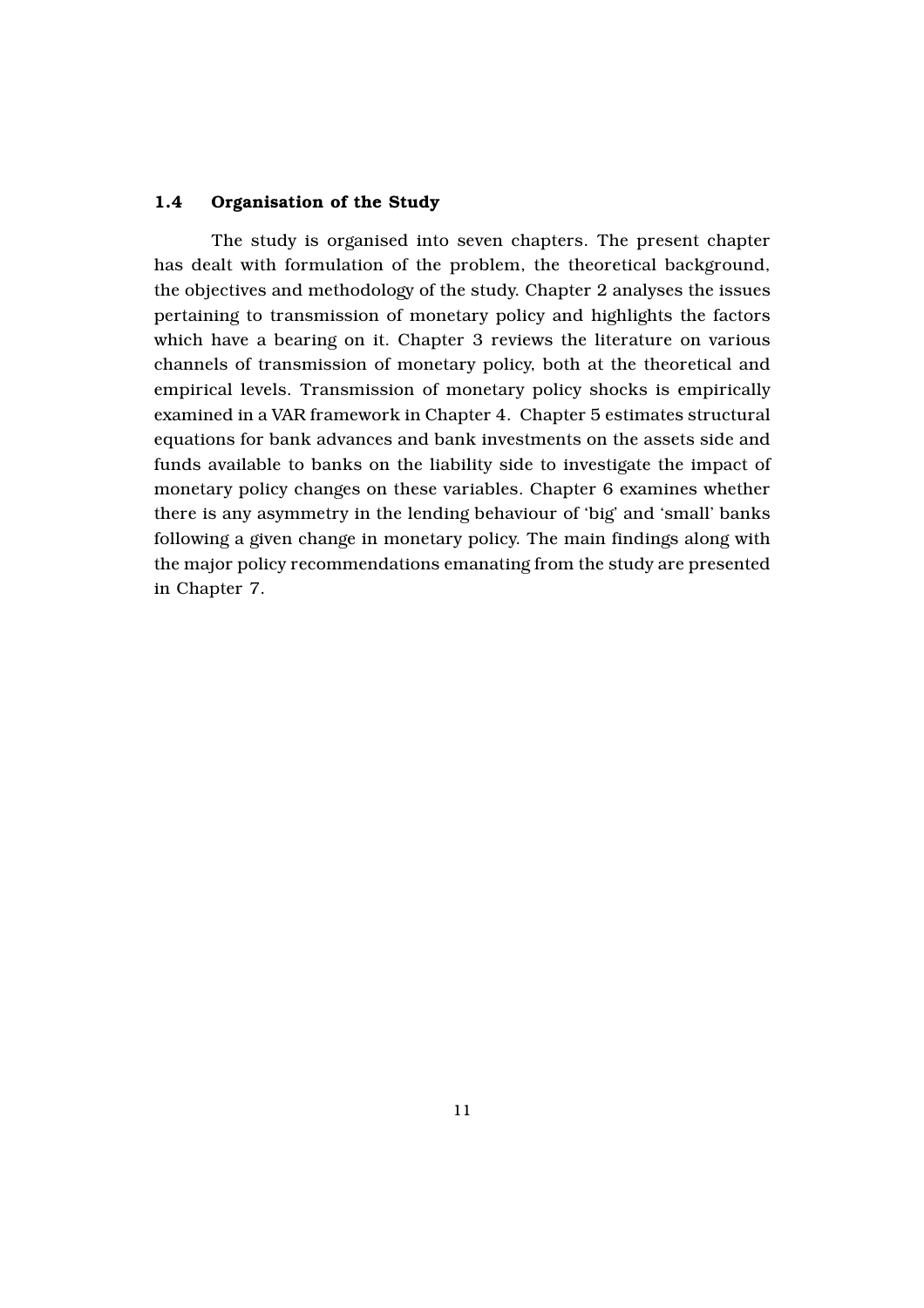### 1.4 Organisation of the Study

The study is organised into seven chapters. The present chapter has dealt with formulation of the problem, the theoretical background, the objectives and methodology of the study. Chapter 2 analyses the issues pertaining to transmission of monetary policy and highlights the factors which have a bearing on it. Chapter 3 reviews the literature on various channels of transmission of monetary policy, both at the theoretical and empirical levels. Transmission of monetary policy shocks is empirically examined in a VAR framework in Chapter 4. Chapter 5 estimates structural equations for bank advances and bank investments on the assets side and funds available to banks on the liability side to investigate the impact of monetary policy changes on these variables. Chapter 6 examines whether there is any asymmetry in the lending behaviour of 'big' and 'small' banks following a given change in monetary policy. The main findings along with the major policy recommendations emanating from the study are presented in Chapter 7.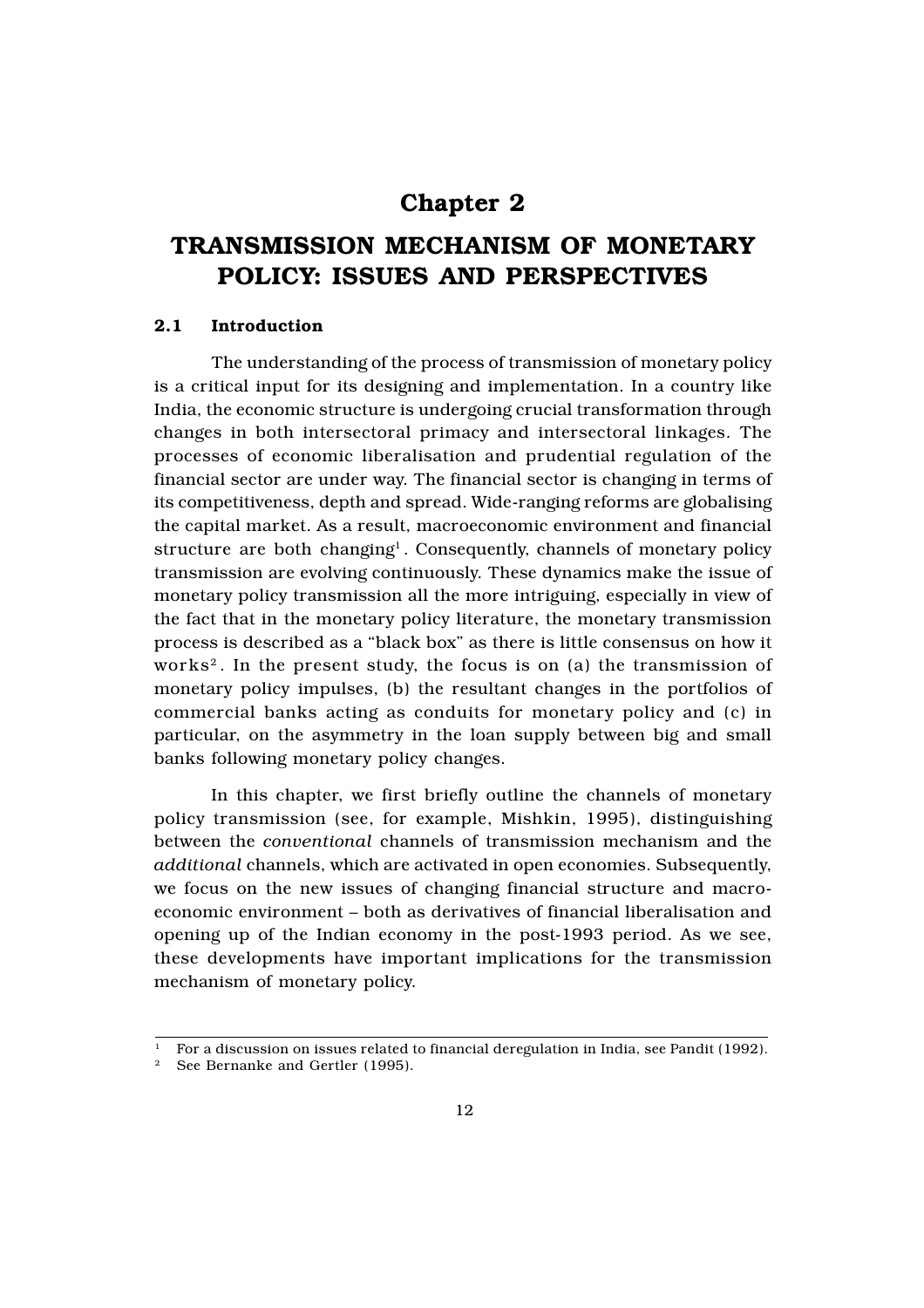# Chapter 2

# TRANSMISSION MECHANISM OF MONETARY POLICY: ISSUES AND PERSPECTIVES

## 2.1 Introduction

The understanding of the process of transmission of monetary policy is a critical input for its designing and implementation. In a country like India, the economic structure is undergoing crucial transformation through changes in both intersectoral primacy and intersectoral linkages. The processes of economic liberalisation and prudential regulation of the financial sector are under way. The financial sector is changing in terms of its competitiveness, depth and spread. Wide-ranging reforms are globalising the capital market. As a result, macroeconomic environment and financial structure are both changing[1]. Consequently, channels of monetary policy transmission are evolving continuously. These dynamics make the issue of monetary policy transmission all the more intriguing, especially in view of the fact that in the monetary policy literature, the monetary transmission process is described as a "black box" as there is little consensus on how it works[2]. In the present study, the focus is on (a) the transmission of monetary policy impulses, (b) the resultant changes in the portfolios of commercial banks acting as conduits for monetary policy and (c) in particular, on the asymmetry in the loan supply between big and small banks following monetary policy changes.

In this chapter, we first briefly outline the channels of monetary policy transmission (see, for example, Mishkin, 1995), distinguishing between the *conventional* channels of transmission mechanism and the *additional* channels, which are activated in open economies. Subsequently, we focus on the new issues of changing financial structure and macro-economic environment – both as derivatives of financial liberalisation and opening up of the Indian economy in the post-1993 period. As we see, these developments have important implications for the transmission mechanism of monetary policy.

---

[1] For a discussion on issues related to financial deregulation in India, see Pandit (1992).

[2] See Bernanke and Gertler (1995).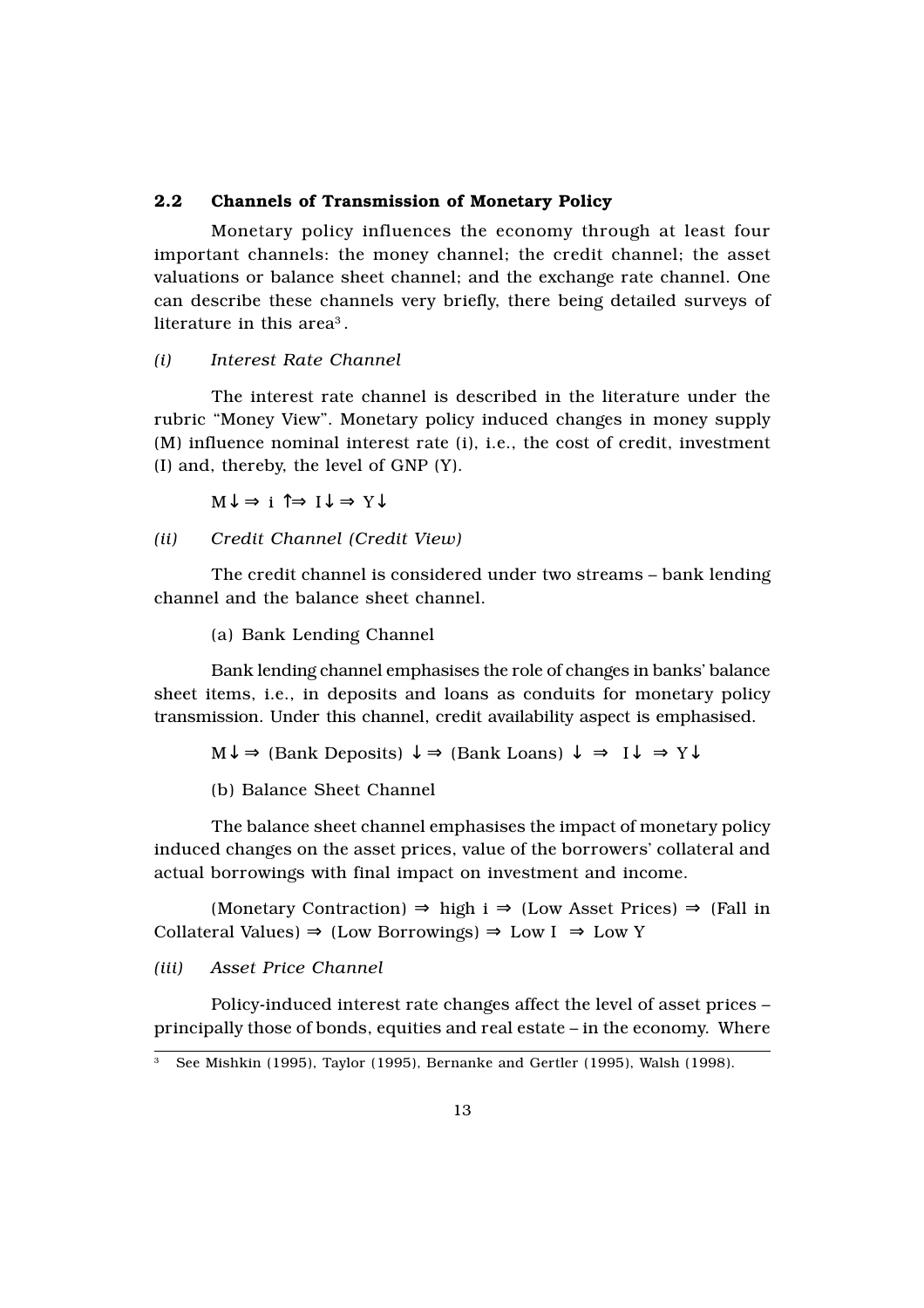## 2.2 Channels of Transmission of Monetary Policy

Monetary policy influences the economy through at least four important channels: the money channel; the credit channel; the asset valuations or balance sheet channel; and the exchange rate channel. One can describe these channels very briefly, there being detailed surveys of literature in this area[3].

*(i) Interest Rate Channel*

The interest rate channel is described in the literature under the rubric "Money View". Monetary policy induced changes in money supply (M) influence nominal interest rate (i), i.e., the cost of credit, investment (I) and, thereby, the level of GNP (Y).

$M\downarrow \Rightarrow i \uparrow \Rightarrow I\downarrow \Rightarrow Y\downarrow$

*(ii) Credit Channel (Credit View)*

The credit channel is considered under two streams – bank lending channel and the balance sheet channel.

(a) Bank Lending Channel

Bank lending channel emphasises the role of changes in banks' balance sheet items, i.e., in deposits and loans as conduits for monetary policy transmission. Under this channel, credit availability aspect is emphasised.

$M\downarrow \Rightarrow$ (Bank Deposits) $\downarrow \Rightarrow$ (Bank Loans) $\downarrow \Rightarrow I\downarrow \Rightarrow Y\downarrow$

(b) Balance Sheet Channel

The balance sheet channel emphasises the impact of monetary policy induced changes on the asset prices, value of the borrowers' collateral and actual borrowings with final impact on investment and income.

(Monetary Contraction) $\Rightarrow$ high i $\Rightarrow$ (Low Asset Prices) $\Rightarrow$ (Fall in Collateral Values) $\Rightarrow$ (Low Borrowings) $\Rightarrow$ Low I $\Rightarrow$ Low Y

*(iii) Asset Price Channel*

Policy-induced interest rate changes affect the level of asset prices – principally those of bonds, equities and real estate – in the economy. Where

[3] See Mishkin (1995), Taylor (1995), Bernanke and Gertler (1995), Walsh (1998).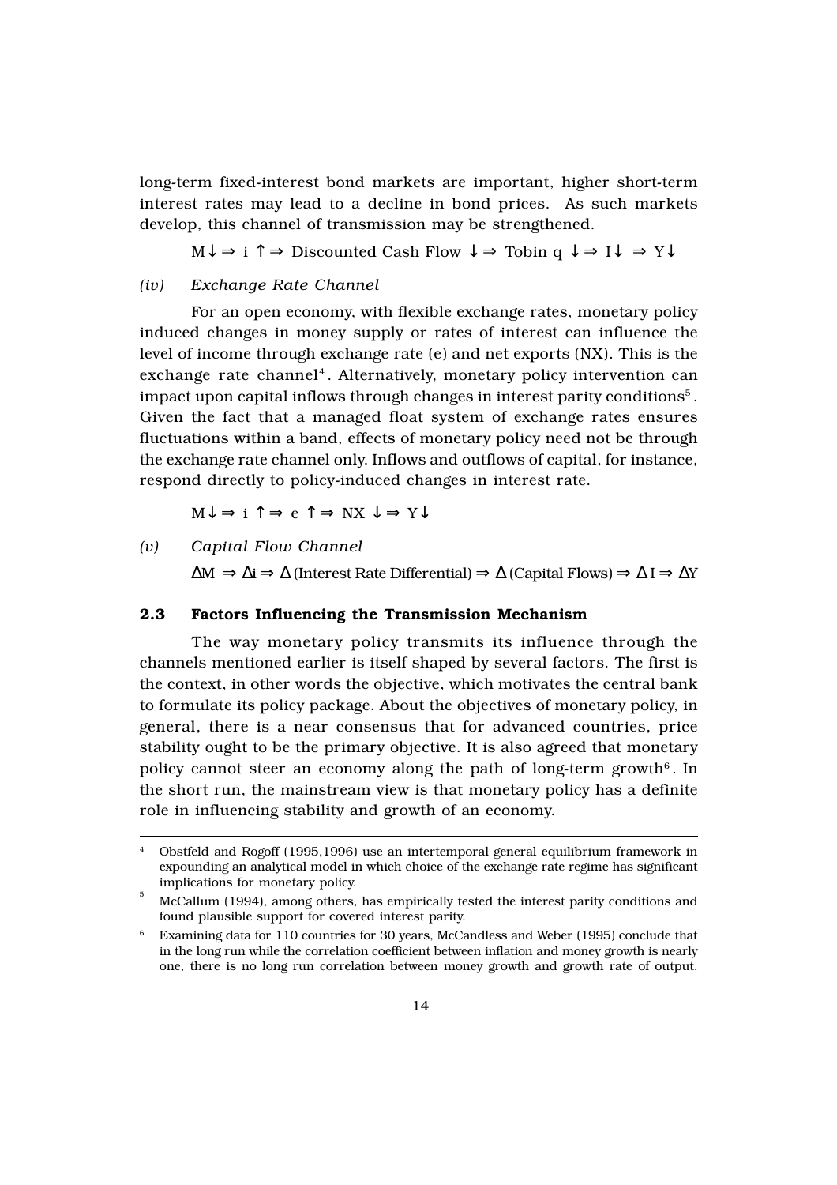long-term fixed-interest bond markets are important, higher short-term interest rates may lead to a decline in bond prices. As such markets develop, this channel of transmission may be strengthened.

$$M\downarrow \Rightarrow i \uparrow \Rightarrow \text{Discounted Cash Flow} \downarrow \Rightarrow \text{Tobin q} \downarrow \Rightarrow I\downarrow \Rightarrow Y\downarrow$$

*(iv) Exchange Rate Channel*

For an open economy, with flexible exchange rates, monetary policy induced changes in money supply or rates of interest can influence the level of income through exchange rate (e) and net exports (NX). This is the exchange rate channel[4]. Alternatively, monetary policy intervention can impact upon capital inflows through changes in interest parity conditions[5]. Given the fact that a managed float system of exchange rates ensures fluctuations within a band, effects of monetary policy need not be through the exchange rate channel only. Inflows and outflows of capital, for instance, respond directly to policy-induced changes in interest rate.

$$M\downarrow \Rightarrow i \uparrow \Rightarrow e \uparrow \Rightarrow NX \downarrow \Rightarrow Y\downarrow$$

*(v) Capital Flow Channel*

$$\Delta M \Rightarrow \Delta i \Rightarrow \Delta(\text{Interest Rate Differential}) \Rightarrow \Delta(\text{Capital Flows}) \Rightarrow \Delta I \Rightarrow \Delta Y$$

### 2.3 Factors Influencing the Transmission Mechanism

The way monetary policy transmits its influence through the channels mentioned earlier is itself shaped by several factors. The first is the context, in other words the objective, which motivates the central bank to formulate its policy package. About the objectives of monetary policy, in general, there is a near consensus that for advanced countries, price stability ought to be the primary objective. It is also agreed that monetary policy cannot steer an economy along the path of long-term growth[6]. In the short run, the mainstream view is that monetary policy has a definite role in influencing stability and growth of an economy.

---

[4] Obstfeld and Rogoff (1995,1996) use an intertemporal general equilibrium framework in expounding an analytical model in which choice of the exchange rate regime has significant implications for monetary policy.

[5] McCallum (1994), among others, has empirically tested the interest parity conditions and found plausible support for covered interest parity.

[6] Examining data for 110 countries for 30 years, McCandless and Weber (1995) conclude that in the long run while the correlation coefficient between inflation and money growth is nearly one, there is no long run correlation between money growth and growth rate of output.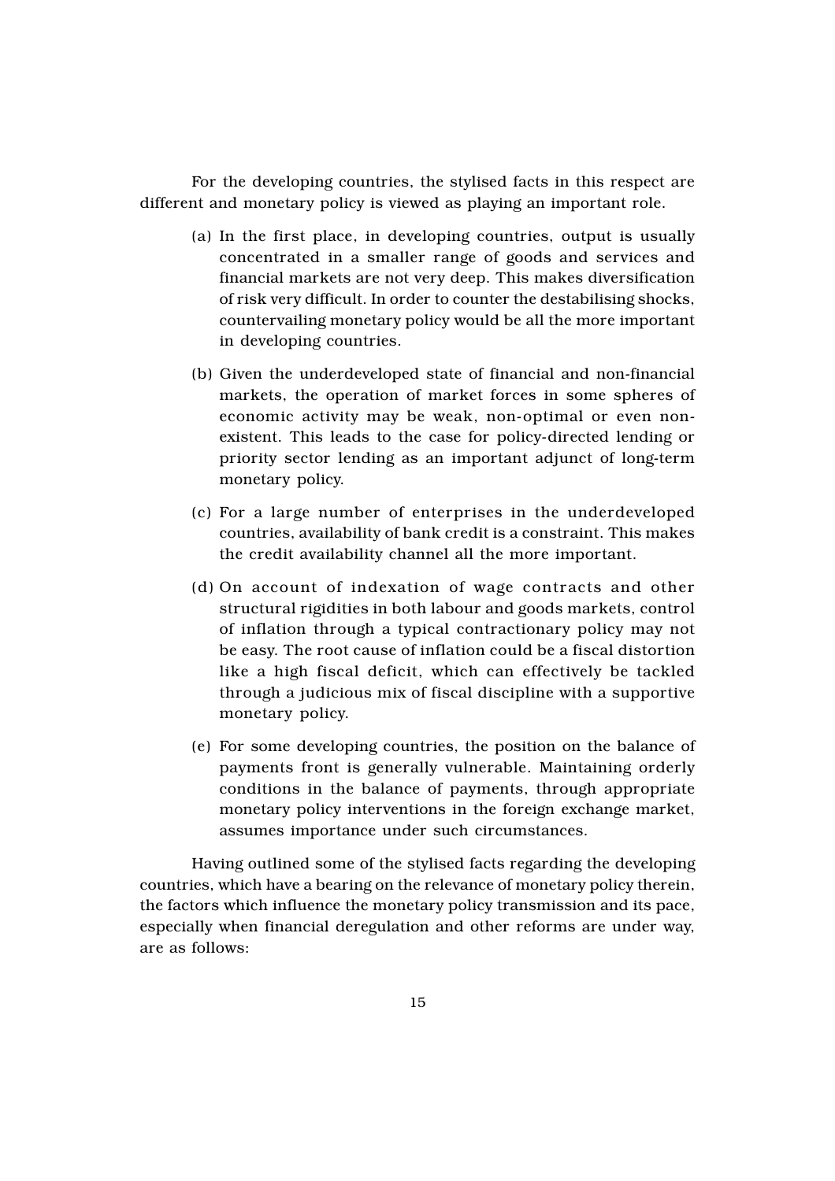For the developing countries, the stylised facts in this respect are different and monetary policy is viewed as playing an important role.

(a) In the first place, in developing countries, output is usually concentrated in a smaller range of goods and services and financial markets are not very deep. This makes diversification of risk very difficult. In order to counter the destabilising shocks, countervailing monetary policy would be all the more important in developing countries.

(b) Given the underdeveloped state of financial and non-financial markets, the operation of market forces in some spheres of economic activity may be weak, non-optimal or even non-existent. This leads to the case for policy-directed lending or priority sector lending as an important adjunct of long-term monetary policy.

(c) For a large number of enterprises in the underdeveloped countries, availability of bank credit is a constraint. This makes the credit availability channel all the more important.

(d) On account of indexation of wage contracts and other structural rigidities in both labour and goods markets, control of inflation through a typical contractionary policy may not be easy. The root cause of inflation could be a fiscal distortion like a high fiscal deficit, which can effectively be tackled through a judicious mix of fiscal discipline with a supportive monetary policy.

(e) For some developing countries, the position on the balance of payments front is generally vulnerable. Maintaining orderly conditions in the balance of payments, through appropriate monetary policy interventions in the foreign exchange market, assumes importance under such circumstances.

Having outlined some of the stylised facts regarding the developing countries, which have a bearing on the relevance of monetary policy therein, the factors which influence the monetary policy transmission and its pace, especially when financial deregulation and other reforms are under way, are as follows: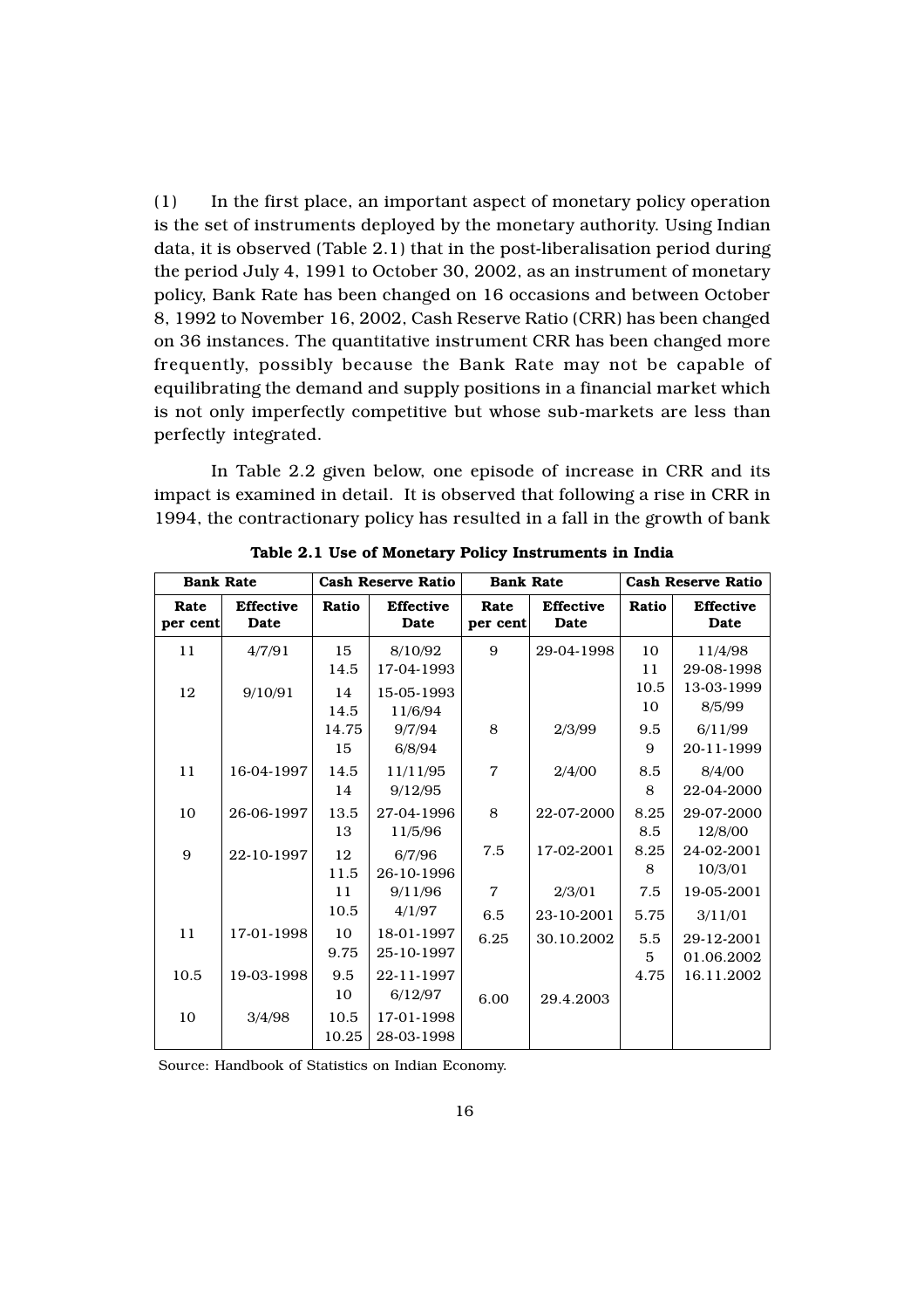(1) In the first place, an important aspect of monetary policy operation is the set of instruments deployed by the monetary authority. Using Indian data, it is observed (Table 2.1) that in the post-liberalisation period during the period July 4, 1991 to October 30, 2002, as an instrument of monetary policy, Bank Rate has been changed on 16 occasions and between October 8, 1992 to November 16, 2002, Cash Reserve Ratio (CRR) has been changed on 36 instances. The quantitative instrument CRR has been changed more frequently, possibly because the Bank Rate may not be capable of equilibrating the demand and supply positions in a financial market which is not only imperfectly competitive but whose sub-markets are less than perfectly integrated.

In Table 2.2 given below, one episode of increase in CRR and its impact is examined in detail. It is observed that following a rise in CRR in 1994, the contractionary policy has resulted in a fall in the growth of bank

**Table 2.1 Use of Monetary Policy Instruments in India**

| Bank Rate | | Cash Reserve Ratio | | Bank Rate | | Cash Reserve Ratio | |
|---|---|---|---|---|---|---|---|
| Rate per cent | Effective Date | Ratio | Effective Date | Rate per cent | Effective Date | Ratio | Effective Date |
| 11 | 4/7/91 | 15 | 8/10/92 | 9 | 29-04-1998 | 10 | 11/4/98 |
| | | 14.5 | 17-04-1993 | | | 11 | 29-08-1998 |
| 12 | 9/10/91 | 14 | 15-05-1993 | | | 10.5 | 13-03-1999 |
| | | 14.5 | 11/6/94 | | | 10 | 8/5/99 |
| | | 14.75 | 9/7/94 | 8 | 2/3/99 | 9.5 | 6/11/99 |
| | | 15 | 6/8/94 | | | 9 | 20-11-1999 |
| 11 | 16-04-1997 | 14.5 | 11/11/95 | 7 | 2/4/00 | 8.5 | 8/4/00 |
| | | 14 | 9/12/95 | | | 8 | 22-04-2000 |
| 10 | 26-06-1997 | 13.5 | 27-04-1996 | 8 | 22-07-2000 | 8.25 | 29-07-2000 |
| | | 13 | 11/5/96 | | | 8.5 | 12/8/00 |
| 9 | 22-10-1997 | 12 | 6/7/96 | 7.5 | 17-02-2001 | 8.25 | 24-02-2001 |
| | | 11.5 | 26-10-1996 | | | 8 | 10/3/01 |
| | | 11 | 9/11/96 | 7 | 2/3/01 | 7.5 | 19-05-2001 |
| | | 10.5 | 4/1/97 | 6.5 | 23-10-2001 | 5.75 | 3/11/01 |
| 11 | 17-01-1998 | 10 | 18-01-1997 | 6.25 | 30.10.2002 | 5.5 | 29-12-2001 |
| | | 9.75 | 25-10-1997 | | | 5 | 01.06.2002 |
| 10.5 | 19-03-1998 | 9.5 | 22-11-1997 | | | 4.75 | 16.11.2002 |
| | | 10 | 6/12/97 | 6.00 | 29.4.2003 | | |
| 10 | 3/4/98 | 10.5 | 17-01-1998 | | | | |
| | | 10.25 | 28-03-1998 | | | | |

Source: Handbook of Statistics on Indian Economy.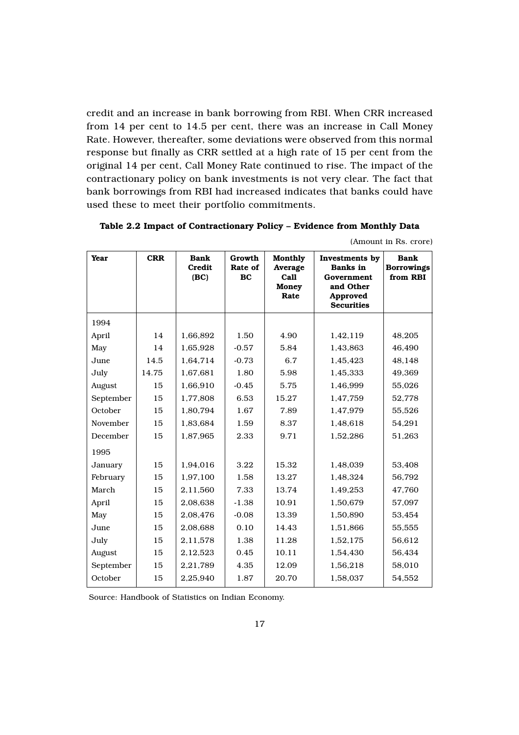credit and an increase in bank borrowing from RBI. When CRR increased from 14 per cent to 14.5 per cent, there was an increase in Call Money Rate. However, thereafter, some deviations were observed from this normal response but finally as CRR settled at a high rate of 15 per cent from the original 14 per cent, Call Money Rate continued to rise. The impact of the contractionary policy on bank investments is not very clear. The fact that bank borrowings from RBI had increased indicates that banks could have used these to meet their portfolio commitments.

**Table 2.2 Impact of Contractionary Policy – Evidence from Monthly Data**

(Amount in Rs. crore)

| Year | CRR | Bank Credit (BC) | Growth Rate of BC | Monthly Average Call Money Rate | Investments by Banks in Government and Other Approved Securities | Bank Borrowings from RBI |
|---|---|---|---|---|---|---|
| 1994 | | | | | | |
| April | 14 | 1,66,892 | 1.50 | 4.90 | 1,42,119 | 48,205 |
| May | 14 | 1,65,928 | -0.57 | 5.84 | 1,43,863 | 46,490 |
| June | 14.5 | 1,64,714 | -0.73 | 6.7 | 1,45,423 | 48,148 |
| July | 14.75 | 1,67,681 | 1.80 | 5.98 | 1,45,333 | 49,369 |
| August | 15 | 1,66,910 | -0.45 | 5.75 | 1,46,999 | 55,026 |
| September | 15 | 1,77,808 | 6.53 | 15.27 | 1,47,759 | 52,778 |
| October | 15 | 1,80,794 | 1.67 | 7.89 | 1,47,979 | 55,526 |
| November | 15 | 1,83,684 | 1.59 | 8.37 | 1,48,618 | 54,291 |
| December | 15 | 1,87,965 | 2.33 | 9.71 | 1,52,286 | 51,263 |
| 1995 | | | | | | |
| January | 15 | 1,94,016 | 3.22 | 15.32 | 1,48,039 | 53,408 |
| February | 15 | 1,97,100 | 1.58 | 13.27 | 1,48,324 | 56,792 |
| March | 15 | 2,11,560 | 7.33 | 13.74 | 1,49,253 | 47,760 |
| April | 15 | 2,08,638 | -1.38 | 10.91 | 1,50,679 | 57,097 |
| May | 15 | 2,08,476 | -0.08 | 13.39 | 1,50,890 | 53,454 |
| June | 15 | 2,08,688 | 0.10 | 14.43 | 1,51,866 | 55,555 |
| July | 15 | 2,11,578 | 1.38 | 11.28 | 1,52,175 | 56,612 |
| August | 15 | 2,12,523 | 0.45 | 10.11 | 1,54,430 | 56,434 |
| September | 15 | 2,21,789 | 4.35 | 12.09 | 1,56,218 | 58,010 |
| October | 15 | 2,25,940 | 1.87 | 20.70 | 1,58,037 | 54,552 |

Source: Handbook of Statistics on Indian Economy.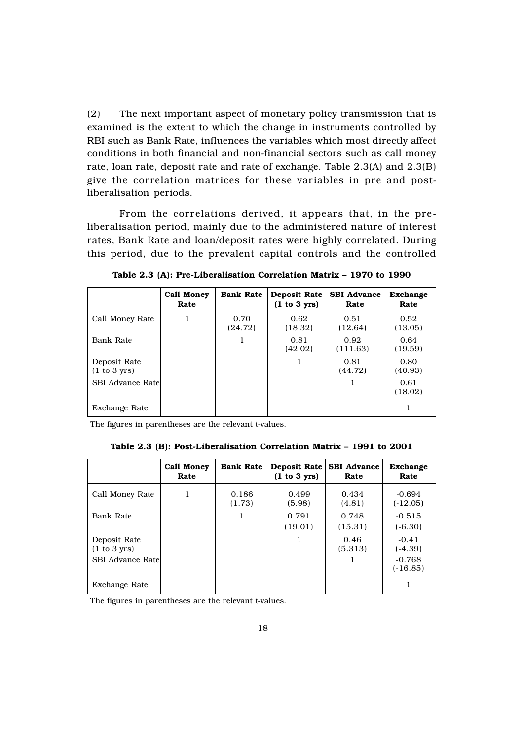(2) The next important aspect of monetary policy transmission that is examined is the extent to which the change in instruments controlled by RBI such as Bank Rate, influences the variables which most directly affect conditions in both financial and non-financial sectors such as call money rate, loan rate, deposit rate and rate of exchange. Table 2.3(A) and 2.3(B) give the correlation matrices for these variables in pre and post-liberalisation periods.

From the correlations derived, it appears that, in the pre-liberalisation period, mainly due to the administered nature of interest rates, Bank Rate and loan/deposit rates were highly correlated. During this period, due to the prevalent capital controls and the controlled

**Table 2.3 (A): Pre-Liberalisation Correlation Matrix – 1970 to 1990**

| | Call Money Rate | Bank Rate | Deposit Rate (1 to 3 yrs) | SBI Advance Rate | Exchange Rate |
|---|---|---|---|---|---|
| Call Money Rate | 1 | 0.70 (24.72) | 0.62 (18.32) | 0.51 (12.64) | 0.52 (13.05) |
| Bank Rate | | 1 | 0.81 (42.02) | 0.92 (111.63) | 0.64 (19.59) |
| Deposit Rate (1 to 3 yrs) | | | 1 | 0.81 (44.72) | 0.80 (40.93) |
| SBI Advance Rate | | | | 1 | 0.61 (18.02) |
| Exchange Rate | | | | | 1 |

The figures in parentheses are the relevant t-values.

**Table 2.3 (B): Post-Liberalisation Correlation Matrix – 1991 to 2001**

| | Call Money Rate | Bank Rate | Deposit Rate (1 to 3 yrs) | SBI Advance Rate | Exchange Rate |
|---|---|---|---|---|---|
| Call Money Rate | 1 | 0.186 (1.73) | 0.499 (5.98) | 0.434 (4.81) | -0.694 (-12.05) |
| Bank Rate | | 1 | 0.791 (19.01) | 0.748 (15.31) | -0.515 (-6.30) |
| Deposit Rate (1 to 3 yrs) | | | 1 | 0.46 (5.313) | -0.41 (-4.39) |
| SBI Advance Rate | | | | 1 | -0.768 (-16.85) |
| Exchange Rate | | | | | 1 |

The figures in parentheses are the relevant t-values.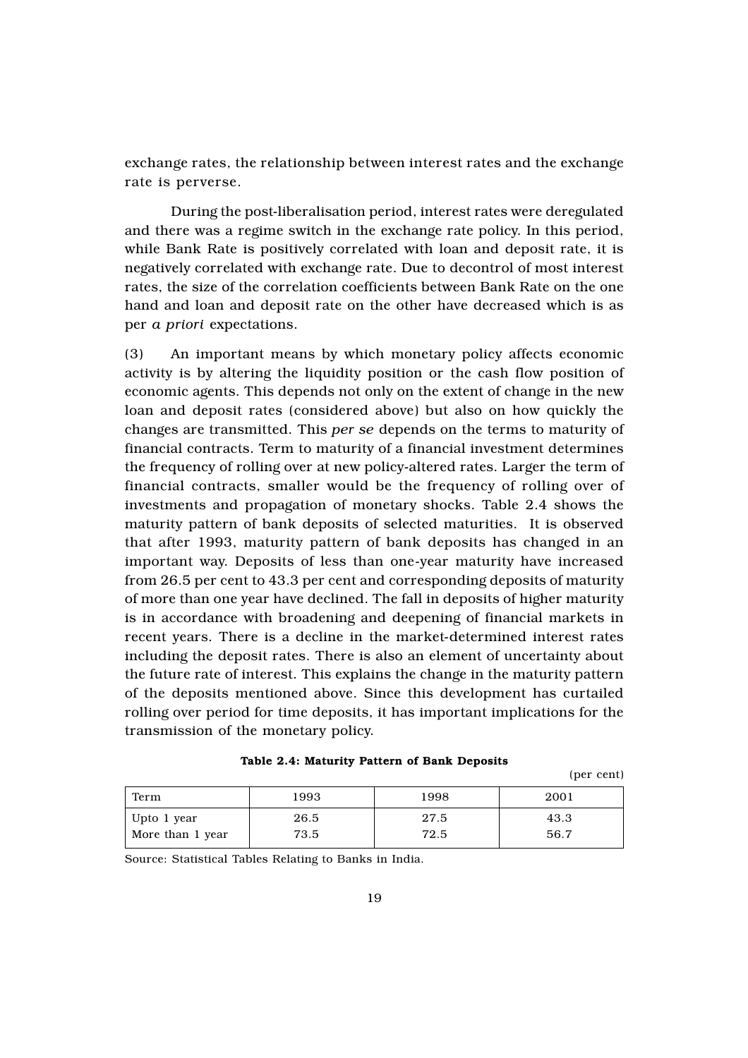exchange rates, the relationship between interest rates and the exchange rate is perverse.

During the post-liberalisation period, interest rates were deregulated and there was a regime switch in the exchange rate policy. In this period, while Bank Rate is positively correlated with loan and deposit rate, it is negatively correlated with exchange rate. Due to decontrol of most interest rates, the size of the correlation coefficients between Bank Rate on the one hand and loan and deposit rate on the other have decreased which is as per *a priori* expectations.

(3) An important means by which monetary policy affects economic activity is by altering the liquidity position or the cash flow position of economic agents. This depends not only on the extent of change in the new loan and deposit rates (considered above) but also on how quickly the changes are transmitted. This *per se* depends on the terms to maturity of financial contracts. Term to maturity of a financial investment determines the frequency of rolling over at new policy-altered rates. Larger the term of financial contracts, smaller would be the frequency of rolling over of investments and propagation of monetary shocks. Table 2.4 shows the maturity pattern of bank deposits of selected maturities. It is observed that after 1993, maturity pattern of bank deposits has changed in an important way. Deposits of less than one-year maturity have increased from 26.5 per cent to 43.3 per cent and corresponding deposits of maturity of more than one year have declined. The fall in deposits of higher maturity is in accordance with broadening and deepening of financial markets in recent years. There is a decline in the market-determined interest rates including the deposit rates. There is also an element of uncertainty about the future rate of interest. This explains the change in the maturity pattern of the deposits mentioned above. Since this development has curtailed rolling over period for time deposits, it has important implications for the transmission of the monetary policy.

**Table 2.4: Maturity Pattern of Bank Deposits**

(per cent)

| Term | 1993 | 1998 | 2001 |
|---|---|---|---|
| Upto 1 year | 26.5 | 27.5 | 43.3 |
| More than 1 year | 73.5 | 72.5 | 56.7 |

Source: Statistical Tables Relating to Banks in India.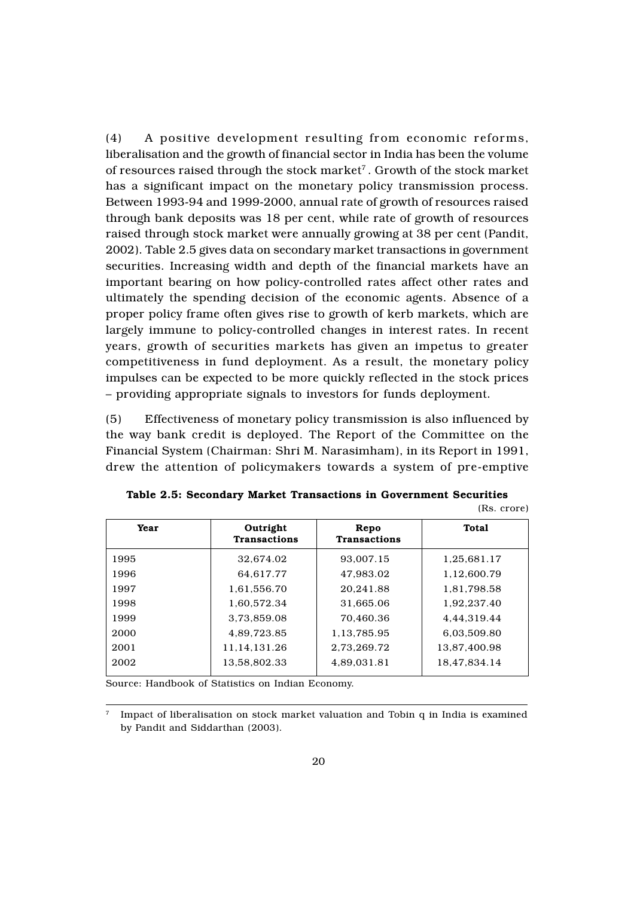(4) A positive development resulting from economic reforms, liberalisation and the growth of financial sector in India has been the volume of resources raised through the stock market[7]. Growth of the stock market has a significant impact on the monetary policy transmission process. Between 1993-94 and 1999-2000, annual rate of growth of resources raised through bank deposits was 18 per cent, while rate of growth of resources raised through stock market were annually growing at 38 per cent (Pandit, 2002). Table 2.5 gives data on secondary market transactions in government securities. Increasing width and depth of the financial markets have an important bearing on how policy-controlled rates affect other rates and ultimately the spending decision of the economic agents. Absence of a proper policy frame often gives rise to growth of kerb markets, which are largely immune to policy-controlled changes in interest rates. In recent years, growth of securities markets has given an impetus to greater competitiveness in fund deployment. As a result, the monetary policy impulses can be expected to be more quickly reflected in the stock prices – providing appropriate signals to investors for funds deployment.

(5) Effectiveness of monetary policy transmission is also influenced by the way bank credit is deployed. The Report of the Committee on the Financial System (Chairman: Shri M. Narasimham), in its Report in 1991, drew the attention of policymakers towards a system of pre-emptive

**Table 2.5: Secondary Market Transactions in Government Securities**

(Rs. crore)

| Year | Outright Transactions | Repo Transactions | Total |
|---|---|---|---|
| 1995 | 32,674.02 | 93,007.15 | 1,25,681.17 |
| 1996 | 64,617.77 | 47,983.02 | 1,12,600.79 |
| 1997 | 1,61,556.70 | 20,241.88 | 1,81,798.58 |
| 1998 | 1,60,572.34 | 31,665.06 | 1,92,237.40 |
| 1999 | 3,73,859.08 | 70,460.36 | 4,44,319.44 |
| 2000 | 4,89,723.85 | 1,13,785.95 | 6,03,509.80 |
| 2001 | 11,14,131.26 | 2,73,269.72 | 13,87,400.98 |
| 2002 | 13,58,802.33 | 4,89,031.81 | 18,47,834.14 |

Source: Handbook of Statistics on Indian Economy.

[7] Impact of liberalisation on stock market valuation and Tobin q in India is examined by Pandit and Siddarthan (2003).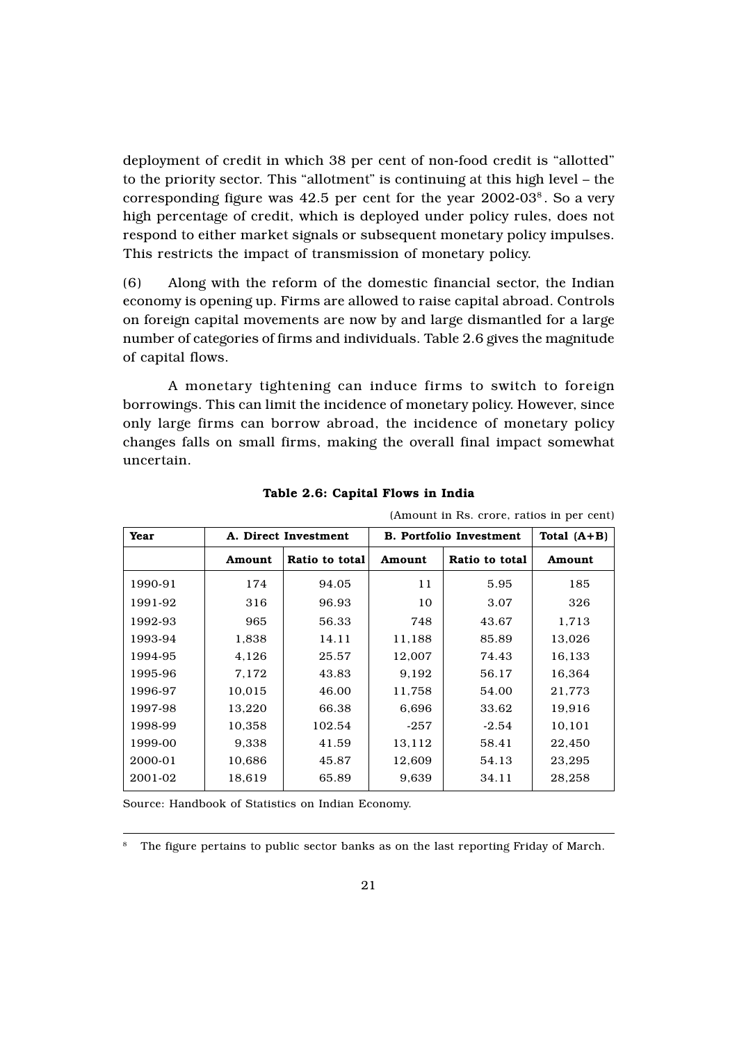deployment of credit in which 38 per cent of non-food credit is "allotted" to the priority sector. This "allotment" is continuing at this high level – the corresponding figure was 42.5 per cent for the year 2002-03[8]. So a very high percentage of credit, which is deployed under policy rules, does not respond to either market signals or subsequent monetary policy impulses. This restricts the impact of transmission of monetary policy.

(6) Along with the reform of the domestic financial sector, the Indian economy is opening up. Firms are allowed to raise capital abroad. Controls on foreign capital movements are now by and large dismantled for a large number of categories of firms and individuals. Table 2.6 gives the magnitude of capital flows.

A monetary tightening can induce firms to switch to foreign borrowings. This can limit the incidence of monetary policy. However, since only large firms can borrow abroad, the incidence of monetary policy changes falls on small firms, making the overall final impact somewhat uncertain.

**Table 2.6: Capital Flows in India**

(Amount in Rs. crore, ratios in per cent)

| Year | A. Direct Investment | | B. Portfolio Investment | | Total (A+B) |
|---|---|---|---|---|---|
| | Amount | Ratio to total | Amount | Ratio to total | Amount |
| 1990-91 | 174 | 94.05 | 11 | 5.95 | 185 |
| 1991-92 | 316 | 96.93 | 10 | 3.07 | 326 |
| 1992-93 | 965 | 56.33 | 748 | 43.67 | 1,713 |
| 1993-94 | 1,838 | 14.11 | 11,188 | 85.89 | 13,026 |
| 1994-95 | 4,126 | 25.57 | 12,007 | 74.43 | 16,133 |
| 1995-96 | 7,172 | 43.83 | 9,192 | 56.17 | 16,364 |
| 1996-97 | 10,015 | 46.00 | 11,758 | 54.00 | 21,773 |
| 1997-98 | 13,220 | 66.38 | 6,696 | 33.62 | 19,916 |
| 1998-99 | 10,358 | 102.54 | -257 | -2.54 | 10,101 |
| 1999-00 | 9,338 | 41.59 | 13,112 | 58.41 | 22,450 |
| 2000-01 | 10,686 | 45.87 | 12,609 | 54.13 | 23,295 |
| 2001-02 | 18,619 | 65.89 | 9,639 | 34.11 | 28,258 |

Source: Handbook of Statistics on Indian Economy.

[8] The figure pertains to public sector banks as on the last reporting Friday of March.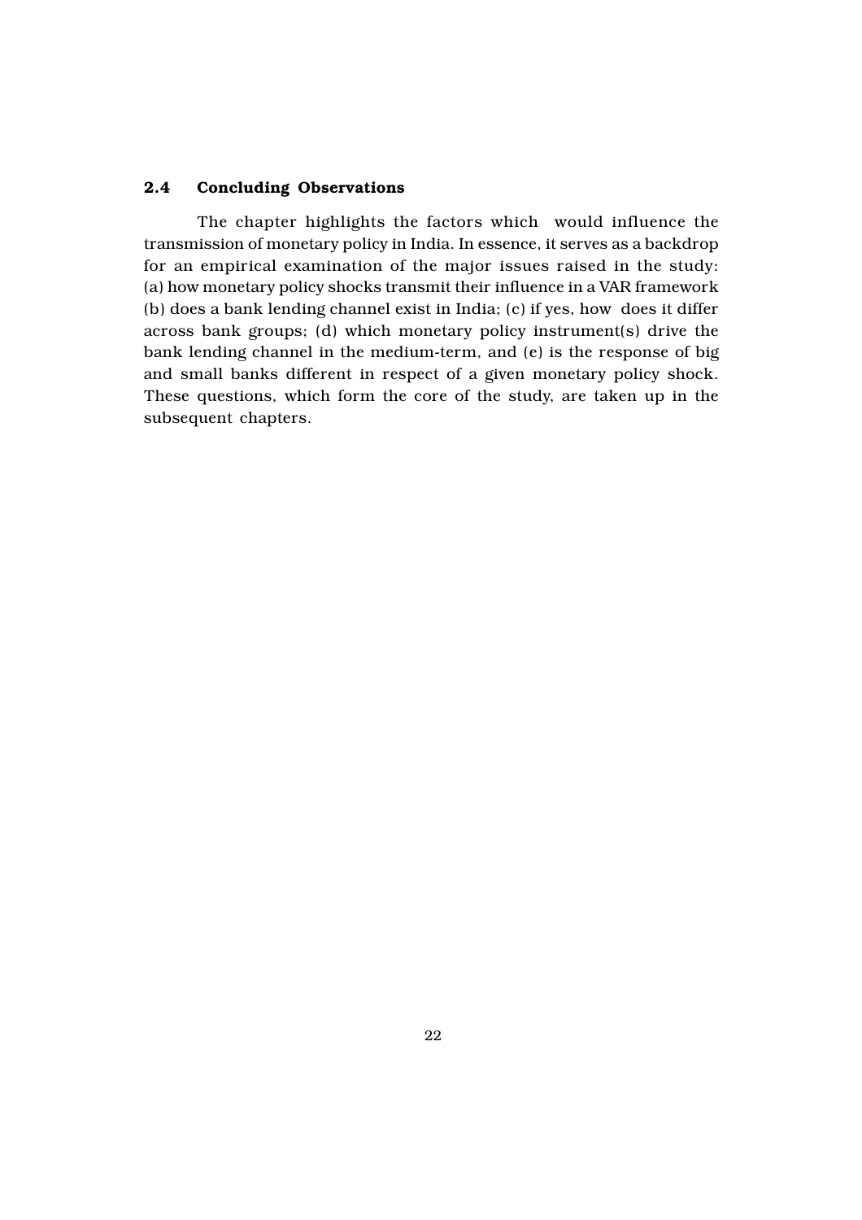### 2.4 Concluding Observations

The chapter highlights the factors which would influence the transmission of monetary policy in India. In essence, it serves as a backdrop for an empirical examination of the major issues raised in the study: (a) how monetary policy shocks transmit their influence in a VAR framework (b) does a bank lending channel exist in India; (c) if yes, how does it differ across bank groups; (d) which monetary policy instrument(s) drive the bank lending channel in the medium-term, and (e) is the response of big and small banks different in respect of a given monetary policy shock. These questions, which form the core of the study, are taken up in the subsequent chapters.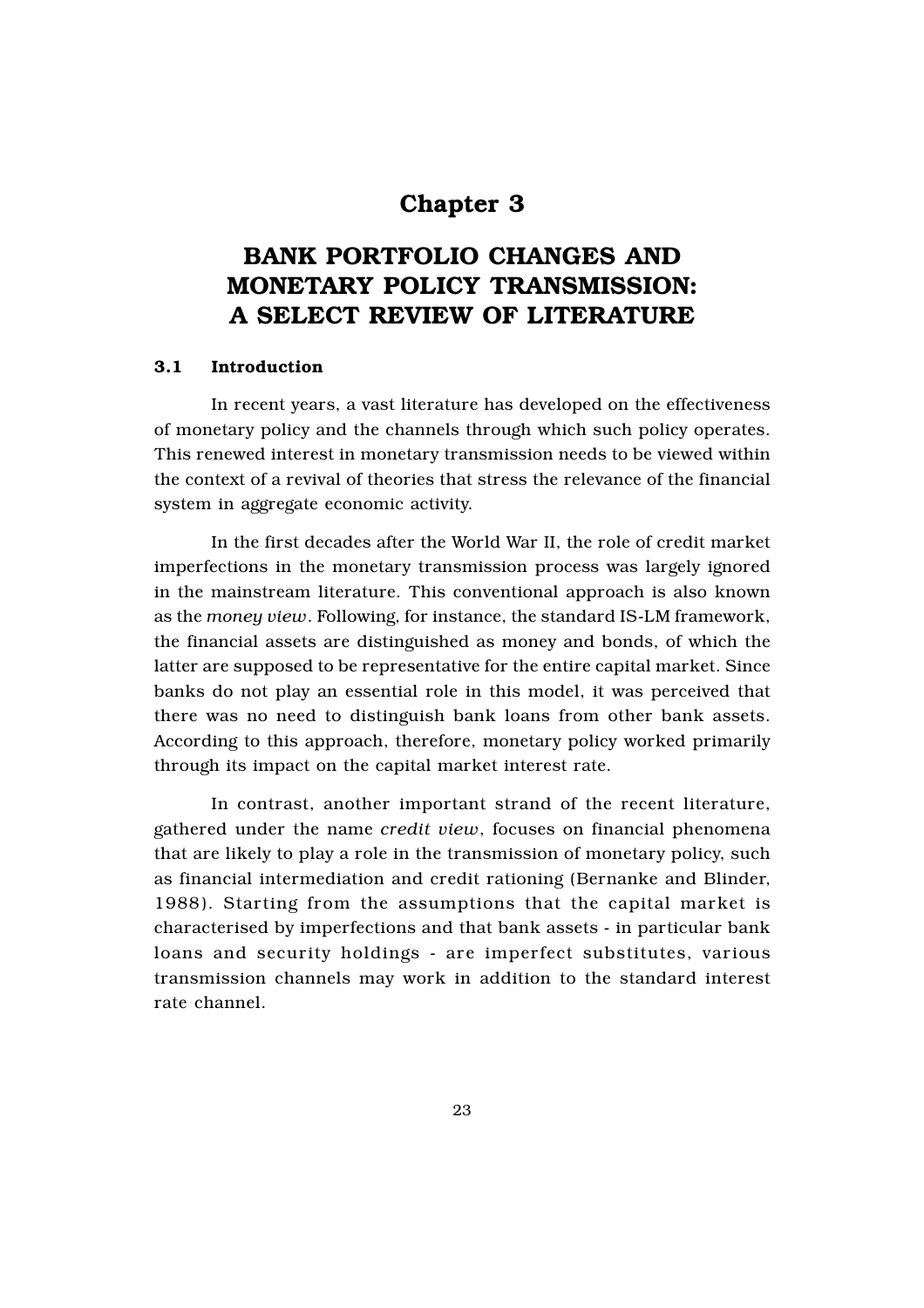# Chapter 3

# BANK PORTFOLIO CHANGES AND MONETARY POLICY TRANSMISSION: A SELECT REVIEW OF LITERATURE

## 3.1 Introduction

In recent years, a vast literature has developed on the effectiveness of monetary policy and the channels through which such policy operates. This renewed interest in monetary transmission needs to be viewed within the context of a revival of theories that stress the relevance of the financial system in aggregate economic activity.

In the first decades after the World War II, the role of credit market imperfections in the monetary transmission process was largely ignored in the mainstream literature. This conventional approach is also known as the *money view*. Following, for instance, the standard IS-LM framework, the financial assets are distinguished as money and bonds, of which the latter are supposed to be representative for the entire capital market. Since banks do not play an essential role in this model, it was perceived that there was no need to distinguish bank loans from other bank assets. According to this approach, therefore, monetary policy worked primarily through its impact on the capital market interest rate.

In contrast, another important strand of the recent literature, gathered under the name *credit view*, focuses on financial phenomena that are likely to play a role in the transmission of monetary policy, such as financial intermediation and credit rationing (Bernanke and Blinder, 1988). Starting from the assumptions that the capital market is characterised by imperfections and that bank assets - in particular bank loans and security holdings - are imperfect substitutes, various transmission channels may work in addition to the standard interest rate channel.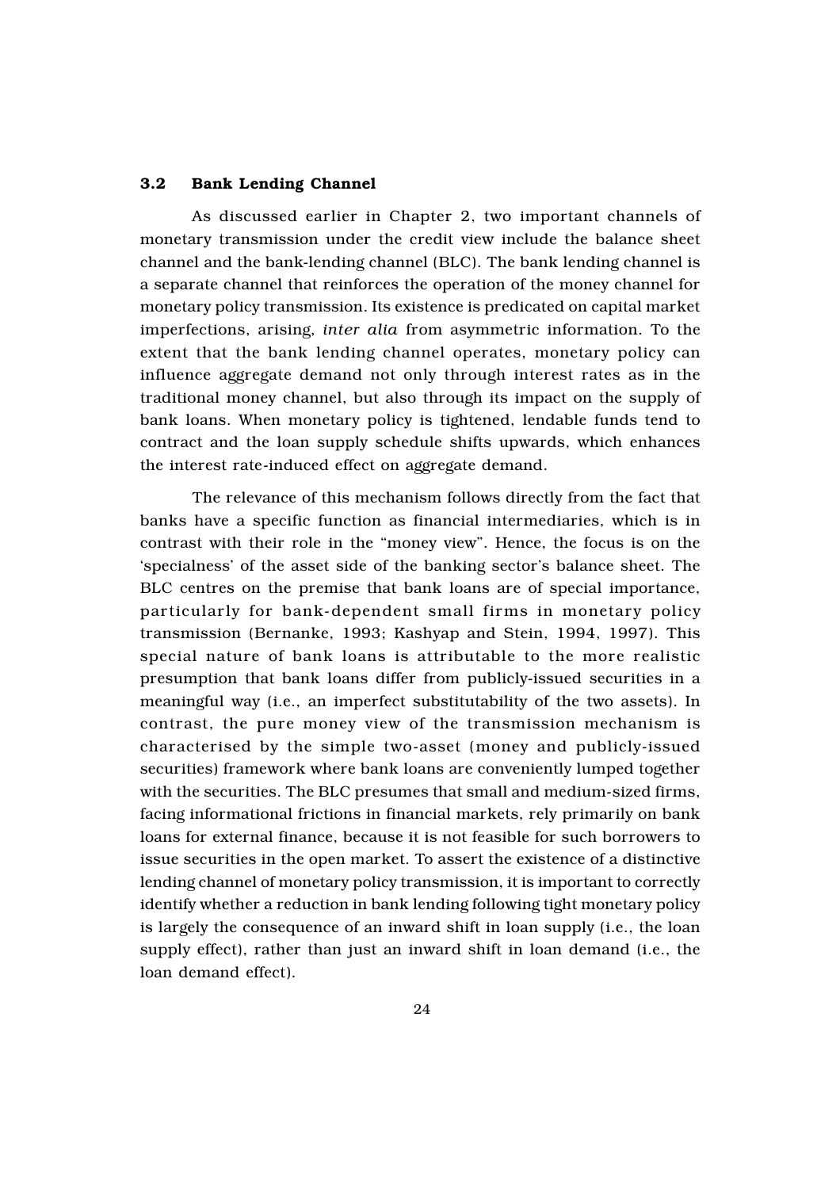### 3.2 Bank Lending Channel

As discussed earlier in Chapter 2, two important channels of monetary transmission under the credit view include the balance sheet channel and the bank-lending channel (BLC). The bank lending channel is a separate channel that reinforces the operation of the money channel for monetary policy transmission. Its existence is predicated on capital market imperfections, arising, *inter alia* from asymmetric information. To the extent that the bank lending channel operates, monetary policy can influence aggregate demand not only through interest rates as in the traditional money channel, but also through its impact on the supply of bank loans. When monetary policy is tightened, lendable funds tend to contract and the loan supply schedule shifts upwards, which enhances the interest rate-induced effect on aggregate demand.

The relevance of this mechanism follows directly from the fact that banks have a specific function as financial intermediaries, which is in contrast with their role in the "money view". Hence, the focus is on the 'specialness' of the asset side of the banking sector's balance sheet. The BLC centres on the premise that bank loans are of special importance, particularly for bank-dependent small firms in monetary policy transmission (Bernanke, 1993; Kashyap and Stein, 1994, 1997). This special nature of bank loans is attributable to the more realistic presumption that bank loans differ from publicly-issued securities in a meaningful way (i.e., an imperfect substitutability of the two assets). In contrast, the pure money view of the transmission mechanism is characterised by the simple two-asset (money and publicly-issued securities) framework where bank loans are conveniently lumped together with the securities. The BLC presumes that small and medium-sized firms, facing informational frictions in financial markets, rely primarily on bank loans for external finance, because it is not feasible for such borrowers to issue securities in the open market. To assert the existence of a distinctive lending channel of monetary policy transmission, it is important to correctly identify whether a reduction in bank lending following tight monetary policy is largely the consequence of an inward shift in loan supply (i.e., the loan supply effect), rather than just an inward shift in loan demand (i.e., the loan demand effect).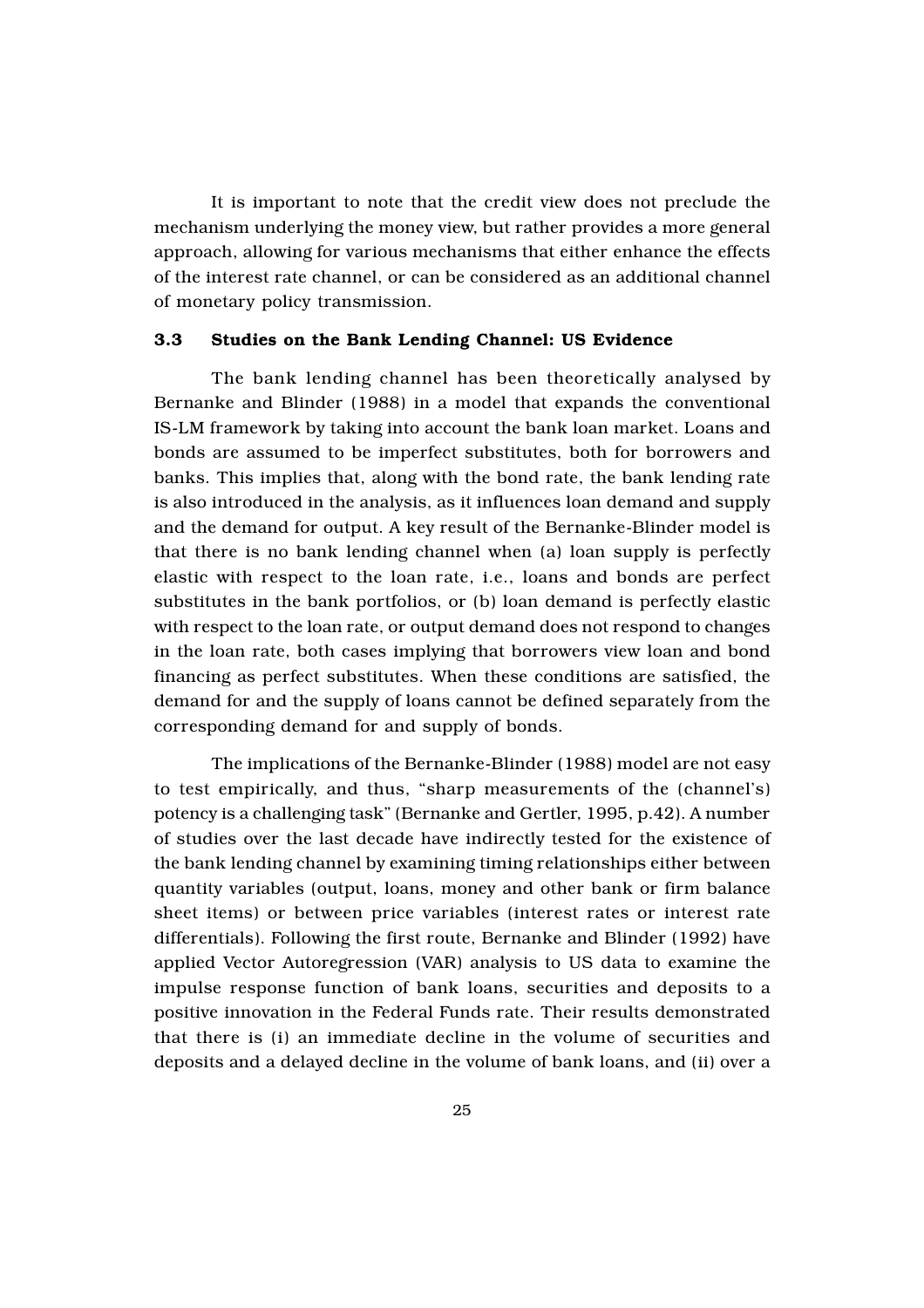It is important to note that the credit view does not preclude the mechanism underlying the money view, but rather provides a more general approach, allowing for various mechanisms that either enhance the effects of the interest rate channel, or can be considered as an additional channel of monetary policy transmission.

### 3.3 Studies on the Bank Lending Channel: US Evidence

The bank lending channel has been theoretically analysed by Bernanke and Blinder (1988) in a model that expands the conventional IS-LM framework by taking into account the bank loan market. Loans and bonds are assumed to be imperfect substitutes, both for borrowers and banks. This implies that, along with the bond rate, the bank lending rate is also introduced in the analysis, as it influences loan demand and supply and the demand for output. A key result of the Bernanke-Blinder model is that there is no bank lending channel when (a) loan supply is perfectly elastic with respect to the loan rate, i.e., loans and bonds are perfect substitutes in the bank portfolios, or (b) loan demand is perfectly elastic with respect to the loan rate, or output demand does not respond to changes in the loan rate, both cases implying that borrowers view loan and bond financing as perfect substitutes. When these conditions are satisfied, the demand for and the supply of loans cannot be defined separately from the corresponding demand for and supply of bonds.

The implications of the Bernanke-Blinder (1988) model are not easy to test empirically, and thus, "sharp measurements of the (channel's) potency is a challenging task" (Bernanke and Gertler, 1995, p.42). A number of studies over the last decade have indirectly tested for the existence of the bank lending channel by examining timing relationships either between quantity variables (output, loans, money and other bank or firm balance sheet items) or between price variables (interest rates or interest rate differentials). Following the first route, Bernanke and Blinder (1992) have applied Vector Autoregression (VAR) analysis to US data to examine the impulse response function of bank loans, securities and deposits to a positive innovation in the Federal Funds rate. Their results demonstrated that there is (i) an immediate decline in the volume of securities and deposits and a delayed decline in the volume of bank loans, and (ii) over a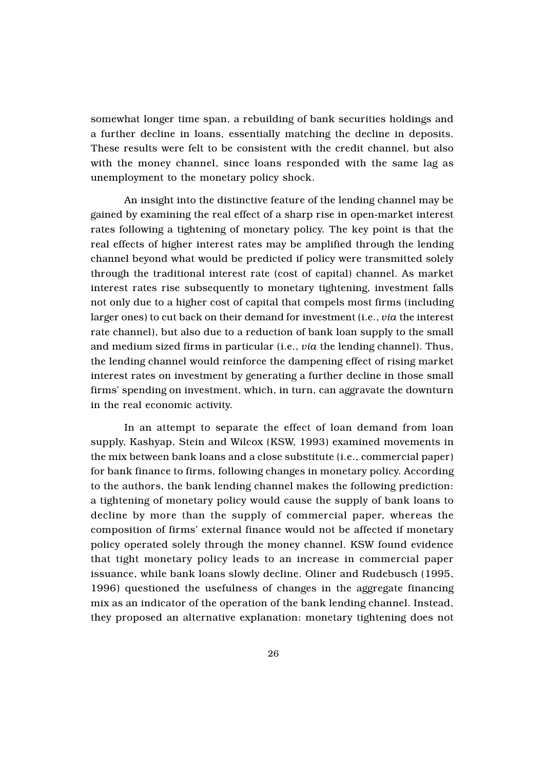somewhat longer time span, a rebuilding of bank securities holdings and a further decline in loans, essentially matching the decline in deposits. These results were felt to be consistent with the credit channel, but also with the money channel, since loans responded with the same lag as unemployment to the monetary policy shock.

An insight into the distinctive feature of the lending channel may be gained by examining the real effect of a sharp rise in open-market interest rates following a tightening of monetary policy. The key point is that the real effects of higher interest rates may be amplified through the lending channel beyond what would be predicted if policy were transmitted solely through the traditional interest rate (cost of capital) channel. As market interest rates rise subsequently to monetary tightening, investment falls not only due to a higher cost of capital that compels most firms (including larger ones) to cut back on their demand for investment (i.e., *via* the interest rate channel), but also due to a reduction of bank loan supply to the small and medium sized firms in particular (i.e., *via* the lending channel). Thus, the lending channel would reinforce the dampening effect of rising market interest rates on investment by generating a further decline in those small firms' spending on investment, which, in turn, can aggravate the downturn in the real economic activity.

In an attempt to separate the effect of loan demand from loan supply, Kashyap, Stein and Wilcox (KSW, 1993) examined movements in the mix between bank loans and a close substitute (i.e., commercial paper) for bank finance to firms, following changes in monetary policy. According to the authors, the bank lending channel makes the following prediction: a tightening of monetary policy would cause the supply of bank loans to decline by more than the supply of commercial paper, whereas the composition of firms' external finance would not be affected if monetary policy operated solely through the money channel. KSW found evidence that tight monetary policy leads to an increase in commercial paper issuance, while bank loans slowly decline. Oliner and Rudebusch (1995, 1996) questioned the usefulness of changes in the aggregate financing mix as an indicator of the operation of the bank lending channel. Instead, they proposed an alternative explanation: monetary tightening does not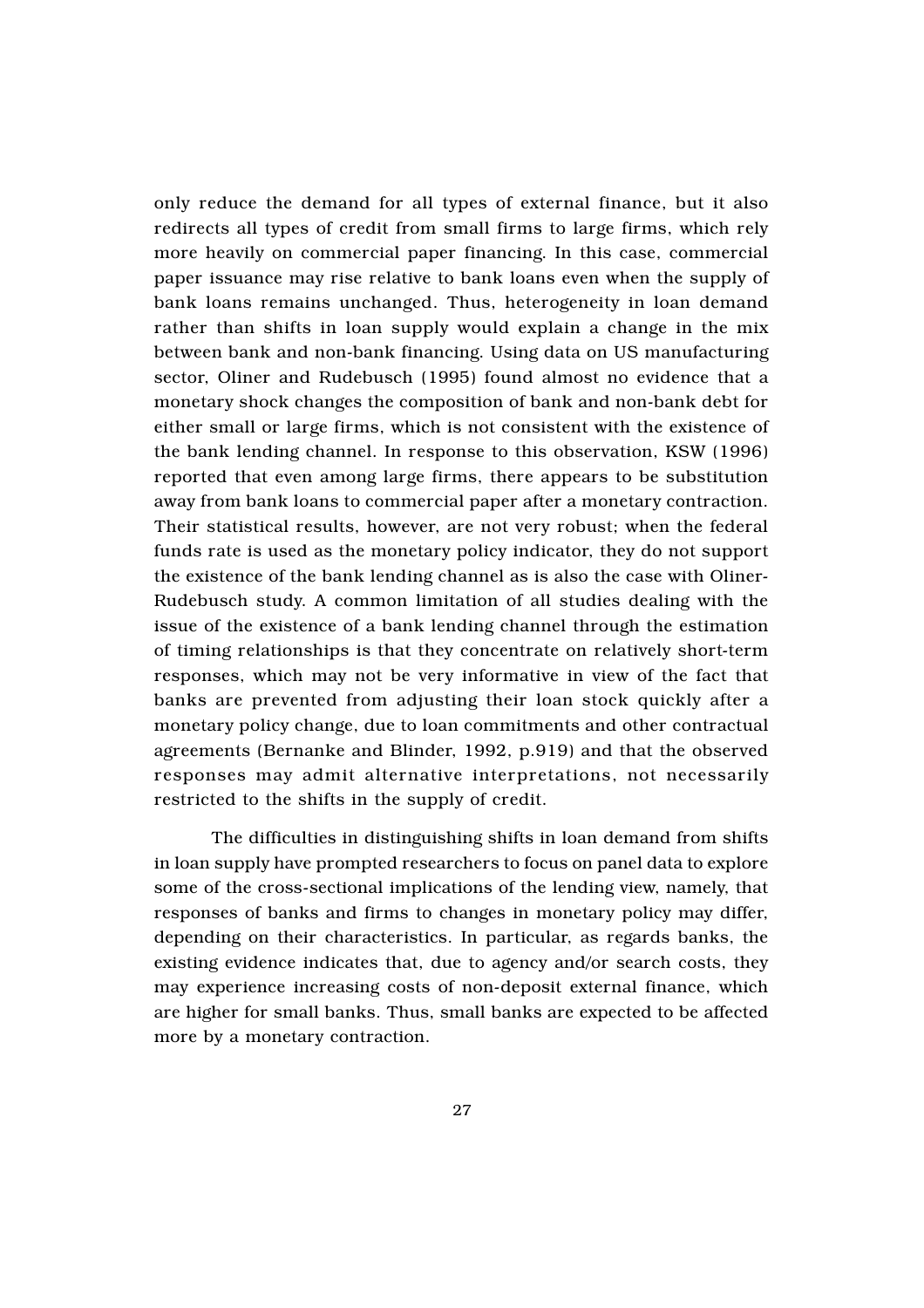only reduce the demand for all types of external finance, but it also redirects all types of credit from small firms to large firms, which rely more heavily on commercial paper financing. In this case, commercial paper issuance may rise relative to bank loans even when the supply of bank loans remains unchanged. Thus, heterogeneity in loan demand rather than shifts in loan supply would explain a change in the mix between bank and non-bank financing. Using data on US manufacturing sector, Oliner and Rudebusch (1995) found almost no evidence that a monetary shock changes the composition of bank and non-bank debt for either small or large firms, which is not consistent with the existence of the bank lending channel. In response to this observation, KSW (1996) reported that even among large firms, there appears to be substitution away from bank loans to commercial paper after a monetary contraction. Their statistical results, however, are not very robust; when the federal funds rate is used as the monetary policy indicator, they do not support the existence of the bank lending channel as is also the case with Oliner-Rudebusch study. A common limitation of all studies dealing with the issue of the existence of a bank lending channel through the estimation of timing relationships is that they concentrate on relatively short-term responses, which may not be very informative in view of the fact that banks are prevented from adjusting their loan stock quickly after a monetary policy change, due to loan commitments and other contractual agreements (Bernanke and Blinder, 1992, p.919) and that the observed responses may admit alternative interpretations, not necessarily restricted to the shifts in the supply of credit.

The difficulties in distinguishing shifts in loan demand from shifts in loan supply have prompted researchers to focus on panel data to explore some of the cross-sectional implications of the lending view, namely, that responses of banks and firms to changes in monetary policy may differ, depending on their characteristics. In particular, as regards banks, the existing evidence indicates that, due to agency and/or search costs, they may experience increasing costs of non-deposit external finance, which are higher for small banks. Thus, small banks are expected to be affected more by a monetary contraction.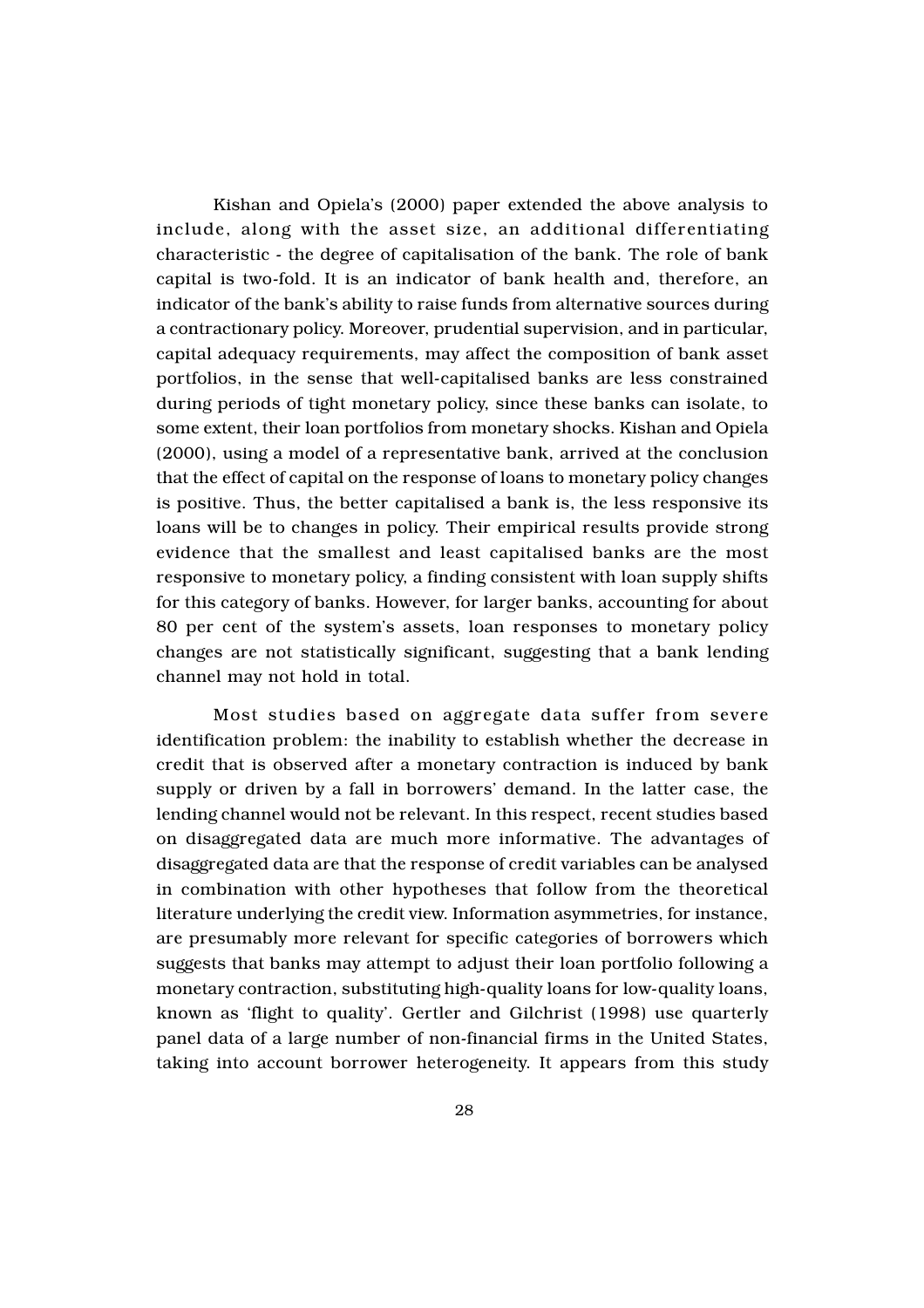Kishan and Opiela's (2000) paper extended the above analysis to include, along with the asset size, an additional differentiating characteristic - the degree of capitalisation of the bank. The role of bank capital is two-fold. It is an indicator of bank health and, therefore, an indicator of the bank's ability to raise funds from alternative sources during a contractionary policy. Moreover, prudential supervision, and in particular, capital adequacy requirements, may affect the composition of bank asset portfolios, in the sense that well-capitalised banks are less constrained during periods of tight monetary policy, since these banks can isolate, to some extent, their loan portfolios from monetary shocks. Kishan and Opiela (2000), using a model of a representative bank, arrived at the conclusion that the effect of capital on the response of loans to monetary policy changes is positive. Thus, the better capitalised a bank is, the less responsive its loans will be to changes in policy. Their empirical results provide strong evidence that the smallest and least capitalised banks are the most responsive to monetary policy, a finding consistent with loan supply shifts for this category of banks. However, for larger banks, accounting for about 80 per cent of the system's assets, loan responses to monetary policy changes are not statistically significant, suggesting that a bank lending channel may not hold in total.

Most studies based on aggregate data suffer from severe identification problem: the inability to establish whether the decrease in credit that is observed after a monetary contraction is induced by bank supply or driven by a fall in borrowers' demand. In the latter case, the lending channel would not be relevant. In this respect, recent studies based on disaggregated data are much more informative. The advantages of disaggregated data are that the response of credit variables can be analysed in combination with other hypotheses that follow from the theoretical literature underlying the credit view. Information asymmetries, for instance, are presumably more relevant for specific categories of borrowers which suggests that banks may attempt to adjust their loan portfolio following a monetary contraction, substituting high-quality loans for low-quality loans, known as 'flight to quality'. Gertler and Gilchrist (1998) use quarterly panel data of a large number of non-financial firms in the United States, taking into account borrower heterogeneity. It appears from this study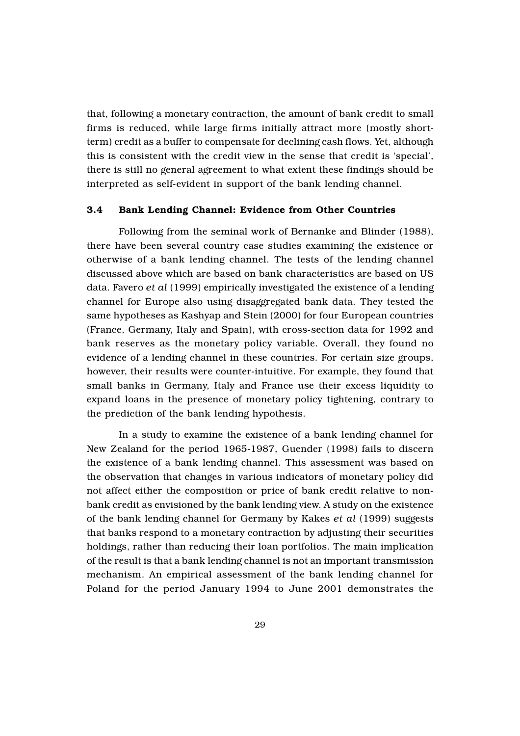that, following a monetary contraction, the amount of bank credit to small firms is reduced, while large firms initially attract more (mostly short-term) credit as a buffer to compensate for declining cash flows. Yet, although this is consistent with the credit view in the sense that credit is 'special', there is still no general agreement to what extent these findings should be interpreted as self-evident in support of the bank lending channel.

### 3.4 Bank Lending Channel: Evidence from Other Countries

Following from the seminal work of Bernanke and Blinder (1988), there have been several country case studies examining the existence or otherwise of a bank lending channel. The tests of the lending channel discussed above which are based on bank characteristics are based on US data. Favero *et al* (1999) empirically investigated the existence of a lending channel for Europe also using disaggregated bank data. They tested the same hypotheses as Kashyap and Stein (2000) for four European countries (France, Germany, Italy and Spain), with cross-section data for 1992 and bank reserves as the monetary policy variable. Overall, they found no evidence of a lending channel in these countries. For certain size groups, however, their results were counter-intuitive. For example, they found that small banks in Germany, Italy and France use their excess liquidity to expand loans in the presence of monetary policy tightening, contrary to the prediction of the bank lending hypothesis.

In a study to examine the existence of a bank lending channel for New Zealand for the period 1965-1987, Guender (1998) fails to discern the existence of a bank lending channel. This assessment was based on the observation that changes in various indicators of monetary policy did not affect either the composition or price of bank credit relative to non-bank credit as envisioned by the bank lending view. A study on the existence of the bank lending channel for Germany by Kakes *et al* (1999) suggests that banks respond to a monetary contraction by adjusting their securities holdings, rather than reducing their loan portfolios. The main implication of the result is that a bank lending channel is not an important transmission mechanism. An empirical assessment of the bank lending channel for Poland for the period January 1994 to June 2001 demonstrates the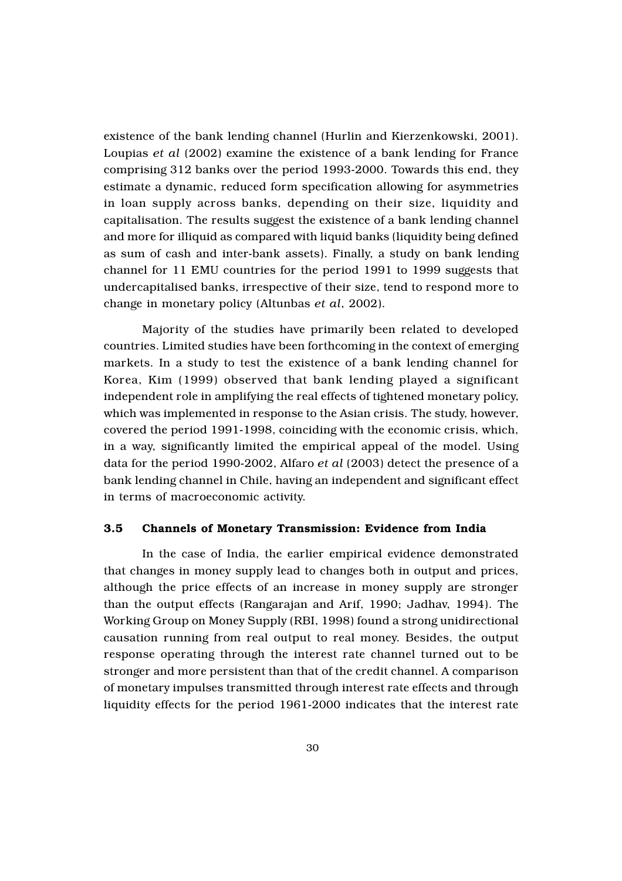existence of the bank lending channel (Hurlin and Kierzenkowski, 2001). Loupias *et al* (2002) examine the existence of a bank lending for France comprising 312 banks over the period 1993-2000. Towards this end, they estimate a dynamic, reduced form specification allowing for asymmetries in loan supply across banks, depending on their size, liquidity and capitalisation. The results suggest the existence of a bank lending channel and more for illiquid as compared with liquid banks (liquidity being defined as sum of cash and inter-bank assets). Finally, a study on bank lending channel for 11 EMU countries for the period 1991 to 1999 suggests that undercapitalised banks, irrespective of their size, tend to respond more to change in monetary policy (Altunbas *et al*, 2002).

Majority of the studies have primarily been related to developed countries. Limited studies have been forthcoming in the context of emerging markets. In a study to test the existence of a bank lending channel for Korea, Kim (1999) observed that bank lending played a significant independent role in amplifying the real effects of tightened monetary policy, which was implemented in response to the Asian crisis. The study, however, covered the period 1991-1998, coinciding with the economic crisis, which, in a way, significantly limited the empirical appeal of the model. Using data for the period 1990-2002, Alfaro *et al* (2003) detect the presence of a bank lending channel in Chile, having an independent and significant effect in terms of macroeconomic activity.

### 3.5 Channels of Monetary Transmission: Evidence from India

In the case of India, the earlier empirical evidence demonstrated that changes in money supply lead to changes both in output and prices, although the price effects of an increase in money supply are stronger than the output effects (Rangarajan and Arif, 1990; Jadhav, 1994). The Working Group on Money Supply (RBI, 1998) found a strong unidirectional causation running from real output to real money. Besides, the output response operating through the interest rate channel turned out to be stronger and more persistent than that of the credit channel. A comparison of monetary impulses transmitted through interest rate effects and through liquidity effects for the period 1961-2000 indicates that the interest rate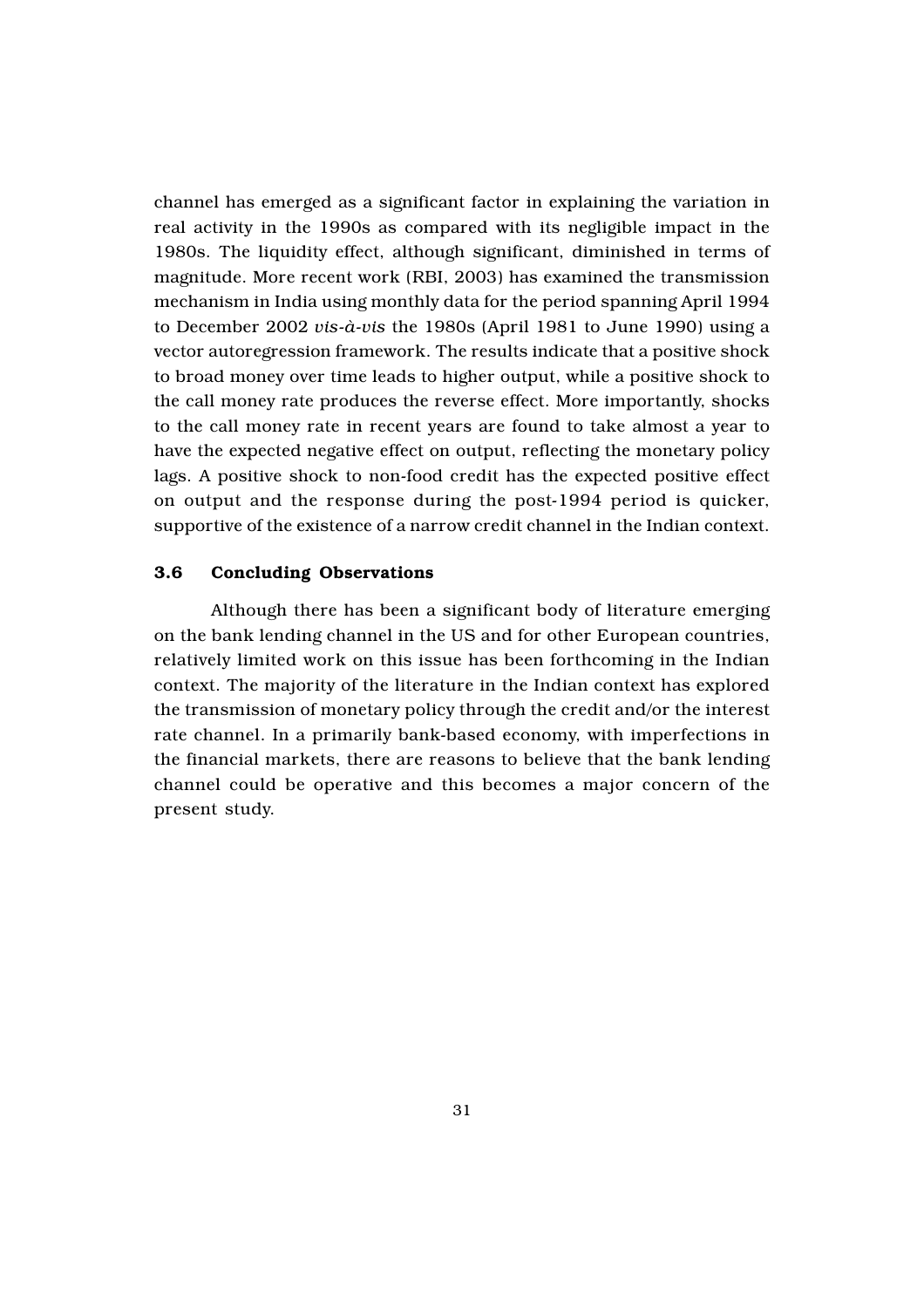channel has emerged as a significant factor in explaining the variation in real activity in the 1990s as compared with its negligible impact in the 1980s. The liquidity effect, although significant, diminished in terms of magnitude. More recent work (RBI, 2003) has examined the transmission mechanism in India using monthly data for the period spanning April 1994 to December 2002 *vis-à-vis* the 1980s (April 1981 to June 1990) using a vector autoregression framework. The results indicate that a positive shock to broad money over time leads to higher output, while a positive shock to the call money rate produces the reverse effect. More importantly, shocks to the call money rate in recent years are found to take almost a year to have the expected negative effect on output, reflecting the monetary policy lags. A positive shock to non-food credit has the expected positive effect on output and the response during the post-1994 period is quicker, supportive of the existence of a narrow credit channel in the Indian context.

### 3.6 Concluding Observations

Although there has been a significant body of literature emerging on the bank lending channel in the US and for other European countries, relatively limited work on this issue has been forthcoming in the Indian context. The majority of the literature in the Indian context has explored the transmission of monetary policy through the credit and/or the interest rate channel. In a primarily bank-based economy, with imperfections in the financial markets, there are reasons to believe that the bank lending channel could be operative and this becomes a major concern of the present study.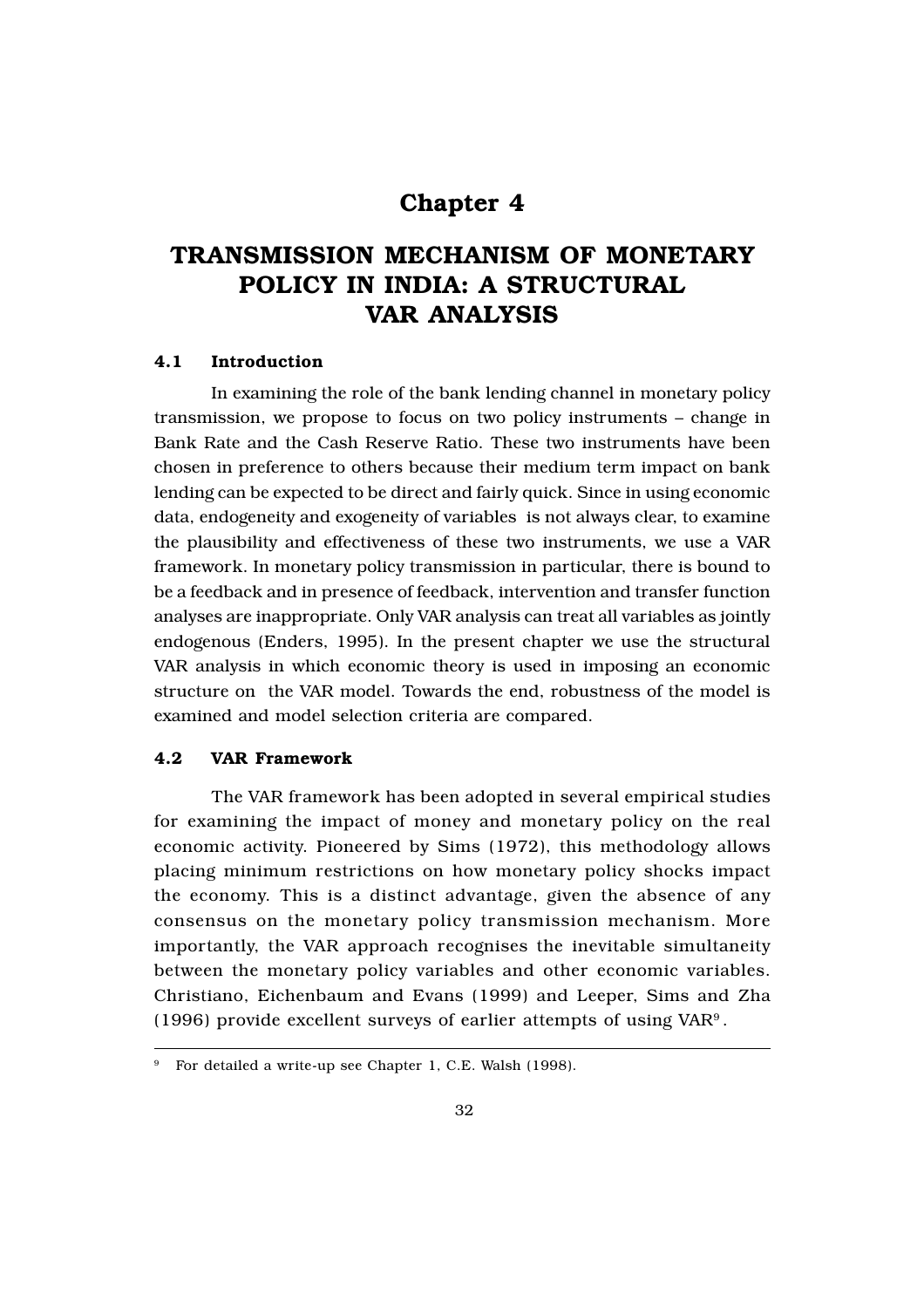# Chapter 4

# TRANSMISSION MECHANISM OF MONETARY POLICY IN INDIA: A STRUCTURAL VAR ANALYSIS

## 4.1 Introduction

In examining the role of the bank lending channel in monetary policy transmission, we propose to focus on two policy instruments – change in Bank Rate and the Cash Reserve Ratio. These two instruments have been chosen in preference to others because their medium term impact on bank lending can be expected to be direct and fairly quick. Since in using economic data, endogeneity and exogeneity of variables is not always clear, to examine the plausibility and effectiveness of these two instruments, we use a VAR framework. In monetary policy transmission in particular, there is bound to be a feedback and in presence of feedback, intervention and transfer function analyses are inappropriate. Only VAR analysis can treat all variables as jointly endogenous (Enders, 1995). In the present chapter we use the structural VAR analysis in which economic theory is used in imposing an economic structure on the VAR model. Towards the end, robustness of the model is examined and model selection criteria are compared.

## 4.2 VAR Framework

The VAR framework has been adopted in several empirical studies for examining the impact of money and monetary policy on the real economic activity. Pioneered by Sims (1972), this methodology allows placing minimum restrictions on how monetary policy shocks impact the economy. This is a distinct advantage, given the absence of any consensus on the monetary policy transmission mechanism. More importantly, the VAR approach recognises the inevitable simultaneity between the monetary policy variables and other economic variables. Christiano, Eichenbaum and Evans (1999) and Leeper, Sims and Zha (1996) provide excellent surveys of earlier attempts of using VAR[9].

---

[9] For detailed a write-up see Chapter 1, C.E. Walsh (1998).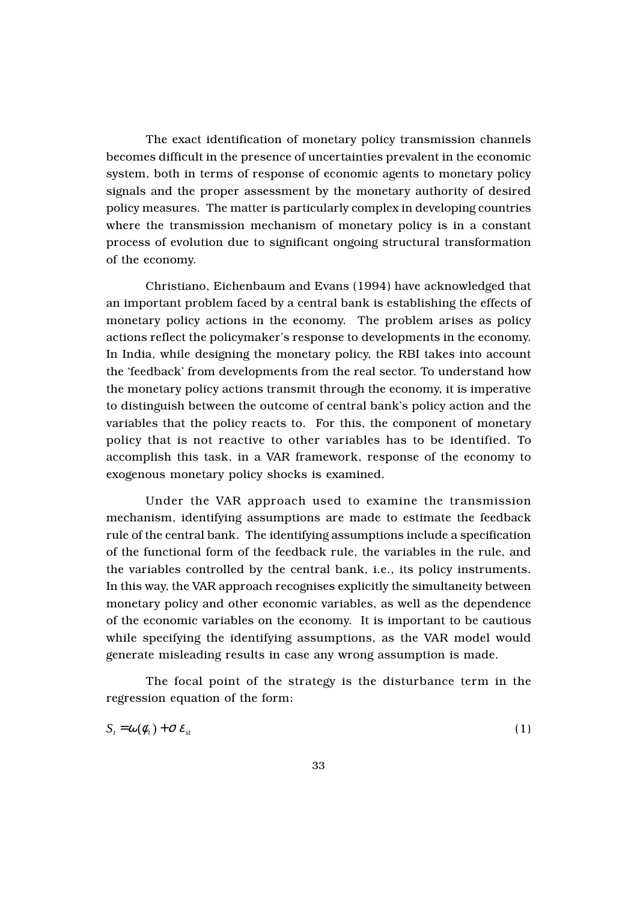The exact identification of monetary policy transmission channels becomes difficult in the presence of uncertainties prevalent in the economic system, both in terms of response of economic agents to monetary policy signals and the proper assessment by the monetary authority of desired policy measures. The matter is particularly complex in developing countries where the transmission mechanism of monetary policy is in a constant process of evolution due to significant ongoing structural transformation of the economy.

Christiano, Eichenbaum and Evans (1994) have acknowledged that an important problem faced by a central bank is establishing the effects of monetary policy actions in the economy. The problem arises as policy actions reflect the policymaker's response to developments in the economy. In India, while designing the monetary policy, the RBI takes into account the 'feedback' from developments from the real sector. To understand how the monetary policy actions transmit through the economy, it is imperative to distinguish between the outcome of central bank's policy action and the variables that the policy reacts to. For this, the component of monetary policy that is not reactive to other variables has to be identified. To accomplish this task, in a VAR framework, response of the economy to exogenous monetary policy shocks is examined.

Under the VAR approach used to examine the transmission mechanism, identifying assumptions are made to estimate the feedback rule of the central bank. The identifying assumptions include a specification of the functional form of the feedback rule, the variables in the rule, and the variables controlled by the central bank, i.e., its policy instruments. In this way, the VAR approach recognises explicitly the simultaneity between monetary policy and other economic variables, as well as the dependence of the economic variables on the economy. It is important to be cautious while specifying the identifying assumptions, as the VAR model would generate misleading results in case any wrong assumption is made.

The focal point of the strategy is the disturbance term in the regression equation of the form:

$$S_t = \omega(\phi_t) + \sigma\, \varepsilon_{st} \tag{1}$$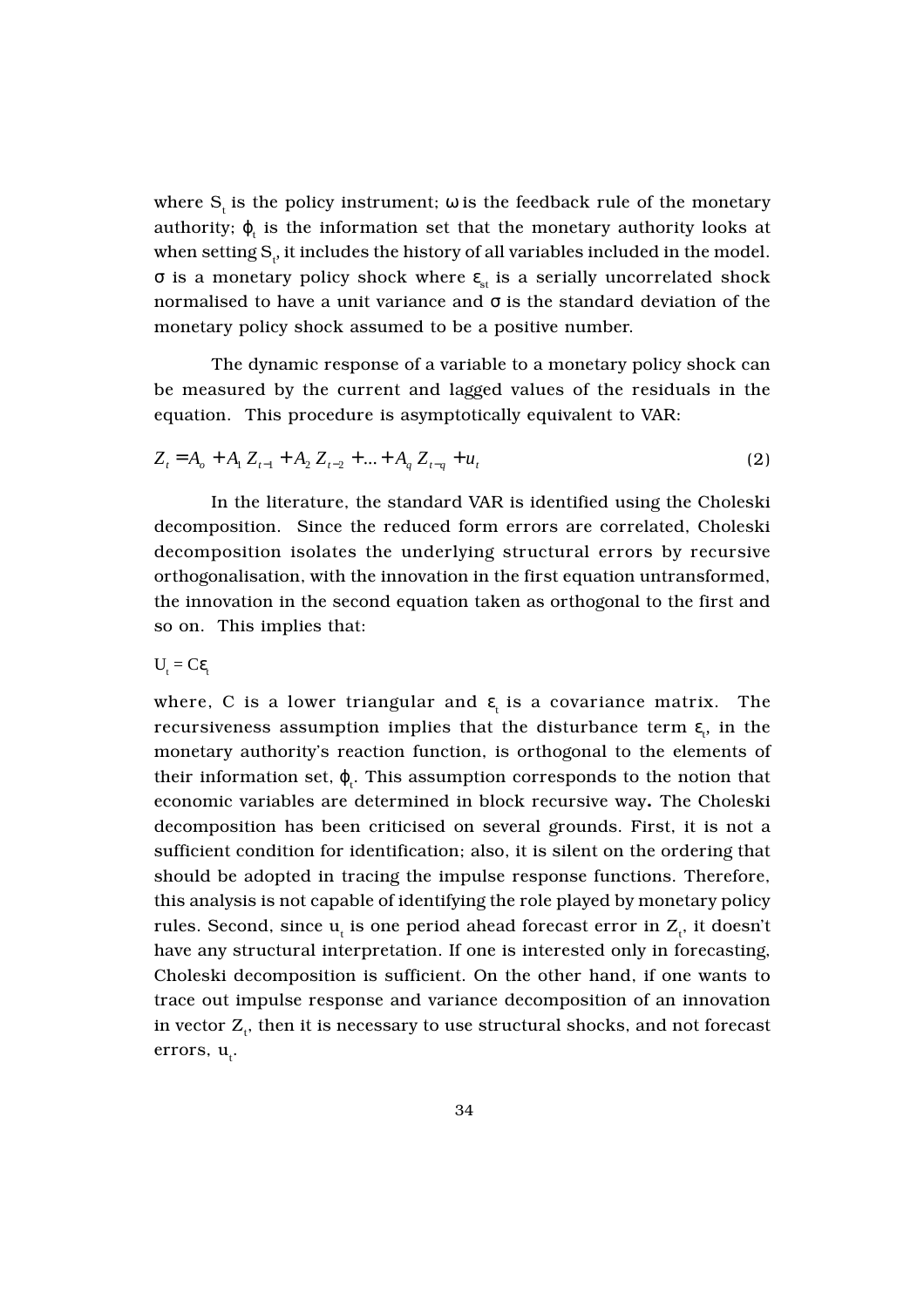where $S_t$ is the policy instrument; $\omega$ is the feedback rule of the monetary authority; $\varphi_t$ is the information set that the monetary authority looks at when setting $S_t$, it includes the history of all variables included in the model. $\sigma$ is a monetary policy shock where $\varepsilon_{st}$ is a serially uncorrelated shock normalised to have a unit variance and $\sigma$ is the standard deviation of the monetary policy shock assumed to be a positive number.

The dynamic response of a variable to a monetary policy shock can be measured by the current and lagged values of the residuals in the equation. This procedure is asymptotically equivalent to VAR:

$$Z_t = A_o + A_1 Z_{t-1} + A_2 Z_{t-2} + \ldots + A_q Z_{t-q} + u_t \tag{2}$$

In the literature, the standard VAR is identified using the Choleski decomposition. Since the reduced form errors are correlated, Choleski decomposition isolates the underlying structural errors by recursive orthogonalisation, with the innovation in the first equation untransformed, the innovation in the second equation taken as orthogonal to the first and so on. This implies that:

$U_t = C\varepsilon_t$

where, C is a lower triangular and $\varepsilon_t$ is a covariance matrix. The recursiveness assumption implies that the disturbance term $\varepsilon_t$, in the monetary authority's reaction function, is orthogonal to the elements of their information set, $\varphi_t$. This assumption corresponds to the notion that economic variables are determined in block recursive way**.** The Choleski decomposition has been criticised on several grounds. First, it is not a sufficient condition for identification; also, it is silent on the ordering that should be adopted in tracing the impulse response functions. Therefore, this analysis is not capable of identifying the role played by monetary policy rules. Second, since $u_t$ is one period ahead forecast error in $Z_t$, it doesn't have any structural interpretation. If one is interested only in forecasting, Choleski decomposition is sufficient. On the other hand, if one wants to trace out impulse response and variance decomposition of an innovation in vector $Z_t$, then it is necessary to use structural shocks, and not forecast errors, $u_t$.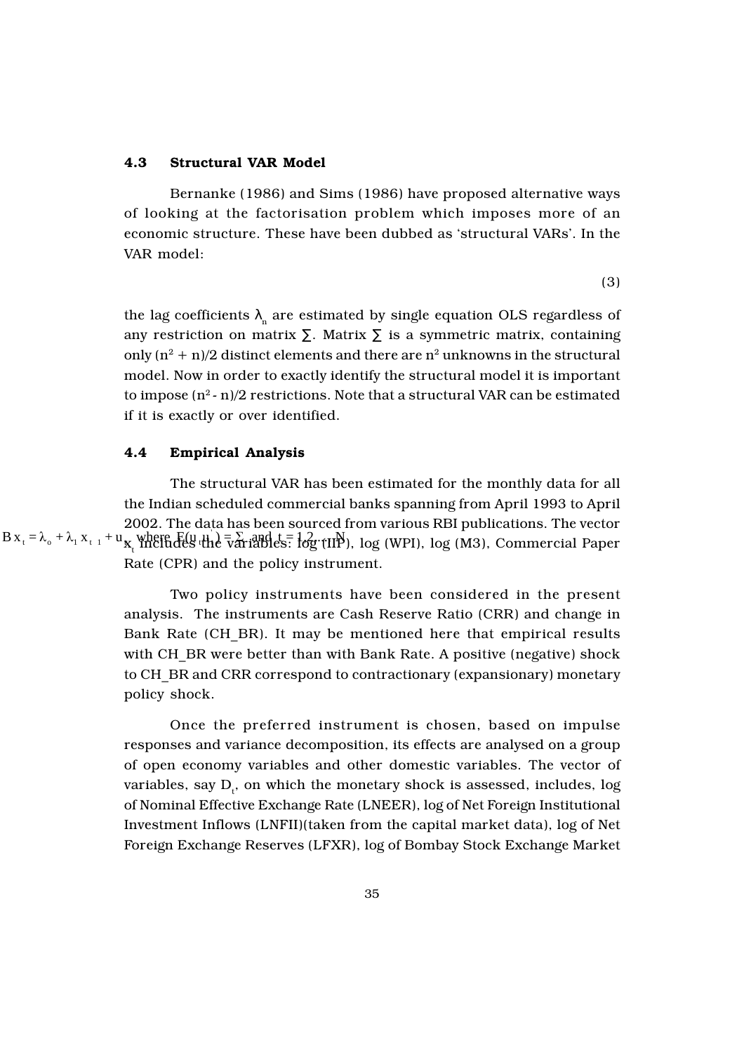### 4.3 Structural VAR Model

Bernanke (1986) and Sims (1986) have proposed alternative ways of looking at the factorisation problem which imposes more of an economic structure. These have been dubbed as 'structural VARs'. In the VAR model:

$$B x_t = \lambda_0 + \lambda_1 x_{t-1} + u_t \text{ where } E(u_t u_t') = \Sigma \text{ and } t = 1, 2, \ldots N \qquad (3)$$

the lag coefficients $\lambda_n$ are estimated by single equation OLS regardless of any restriction on matrix $\Sigma$. Matrix $\Sigma$ is a symmetric matrix, containing only $(n^2 + n)/2$ distinct elements and there are $n^2$ unknowns in the structural model. Now in order to exactly identify the structural model it is important to impose $(n^2 - n)/2$ restrictions. Note that a structural VAR can be estimated if it is exactly or over identified.

### 4.4 Empirical Analysis

The structural VAR has been estimated for the monthly data for all the Indian scheduled commercial banks spanning from April 1993 to April 2002. The data has been sourced from various RBI publications. The vector $x_t$ includes the variables: log (IIP), log (WPI), log (M3), Commercial Paper Rate (CPR) and the policy instrument.

Two policy instruments have been considered in the present analysis. The instruments are Cash Reserve Ratio (CRR) and change in Bank Rate (CH_BR). It may be mentioned here that empirical results with CH_BR were better than with Bank Rate. A positive (negative) shock to CH_BR and CRR correspond to contractionary (expansionary) monetary policy shock.

Once the preferred instrument is chosen, based on impulse responses and variance decomposition, its effects are analysed on a group of open economy variables and other domestic variables. The vector of variables, say $D_t$, on which the monetary shock is assessed, includes, log of Nominal Effective Exchange Rate (LNEER), log of Net Foreign Institutional Investment Inflows (LNFII)(taken from the capital market data), log of Net Foreign Exchange Reserves (LFXR), log of Bombay Stock Exchange Market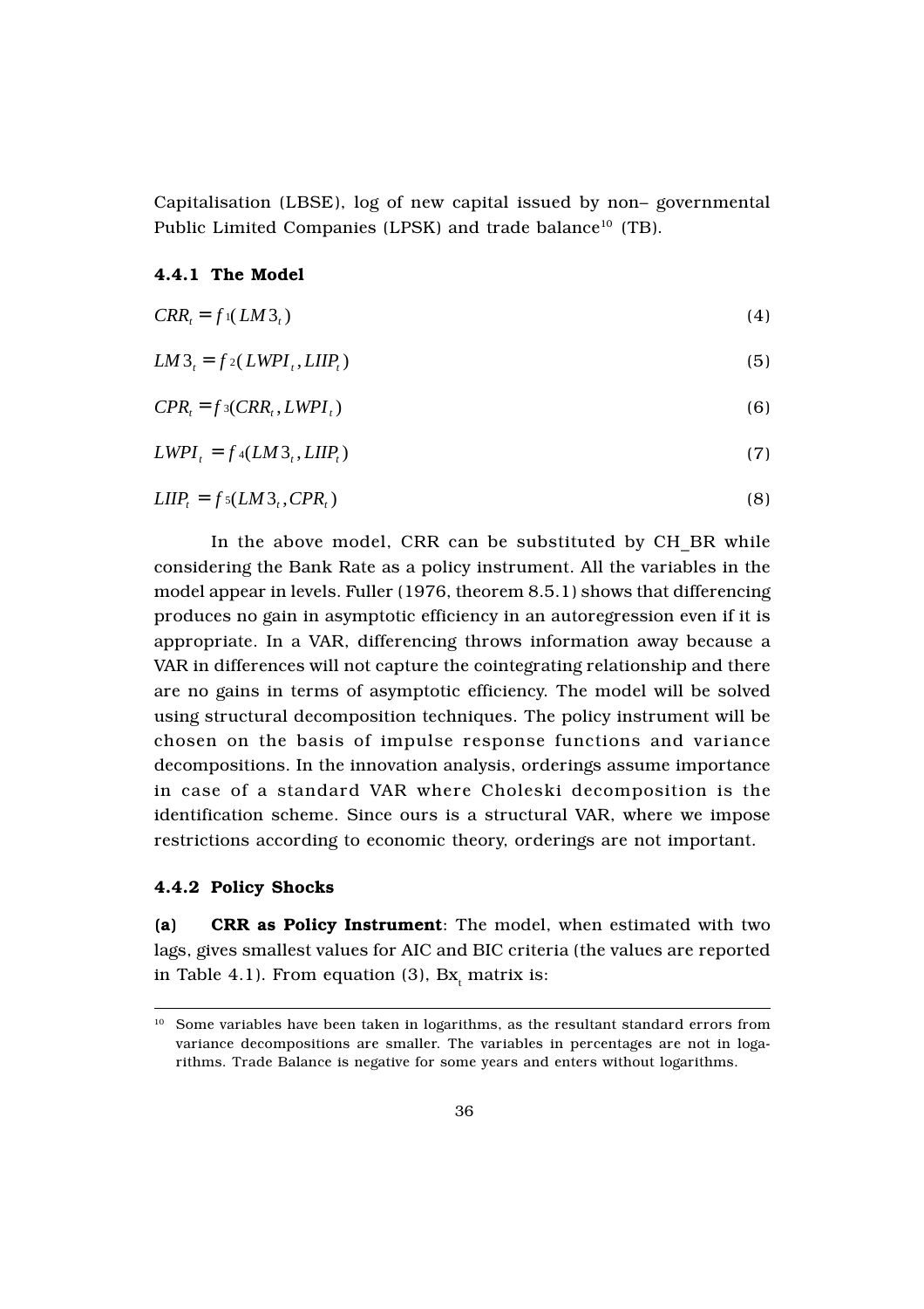Capitalisation (LBSE), log of new capital issued by non– governmental Public Limited Companies (LPSK) and trade balance[10] (TB).

### 4.4.1 The Model

$$CRR_t = f_1(LM3_t) \tag{4}$$

$$LM3_t = f_2(LWPI_t, LIIP_t) \tag{5}$$

$$CPR_t = f_3(CRR_t, LWPI_t) \tag{6}$$

$$LWPI_t = f_4(LM3_t, LIIP_t) \tag{7}$$

$$LIIP_t = f_5(LM3_t, CPR_t) \tag{8}$$

In the above model, CRR can be substituted by CH_BR while considering the Bank Rate as a policy instrument. All the variables in the model appear in levels. Fuller (1976, theorem 8.5.1) shows that differencing produces no gain in asymptotic efficiency in an autoregression even if it is appropriate. In a VAR, differencing throws information away because a VAR in differences will not capture the cointegrating relationship and there are no gains in terms of asymptotic efficiency. The model will be solved using structural decomposition techniques. The policy instrument will be chosen on the basis of impulse response functions and variance decompositions. In the innovation analysis, orderings assume importance in case of a standard VAR where Choleski decomposition is the identification scheme. Since ours is a structural VAR, where we impose restrictions according to economic theory, orderings are not important.

### 4.4.2 Policy Shocks

**(a) CRR as Policy Instrument**: The model, when estimated with two lags, gives smallest values for AIC and BIC criteria (the values are reported in Table 4.1). From equation (3), $Bx_t$ matrix is:

---

[10] Some variables have been taken in logarithms, as the resultant standard errors from variance decompositions are smaller. The variables in percentages are not in logarithms. Trade Balance is negative for some years and enters without logarithms.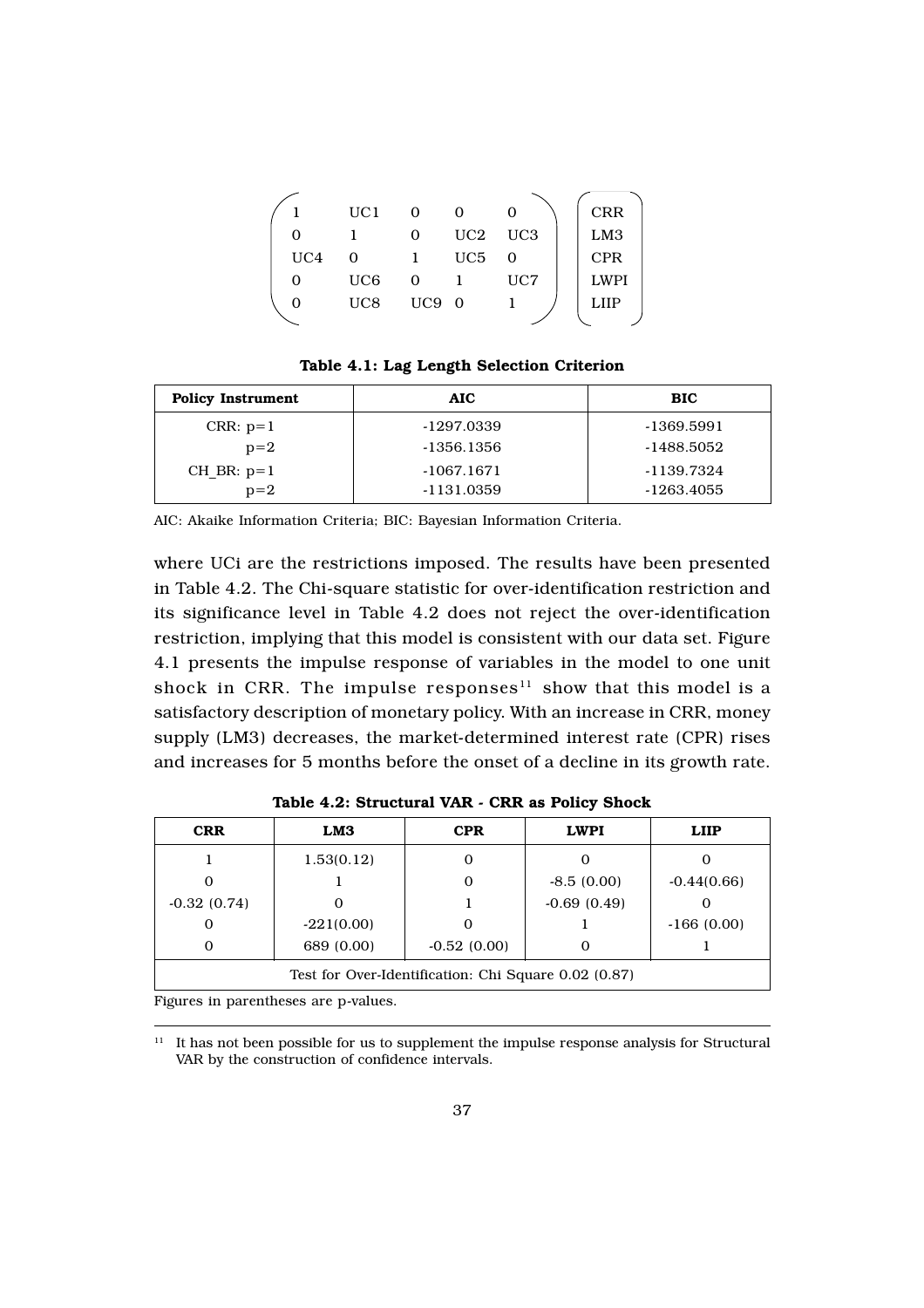$$
\begin{pmatrix}
1 & UC1 & 0 & 0 & 0 \\
0 & 1 & 0 & UC2 & UC3 \\
UC4 & 0 & 1 & UC5 & 0 \\
0 & UC6 & 0 & 1 & UC7 \\
0 & UC8 & UC9 & 0 & 1
\end{pmatrix}
\begin{pmatrix}
CRR \\
LM3 \\
CPR \\
LWPI \\
LIIP
\end{pmatrix}
$$

**Table 4.1: Lag Length Selection Criterion**

| Policy Instrument | AIC | BIC |
|---|---|---|
| CRR: p=1 | -1297.0339 | -1369.5991 |
| p=2 | -1356.1356 | -1488.5052 |
| CH_BR: p=1 | -1067.1671 | -1139.7324 |
| p=2 | -1131.0359 | -1263.4055 |

AIC: Akaike Information Criteria; BIC: Bayesian Information Criteria.

where UCi are the restrictions imposed. The results have been presented in Table 4.2. The Chi-square statistic for over-identification restriction and its significance level in Table 4.2 does not reject the over-identification restriction, implying that this model is consistent with our data set. Figure 4.1 presents the impulse response of variables in the model to one unit shock in CRR. The impulse responses[11] show that this model is a satisfactory description of monetary policy. With an increase in CRR, money supply (LM3) decreases, the market-determined interest rate (CPR) rises and increases for 5 months before the onset of a decline in its growth rate.

**Table 4.2: Structural VAR - CRR as Policy Shock**

| CRR | LM3 | CPR | LWPI | LIIP |
|---|---|---|---|---|
| 1 | 1.53(0.12) | 0 | 0 | 0 |
| 0 | 1 | 0 | -8.5 (0.00) | -0.44(0.66) |
| -0.32 (0.74) | 0 | 1 | -0.69 (0.49) | 0 |
| 0 | -221(0.00) | 0 | 1 | -166 (0.00) |
| 0 | 689 (0.00) | -0.52 (0.00) | 0 | 1 |
| Test for Over-Identification: Chi Square 0.02 (0.87) | | | | |

Figures in parentheses are p-values.

[11] It has not been possible for us to supplement the impulse response analysis for Structural VAR by the construction of confidence intervals.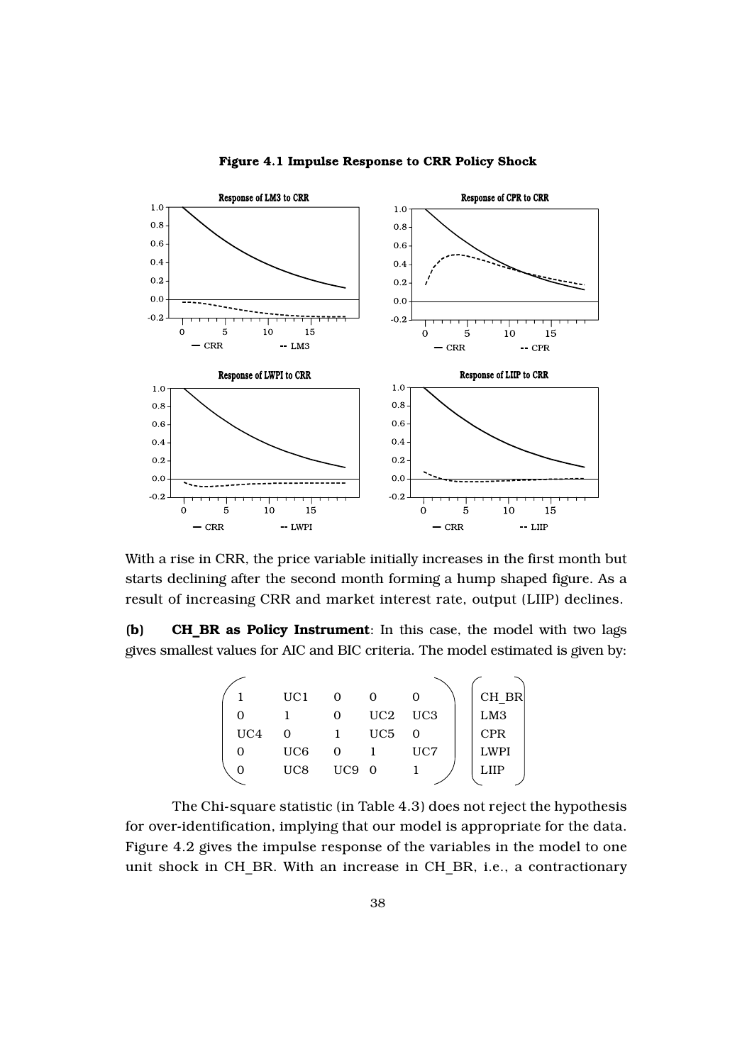**Figure 4.1 Impulse Response to CRR Policy Shock**

Response of LM3 to CRR

1.0
0.8
0.6
0.4
0.2
0.0
-0.2

0 5 10 15

— CRR -- LM3

Response of CPR to CRR

1.0
0.8
0.6
0.4
0.2
0.0
-0.2

0 5 10 15

— CRR -- CPR

Response of LWPI to CRR

1.0
0.8
0.6
0.4
0.2
0.0
-0.2

0 5 10 15

— CRR -- LWPI

Response of LIIP to CRR

1.0
0.8
0.6
0.4
0.2
0.0
-0.2

0 5 10 15

— CRR -- LIIP

With a rise in CRR, the price variable initially increases in the first month but starts declining after the second month forming a hump shaped figure. As a result of increasing CRR and market interest rate, output (LIIP) declines.

**(b) CH_BR as Policy Instrument**: In this case, the model with two lags gives smallest values for AIC and BIC criteria. The model estimated is given by:

$$\begin{pmatrix} 1 & UC1 & 0 & 0 & 0 \\ 0 & 1 & 0 & UC2 & UC3 \\ UC4 & 0 & 1 & UC5 & 0 \\ 0 & UC6 & 0 & 1 & UC7 \\ 0 & UC8 & UC9 & 0 & 1 \end{pmatrix} \begin{pmatrix} CH\_BR \\ LM3 \\ CPR \\ LWPI \\ LIIP \end{pmatrix}$$

The Chi-square statistic (in Table 4.3) does not reject the hypothesis for over-identification, implying that our model is appropriate for the data. Figure 4.2 gives the impulse response of the variables in the model to one unit shock in CH_BR. With an increase in CH_BR, i.e., a contractionary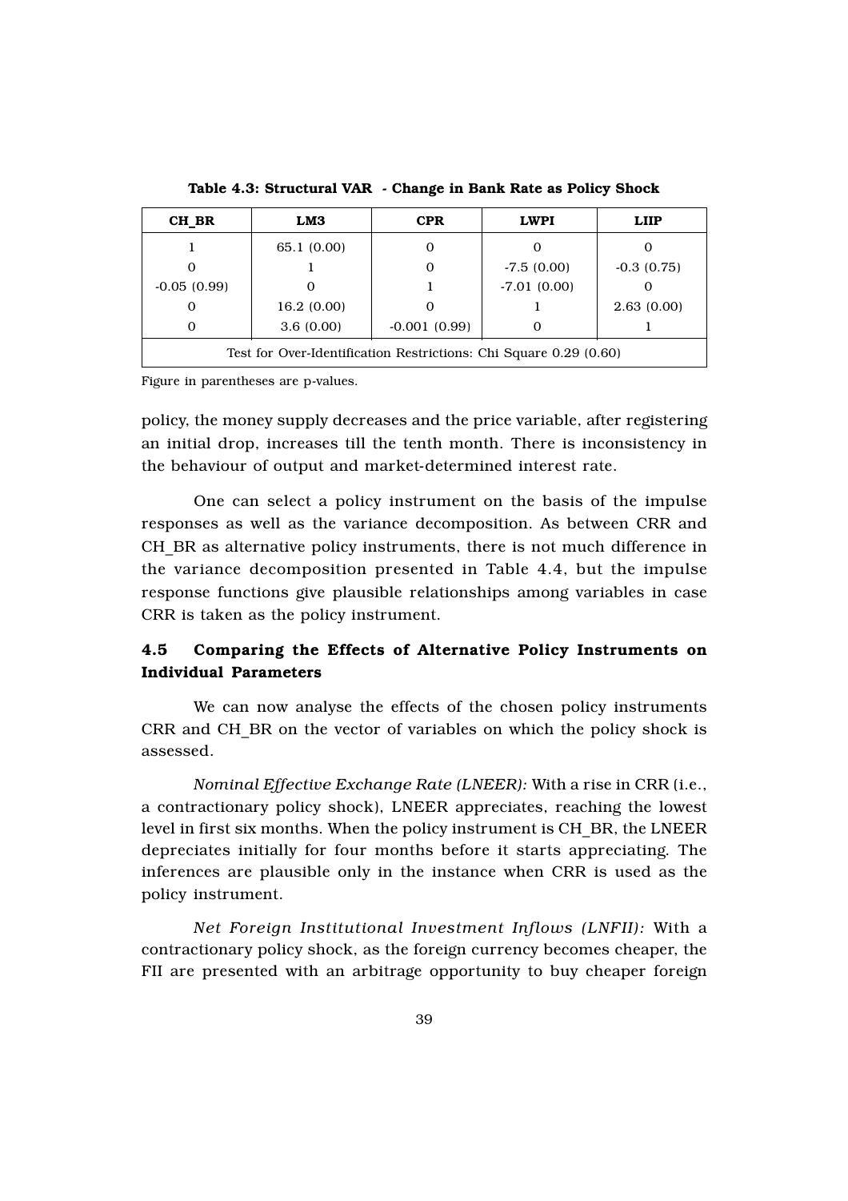**Table 4.3: Structural VAR - Change in Bank Rate as Policy Shock**

| CH_BR | LM3 | CPR | LWPI | LIIP |
|---|---|---|---|---|
| 1 | 65.1 (0.00) | 0 | 0 | 0 |
| 0 | 1 | 0 | -7.5 (0.00) | -0.3 (0.75) |
| -0.05 (0.99) | 0 | 1 | -7.01 (0.00) | 0 |
| 0 | 16.2 (0.00) | 0 | 1 | 2.63 (0.00) |
| 0 | 3.6 (0.00) | -0.001 (0.99) | 0 | 1 |
| Test for Over-Identification Restrictions: Chi Square 0.29 (0.60) | | | | |

Figure in parentheses are p-values.

policy, the money supply decreases and the price variable, after registering an initial drop, increases till the tenth month. There is inconsistency in the behaviour of output and market-determined interest rate.

One can select a policy instrument on the basis of the impulse responses as well as the variance decomposition. As between CRR and CH_BR as alternative policy instruments, there is not much difference in the variance decomposition presented in Table 4.4, but the impulse response functions give plausible relationships among variables in case CRR is taken as the policy instrument.

## 4.5 Comparing the Effects of Alternative Policy Instruments on Individual Parameters

We can now analyse the effects of the chosen policy instruments CRR and CH_BR on the vector of variables on which the policy shock is assessed.

*Nominal Effective Exchange Rate (LNEER):* With a rise in CRR (i.e., a contractionary policy shock), LNEER appreciates, reaching the lowest level in first six months. When the policy instrument is CH_BR, the LNEER depreciates initially for four months before it starts appreciating. The inferences are plausible only in the instance when CRR is used as the policy instrument.

*Net Foreign Institutional Investment Inflows (LNFII):* With a contractionary policy shock, as the foreign currency becomes cheaper, the FII are presented with an arbitrage opportunity to buy cheaper foreign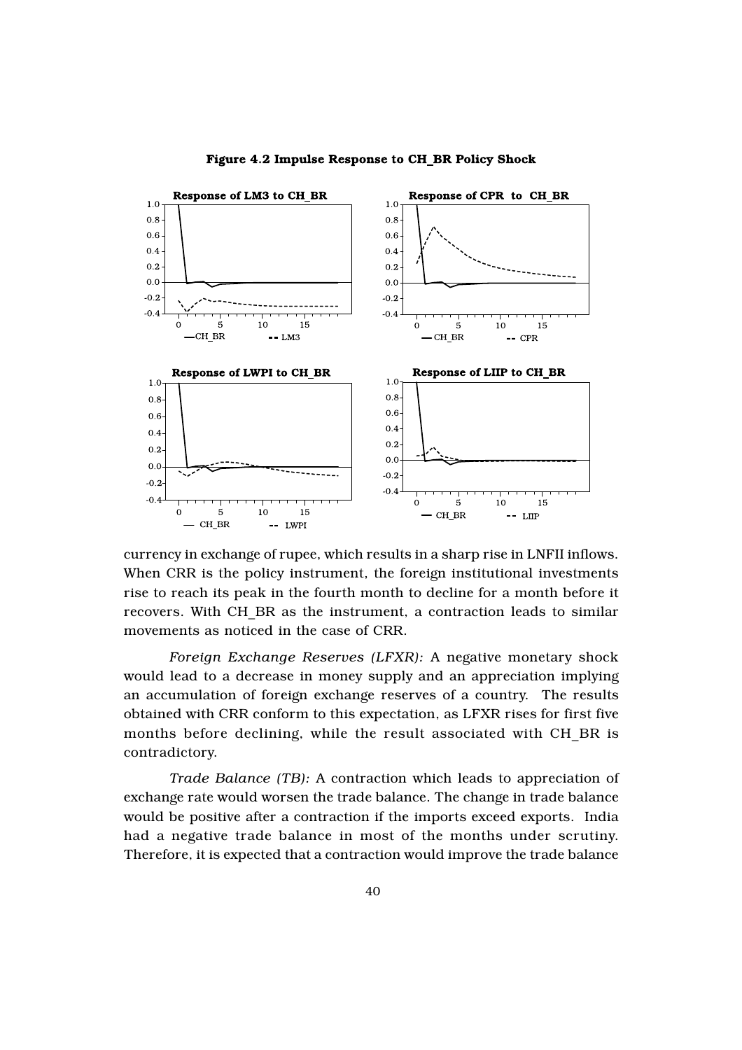**Figure 4.2 Impulse Response to CH_BR Policy Shock**

**Response of LM3 to CH_BR**

1.0
0.8
0.6
0.4
0.2
0.0
-0.2
-0.4

0 5 10 15

— CH_BR -- LM3

**Response of CPR to CH_BR**

1.0
0.8
0.6
0.4
0.2
0.0
-0.2
-0.4

0 5 10 15

— CH_BR -- CPR

**Response of LWPI to CH_BR**

1.0
0.8
0.6
0.4
0.2
0.0
-0.2
-0.4

0 5 10 15

— CH_BR -- LWPI

**Response of LIIP to CH_BR**

1.0
0.8
0.6
0.4
0.2
0.0
-0.2
-0.4

0 5 10 15

— CH_BR -- LIIP

currency in exchange of rupee, which results in a sharp rise in LNFII inflows. When CRR is the policy instrument, the foreign institutional investments rise to reach its peak in the fourth month to decline for a month before it recovers. With CH_BR as the instrument, a contraction leads to similar movements as noticed in the case of CRR.

*Foreign Exchange Reserves (LFXR):* A negative monetary shock would lead to a decrease in money supply and an appreciation implying an accumulation of foreign exchange reserves of a country. The results obtained with CRR conform to this expectation, as LFXR rises for first five months before declining, while the result associated with CH_BR is contradictory.

*Trade Balance (TB):* A contraction which leads to appreciation of exchange rate would worsen the trade balance. The change in trade balance would be positive after a contraction if the imports exceed exports. India had a negative trade balance in most of the months under scrutiny. Therefore, it is expected that a contraction would improve the trade balance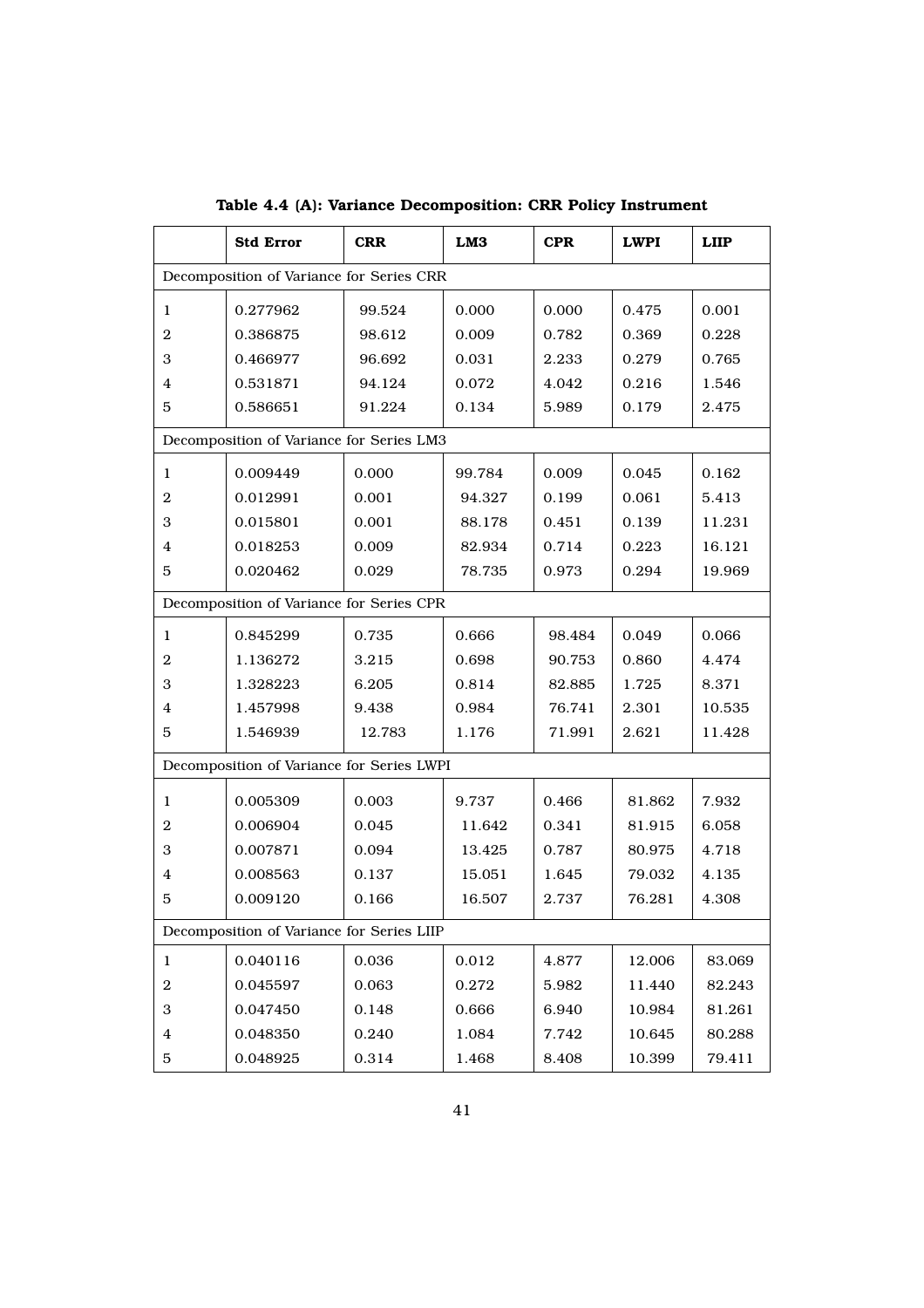**Table 4.4 (A): Variance Decomposition: CRR Policy Instrument**

| | Std Error | CRR | LM3 | CPR | LWPI | LIIP |
|---|---|---|---|---|---|---|
| Decomposition of Variance for Series CRR | | | | | | |
| 1 | 0.277962 | 99.524 | 0.000 | 0.000 | 0.475 | 0.001 |
| 2 | 0.386875 | 98.612 | 0.009 | 0.782 | 0.369 | 0.228 |
| 3 | 0.466977 | 96.692 | 0.031 | 2.233 | 0.279 | 0.765 |
| 4 | 0.531871 | 94.124 | 0.072 | 4.042 | 0.216 | 1.546 |
| 5 | 0.586651 | 91.224 | 0.134 | 5.989 | 0.179 | 2.475 |
| Decomposition of Variance for Series LM3 | | | | | | |
| 1 | 0.009449 | 0.000 | 99.784 | 0.009 | 0.045 | 0.162 |
| 2 | 0.012991 | 0.001 | 94.327 | 0.199 | 0.061 | 5.413 |
| 3 | 0.015801 | 0.001 | 88.178 | 0.451 | 0.139 | 11.231 |
| 4 | 0.018253 | 0.009 | 82.934 | 0.714 | 0.223 | 16.121 |
| 5 | 0.020462 | 0.029 | 78.735 | 0.973 | 0.294 | 19.969 |
| Decomposition of Variance for Series CPR | | | | | | |
| 1 | 0.845299 | 0.735 | 0.666 | 98.484 | 0.049 | 0.066 |
| 2 | 1.136272 | 3.215 | 0.698 | 90.753 | 0.860 | 4.474 |
| 3 | 1.328223 | 6.205 | 0.814 | 82.885 | 1.725 | 8.371 |
| 4 | 1.457998 | 9.438 | 0.984 | 76.741 | 2.301 | 10.535 |
| 5 | 1.546939 | 12.783 | 1.176 | 71.991 | 2.621 | 11.428 |
| Decomposition of Variance for Series LWPI | | | | | | |
| 1 | 0.005309 | 0.003 | 9.737 | 0.466 | 81.862 | 7.932 |
| 2 | 0.006904 | 0.045 | 11.642 | 0.341 | 81.915 | 6.058 |
| 3 | 0.007871 | 0.094 | 13.425 | 0.787 | 80.975 | 4.718 |
| 4 | 0.008563 | 0.137 | 15.051 | 1.645 | 79.032 | 4.135 |
| 5 | 0.009120 | 0.166 | 16.507 | 2.737 | 76.281 | 4.308 |
| Decomposition of Variance for Series LIIP | | | | | | |
| 1 | 0.040116 | 0.036 | 0.012 | 4.877 | 12.006 | 83.069 |
| 2 | 0.045597 | 0.063 | 0.272 | 5.982 | 11.440 | 82.243 |
| 3 | 0.047450 | 0.148 | 0.666 | 6.940 | 10.984 | 81.261 |
| 4 | 0.048350 | 0.240 | 1.084 | 7.742 | 10.645 | 80.288 |
| 5 | 0.048925 | 0.314 | 1.468 | 8.408 | 10.399 | 79.411 |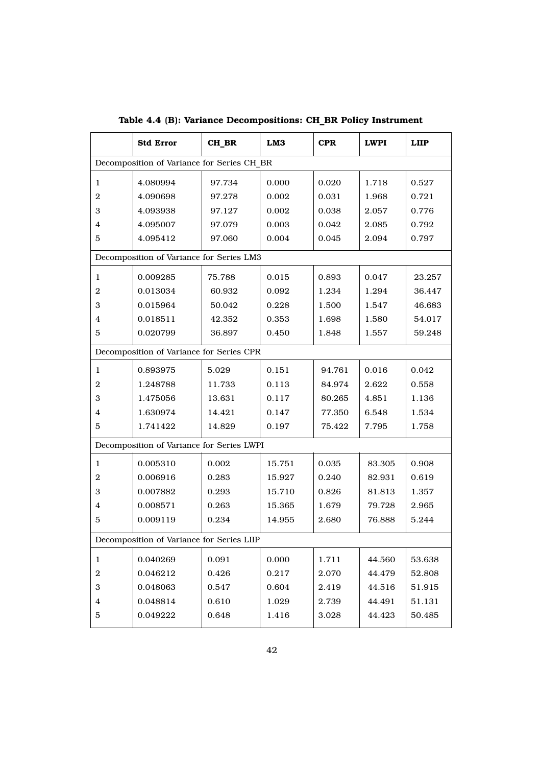**Table 4.4 (B): Variance Decompositions: CH_BR Policy Instrument**

| | Std Error | CH_BR | LM3 | CPR | LWPI | LIIP |
|---|---|---|---|---|---|---|
| Decomposition of Variance for Series CH_BR | | | | | | |
| 1 | 4.080994 | 97.734 | 0.000 | 0.020 | 1.718 | 0.527 |
| 2 | 4.090698 | 97.278 | 0.002 | 0.031 | 1.968 | 0.721 |
| 3 | 4.093938 | 97.127 | 0.002 | 0.038 | 2.057 | 0.776 |
| 4 | 4.095007 | 97.079 | 0.003 | 0.042 | 2.085 | 0.792 |
| 5 | 4.095412 | 97.060 | 0.004 | 0.045 | 2.094 | 0.797 |
| Decomposition of Variance for Series LM3 | | | | | | |
| 1 | 0.009285 | 75.788 | 0.015 | 0.893 | 0.047 | 23.257 |
| 2 | 0.013034 | 60.932 | 0.092 | 1.234 | 1.294 | 36.447 |
| 3 | 0.015964 | 50.042 | 0.228 | 1.500 | 1.547 | 46.683 |
| 4 | 0.018511 | 42.352 | 0.353 | 1.698 | 1.580 | 54.017 |
| 5 | 0.020799 | 36.897 | 0.450 | 1.848 | 1.557 | 59.248 |
| Decomposition of Variance for Series CPR | | | | | | |
| 1 | 0.893975 | 5.029 | 0.151 | 94.761 | 0.016 | 0.042 |
| 2 | 1.248788 | 11.733 | 0.113 | 84.974 | 2.622 | 0.558 |
| 3 | 1.475056 | 13.631 | 0.117 | 80.265 | 4.851 | 1.136 |
| 4 | 1.630974 | 14.421 | 0.147 | 77.350 | 6.548 | 1.534 |
| 5 | 1.741422 | 14.829 | 0.197 | 75.422 | 7.795 | 1.758 |
| Decomposition of Variance for Series LWPI | | | | | | |
| 1 | 0.005310 | 0.002 | 15.751 | 0.035 | 83.305 | 0.908 |
| 2 | 0.006916 | 0.283 | 15.927 | 0.240 | 82.931 | 0.619 |
| 3 | 0.007882 | 0.293 | 15.710 | 0.826 | 81.813 | 1.357 |
| 4 | 0.008571 | 0.263 | 15.365 | 1.679 | 79.728 | 2.965 |
| 5 | 0.009119 | 0.234 | 14.955 | 2.680 | 76.888 | 5.244 |
| Decomposition of Variance for Series LIIP | | | | | | |
| 1 | 0.040269 | 0.091 | 0.000 | 1.711 | 44.560 | 53.638 |
| 2 | 0.046212 | 0.426 | 0.217 | 2.070 | 44.479 | 52.808 |
| 3 | 0.048063 | 0.547 | 0.604 | 2.419 | 44.516 | 51.915 |
| 4 | 0.048814 | 0.610 | 1.029 | 2.739 | 44.491 | 51.131 |
| 5 | 0.049222 | 0.648 | 1.416 | 3.028 | 44.423 | 50.485 |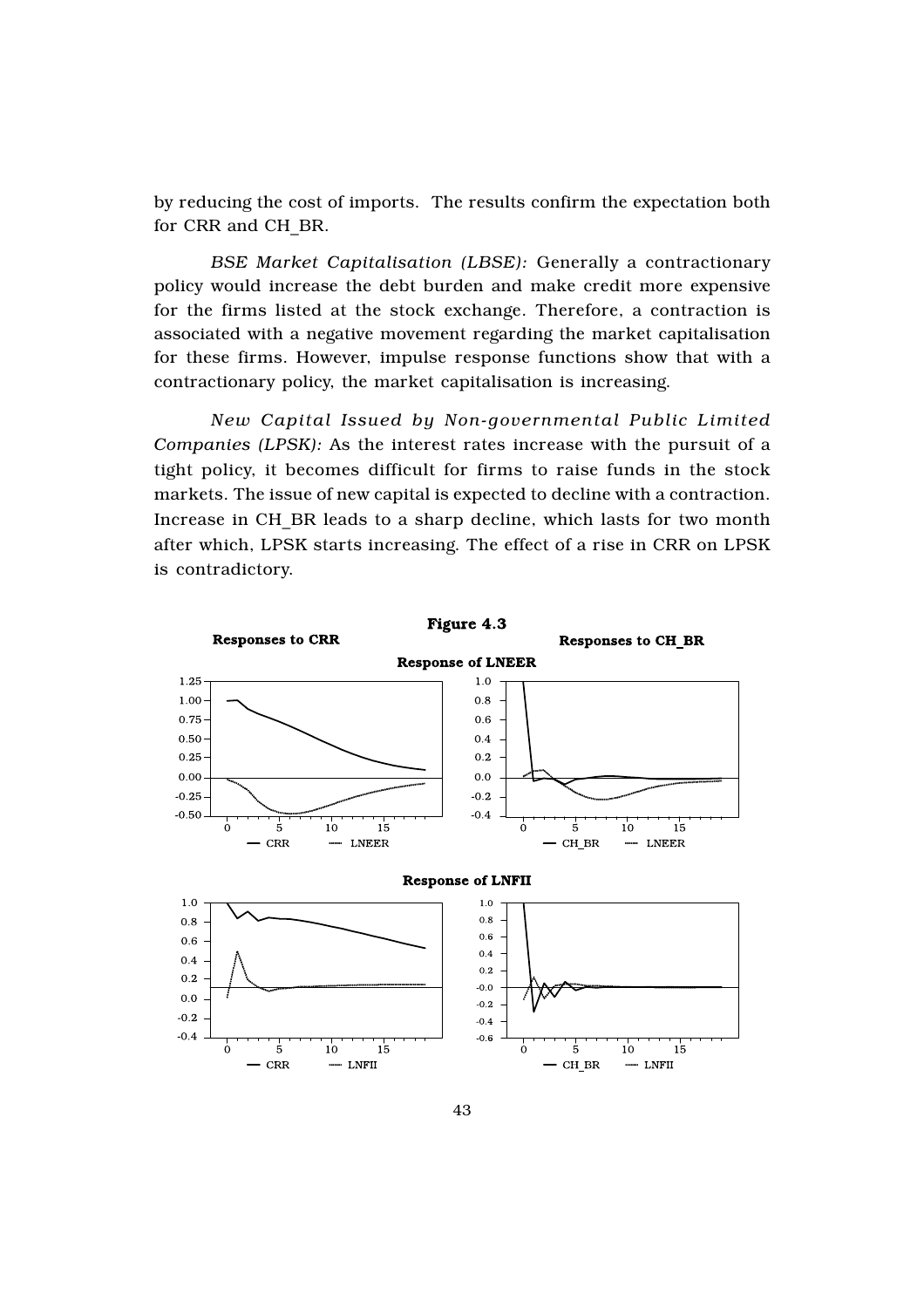by reducing the cost of imports. The results confirm the expectation both for CRR and CH_BR.

*BSE Market Capitalisation (LBSE):* Generally a contractionary policy would increase the debt burden and make credit more expensive for the firms listed at the stock exchange. Therefore, a contraction is associated with a negative movement regarding the market capitalisation for these firms. However, impulse response functions show that with a contractionary policy, the market capitalisation is increasing.

*New Capital Issued by Non-governmental Public Limited Companies (LPSK):* As the interest rates increase with the pursuit of a tight policy, it becomes difficult for firms to raise funds in the stock markets. The issue of new capital is expected to decline with a contraction. Increase in CH_BR leads to a sharp decline, which lasts for two month after which, LPSK starts increasing. The effect of a rise in CRR on LPSK is contradictory.

**Figure 4.3**

**Responses to CRR**

**Responses to CH_BR**

**Response of LNEER**

1.25
1.00
0.75
0.50
0.25
0.00
-0.25
-0.50
0 5 10 15
CRR LNEER

1.0
0.8
0.6
0.4
0.2
0.0
-0.2
-0.4
0 5 10 15
CH_BR LNEER

**Response of LNFII**

1.0
0.8
0.6
0.4
0.2
0.0
-0.2
-0.4
0 5 10 15
CRR LNFII

1.0
0.8
0.6
0.4
0.2
-0.0
-0.2
-0.4
-0.6
0 5 10 15
CH_BR LNFII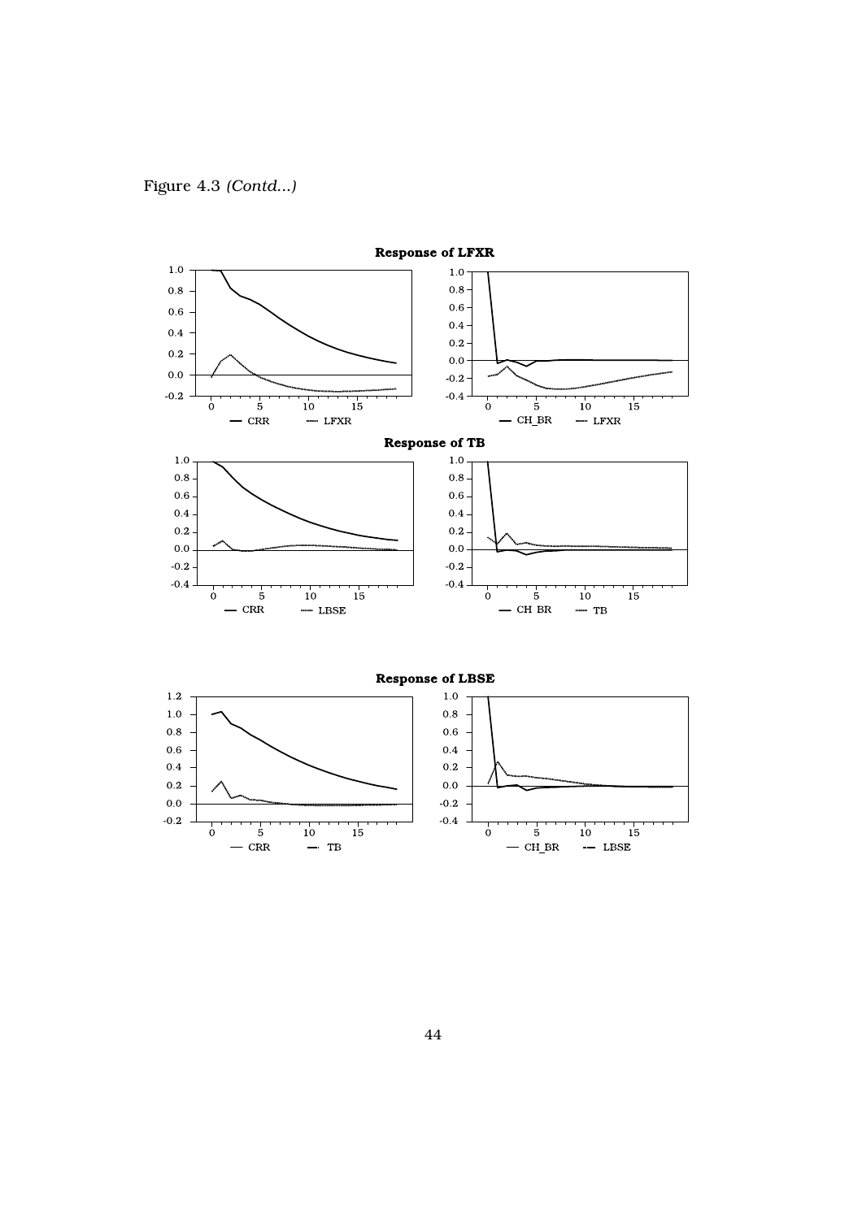Figure 4.3 *(Contd...)*

**Response of LFXR**

**Response of TB**

**Response of LBSE**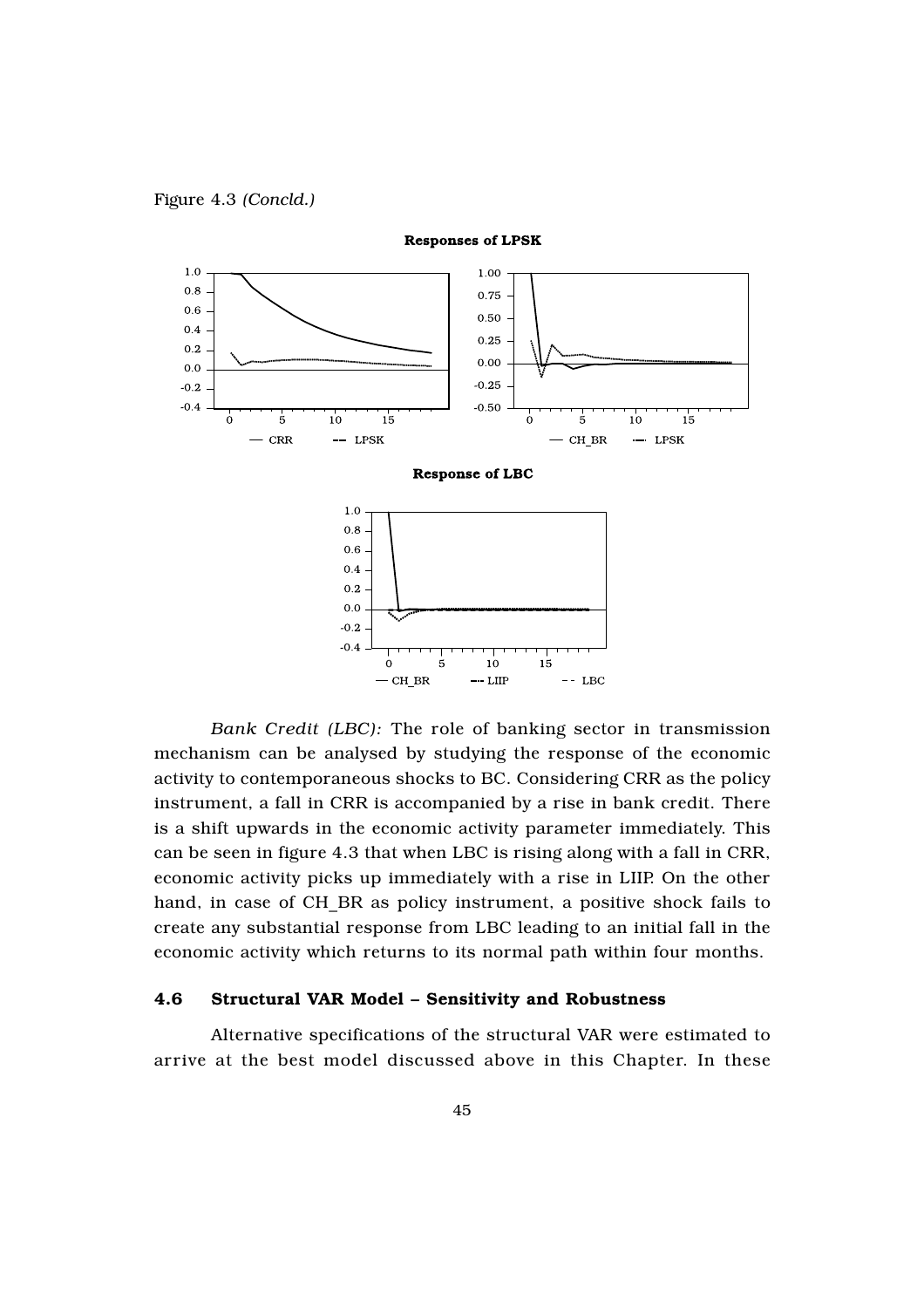Figure 4.3 *(Concld.)*

**Responses of LPSK**

1.0
0.8
0.6
0.4
0.2
0.0
-0.2
-0.4
0 5 10 15
— CRR -- LPSK

1.00
0.75
0.50
0.25
0.00
-0.25
-0.50
0 5 10 15
— CH_BR -·- LPSK

**Response of LBC**

1.0
0.8
0.6
0.4
0.2
0.0
-0.2
-0.4
0 5 10 15
— CH_BR -·- LIIP -- LBC

*Bank Credit (LBC):* The role of banking sector in transmission mechanism can be analysed by studying the response of the economic activity to contemporaneous shocks to BC. Considering CRR as the policy instrument, a fall in CRR is accompanied by a rise in bank credit. There is a shift upwards in the economic activity parameter immediately. This can be seen in figure 4.3 that when LBC is rising along with a fall in CRR, economic activity picks up immediately with a rise in LIIP. On the other hand, in case of CH_BR as policy instrument, a positive shock fails to create any substantial response from LBC leading to an initial fall in the economic activity which returns to its normal path within four months.

### 4.6 Structural VAR Model – Sensitivity and Robustness

Alternative specifications of the structural VAR were estimated to arrive at the best model discussed above in this Chapter. In these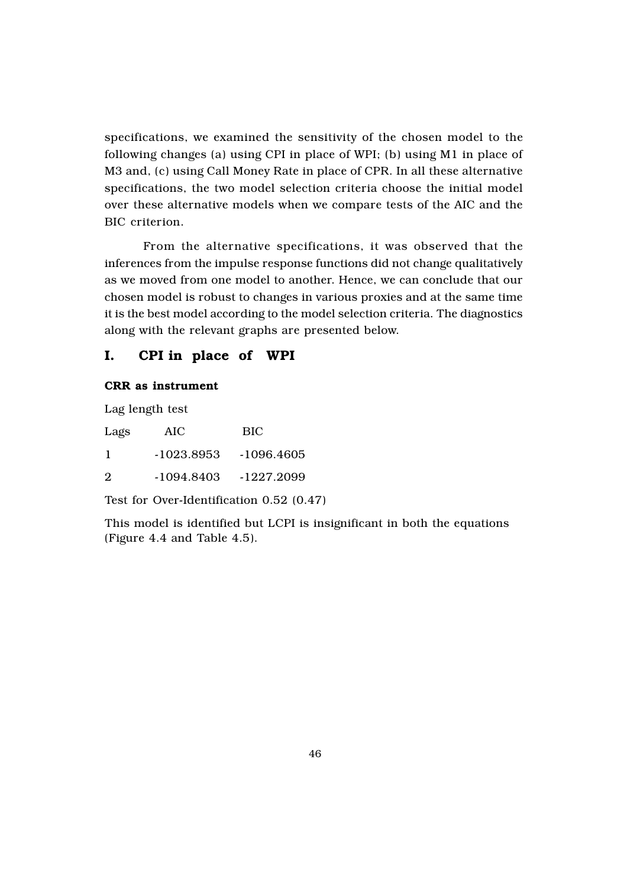specifications, we examined the sensitivity of the chosen model to the following changes (a) using CPI in place of WPI; (b) using M1 in place of M3 and, (c) using Call Money Rate in place of CPR. In all these alternative specifications, the two model selection criteria choose the initial model over these alternative models when we compare tests of the AIC and the BIC criterion.

From the alternative specifications, it was observed that the inferences from the impulse response functions did not change qualitatively as we moved from one model to another. Hence, we can conclude that our chosen model is robust to changes in various proxies and at the same time it is the best model according to the model selection criteria. The diagnostics along with the relevant graphs are presented below.

## I. CPI in place of WPI

**CRR as instrument**

Lag length test

| Lags | AIC | BIC |
|---|---|---|
| 1 | -1023.8953 | -1096.4605 |
| 2 | -1094.8403 | -1227.2099 |

Test for Over-Identification 0.52 (0.47)

This model is identified but LCPI is insignificant in both the equations (Figure 4.4 and Table 4.5).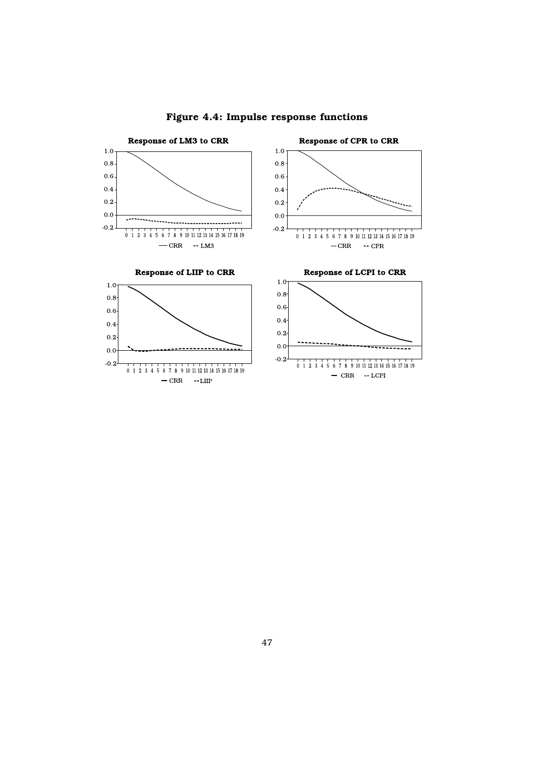**Figure 4.4: Impulse response functions**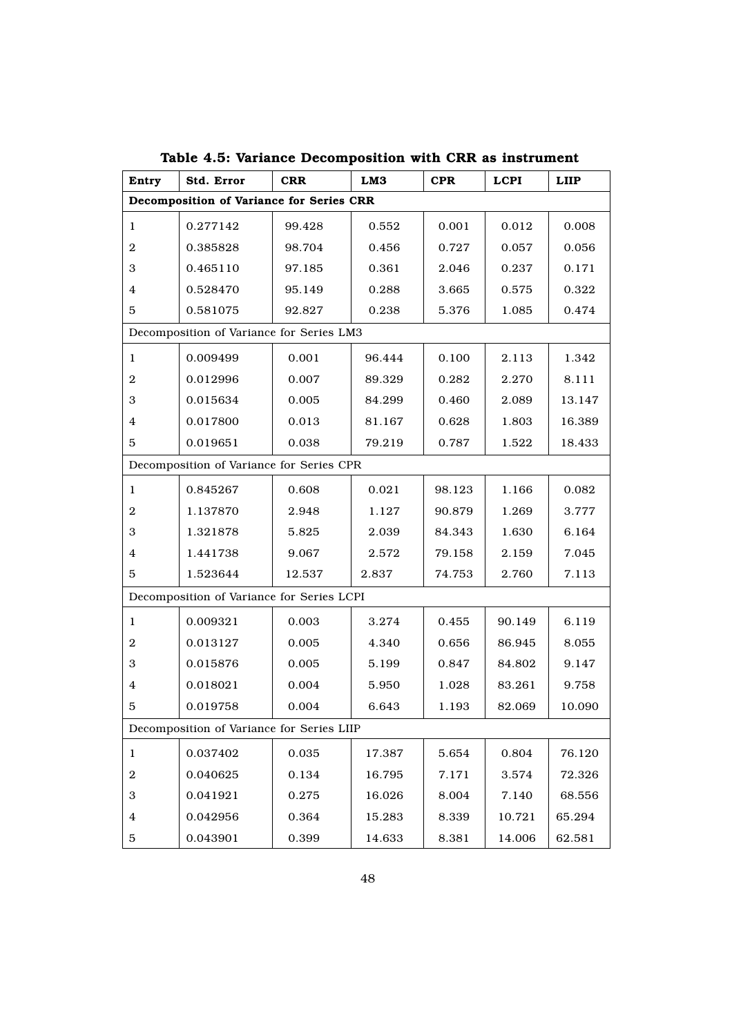**Table 4.5: Variance Decomposition with CRR as instrument**

| Entry | Std. Error | CRR | LM3 | CPR | LCPI | LIIP |
|---|---|---|---|---|---|---|
| **Decomposition of Variance for Series CRR** | | | | | | |
| 1 | 0.277142 | 99.428 | 0.552 | 0.001 | 0.012 | 0.008 |
| 2 | 0.385828 | 98.704 | 0.456 | 0.727 | 0.057 | 0.056 |
| 3 | 0.465110 | 97.185 | 0.361 | 2.046 | 0.237 | 0.171 |
| 4 | 0.528470 | 95.149 | 0.288 | 3.665 | 0.575 | 0.322 |
| 5 | 0.581075 | 92.827 | 0.238 | 5.376 | 1.085 | 0.474 |
| Decomposition of Variance for Series LM3 | | | | | | |
| 1 | 0.009499 | 0.001 | 96.444 | 0.100 | 2.113 | 1.342 |
| 2 | 0.012996 | 0.007 | 89.329 | 0.282 | 2.270 | 8.111 |
| 3 | 0.015634 | 0.005 | 84.299 | 0.460 | 2.089 | 13.147 |
| 4 | 0.017800 | 0.013 | 81.167 | 0.628 | 1.803 | 16.389 |
| 5 | 0.019651 | 0.038 | 79.219 | 0.787 | 1.522 | 18.433 |
| Decomposition of Variance for Series CPR | | | | | | |
| 1 | 0.845267 | 0.608 | 0.021 | 98.123 | 1.166 | 0.082 |
| 2 | 1.137870 | 2.948 | 1.127 | 90.879 | 1.269 | 3.777 |
| 3 | 1.321878 | 5.825 | 2.039 | 84.343 | 1.630 | 6.164 |
| 4 | 1.441738 | 9.067 | 2.572 | 79.158 | 2.159 | 7.045 |
| 5 | 1.523644 | 12.537 | 2.837 | 74.753 | 2.760 | 7.113 |
| Decomposition of Variance for Series LCPI | | | | | | |
| 1 | 0.009321 | 0.003 | 3.274 | 0.455 | 90.149 | 6.119 |
| 2 | 0.013127 | 0.005 | 4.340 | 0.656 | 86.945 | 8.055 |
| 3 | 0.015876 | 0.005 | 5.199 | 0.847 | 84.802 | 9.147 |
| 4 | 0.018021 | 0.004 | 5.950 | 1.028 | 83.261 | 9.758 |
| 5 | 0.019758 | 0.004 | 6.643 | 1.193 | 82.069 | 10.090 |
| Decomposition of Variance for Series LIIP | | | | | | |
| 1 | 0.037402 | 0.035 | 17.387 | 5.654 | 0.804 | 76.120 |
| 2 | 0.040625 | 0.134 | 16.795 | 7.171 | 3.574 | 72.326 |
| 3 | 0.041921 | 0.275 | 16.026 | 8.004 | 7.140 | 68.556 |
| 4 | 0.042956 | 0.364 | 15.283 | 8.339 | 10.721 | 65.294 |
| 5 | 0.043901 | 0.399 | 14.633 | 8.381 | 14.006 | 62.581 |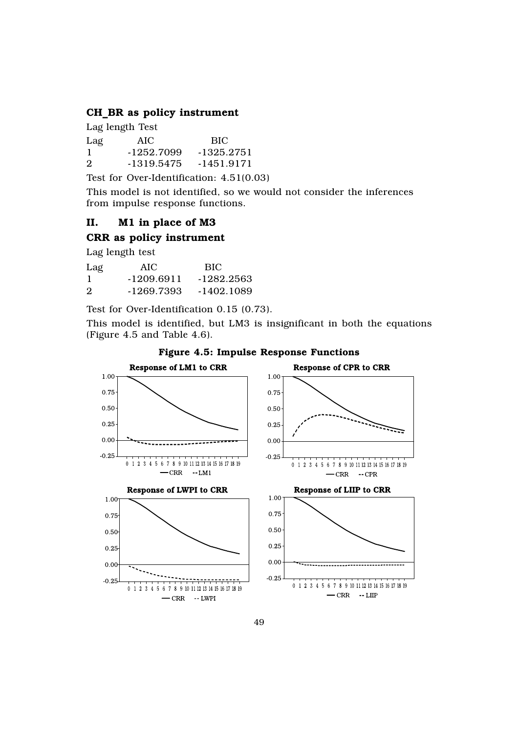**CH_BR as policy instrument**

Lag length Test

| Lag | AIC | BIC |
|---|---|---|
| 1 | -1252.7099 | -1325.2751 |
| 2 | -1319.5475 | -1451.9171 |

Test for Over-Identification: 4.51(0.03)

This model is not identified, so we would not consider the inferences from impulse response functions.

## II. M1 in place of M3

**CRR as policy instrument**

Lag length test

| Lag | AIC | BIC |
|---|---|---|
| 1 | -1209.6911 | -1282.2563 |
| 2 | -1269.7393 | -1402.1089 |

Test for Over-Identification 0.15 (0.73).

This model is identified, but LM3 is insignificant in both the equations (Figure 4.5 and Table 4.6).

**Figure 4.5: Impulse Response Functions**

Response of LM1 to CRR

1.00
0.75
0.50
0.25
0.00
-0.25
0 1 2 3 4 5 6 7 8 9 10 11 12 13 14 15 16 17 18 19
CRR -- LM1

Response of CPR to CRR

1.00
0.75
0.50
0.25
0.00
-0.25
0 1 2 3 4 5 6 7 8 9 10 11 12 13 14 15 16 17 18 19
CRR -- CPR

Response of LWPI to CRR

1.00
0.75
0.50
0.25
0.00
-0.25
0 1 2 3 4 5 6 7 8 9 10 11 12 13 14 15 16 17 18 19
CRR -- LWPI

Response of LIIP to CRR

1.00
0.75
0.50
0.25
0.00
-0.25
0 1 2 3 4 5 6 7 8 9 10 11 12 13 14 15 16 17 18 19
CRR -- LIIP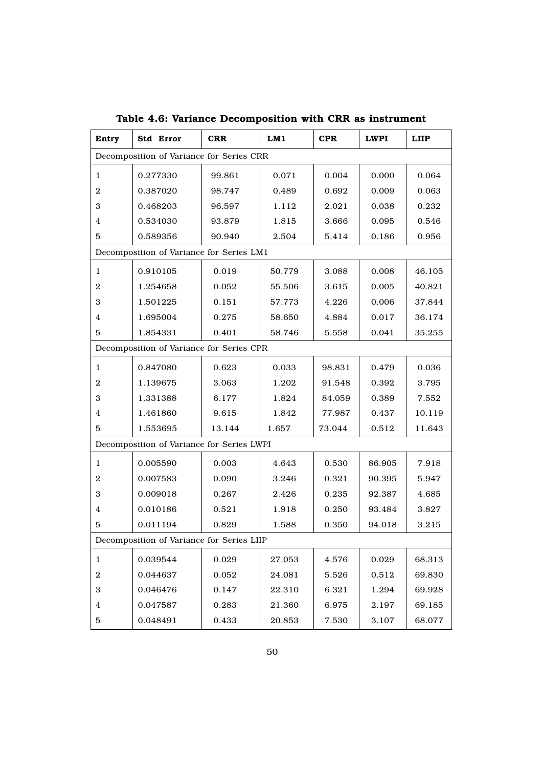**Table 4.6: Variance Decomposition with CRR as instrument**

| Entry | Std Error | CRR | LM1 | CPR | LWPI | LIIP |
|---|---|---|---|---|---|---|
| Decomposition of Variance for Series CRR | | | | | | |
| 1 | 0.277330 | 99.861 | 0.071 | 0.004 | 0.000 | 0.064 |
| 2 | 0.387020 | 98.747 | 0.489 | 0.692 | 0.009 | 0.063 |
| 3 | 0.468203 | 96.597 | 1.112 | 2.021 | 0.038 | 0.232 |
| 4 | 0.534030 | 93.879 | 1.815 | 3.666 | 0.095 | 0.546 |
| 5 | 0.589356 | 90.940 | 2.504 | 5.414 | 0.186 | 0.956 |
| Decomposition of Variance for Series LM1 | | | | | | |
| 1 | 0.910105 | 0.019 | 50.779 | 3.088 | 0.008 | 46.105 |
| 2 | 1.254658 | 0.052 | 55.506 | 3.615 | 0.005 | 40.821 |
| 3 | 1.501225 | 0.151 | 57.773 | 4.226 | 0.006 | 37.844 |
| 4 | 1.695004 | 0.275 | 58.650 | 4.884 | 0.017 | 36.174 |
| 5 | 1.854331 | 0.401 | 58.746 | 5.558 | 0.041 | 35.255 |
| Decomposition of Variance for Series CPR | | | | | | |
| 1 | 0.847080 | 0.623 | 0.033 | 98.831 | 0.479 | 0.036 |
| 2 | 1.139675 | 3.063 | 1.202 | 91.548 | 0.392 | 3.795 |
| 3 | 1.331388 | 6.177 | 1.824 | 84.059 | 0.389 | 7.552 |
| 4 | 1.461860 | 9.615 | 1.842 | 77.987 | 0.437 | 10.119 |
| 5 | 1.553695 | 13.144 | 1.657 | 73.044 | 0.512 | 11.643 |
| Decomposition of Variance for Series LWPI | | | | | | |
| 1 | 0.005590 | 0.003 | 4.643 | 0.530 | 86.905 | 7.918 |
| 2 | 0.007583 | 0.090 | 3.246 | 0.321 | 90.395 | 5.947 |
| 3 | 0.009018 | 0.267 | 2.426 | 0.235 | 92.387 | 4.685 |
| 4 | 0.010186 | 0.521 | 1.918 | 0.250 | 93.484 | 3.827 |
| 5 | 0.011194 | 0.829 | 1.588 | 0.350 | 94.018 | 3.215 |
| Decomposition of Variance for Series LIIP | | | | | | |
| 1 | 0.039544 | 0.029 | 27.053 | 4.576 | 0.029 | 68.313 |
| 2 | 0.044637 | 0.052 | 24.081 | 5.526 | 0.512 | 69.830 |
| 3 | 0.046476 | 0.147 | 22.310 | 6.321 | 1.294 | 69.928 |
| 4 | 0.047587 | 0.283 | 21.360 | 6.975 | 2.197 | 69.185 |
| 5 | 0.048491 | 0.433 | 20.853 | 7.530 | 3.107 | 68.077 |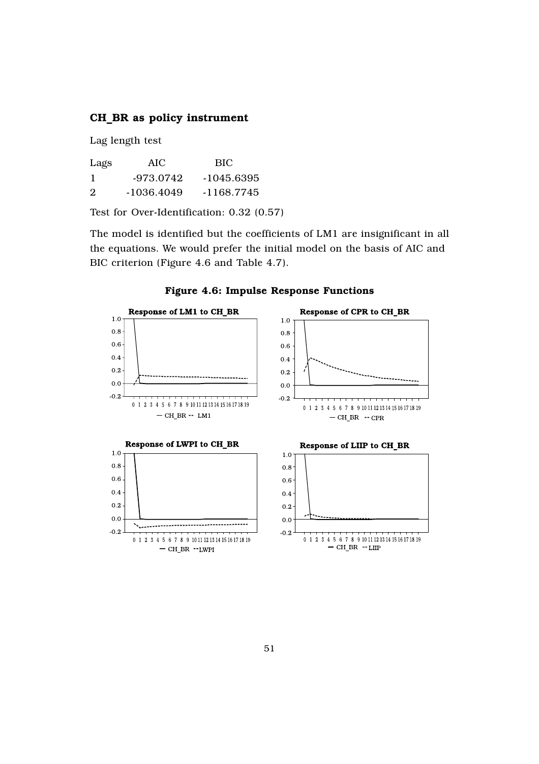**CH_BR as policy instrument**

Lag length test

| Lags | AIC | BIC |
|---|---|---|
| 1 | -973.0742 | -1045.6395 |
| 2 | -1036.4049 | -1168.7745 |

Test for Over-Identification: 0.32 (0.57)

The model is identified but the coefficients of LM1 are insignificant in all the equations. We would prefer the initial model on the basis of AIC and BIC criterion (Figure 4.6 and Table 4.7).

**Figure 4.6: Impulse Response Functions**

**Response of LM1 to CH_BR**

1.0
0.8
0.6
0.4
0.2
0.0
-0.2

0 1 2 3 4 5 6 7 8 9 10 11 12 13 14 15 16 17 18 19

— CH_BR -- LM1

**Response of CPR to CH_BR**

1.0
0.8
0.6
0.4
0.2
0.0
-0.2

0 1 2 3 4 5 6 7 8 9 10 11 12 13 14 15 16 17 18 19

— CH_BR -- CPR

**Response of LWPI to CH_BR**

1.0
0.8
0.6
0.4
0.2
0.0
-0.2

0 1 2 3 4 5 6 7 8 9 10 11 12 13 14 15 16 17 18 19

— CH_BR -- LWPI

**Response of LIIP to CH_BR**

1.0
0.8
0.6
0.4
0.2
0.0
-0.2

0 1 2 3 4 5 6 7 8 9 10 11 12 13 14 15 16 17 18 19

— CH_BR -- LIIP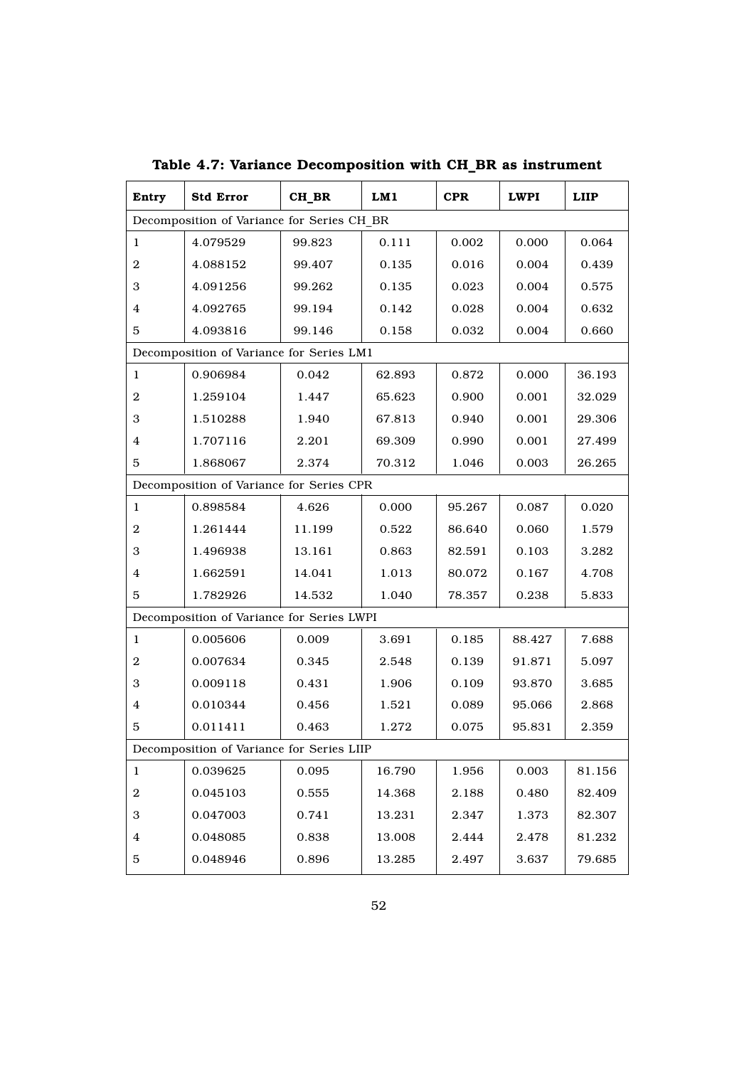**Table 4.7: Variance Decomposition with CH_BR as instrument**

| Entry | Std Error | CH_BR | LM1 | CPR | LWPI | LIIP |
|---|---|---|---|---|---|---|
| Decomposition of Variance for Series CH_BR | | | | | | |
| 1 | 4.079529 | 99.823 | 0.111 | 0.002 | 0.000 | 0.064 |
| 2 | 4.088152 | 99.407 | 0.135 | 0.016 | 0.004 | 0.439 |
| 3 | 4.091256 | 99.262 | 0.135 | 0.023 | 0.004 | 0.575 |
| 4 | 4.092765 | 99.194 | 0.142 | 0.028 | 0.004 | 0.632 |
| 5 | 4.093816 | 99.146 | 0.158 | 0.032 | 0.004 | 0.660 |
| Decomposition of Variance for Series LM1 | | | | | | |
| 1 | 0.906984 | 0.042 | 62.893 | 0.872 | 0.000 | 36.193 |
| 2 | 1.259104 | 1.447 | 65.623 | 0.900 | 0.001 | 32.029 |
| 3 | 1.510288 | 1.940 | 67.813 | 0.940 | 0.001 | 29.306 |
| 4 | 1.707116 | 2.201 | 69.309 | 0.990 | 0.001 | 27.499 |
| 5 | 1.868067 | 2.374 | 70.312 | 1.046 | 0.003 | 26.265 |
| Decomposition of Variance for Series CPR | | | | | | |
| 1 | 0.898584 | 4.626 | 0.000 | 95.267 | 0.087 | 0.020 |
| 2 | 1.261444 | 11.199 | 0.522 | 86.640 | 0.060 | 1.579 |
| 3 | 1.496938 | 13.161 | 0.863 | 82.591 | 0.103 | 3.282 |
| 4 | 1.662591 | 14.041 | 1.013 | 80.072 | 0.167 | 4.708 |
| 5 | 1.782926 | 14.532 | 1.040 | 78.357 | 0.238 | 5.833 |
| Decomposition of Variance for Series LWPI | | | | | | |
| 1 | 0.005606 | 0.009 | 3.691 | 0.185 | 88.427 | 7.688 |
| 2 | 0.007634 | 0.345 | 2.548 | 0.139 | 91.871 | 5.097 |
| 3 | 0.009118 | 0.431 | 1.906 | 0.109 | 93.870 | 3.685 |
| 4 | 0.010344 | 0.456 | 1.521 | 0.089 | 95.066 | 2.868 |
| 5 | 0.011411 | 0.463 | 1.272 | 0.075 | 95.831 | 2.359 |
| Decomposition of Variance for Series LIIP | | | | | | |
| 1 | 0.039625 | 0.095 | 16.790 | 1.956 | 0.003 | 81.156 |
| 2 | 0.045103 | 0.555 | 14.368 | 2.188 | 0.480 | 82.409 |
| 3 | 0.047003 | 0.741 | 13.231 | 2.347 | 1.373 | 82.307 |
| 4 | 0.048085 | 0.838 | 13.008 | 2.444 | 2.478 | 81.232 |
| 5 | 0.048946 | 0.896 | 13.285 | 2.497 | 3.637 | 79.685 |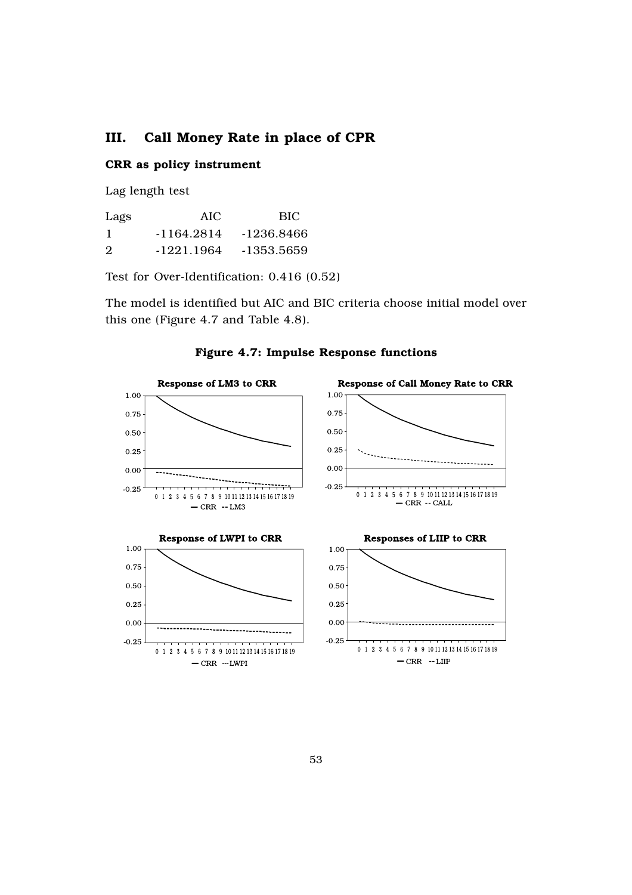## III. Call Money Rate in place of CPR

### CRR as policy instrument

Lag length test

| Lags | AIC | BIC |
|---|---|---|
| 1 | -1164.2814 | -1236.8466 |
| 2 | -1221.1964 | -1353.5659 |

Test for Over-Identification: 0.416 (0.52)

The model is identified but AIC and BIC criteria choose initial model over this one (Figure 4.7 and Table 4.8).

**Figure 4.7: Impulse Response functions**

**Response of LM3 to CRR**

1.00
0.75
0.50
0.25
0.00
-0.25

0 1 2 3 4 5 6 7 8 9 10 11 12 13 14 15 16 17 18 19

— CRR -- LM3

**Response of Call Money Rate to CRR**

1.00
0.75
0.50
0.25
0.00
-0.25

0 1 2 3 4 5 6 7 8 9 10 11 12 13 14 15 16 17 18 19

— CRR -- CALL

**Response of LWPI to CRR**

1.00
0.75
0.50
0.25
0.00
-0.25

0 1 2 3 4 5 6 7 8 9 10 11 12 13 14 15 16 17 18 19

— CRR -- LWPI

**Responses of LIIP to CRR**

1.00
0.75
0.50
0.25
0.00
-0.25

0 1 2 3 4 5 6 7 8 9 10 11 12 13 14 15 16 17 18 19

— CRR -- LIIP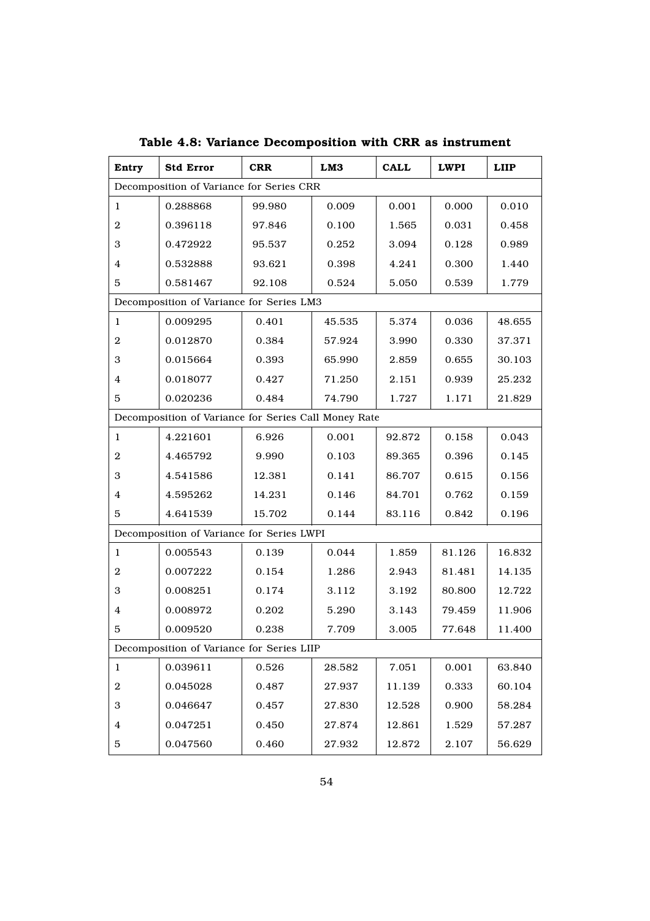**Table 4.8: Variance Decomposition with CRR as instrument**

| Entry | Std Error | CRR | LM3 | CALL | LWPI | LIIP |
|---|---|---|---|---|---|---|
| Decomposition of Variance for Series CRR | | | | | | |
| 1 | 0.288868 | 99.980 | 0.009 | 0.001 | 0.000 | 0.010 |
| 2 | 0.396118 | 97.846 | 0.100 | 1.565 | 0.031 | 0.458 |
| 3 | 0.472922 | 95.537 | 0.252 | 3.094 | 0.128 | 0.989 |
| 4 | 0.532888 | 93.621 | 0.398 | 4.241 | 0.300 | 1.440 |
| 5 | 0.581467 | 92.108 | 0.524 | 5.050 | 0.539 | 1.779 |
| Decomposition of Variance for Series LM3 | | | | | | |
| 1 | 0.009295 | 0.401 | 45.535 | 5.374 | 0.036 | 48.655 |
| 2 | 0.012870 | 0.384 | 57.924 | 3.990 | 0.330 | 37.371 |
| 3 | 0.015664 | 0.393 | 65.990 | 2.859 | 0.655 | 30.103 |
| 4 | 0.018077 | 0.427 | 71.250 | 2.151 | 0.939 | 25.232 |
| 5 | 0.020236 | 0.484 | 74.790 | 1.727 | 1.171 | 21.829 |
| Decomposition of Variance for Series Call Money Rate | | | | | | |
| 1 | 4.221601 | 6.926 | 0.001 | 92.872 | 0.158 | 0.043 |
| 2 | 4.465792 | 9.990 | 0.103 | 89.365 | 0.396 | 0.145 |
| 3 | 4.541586 | 12.381 | 0.141 | 86.707 | 0.615 | 0.156 |
| 4 | 4.595262 | 14.231 | 0.146 | 84.701 | 0.762 | 0.159 |
| 5 | 4.641539 | 15.702 | 0.144 | 83.116 | 0.842 | 0.196 |
| Decomposition of Variance for Series LWPI | | | | | | |
| 1 | 0.005543 | 0.139 | 0.044 | 1.859 | 81.126 | 16.832 |
| 2 | 0.007222 | 0.154 | 1.286 | 2.943 | 81.481 | 14.135 |
| 3 | 0.008251 | 0.174 | 3.112 | 3.192 | 80.800 | 12.722 |
| 4 | 0.008972 | 0.202 | 5.290 | 3.143 | 79.459 | 11.906 |
| 5 | 0.009520 | 0.238 | 7.709 | 3.005 | 77.648 | 11.400 |
| Decomposition of Variance for Series LIIP | | | | | | |
| 1 | 0.039611 | 0.526 | 28.582 | 7.051 | 0.001 | 63.840 |
| 2 | 0.045028 | 0.487 | 27.937 | 11.139 | 0.333 | 60.104 |
| 3 | 0.046647 | 0.457 | 27.830 | 12.528 | 0.900 | 58.284 |
| 4 | 0.047251 | 0.450 | 27.874 | 12.861 | 1.529 | 57.287 |
| 5 | 0.047560 | 0.460 | 27.932 | 12.872 | 2.107 | 56.629 |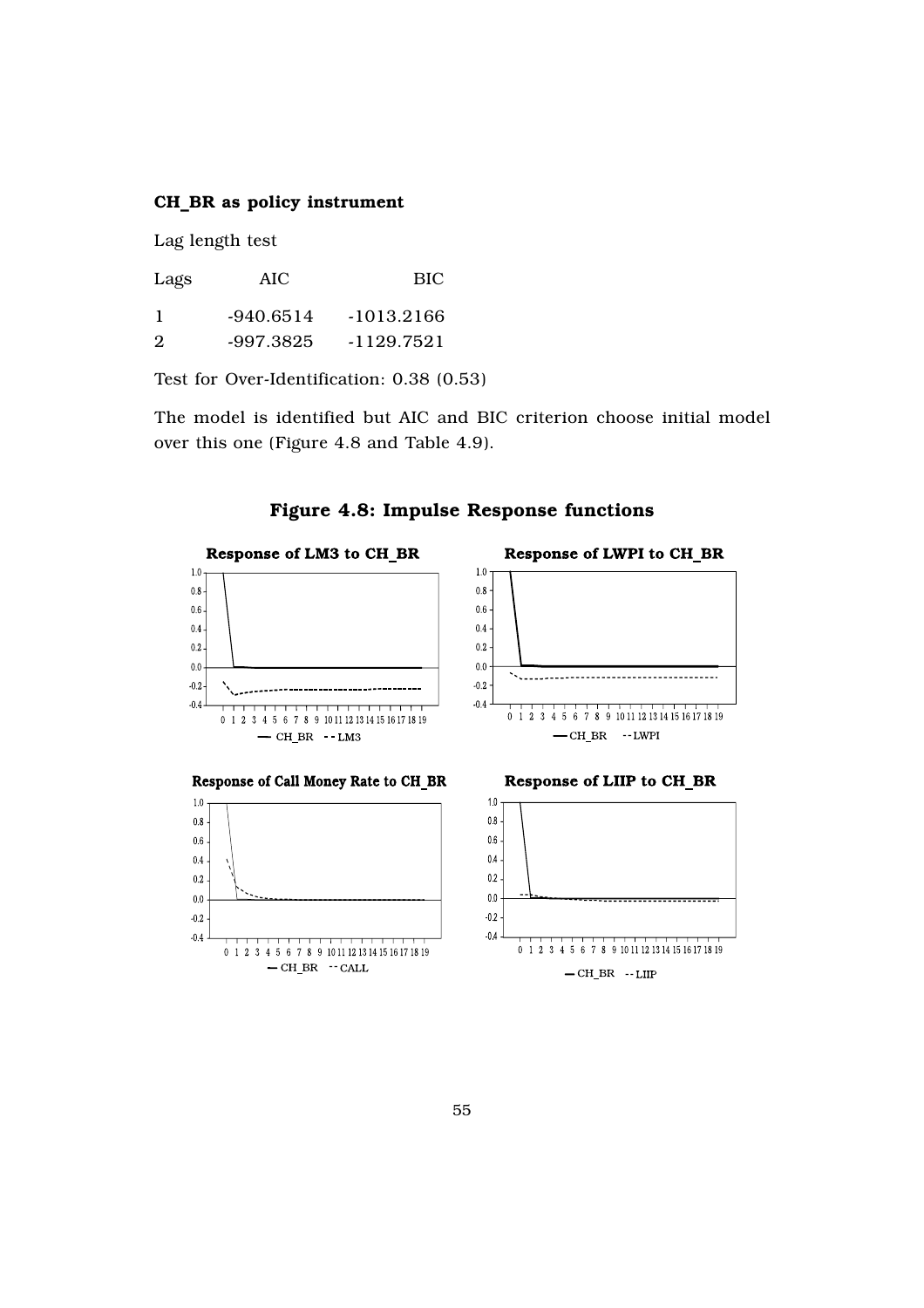**CH_BR as policy instrument**

Lag length test

| Lags | AIC | BIC |
|---|---|---|
| 1 | -940.6514 | -1013.2166 |
| 2 | -997.3825 | -1129.7521 |

Test for Over-Identification: 0.38 (0.53)

The model is identified but AIC and BIC criterion choose initial model over this one (Figure 4.8 and Table 4.9).

## Figure 4.8: Impulse Response functions

**Response of LM3 to CH_BR**

1.0
0.8
0.6
0.4
0.2
0.0
-0.2
-0.4

0 1 2 3 4 5 6 7 8 9 10 11 12 13 14 15 16 17 18 19

— CH_BR - - LM3

**Response of LWPI to CH_BR**

1.0
0.8
0.6
0.4
0.2
0.0
-0.2
-0.4

0 1 2 3 4 5 6 7 8 9 10 11 12 13 14 15 16 17 18 19

— CH_BR - - LWPI

**Response of Call Money Rate to CH_BR**

1.0
0.8
0.6
0.4
0.2
0.0
-0.2
-0.4

0 1 2 3 4 5 6 7 8 9 10 11 12 13 14 15 16 17 18 19

— CH_BR - - CALL

**Response of LIIP to CH_BR**

1.0
0.8
0.6
0.4
0.2
0.0
-0.2
-0.4

0 1 2 3 4 5 6 7 8 9 10 11 12 13 14 15 16 17 18 19

— CH_BR - - LIIP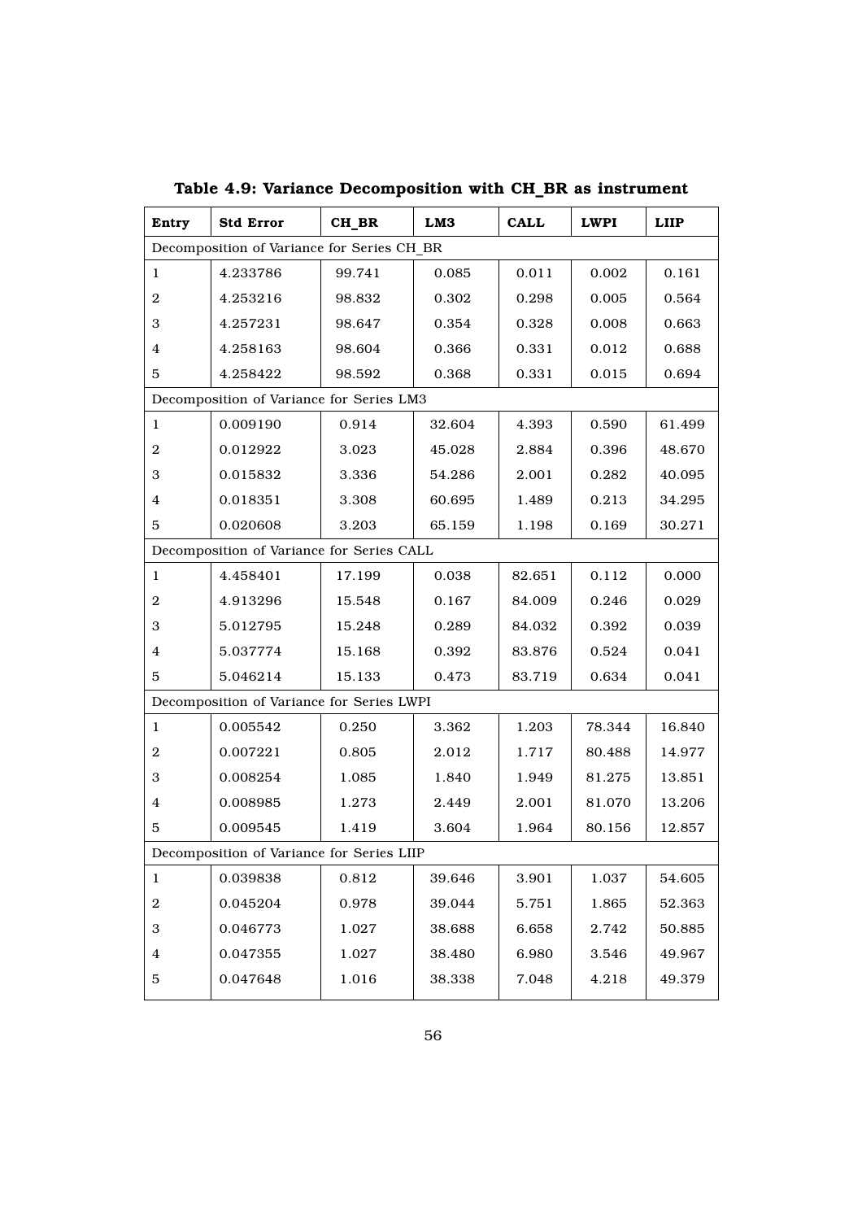**Table 4.9: Variance Decomposition with CH_BR as instrument**

| Entry | Std Error | CH_BR | LM3 | CALL | LWPI | LIIP |
|---|---|---|---|---|---|---|
| Decomposition of Variance for Series CH_BR | | | | | | |
| 1 | 4.233786 | 99.741 | 0.085 | 0.011 | 0.002 | 0.161 |
| 2 | 4.253216 | 98.832 | 0.302 | 0.298 | 0.005 | 0.564 |
| 3 | 4.257231 | 98.647 | 0.354 | 0.328 | 0.008 | 0.663 |
| 4 | 4.258163 | 98.604 | 0.366 | 0.331 | 0.012 | 0.688 |
| 5 | 4.258422 | 98.592 | 0.368 | 0.331 | 0.015 | 0.694 |
| Decomposition of Variance for Series LM3 | | | | | | |
| 1 | 0.009190 | 0.914 | 32.604 | 4.393 | 0.590 | 61.499 |
| 2 | 0.012922 | 3.023 | 45.028 | 2.884 | 0.396 | 48.670 |
| 3 | 0.015832 | 3.336 | 54.286 | 2.001 | 0.282 | 40.095 |
| 4 | 0.018351 | 3.308 | 60.695 | 1.489 | 0.213 | 34.295 |
| 5 | 0.020608 | 3.203 | 65.159 | 1.198 | 0.169 | 30.271 |
| Decomposition of Variance for Series CALL | | | | | | |
| 1 | 4.458401 | 17.199 | 0.038 | 82.651 | 0.112 | 0.000 |
| 2 | 4.913296 | 15.548 | 0.167 | 84.009 | 0.246 | 0.029 |
| 3 | 5.012795 | 15.248 | 0.289 | 84.032 | 0.392 | 0.039 |
| 4 | 5.037774 | 15.168 | 0.392 | 83.876 | 0.524 | 0.041 |
| 5 | 5.046214 | 15.133 | 0.473 | 83.719 | 0.634 | 0.041 |
| Decomposition of Variance for Series LWPI | | | | | | |
| 1 | 0.005542 | 0.250 | 3.362 | 1.203 | 78.344 | 16.840 |
| 2 | 0.007221 | 0.805 | 2.012 | 1.717 | 80.488 | 14.977 |
| 3 | 0.008254 | 1.085 | 1.840 | 1.949 | 81.275 | 13.851 |
| 4 | 0.008985 | 1.273 | 2.449 | 2.001 | 81.070 | 13.206 |
| 5 | 0.009545 | 1.419 | 3.604 | 1.964 | 80.156 | 12.857 |
| Decomposition of Variance for Series LIIP | | | | | | |
| 1 | 0.039838 | 0.812 | 39.646 | 3.901 | 1.037 | 54.605 |
| 2 | 0.045204 | 0.978 | 39.044 | 5.751 | 1.865 | 52.363 |
| 3 | 0.046773 | 1.027 | 38.688 | 6.658 | 2.742 | 50.885 |
| 4 | 0.047355 | 1.027 | 38.480 | 6.980 | 3.546 | 49.967 |
| 5 | 0.047648 | 1.016 | 38.338 | 7.048 | 4.218 | 49.379 |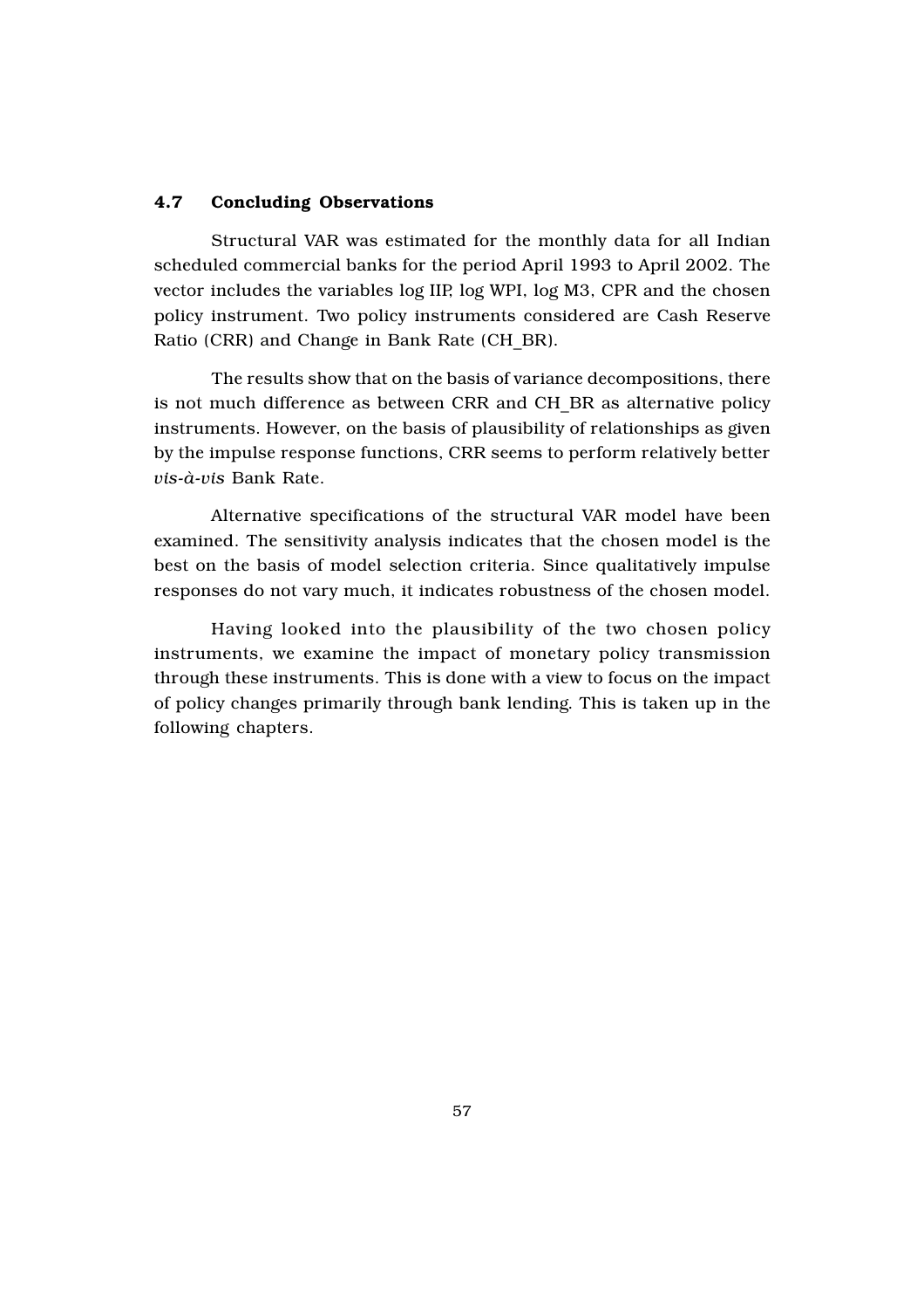### 4.7 Concluding Observations

Structural VAR was estimated for the monthly data for all Indian scheduled commercial banks for the period April 1993 to April 2002. The vector includes the variables log IIP, log WPI, log M3, CPR and the chosen policy instrument. Two policy instruments considered are Cash Reserve Ratio (CRR) and Change in Bank Rate (CH_BR).

The results show that on the basis of variance decompositions, there is not much difference as between CRR and CH_BR as alternative policy instruments. However, on the basis of plausibility of relationships as given by the impulse response functions, CRR seems to perform relatively better *vis-à-vis* Bank Rate.

Alternative specifications of the structural VAR model have been examined. The sensitivity analysis indicates that the chosen model is the best on the basis of model selection criteria. Since qualitatively impulse responses do not vary much, it indicates robustness of the chosen model.

Having looked into the plausibility of the two chosen policy instruments, we examine the impact of monetary policy transmission through these instruments. This is done with a view to focus on the impact of policy changes primarily through bank lending. This is taken up in the following chapters.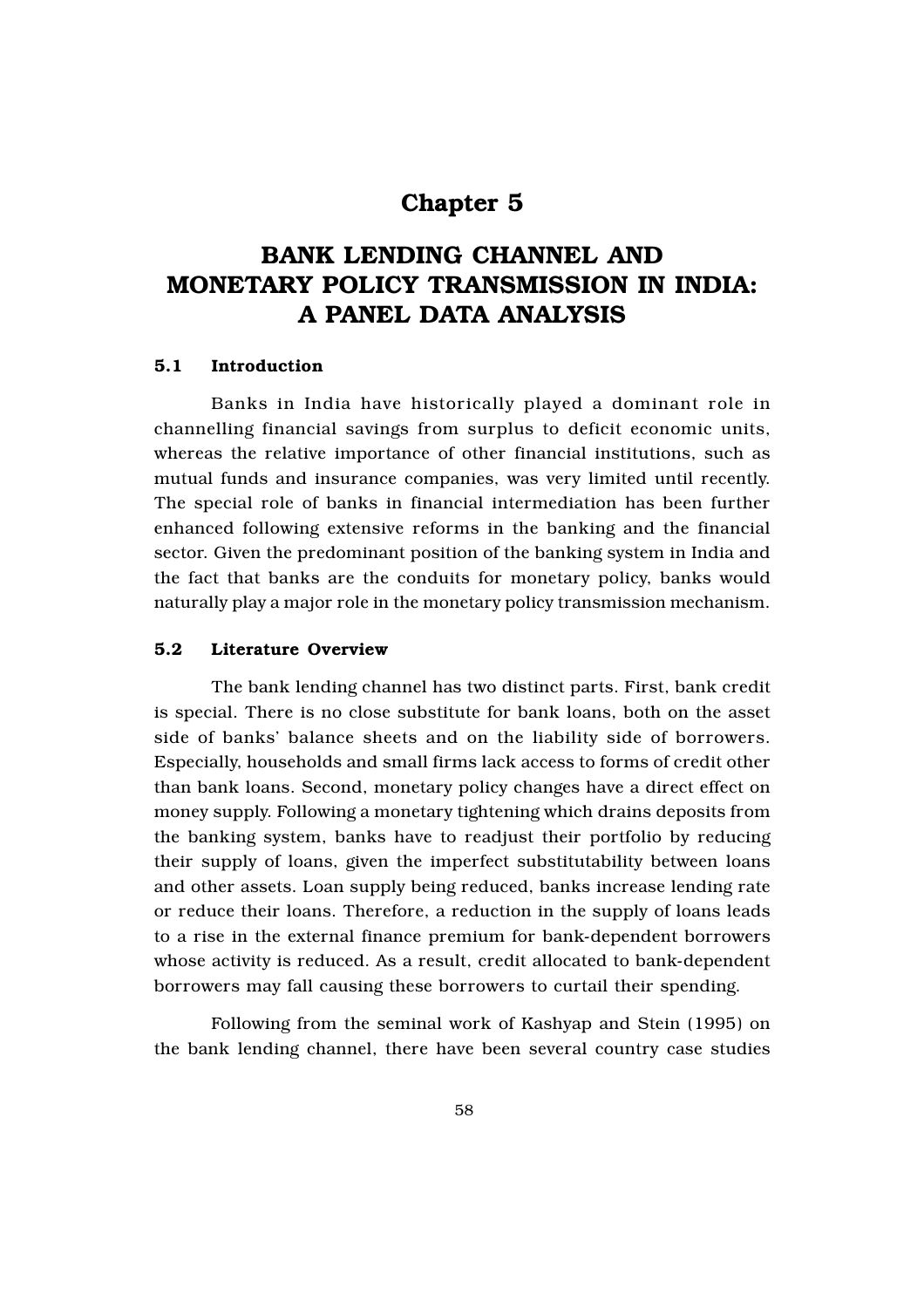# Chapter 5

# BANK LENDING CHANNEL AND MONETARY POLICY TRANSMISSION IN INDIA: A PANEL DATA ANALYSIS

## 5.1 Introduction

Banks in India have historically played a dominant role in channelling financial savings from surplus to deficit economic units, whereas the relative importance of other financial institutions, such as mutual funds and insurance companies, was very limited until recently. The special role of banks in financial intermediation has been further enhanced following extensive reforms in the banking and the financial sector. Given the predominant position of the banking system in India and the fact that banks are the conduits for monetary policy, banks would naturally play a major role in the monetary policy transmission mechanism.

## 5.2 Literature Overview

The bank lending channel has two distinct parts. First, bank credit is special. There is no close substitute for bank loans, both on the asset side of banks' balance sheets and on the liability side of borrowers. Especially, households and small firms lack access to forms of credit other than bank loans. Second, monetary policy changes have a direct effect on money supply. Following a monetary tightening which drains deposits from the banking system, banks have to readjust their portfolio by reducing their supply of loans, given the imperfect substitutability between loans and other assets. Loan supply being reduced, banks increase lending rate or reduce their loans. Therefore, a reduction in the supply of loans leads to a rise in the external finance premium for bank-dependent borrowers whose activity is reduced. As a result, credit allocated to bank-dependent borrowers may fall causing these borrowers to curtail their spending.

Following from the seminal work of Kashyap and Stein (1995) on the bank lending channel, there have been several country case studies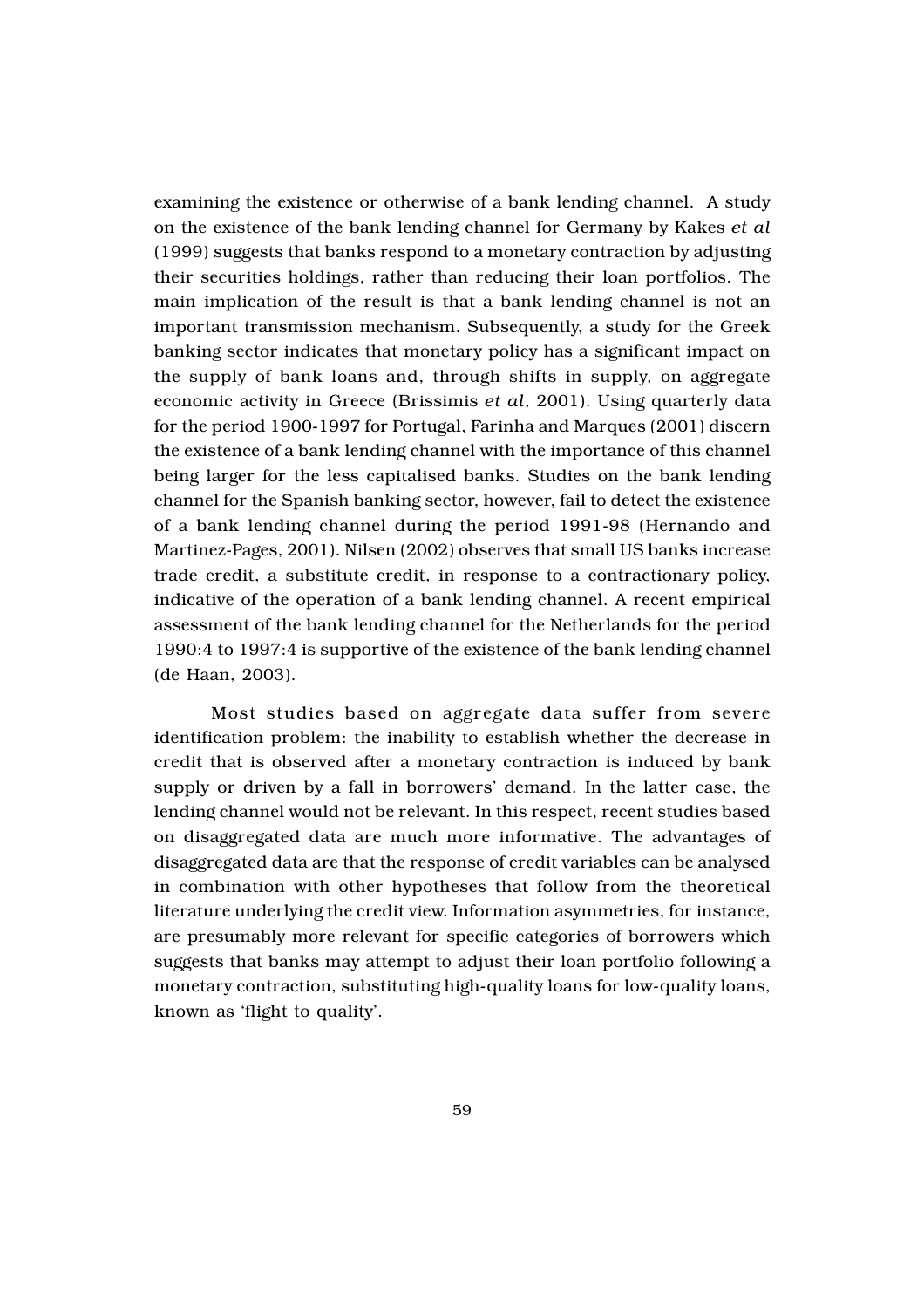examining the existence or otherwise of a bank lending channel. A study on the existence of the bank lending channel for Germany by Kakes *et al* (1999) suggests that banks respond to a monetary contraction by adjusting their securities holdings, rather than reducing their loan portfolios. The main implication of the result is that a bank lending channel is not an important transmission mechanism. Subsequently, a study for the Greek banking sector indicates that monetary policy has a significant impact on the supply of bank loans and, through shifts in supply, on aggregate economic activity in Greece (Brissimis *et al*, 2001). Using quarterly data for the period 1900-1997 for Portugal, Farinha and Marques (2001) discern the existence of a bank lending channel with the importance of this channel being larger for the less capitalised banks. Studies on the bank lending channel for the Spanish banking sector, however, fail to detect the existence of a bank lending channel during the period 1991-98 (Hernando and Martinez-Pages, 2001). Nilsen (2002) observes that small US banks increase trade credit, a substitute credit, in response to a contractionary policy, indicative of the operation of a bank lending channel. A recent empirical assessment of the bank lending channel for the Netherlands for the period 1990:4 to 1997:4 is supportive of the existence of the bank lending channel (de Haan, 2003).

Most studies based on aggregate data suffer from severe identification problem: the inability to establish whether the decrease in credit that is observed after a monetary contraction is induced by bank supply or driven by a fall in borrowers' demand. In the latter case, the lending channel would not be relevant. In this respect, recent studies based on disaggregated data are much more informative. The advantages of disaggregated data are that the response of credit variables can be analysed in combination with other hypotheses that follow from the theoretical literature underlying the credit view. Information asymmetries, for instance, are presumably more relevant for specific categories of borrowers which suggests that banks may attempt to adjust their loan portfolio following a monetary contraction, substituting high-quality loans for low-quality loans, known as 'flight to quality'.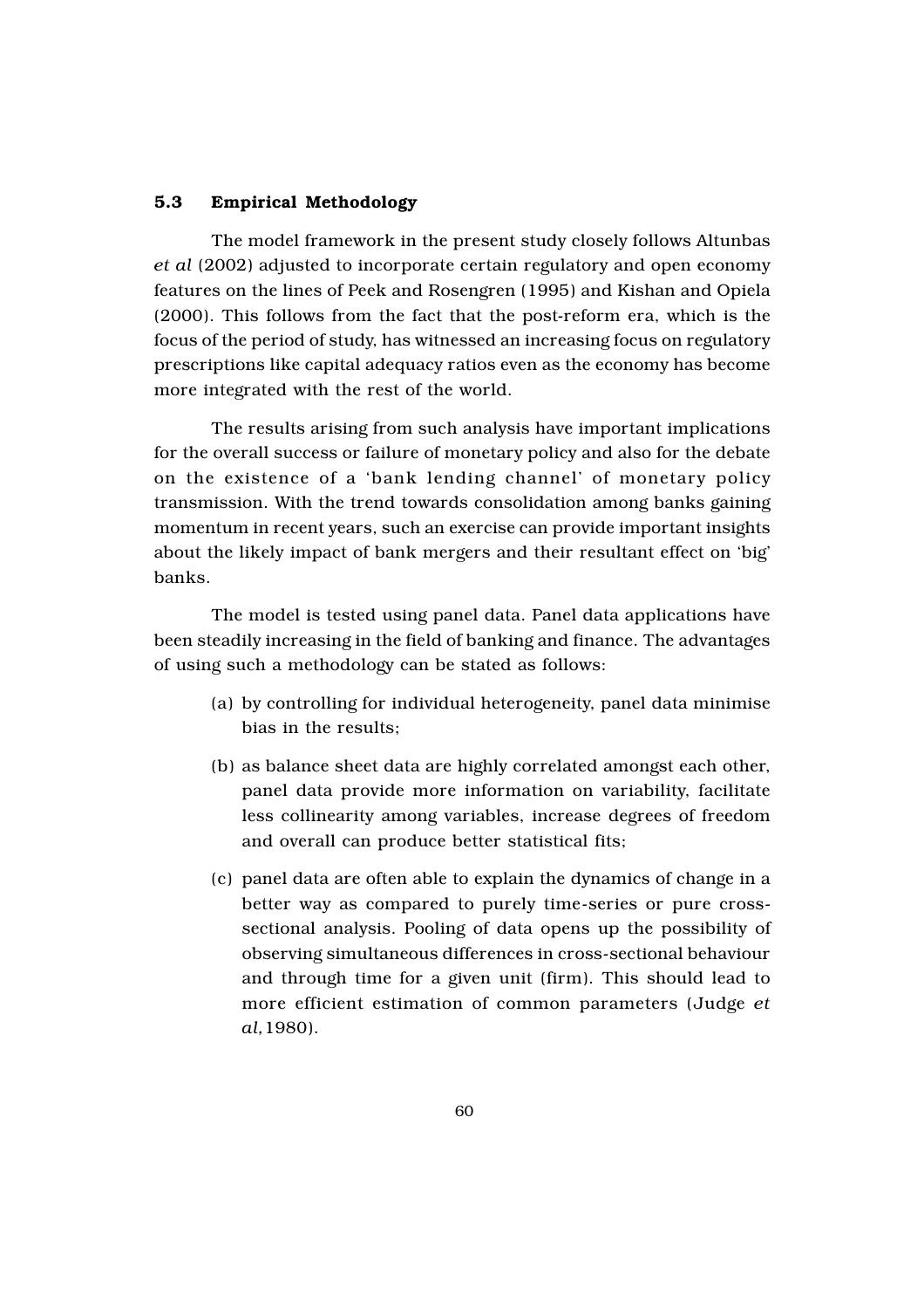### 5.3 Empirical Methodology

The model framework in the present study closely follows Altunbas *et al* (2002) adjusted to incorporate certain regulatory and open economy features on the lines of Peek and Rosengren (1995) and Kishan and Opiela (2000). This follows from the fact that the post-reform era, which is the focus of the period of study, has witnessed an increasing focus on regulatory prescriptions like capital adequacy ratios even as the economy has become more integrated with the rest of the world.

The results arising from such analysis have important implications for the overall success or failure of monetary policy and also for the debate on the existence of a 'bank lending channel' of monetary policy transmission. With the trend towards consolidation among banks gaining momentum in recent years, such an exercise can provide important insights about the likely impact of bank mergers and their resultant effect on 'big' banks.

The model is tested using panel data. Panel data applications have been steadily increasing in the field of banking and finance. The advantages of using such a methodology can be stated as follows:

(a) by controlling for individual heterogeneity, panel data minimise bias in the results;

(b) as balance sheet data are highly correlated amongst each other, panel data provide more information on variability, facilitate less collinearity among variables, increase degrees of freedom and overall can produce better statistical fits;

(c) panel data are often able to explain the dynamics of change in a better way as compared to purely time-series or pure cross-sectional analysis. Pooling of data opens up the possibility of observing simultaneous differences in cross-sectional behaviour and through time for a given unit (firm). This should lead to more efficient estimation of common parameters (Judge *et al*, 1980).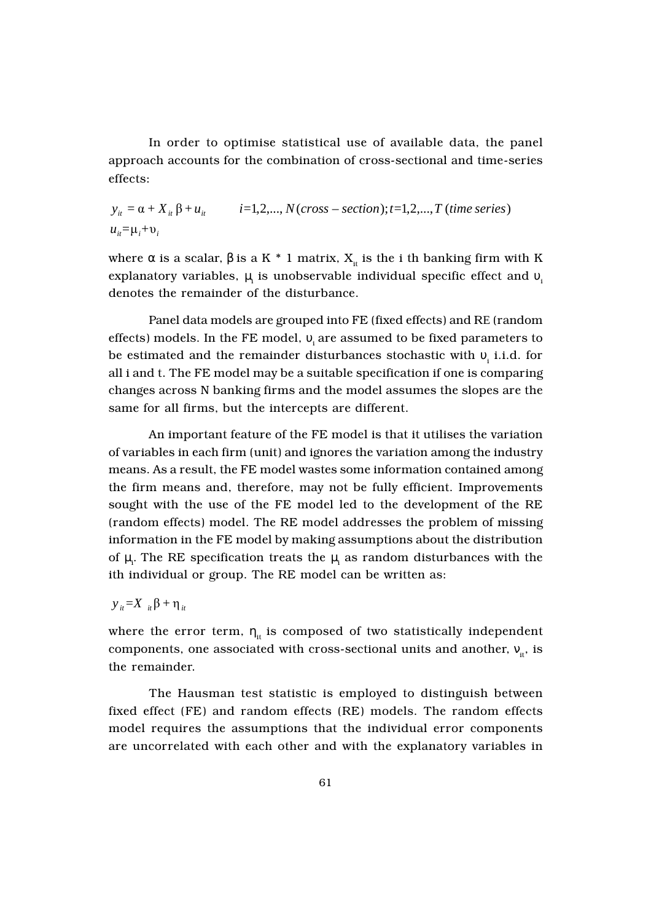In order to optimise statistical use of available data, the panel approach accounts for the combination of cross-sectional and time-series effects:

$$y_{it} = \alpha + X_{it}\,\beta + u_{it} \qquad i{=}1{,}2{,}...,N\,(cross-section); t{=}1{,}2{,}...,T\,(time\ series)$$

$$u_{it}{=}\mu_i{+}\upsilon_i$$

where $\alpha$ is a scalar, $\beta$ is a K * 1 matrix, $X_{it}$ is the i th banking firm with K explanatory variables, $\mu_i$ is unobservable individual specific effect and $\upsilon_i$ denotes the remainder of the disturbance.

Panel data models are grouped into FE (fixed effects) and RE (random effects) models. In the FE model, $\upsilon_i$ are assumed to be fixed parameters to be estimated and the remainder disturbances stochastic with $\upsilon_i$ i.i.d. for all i and t. The FE model may be a suitable specification if one is comparing changes across N banking firms and the model assumes the slopes are the same for all firms, but the intercepts are different.

An important feature of the FE model is that it utilises the variation of variables in each firm (unit) and ignores the variation among the industry means. As a result, the FE model wastes some information contained among the firm means and, therefore, may not be fully efficient. Improvements sought with the use of the FE model led to the development of the RE (random effects) model. The RE model addresses the problem of missing information in the FE model by making assumptions about the distribution of $\mu_i$. The RE specification treats the $\mu_i$ as random disturbances with the ith individual or group. The RE model can be written as:

$$y_{it}{=}X_{it}\,\beta + \eta_{it}$$

where the error term, $\eta_{it}$ is composed of two statistically independent components, one associated with cross-sectional units and another, $\nu_{it}$, is the remainder.

The Hausman test statistic is employed to distinguish between fixed effect (FE) and random effects (RE) models. The random effects model requires the assumptions that the individual error components are uncorrelated with each other and with the explanatory variables in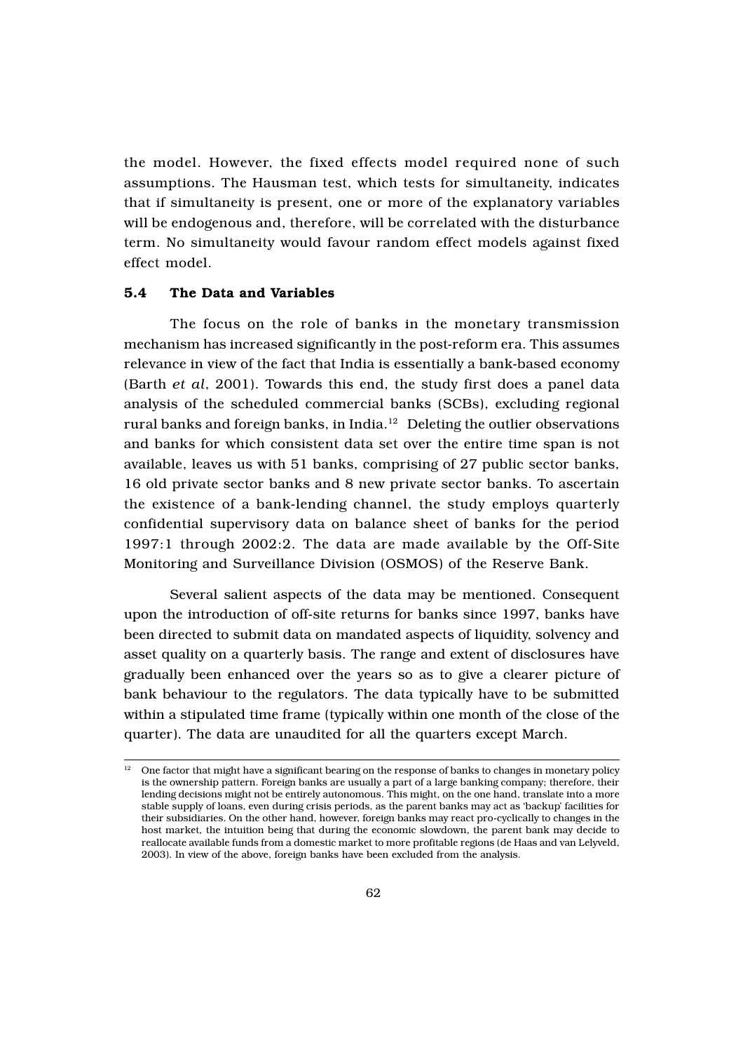the model. However, the fixed effects model required none of such assumptions. The Hausman test, which tests for simultaneity, indicates that if simultaneity is present, one or more of the explanatory variables will be endogenous and, therefore, will be correlated with the disturbance term. No simultaneity would favour random effect models against fixed effect model.

### 5.4 The Data and Variables

The focus on the role of banks in the monetary transmission mechanism has increased significantly in the post-reform era. This assumes relevance in view of the fact that India is essentially a bank-based economy (Barth *et al*, 2001). Towards this end, the study first does a panel data analysis of the scheduled commercial banks (SCBs), excluding regional rural banks and foreign banks, in India.[12] Deleting the outlier observations and banks for which consistent data set over the entire time span is not available, leaves us with 51 banks, comprising of 27 public sector banks, 16 old private sector banks and 8 new private sector banks. To ascertain the existence of a bank-lending channel, the study employs quarterly confidential supervisory data on balance sheet of banks for the period 1997:1 through 2002:2. The data are made available by the Off-Site Monitoring and Surveillance Division (OSMOS) of the Reserve Bank.

Several salient aspects of the data may be mentioned. Consequent upon the introduction of off-site returns for banks since 1997, banks have been directed to submit data on mandated aspects of liquidity, solvency and asset quality on a quarterly basis. The range and extent of disclosures have gradually been enhanced over the years so as to give a clearer picture of bank behaviour to the regulators. The data typically have to be submitted within a stipulated time frame (typically within one month of the close of the quarter). The data are unaudited for all the quarters except March.

---

[12] One factor that might have a significant bearing on the response of banks to changes in monetary policy is the ownership pattern. Foreign banks are usually a part of a large banking company; therefore, their lending decisions might not be entirely autonomous. This might, on the one hand, translate into a more stable supply of loans, even during crisis periods, as the parent banks may act as 'backup' facilities for their subsidiaries. On the other hand, however, foreign banks may react pro-cyclically to changes in the host market, the intuition being that during the economic slowdown, the parent bank may decide to reallocate available funds from a domestic market to more profitable regions (de Haas and van Lelyveld, 2003). In view of the above, foreign banks have been excluded from the analysis.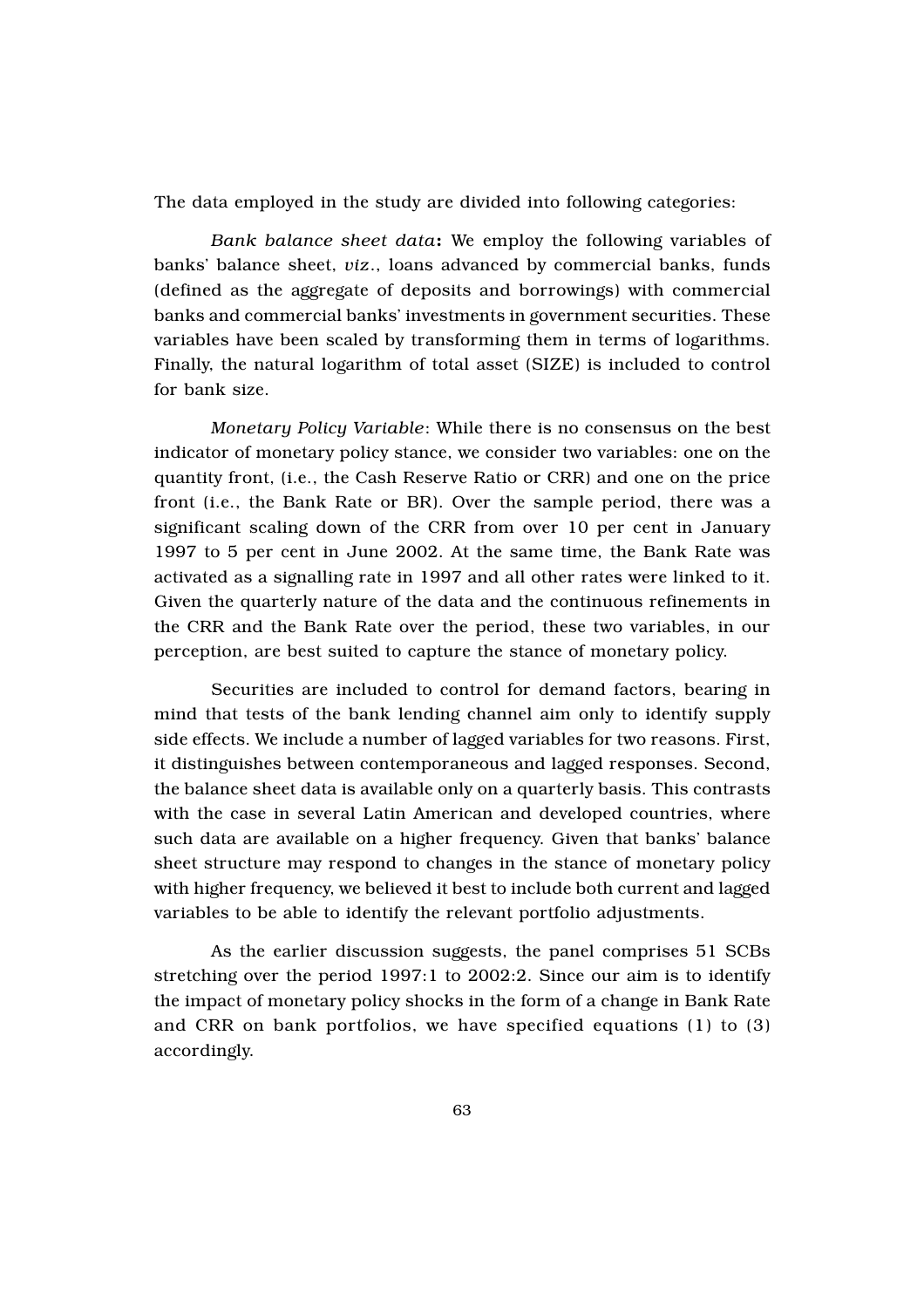The data employed in the study are divided into following categories:

*Bank balance sheet data*: We employ the following variables of banks' balance sheet, *viz*., loans advanced by commercial banks, funds (defined as the aggregate of deposits and borrowings) with commercial banks and commercial banks' investments in government securities. These variables have been scaled by transforming them in terms of logarithms. Finally, the natural logarithm of total asset (SIZE) is included to control for bank size.

*Monetary Policy Variable*: While there is no consensus on the best indicator of monetary policy stance, we consider two variables: one on the quantity front, (i.e., the Cash Reserve Ratio or CRR) and one on the price front (i.e., the Bank Rate or BR). Over the sample period, there was a significant scaling down of the CRR from over 10 per cent in January 1997 to 5 per cent in June 2002. At the same time, the Bank Rate was activated as a signalling rate in 1997 and all other rates were linked to it. Given the quarterly nature of the data and the continuous refinements in the CRR and the Bank Rate over the period, these two variables, in our perception, are best suited to capture the stance of monetary policy.

Securities are included to control for demand factors, bearing in mind that tests of the bank lending channel aim only to identify supply side effects. We include a number of lagged variables for two reasons. First, it distinguishes between contemporaneous and lagged responses. Second, the balance sheet data is available only on a quarterly basis. This contrasts with the case in several Latin American and developed countries, where such data are available on a higher frequency. Given that banks' balance sheet structure may respond to changes in the stance of monetary policy with higher frequency, we believed it best to include both current and lagged variables to be able to identify the relevant portfolio adjustments.

As the earlier discussion suggests, the panel comprises 51 SCBs stretching over the period 1997:1 to 2002:2. Since our aim is to identify the impact of monetary policy shocks in the form of a change in Bank Rate and CRR on bank portfolios, we have specified equations (1) to (3) accordingly.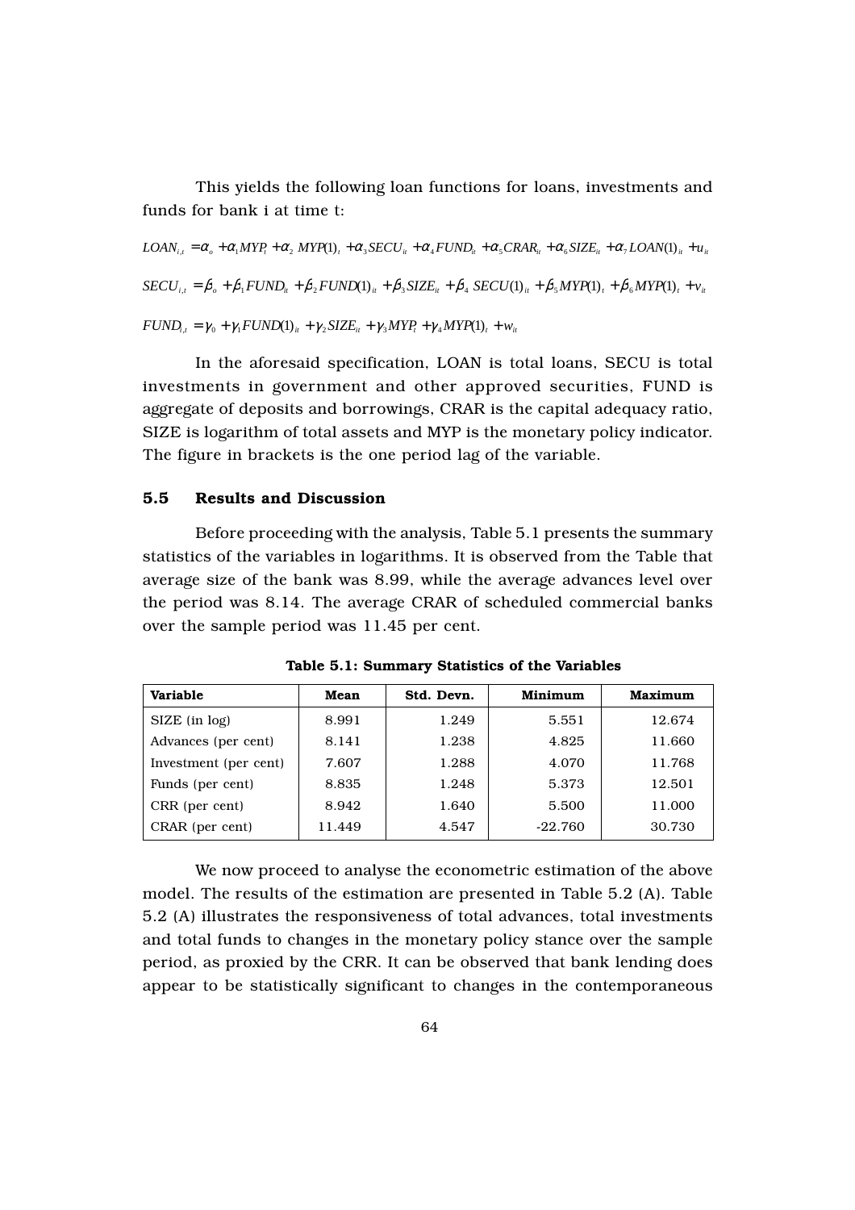This yields the following loan functions for loans, investments and funds for bank i at time t:

$$LOAN_{i,t} = \alpha_o + \alpha_1 MYP_t + \alpha_2 \ MYP(1)_t + \alpha_3 SECU_{it} + \alpha_4 FUND_{it} + \alpha_5 CRAR_{it} + \alpha_6 SIZE_{it} + \alpha_7 LOAN(1)_{it} + u_{it}$$

$$SECU_{i,t} = \beta_o + \beta_1 FUND_{it} + \beta_2 FUND(1)_{it} + \beta_3 SIZE_{it} + \beta_4 \ SECU(1)_{it} + \beta_5 MYP(1)_t + \beta_6 MYP(1)_t + v_{it}$$

$$FUND_{i,t} = \gamma_0 + \gamma_1 FUND(1)_{it} + \gamma_2 SIZE_{it} + \gamma_3 MYP_t + \gamma_4 MYP(1)_t + w_{it}$$

In the aforesaid specification, LOAN is total loans, SECU is total investments in government and other approved securities, FUND is aggregate of deposits and borrowings, CRAR is the capital adequacy ratio, SIZE is logarithm of total assets and MYP is the monetary policy indicator. The figure in brackets is the one period lag of the variable.

### 5.5 Results and Discussion

Before proceeding with the analysis, Table 5.1 presents the summary statistics of the variables in logarithms. It is observed from the Table that average size of the bank was 8.99, while the average advances level over the period was 8.14. The average CRAR of scheduled commercial banks over the sample period was 11.45 per cent.

**Table 5.1: Summary Statistics of the Variables**

| Variable | Mean | Std. Devn. | Minimum | Maximum |
|---|---|---|---|---|
| SIZE (in log) | 8.991 | 1.249 | 5.551 | 12.674 |
| Advances (per cent) | 8.141 | 1.238 | 4.825 | 11.660 |
| Investment (per cent) | 7.607 | 1.288 | 4.070 | 11.768 |
| Funds (per cent) | 8.835 | 1.248 | 5.373 | 12.501 |
| CRR (per cent) | 8.942 | 1.640 | 5.500 | 11.000 |
| CRAR (per cent) | 11.449 | 4.547 | -22.760 | 30.730 |

We now proceed to analyse the econometric estimation of the above model. The results of the estimation are presented in Table 5.2 (A). Table 5.2 (A) illustrates the responsiveness of total advances, total investments and total funds to changes in the monetary policy stance over the sample period, as proxied by the CRR. It can be observed that bank lending does appear to be statistically significant to changes in the contemporaneous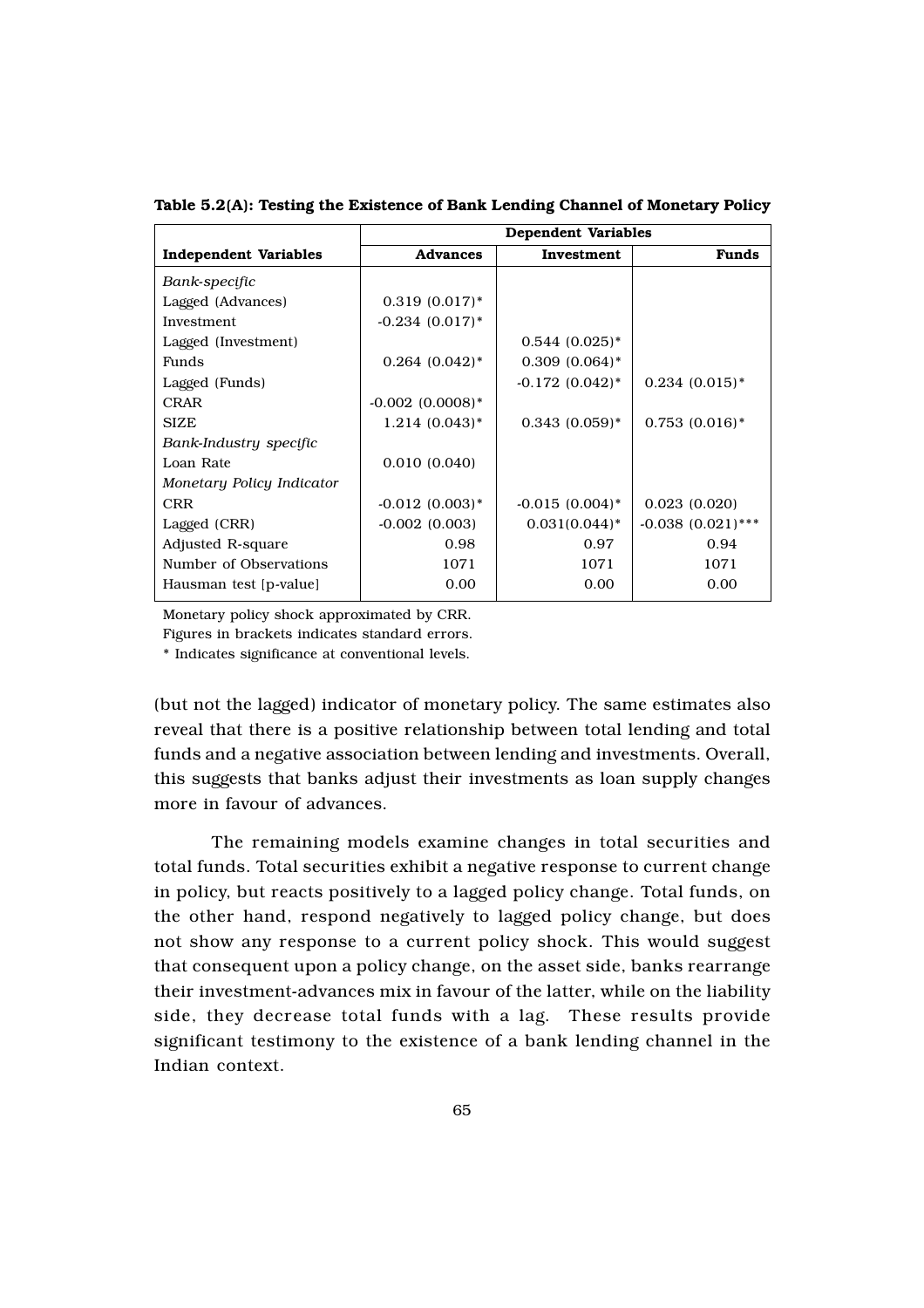**Table 5.2(A): Testing the Existence of Bank Lending Channel of Monetary Policy**

| | Dependent Variables | | |
|---|---|---|---|
| **Independent Variables** | **Advances** | **Investment** | **Funds** |
| *Bank-specific* | | | |
| Lagged (Advances) | 0.319 (0.017)* | | |
| Investment | -0.234 (0.017)* | | |
| Lagged (Investment) | | 0.544 (0.025)* | |
| Funds | 0.264 (0.042)* | 0.309 (0.064)* | |
| Lagged (Funds) | | -0.172 (0.042)* | 0.234 (0.015)* |
| CRAR | -0.002 (0.0008)* | | |
| SIZE | 1.214 (0.043)* | 0.343 (0.059)* | 0.753 (0.016)* |
| *Bank-Industry specific* | | | |
| Loan Rate | 0.010 (0.040) | | |
| *Monetary Policy Indicator* | | | |
| CRR | -0.012 (0.003)* | -0.015 (0.004)* | 0.023 (0.020) |
| Lagged (CRR) | -0.002 (0.003) | 0.031(0.044)* | -0.038 (0.021)*** |
| Adjusted R-square | 0.98 | 0.97 | 0.94 |
| Number of Observations | 1071 | 1071 | 1071 |
| Hausman test [p-value] | 0.00 | 0.00 | 0.00 |

Monetary policy shock approximated by CRR.

Figures in brackets indicates standard errors.

* Indicates significance at conventional levels.

(but not the lagged) indicator of monetary policy. The same estimates also reveal that there is a positive relationship between total lending and total funds and a negative association between lending and investments. Overall, this suggests that banks adjust their investments as loan supply changes more in favour of advances.

The remaining models examine changes in total securities and total funds. Total securities exhibit a negative response to current change in policy, but reacts positively to a lagged policy change. Total funds, on the other hand, respond negatively to lagged policy change, but does not show any response to a current policy shock. This would suggest that consequent upon a policy change, on the asset side, banks rearrange their investment-advances mix in favour of the latter, while on the liability side, they decrease total funds with a lag. These results provide significant testimony to the existence of a bank lending channel in the Indian context.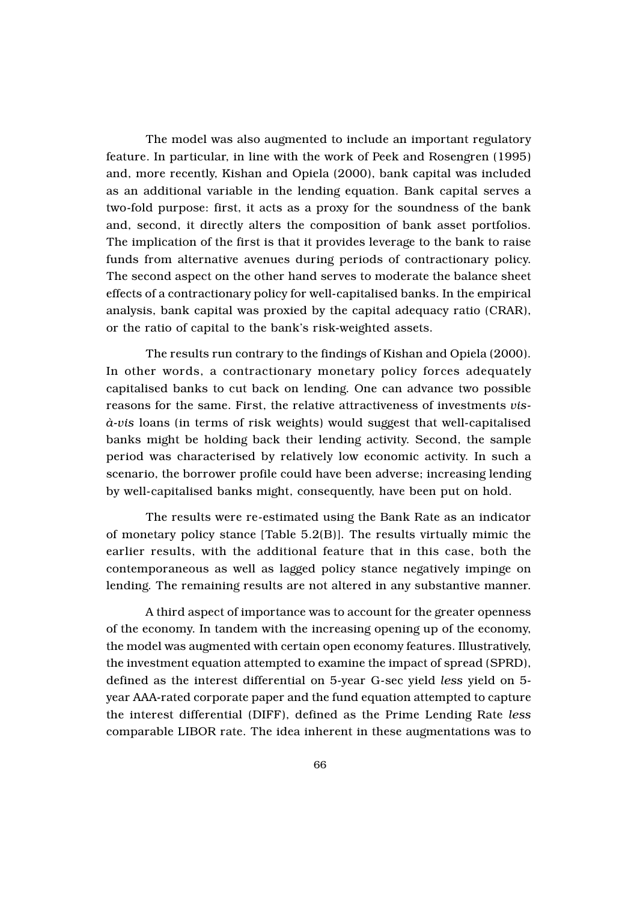The model was also augmented to include an important regulatory feature. In particular, in line with the work of Peek and Rosengren (1995) and, more recently, Kishan and Opiela (2000), bank capital was included as an additional variable in the lending equation. Bank capital serves a two-fold purpose: first, it acts as a proxy for the soundness of the bank and, second, it directly alters the composition of bank asset portfolios. The implication of the first is that it provides leverage to the bank to raise funds from alternative avenues during periods of contractionary policy. The second aspect on the other hand serves to moderate the balance sheet effects of a contractionary policy for well-capitalised banks. In the empirical analysis, bank capital was proxied by the capital adequacy ratio (CRAR), or the ratio of capital to the bank's risk-weighted assets.

The results run contrary to the findings of Kishan and Opiela (2000). In other words, a contractionary monetary policy forces adequately capitalised banks to cut back on lending. One can advance two possible reasons for the same. First, the relative attractiveness of investments *vis-à-vis* loans (in terms of risk weights) would suggest that well-capitalised banks might be holding back their lending activity. Second, the sample period was characterised by relatively low economic activity. In such a scenario, the borrower profile could have been adverse; increasing lending by well-capitalised banks might, consequently, have been put on hold.

The results were re-estimated using the Bank Rate as an indicator of monetary policy stance [Table 5.2(B)]. The results virtually mimic the earlier results, with the additional feature that in this case, both the contemporaneous as well as lagged policy stance negatively impinge on lending. The remaining results are not altered in any substantive manner.

A third aspect of importance was to account for the greater openness of the economy. In tandem with the increasing opening up of the economy, the model was augmented with certain open economy features. Illustratively, the investment equation attempted to examine the impact of spread (SPRD), defined as the interest differential on 5-year G-sec yield *less* yield on 5-year AAA-rated corporate paper and the fund equation attempted to capture the interest differential (DIFF), defined as the Prime Lending Rate *less* comparable LIBOR rate. The idea inherent in these augmentations was to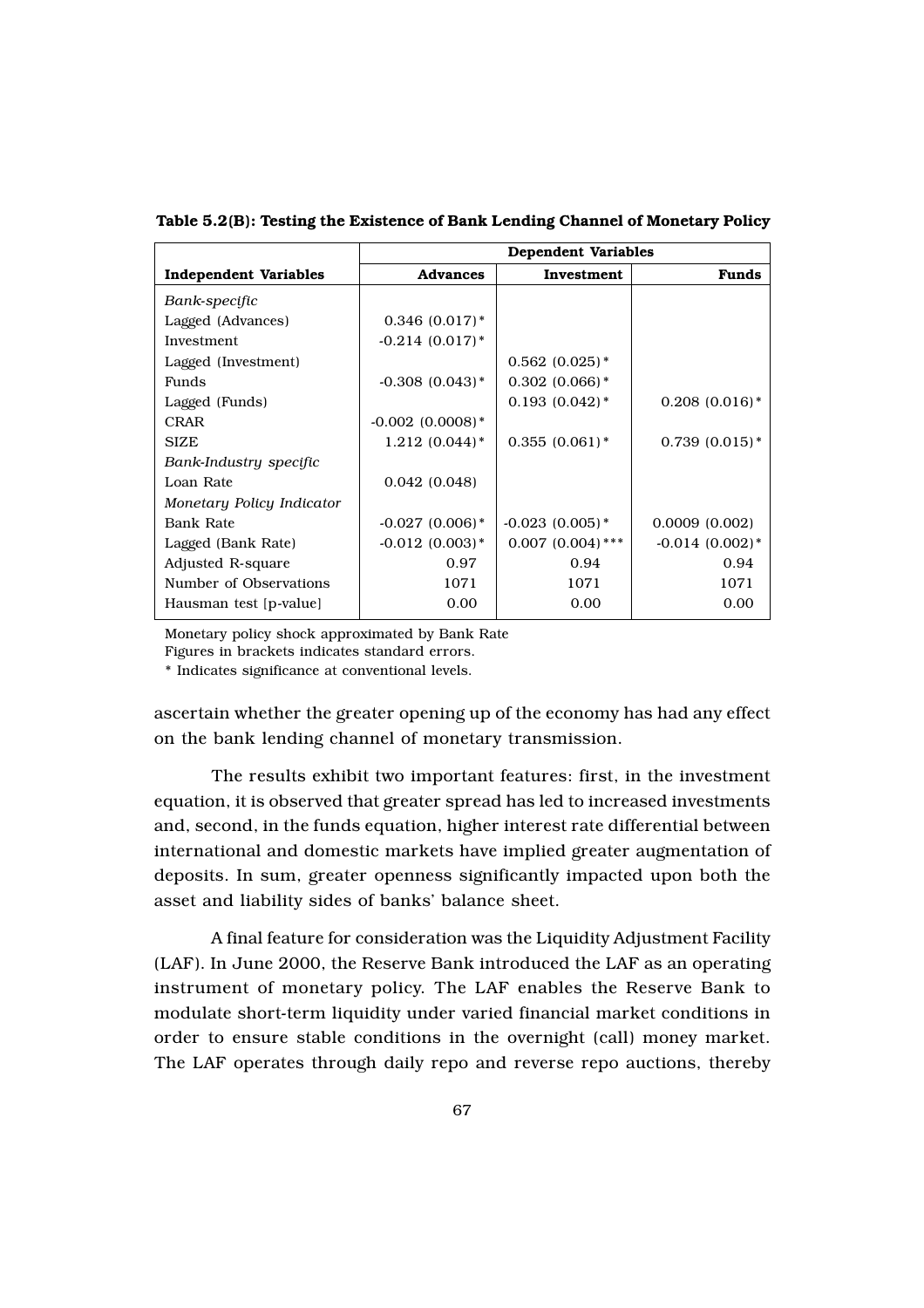**Table 5.2(B): Testing the Existence of Bank Lending Channel of Monetary Policy**

| | Dependent Variables | | |
|---|---|---|---|
| **Independent Variables** | **Advances** | **Investment** | **Funds** |
| *Bank-specific* | | | |
| Lagged (Advances) | 0.346 (0.017)* | | |
| Investment | -0.214 (0.017)* | | |
| Lagged (Investment) | | 0.562 (0.025)* | |
| Funds | -0.308 (0.043)* | 0.302 (0.066)* | |
| Lagged (Funds) | | 0.193 (0.042)* | 0.208 (0.016)* |
| CRAR | -0.002 (0.0008)* | | |
| SIZE | 1.212 (0.044)* | 0.355 (0.061)* | 0.739 (0.015)* |
| *Bank-Industry specific* | | | |
| Loan Rate | 0.042 (0.048) | | |
| *Monetary Policy Indicator* | | | |
| Bank Rate | -0.027 (0.006)* | -0.023 (0.005)* | 0.0009 (0.002) |
| Lagged (Bank Rate) | -0.012 (0.003)* | 0.007 (0.004)*** | -0.014 (0.002)* |
| Adjusted R-square | 0.97 | 0.94 | 0.94 |
| Number of Observations | 1071 | 1071 | 1071 |
| Hausman test [p-value] | 0.00 | 0.00 | 0.00 |

Monetary policy shock approximated by Bank Rate

Figures in brackets indicates standard errors.

* Indicates significance at conventional levels.

ascertain whether the greater opening up of the economy has had any effect on the bank lending channel of monetary transmission.

The results exhibit two important features: first, in the investment equation, it is observed that greater spread has led to increased investments and, second, in the funds equation, higher interest rate differential between international and domestic markets have implied greater augmentation of deposits. In sum, greater openness significantly impacted upon both the asset and liability sides of banks' balance sheet.

A final feature for consideration was the Liquidity Adjustment Facility (LAF). In June 2000, the Reserve Bank introduced the LAF as an operating instrument of monetary policy. The LAF enables the Reserve Bank to modulate short-term liquidity under varied financial market conditions in order to ensure stable conditions in the overnight (call) money market. The LAF operates through daily repo and reverse repo auctions, thereby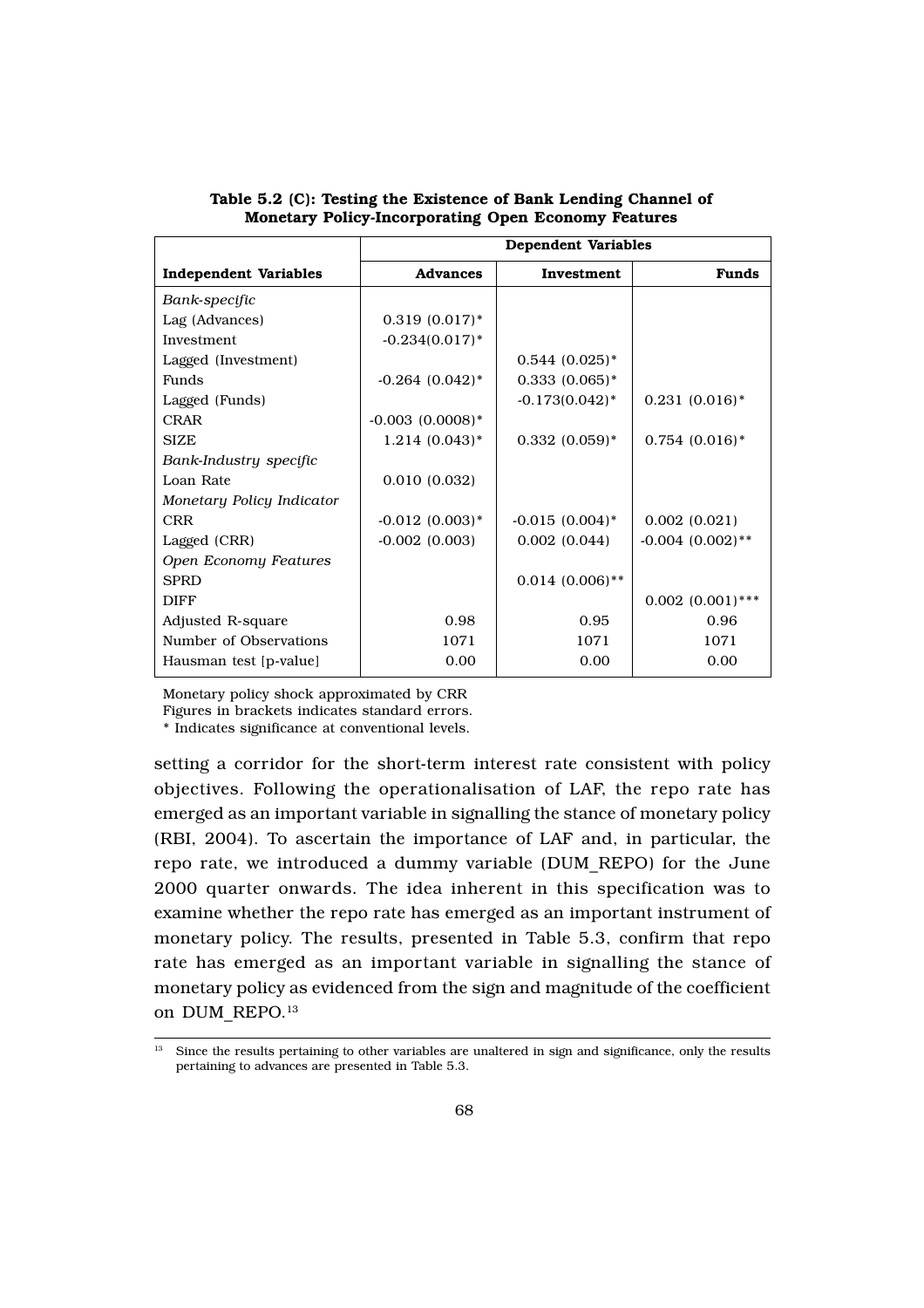**Table 5.2 (C): Testing the Existence of Bank Lending Channel of Monetary Policy-Incorporating Open Economy Features**

| | Dependent Variables | | |
|---|---|---|---|
| **Independent Variables** | **Advances** | **Investment** | **Funds** |
| *Bank-specific* | | | |
| Lag (Advances) | 0.319 (0.017)* | | |
| Investment | -0.234(0.017)* | | |
| Lagged (Investment) | | 0.544 (0.025)* | |
| Funds | -0.264 (0.042)* | 0.333 (0.065)* | |
| Lagged (Funds) | | -0.173(0.042)* | 0.231 (0.016)* |
| CRAR | -0.003 (0.0008)* | | |
| SIZE | 1.214 (0.043)* | 0.332 (0.059)* | 0.754 (0.016)* |
| *Bank-Industry specific* | | | |
| Loan Rate | 0.010 (0.032) | | |
| *Monetary Policy Indicator* | | | |
| CRR | -0.012 (0.003)* | -0.015 (0.004)* | 0.002 (0.021) |
| Lagged (CRR) | -0.002 (0.003) | 0.002 (0.044) | -0.004 (0.002)** |
| *Open Economy Features* | | | |
| SPRD | | 0.014 (0.006)** | |
| DIFF | | | 0.002 (0.001)*** |
| Adjusted R-square | 0.98 | 0.95 | 0.96 |
| Number of Observations | 1071 | 1071 | 1071 |
| Hausman test [p-value] | 0.00 | 0.00 | 0.00 |

Monetary policy shock approximated by CRR
Figures in brackets indicates standard errors.
* Indicates significance at conventional levels.

setting a corridor for the short-term interest rate consistent with policy objectives. Following the operationalisation of LAF, the repo rate has emerged as an important variable in signalling the stance of monetary policy (RBI, 2004). To ascertain the importance of LAF and, in particular, the repo rate, we introduced a dummy variable (DUM_REPO) for the June 2000 quarter onwards. The idea inherent in this specification was to examine whether the repo rate has emerged as an important instrument of monetary policy. The results, presented in Table 5.3, confirm that repo rate has emerged as an important variable in signalling the stance of monetary policy as evidenced from the sign and magnitude of the coefficient on DUM_REPO.[13]

[13] Since the results pertaining to other variables are unaltered in sign and significance, only the results pertaining to advances are presented in Table 5.3.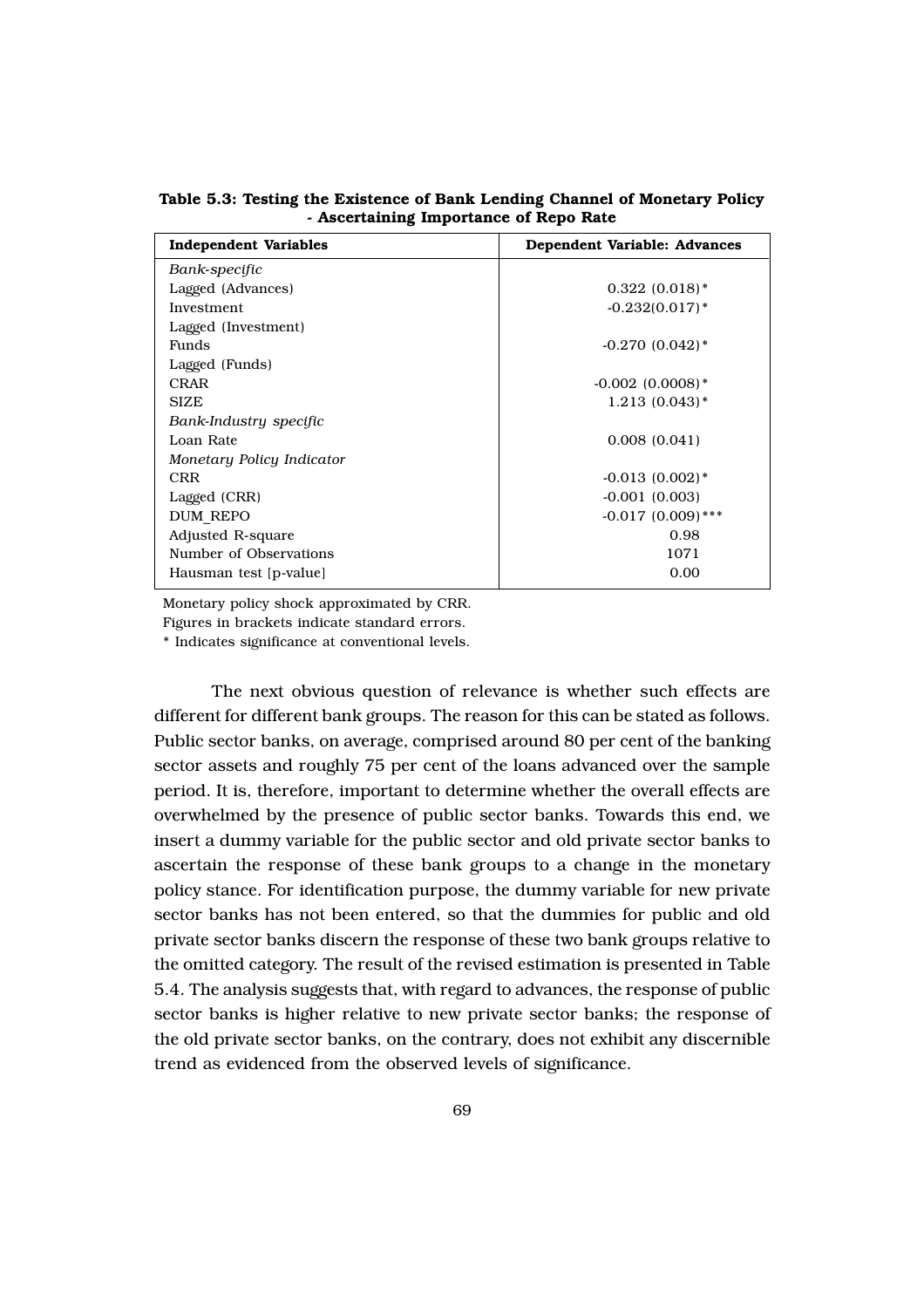**Table 5.3: Testing the Existence of Bank Lending Channel of Monetary Policy - Ascertaining Importance of Repo Rate**

| Independent Variables | Dependent Variable: Advances |
|---|---|
| *Bank-specific* | |
| Lagged (Advances) | 0.322 (0.018)* |
| Investment | -0.232(0.017)* |
| Lagged (Investment) | |
| Funds | -0.270 (0.042)* |
| Lagged (Funds) | |
| CRAR | -0.002 (0.0008)* |
| SIZE | 1.213 (0.043)* |
| *Bank-Industry specific* | |
| Loan Rate | 0.008 (0.041) |
| *Monetary Policy Indicator* | |
| CRR | -0.013 (0.002)* |
| Lagged (CRR) | -0.001 (0.003) |
| DUM_REPO | -0.017 (0.009)*** |
| Adjusted R-square | 0.98 |
| Number of Observations | 1071 |
| Hausman test [p-value] | 0.00 |

Monetary policy shock approximated by CRR.

Figures in brackets indicate standard errors.

* Indicates significance at conventional levels.

The next obvious question of relevance is whether such effects are different for different bank groups. The reason for this can be stated as follows. Public sector banks, on average, comprised around 80 per cent of the banking sector assets and roughly 75 per cent of the loans advanced over the sample period. It is, therefore, important to determine whether the overall effects are overwhelmed by the presence of public sector banks. Towards this end, we insert a dummy variable for the public sector and old private sector banks to ascertain the response of these bank groups to a change in the monetary policy stance. For identification purpose, the dummy variable for new private sector banks has not been entered, so that the dummies for public and old private sector banks discern the response of these two bank groups relative to the omitted category. The result of the revised estimation is presented in Table 5.4. The analysis suggests that, with regard to advances, the response of public sector banks is higher relative to new private sector banks; the response of the old private sector banks, on the contrary, does not exhibit any discernible trend as evidenced from the observed levels of significance.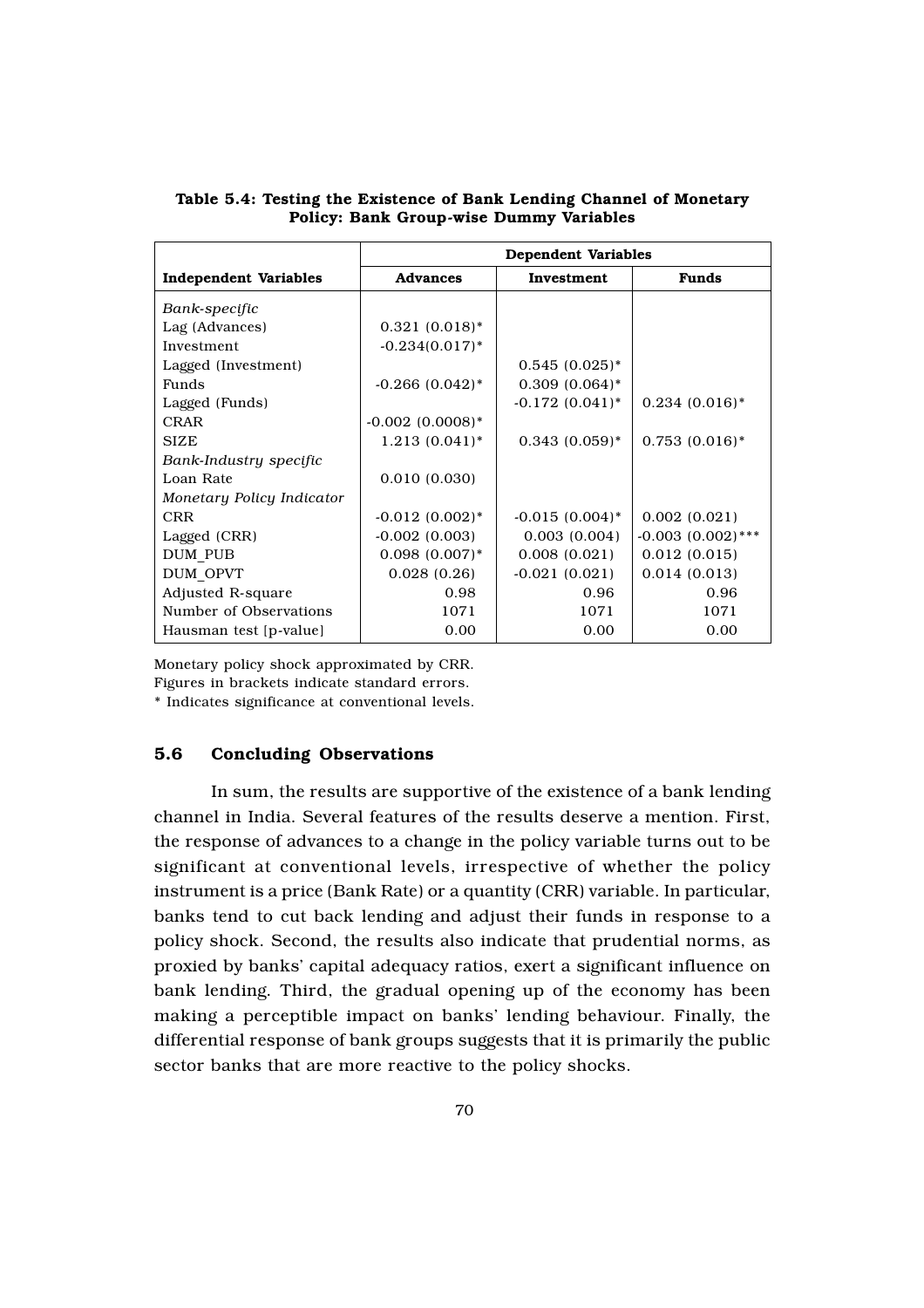**Table 5.4: Testing the Existence of Bank Lending Channel of Monetary Policy: Bank Group-wise Dummy Variables**

| | Dependent Variables | | |
|---|---|---|---|
| **Independent Variables** | **Advances** | **Investment** | **Funds** |
| *Bank-specific* | | | |
| Lag (Advances) | 0.321 (0.018)* | | |
| Investment | -0.234(0.017)* | | |
| Lagged (Investment) | | 0.545 (0.025)* | |
| Funds | -0.266 (0.042)* | 0.309 (0.064)* | |
| Lagged (Funds) | | -0.172 (0.041)* | 0.234 (0.016)* |
| CRAR | -0.002 (0.0008)* | | |
| SIZE | 1.213 (0.041)* | 0.343 (0.059)* | 0.753 (0.016)* |
| *Bank-Industry specific* | | | |
| Loan Rate | 0.010 (0.030) | | |
| *Monetary Policy Indicator* | | | |
| CRR | -0.012 (0.002)* | -0.015 (0.004)* | 0.002 (0.021) |
| Lagged (CRR) | -0.002 (0.003) | 0.003 (0.004) | -0.003 (0.002)*** |
| DUM_PUB | 0.098 (0.007)* | 0.008 (0.021) | 0.012 (0.015) |
| DUM_OPVT | 0.028 (0.26) | -0.021 (0.021) | 0.014 (0.013) |
| Adjusted R-square | 0.98 | 0.96 | 0.96 |
| Number of Observations | 1071 | 1071 | 1071 |
| Hausman test [p-value] | 0.00 | 0.00 | 0.00 |

Monetary policy shock approximated by CRR.
Figures in brackets indicate standard errors.
* Indicates significance at conventional levels.

## 5.6 Concluding Observations

In sum, the results are supportive of the existence of a bank lending channel in India. Several features of the results deserve a mention. First, the response of advances to a change in the policy variable turns out to be significant at conventional levels, irrespective of whether the policy instrument is a price (Bank Rate) or a quantity (CRR) variable. In particular, banks tend to cut back lending and adjust their funds in response to a policy shock. Second, the results also indicate that prudential norms, as proxied by banks' capital adequacy ratios, exert a significant influence on bank lending. Third, the gradual opening up of the economy has been making a perceptible impact on banks' lending behaviour. Finally, the differential response of bank groups suggests that it is primarily the public sector banks that are more reactive to the policy shocks.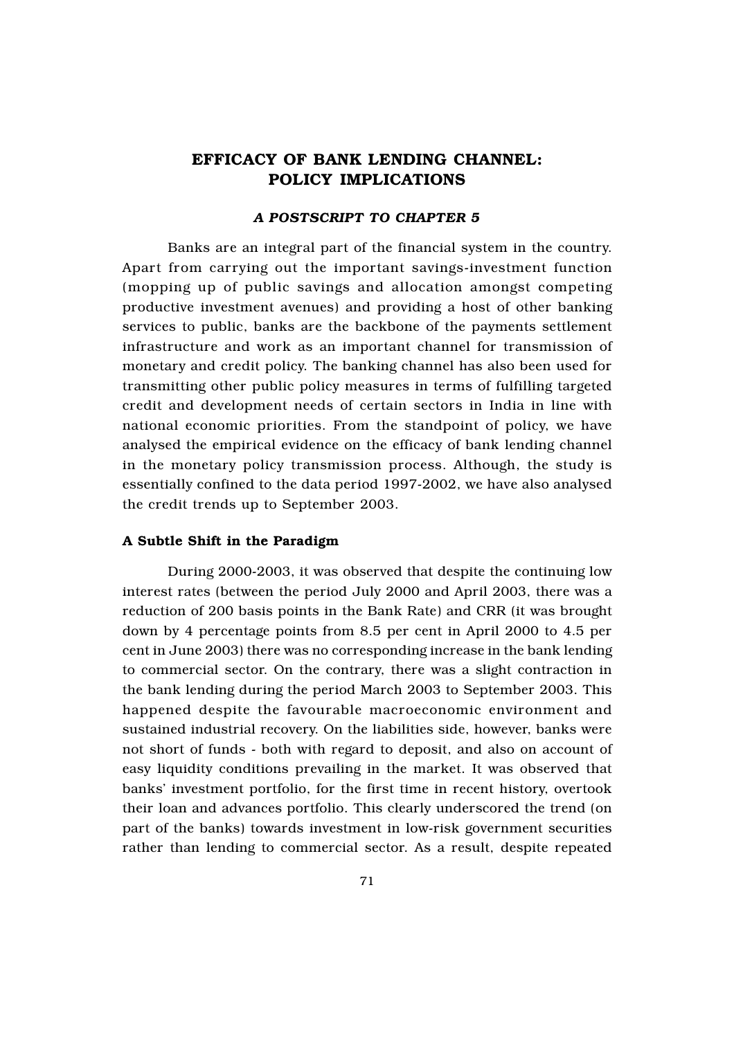# EFFICACY OF BANK LENDING CHANNEL: POLICY IMPLICATIONS

### *A POSTSCRIPT TO CHAPTER 5*

Banks are an integral part of the financial system in the country. Apart from carrying out the important savings-investment function (mopping up of public savings and allocation amongst competing productive investment avenues) and providing a host of other banking services to public, banks are the backbone of the payments settlement infrastructure and work as an important channel for transmission of monetary and credit policy. The banking channel has also been used for transmitting other public policy measures in terms of fulfilling targeted credit and development needs of certain sectors in India in line with national economic priorities. From the standpoint of policy, we have analysed the empirical evidence on the efficacy of bank lending channel in the monetary policy transmission process. Although, the study is essentially confined to the data period 1997-2002, we have also analysed the credit trends up to September 2003.

## A Subtle Shift in the Paradigm

During 2000-2003, it was observed that despite the continuing low interest rates (between the period July 2000 and April 2003, there was a reduction of 200 basis points in the Bank Rate) and CRR (it was brought down by 4 percentage points from 8.5 per cent in April 2000 to 4.5 per cent in June 2003) there was no corresponding increase in the bank lending to commercial sector. On the contrary, there was a slight contraction in the bank lending during the period March 2003 to September 2003. This happened despite the favourable macroeconomic environment and sustained industrial recovery. On the liabilities side, however, banks were not short of funds - both with regard to deposit, and also on account of easy liquidity conditions prevailing in the market. It was observed that banks' investment portfolio, for the first time in recent history, overtook their loan and advances portfolio. This clearly underscored the trend (on part of the banks) towards investment in low-risk government securities rather than lending to commercial sector. As a result, despite repeated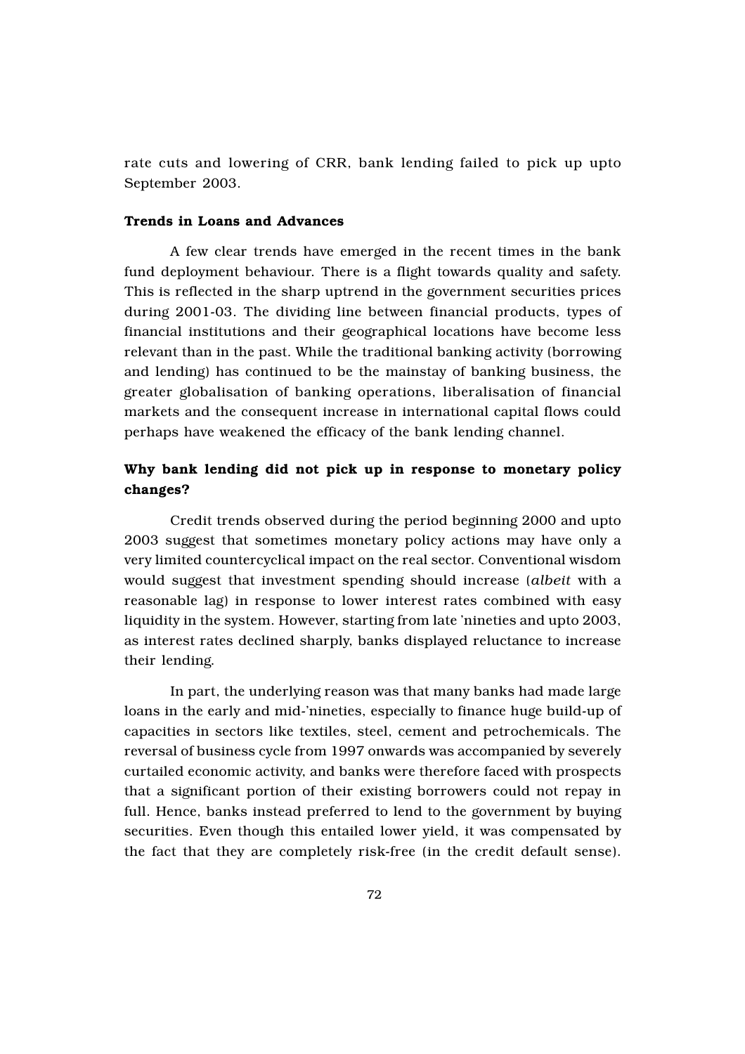rate cuts and lowering of CRR, bank lending failed to pick up upto September 2003.

**Trends in Loans and Advances**

A few clear trends have emerged in the recent times in the bank fund deployment behaviour. There is a flight towards quality and safety. This is reflected in the sharp uptrend in the government securities prices during 2001-03. The dividing line between financial products, types of financial institutions and their geographical locations have become less relevant than in the past. While the traditional banking activity (borrowing and lending) has continued to be the mainstay of banking business, the greater globalisation of banking operations, liberalisation of financial markets and the consequent increase in international capital flows could perhaps have weakened the efficacy of the bank lending channel.

**Why bank lending did not pick up in response to monetary policy changes?**

Credit trends observed during the period beginning 2000 and upto 2003 suggest that sometimes monetary policy actions may have only a very limited countercyclical impact on the real sector. Conventional wisdom would suggest that investment spending should increase (*albeit* with a reasonable lag) in response to lower interest rates combined with easy liquidity in the system. However, starting from late 'nineties and upto 2003, as interest rates declined sharply, banks displayed reluctance to increase their lending.

In part, the underlying reason was that many banks had made large loans in the early and mid-'nineties, especially to finance huge build-up of capacities in sectors like textiles, steel, cement and petrochemicals. The reversal of business cycle from 1997 onwards was accompanied by severely curtailed economic activity, and banks were therefore faced with prospects that a significant portion of their existing borrowers could not repay in full. Hence, banks instead preferred to lend to the government by buying securities. Even though this entailed lower yield, it was compensated by the fact that they are completely risk-free (in the credit default sense).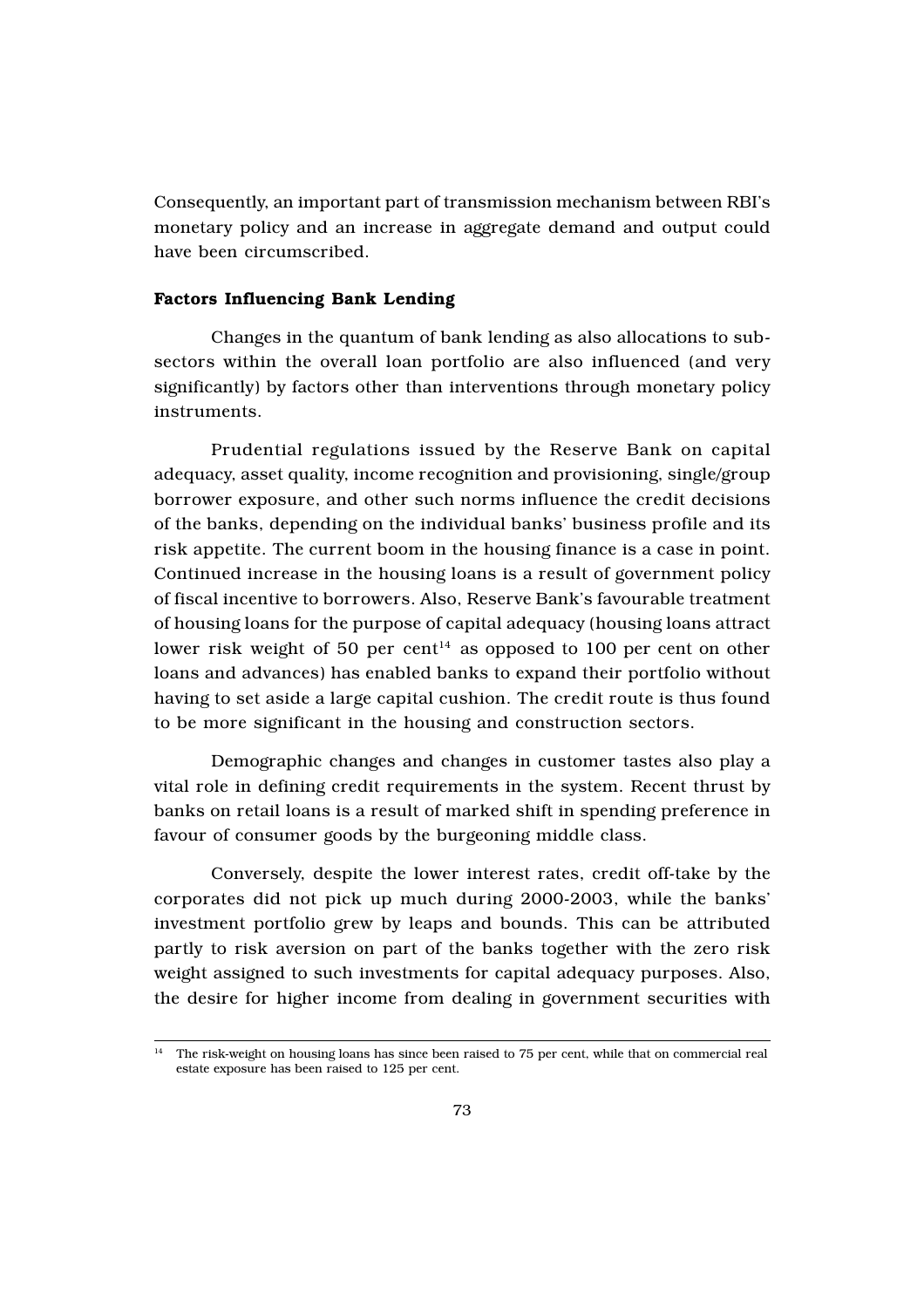Consequently, an important part of transmission mechanism between RBI's monetary policy and an increase in aggregate demand and output could have been circumscribed.

**Factors Influencing Bank Lending**

Changes in the quantum of bank lending as also allocations to sub-sectors within the overall loan portfolio are also influenced (and very significantly) by factors other than interventions through monetary policy instruments.

Prudential regulations issued by the Reserve Bank on capital adequacy, asset quality, income recognition and provisioning, single/group borrower exposure, and other such norms influence the credit decisions of the banks, depending on the individual banks' business profile and its risk appetite. The current boom in the housing finance is a case in point. Continued increase in the housing loans is a result of government policy of fiscal incentive to borrowers. Also, Reserve Bank's favourable treatment of housing loans for the purpose of capital adequacy (housing loans attract lower risk weight of 50 per cent[14] as opposed to 100 per cent on other loans and advances) has enabled banks to expand their portfolio without having to set aside a large capital cushion. The credit route is thus found to be more significant in the housing and construction sectors.

Demographic changes and changes in customer tastes also play a vital role in defining credit requirements in the system. Recent thrust by banks on retail loans is a result of marked shift in spending preference in favour of consumer goods by the burgeoning middle class.

Conversely, despite the lower interest rates, credit off-take by the corporates did not pick up much during 2000-2003, while the banks' investment portfolio grew by leaps and bounds. This can be attributed partly to risk aversion on part of the banks together with the zero risk weight assigned to such investments for capital adequacy purposes. Also, the desire for higher income from dealing in government securities with

---

[14] The risk-weight on housing loans has since been raised to 75 per cent, while that on commercial real estate exposure has been raised to 125 per cent.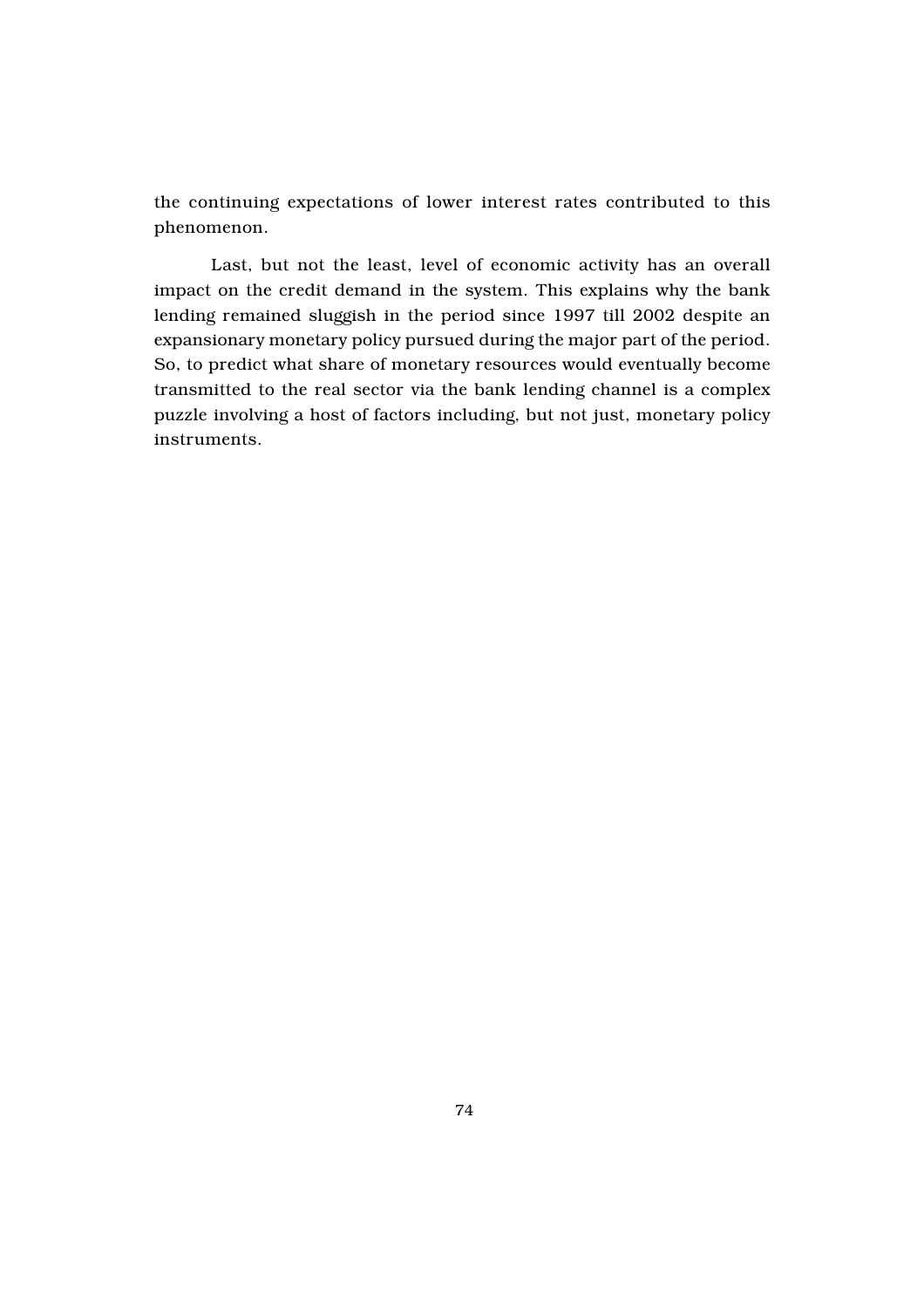the continuing expectations of lower interest rates contributed to this phenomenon.

Last, but not the least, level of economic activity has an overall impact on the credit demand in the system. This explains why the bank lending remained sluggish in the period since 1997 till 2002 despite an expansionary monetary policy pursued during the major part of the period. So, to predict what share of monetary resources would eventually become transmitted to the real sector via the bank lending channel is a complex puzzle involving a host of factors including, but not just, monetary policy instruments.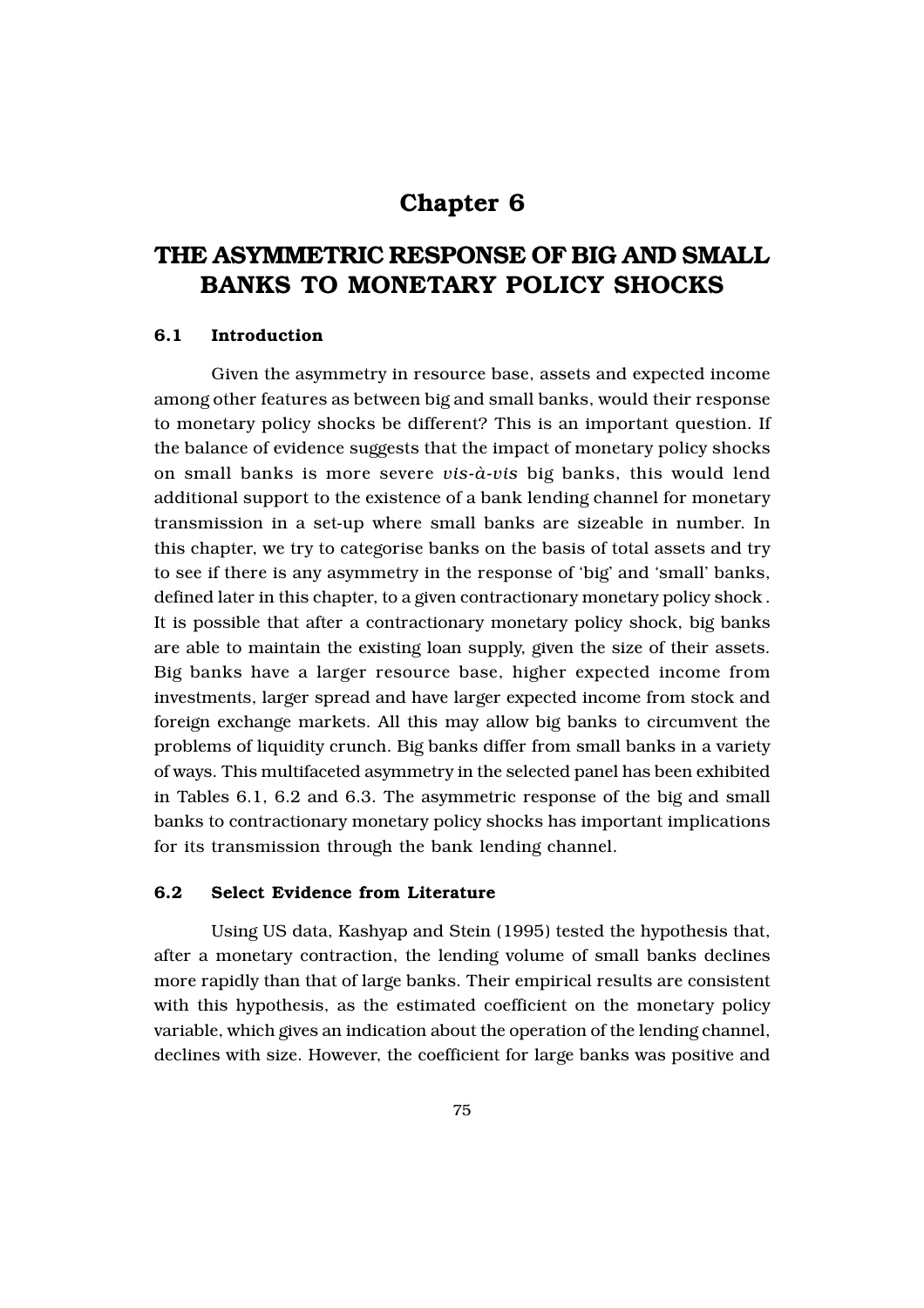# Chapter 6

# THE ASYMMETRIC RESPONSE OF BIG AND SMALL BANKS TO MONETARY POLICY SHOCKS

## 6.1 Introduction

Given the asymmetry in resource base, assets and expected income among other features as between big and small banks, would their response to monetary policy shocks be different? This is an important question. If the balance of evidence suggests that the impact of monetary policy shocks on small banks is more severe *vis-à-vis* big banks, this would lend additional support to the existence of a bank lending channel for monetary transmission in a set-up where small banks are sizeable in number. In this chapter, we try to categorise banks on the basis of total assets and try to see if there is any asymmetry in the response of 'big' and 'small' banks, defined later in this chapter, to a given contractionary monetary policy shock . It is possible that after a contractionary monetary policy shock, big banks are able to maintain the existing loan supply, given the size of their assets. Big banks have a larger resource base, higher expected income from investments, larger spread and have larger expected income from stock and foreign exchange markets. All this may allow big banks to circumvent the problems of liquidity crunch. Big banks differ from small banks in a variety of ways. This multifaceted asymmetry in the selected panel has been exhibited in Tables 6.1, 6.2 and 6.3. The asymmetric response of the big and small banks to contractionary monetary policy shocks has important implications for its transmission through the bank lending channel.

## 6.2 Select Evidence from Literature

Using US data, Kashyap and Stein (1995) tested the hypothesis that, after a monetary contraction, the lending volume of small banks declines more rapidly than that of large banks. Their empirical results are consistent with this hypothesis, as the estimated coefficient on the monetary policy variable, which gives an indication about the operation of the lending channel, declines with size. However, the coefficient for large banks was positive and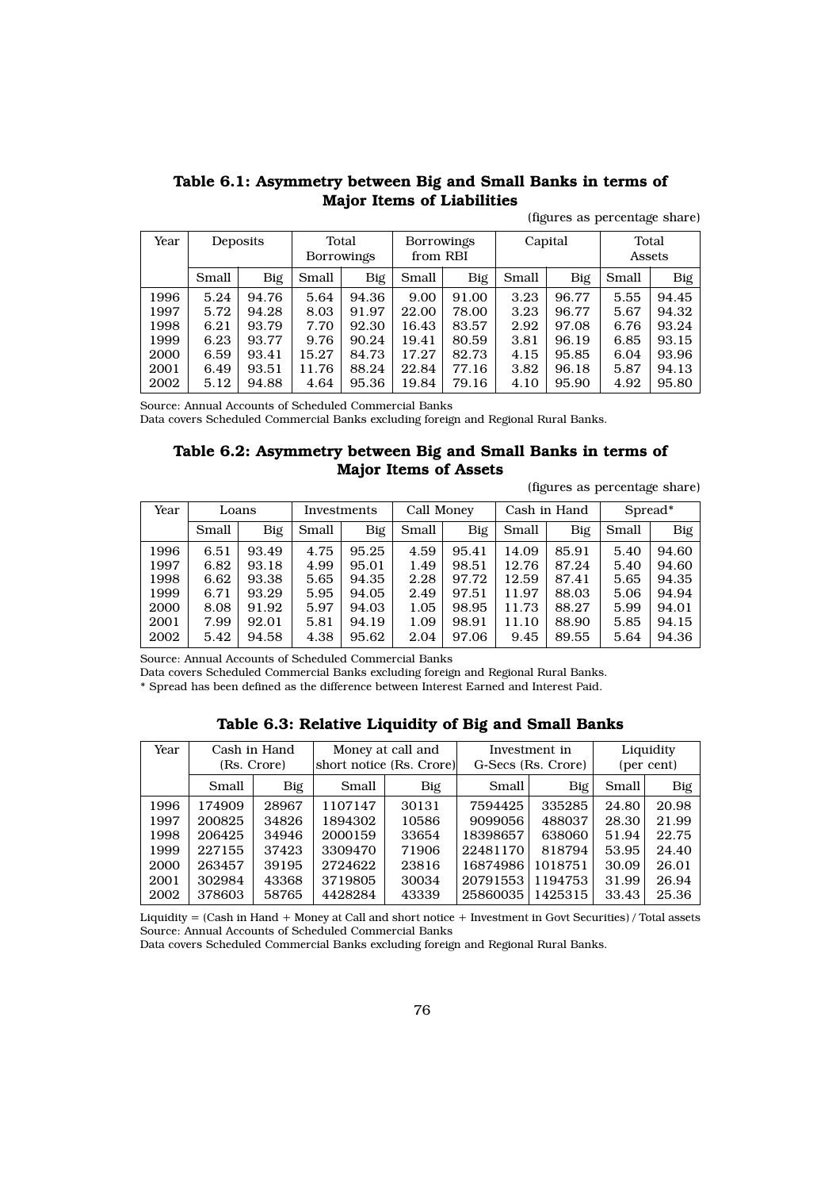### Table 6.1: Asymmetry between Big and Small Banks in terms of Major Items of Liabilities

(figures as percentage share)

| Year | Deposits | | Total Borrowings | | Borrowings from RBI | | Capital | | Total Assets | |
|---|---|---|---|---|---|---|---|---|---|---|
| | Small | Big | Small | Big | Small | Big | Small | Big | Small | Big |
| 1996 | 5.24 | 94.76 | 5.64 | 94.36 | 9.00 | 91.00 | 3.23 | 96.77 | 5.55 | 94.45 |
| 1997 | 5.72 | 94.28 | 8.03 | 91.97 | 22.00 | 78.00 | 3.23 | 96.77 | 5.67 | 94.32 |
| 1998 | 6.21 | 93.79 | 7.70 | 92.30 | 16.43 | 83.57 | 2.92 | 97.08 | 6.76 | 93.24 |
| 1999 | 6.23 | 93.77 | 9.76 | 90.24 | 19.41 | 80.59 | 3.81 | 96.19 | 6.85 | 93.15 |
| 2000 | 6.59 | 93.41 | 15.27 | 84.73 | 17.27 | 82.73 | 4.15 | 95.85 | 6.04 | 93.96 |
| 2001 | 6.49 | 93.51 | 11.76 | 88.24 | 22.84 | 77.16 | 3.82 | 96.18 | 5.87 | 94.13 |
| 2002 | 5.12 | 94.88 | 4.64 | 95.36 | 19.84 | 79.16 | 4.10 | 95.90 | 4.92 | 95.80 |

Source: Annual Accounts of Scheduled Commercial Banks
Data covers Scheduled Commercial Banks excluding foreign and Regional Rural Banks.

### Table 6.2: Asymmetry between Big and Small Banks in terms of Major Items of Assets

(figures as percentage share)

| Year | Loans | | Investments | | Call Money | | Cash in Hand | | Spread* | |
|---|---|---|---|---|---|---|---|---|---|---|
| | Small | Big | Small | Big | Small | Big | Small | Big | Small | Big |
| 1996 | 6.51 | 93.49 | 4.75 | 95.25 | 4.59 | 95.41 | 14.09 | 85.91 | 5.40 | 94.60 |
| 1997 | 6.82 | 93.18 | 4.99 | 95.01 | 1.49 | 98.51 | 12.76 | 87.24 | 5.40 | 94.60 |
| 1998 | 6.62 | 93.38 | 5.65 | 94.35 | 2.28 | 97.72 | 12.59 | 87.41 | 5.65 | 94.35 |
| 1999 | 6.71 | 93.29 | 5.95 | 94.05 | 2.49 | 97.51 | 11.97 | 88.03 | 5.06 | 94.94 |
| 2000 | 8.08 | 91.92 | 5.97 | 94.03 | 1.05 | 98.95 | 11.73 | 88.27 | 5.99 | 94.01 |
| 2001 | 7.99 | 92.01 | 5.81 | 94.19 | 1.09 | 98.91 | 11.10 | 88.90 | 5.85 | 94.15 |
| 2002 | 5.42 | 94.58 | 4.38 | 95.62 | 2.04 | 97.06 | 9.45 | 89.55 | 5.64 | 94.36 |

Source: Annual Accounts of Scheduled Commercial Banks
Data covers Scheduled Commercial Banks excluding foreign and Regional Rural Banks.
* Spread has been defined as the difference between Interest Earned and Interest Paid.

### Table 6.3: Relative Liquidity of Big and Small Banks

| Year | Cash in Hand (Rs. Crore) | | Money at call and short notice (Rs. Crore) | | Investment in G-Secs (Rs. Crore) | | Liquidity (per cent) | |
|---|---|---|---|---|---|---|---|---|
| | Small | Big | Small | Big | Small | Big | Small | Big |
| 1996 | 174909 | 28967 | 1107147 | 30131 | 7594425 | 335285 | 24.80 | 20.98 |
| 1997 | 200825 | 34826 | 1894302 | 10586 | 9099056 | 488037 | 28.30 | 21.99 |
| 1998 | 206425 | 34946 | 2000159 | 33654 | 18398657 | 638060 | 51.94 | 22.75 |
| 1999 | 227155 | 37423 | 3309470 | 71906 | 22481170 | 818794 | 53.95 | 24.40 |
| 2000 | 263457 | 39195 | 2724622 | 23816 | 16874986 | 1018751 | 30.09 | 26.01 |
| 2001 | 302984 | 43368 | 3719805 | 30034 | 20791553 | 1194753 | 31.99 | 26.94 |
| 2002 | 378603 | 58765 | 4428284 | 43339 | 25860035 | 1425315 | 33.43 | 25.36 |

Liquidity = (Cash in Hand + Money at Call and short notice + Investment in Govt Securities) / Total assets
Source: Annual Accounts of Scheduled Commercial Banks
Data covers Scheduled Commercial Banks excluding foreign and Regional Rural Banks.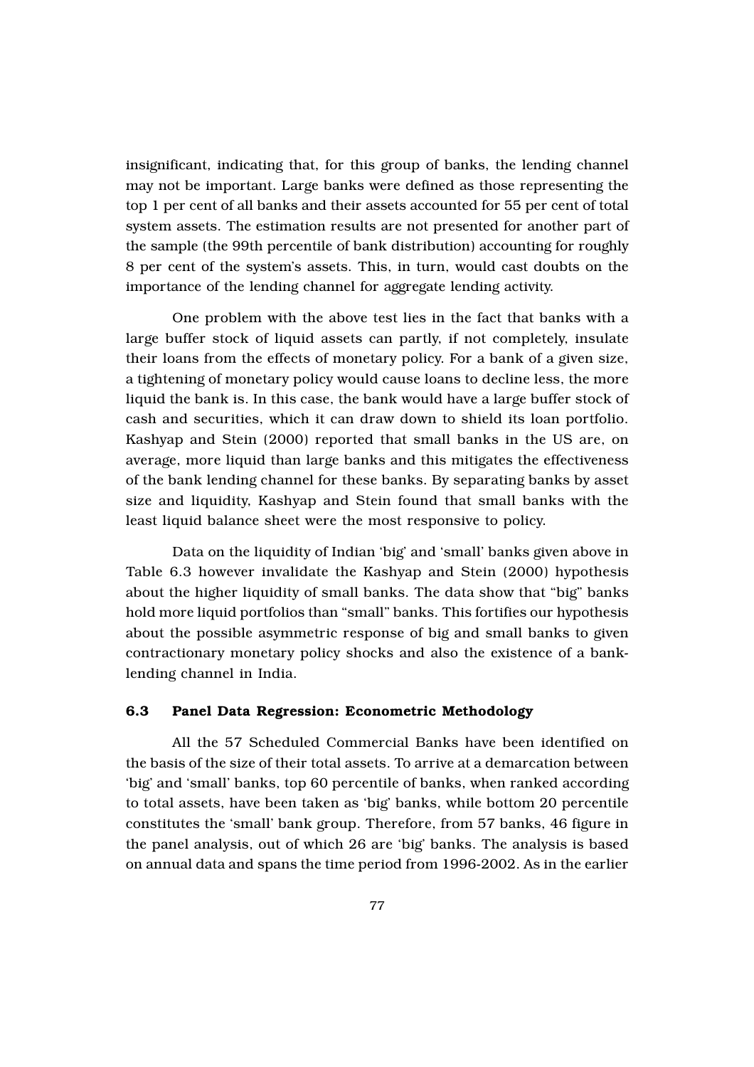insignificant, indicating that, for this group of banks, the lending channel may not be important. Large banks were defined as those representing the top 1 per cent of all banks and their assets accounted for 55 per cent of total system assets. The estimation results are not presented for another part of the sample (the 99th percentile of bank distribution) accounting for roughly 8 per cent of the system's assets. This, in turn, would cast doubts on the importance of the lending channel for aggregate lending activity.

One problem with the above test lies in the fact that banks with a large buffer stock of liquid assets can partly, if not completely, insulate their loans from the effects of monetary policy. For a bank of a given size, a tightening of monetary policy would cause loans to decline less, the more liquid the bank is. In this case, the bank would have a large buffer stock of cash and securities, which it can draw down to shield its loan portfolio. Kashyap and Stein (2000) reported that small banks in the US are, on average, more liquid than large banks and this mitigates the effectiveness of the bank lending channel for these banks. By separating banks by asset size and liquidity, Kashyap and Stein found that small banks with the least liquid balance sheet were the most responsive to policy.

Data on the liquidity of Indian 'big' and 'small' banks given above in Table 6.3 however invalidate the Kashyap and Stein (2000) hypothesis about the higher liquidity of small banks. The data show that "big" banks hold more liquid portfolios than "small" banks. This fortifies our hypothesis about the possible asymmetric response of big and small banks to given contractionary monetary policy shocks and also the existence of a bank-lending channel in India.

### 6.3 Panel Data Regression: Econometric Methodology

All the 57 Scheduled Commercial Banks have been identified on the basis of the size of their total assets. To arrive at a demarcation between 'big' and 'small' banks, top 60 percentile of banks, when ranked according to total assets, have been taken as 'big' banks, while bottom 20 percentile constitutes the 'small' bank group. Therefore, from 57 banks, 46 figure in the panel analysis, out of which 26 are 'big' banks. The analysis is based on annual data and spans the time period from 1996-2002. As in the earlier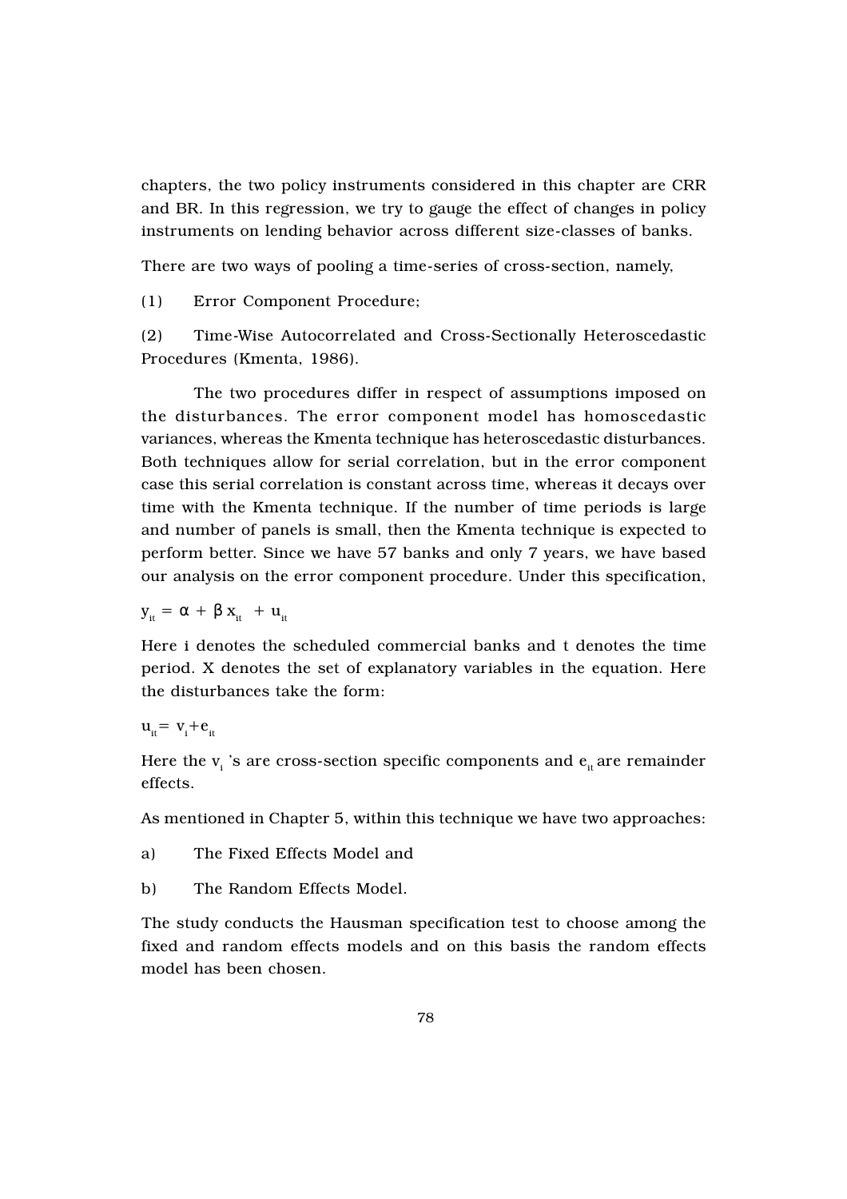chapters, the two policy instruments considered in this chapter are CRR and BR. In this regression, we try to gauge the effect of changes in policy instruments on lending behavior across different size-classes of banks.

There are two ways of pooling a time-series of cross-section, namely,

(1) Error Component Procedure;

(2) Time-Wise Autocorrelated and Cross-Sectionally Heteroscedastic Procedures (Kmenta, 1986).

The two procedures differ in respect of assumptions imposed on the disturbances. The error component model has homoscedastic variances, whereas the Kmenta technique has heteroscedastic disturbances. Both techniques allow for serial correlation, but in the error component case this serial correlation is constant across time, whereas it decays over time with the Kmenta technique. If the number of time periods is large and number of panels is small, then the Kmenta technique is expected to perform better. Since we have 57 banks and only 7 years, we have based our analysis on the error component procedure. Under this specification,

$$y_{it} = \alpha + \beta x_{it} + u_{it}$$

Here i denotes the scheduled commercial banks and t denotes the time period. X denotes the set of explanatory variables in the equation. Here the disturbances take the form:

$$u_{it} = v_i + e_{it}$$

Here the $v_i$ 's are cross-section specific components and $e_{it}$ are remainder effects.

As mentioned in Chapter 5, within this technique we have two approaches:

a) The Fixed Effects Model and

b) The Random Effects Model.

The study conducts the Hausman specification test to choose among the fixed and random effects models and on this basis the random effects model has been chosen.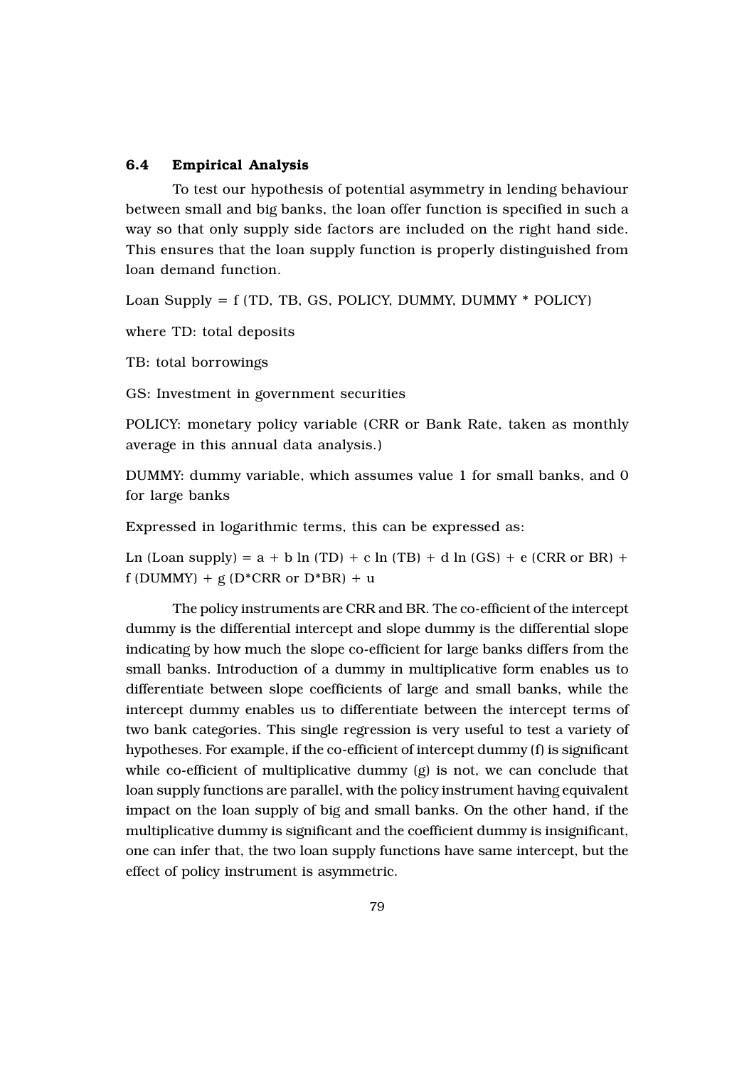### 6.4 Empirical Analysis

To test our hypothesis of potential asymmetry in lending behaviour between small and big banks, the loan offer function is specified in such a way so that only supply side factors are included on the right hand side. This ensures that the loan supply function is properly distinguished from loan demand function.

Loan Supply = f (TD, TB, GS, POLICY, DUMMY, DUMMY * POLICY)

where TD: total deposits

TB: total borrowings

GS: Investment in government securities

POLICY: monetary policy variable (CRR or Bank Rate, taken as monthly average in this annual data analysis.)

DUMMY: dummy variable, which assumes value 1 for small banks, and 0 for large banks

Expressed in logarithmic terms, this can be expressed as:

$$\text{Ln (Loan supply)} = a + b \ln(TD) + c \ln(TB) + d \ln(GS) + e\,(\text{CRR or BR}) + f\,(\text{DUMMY}) + g\,(D^{*}\text{CRR or } D^{*}\text{BR}) + u$$

The policy instruments are CRR and BR. The co-efficient of the intercept dummy is the differential intercept and slope dummy is the differential slope indicating by how much the slope co-efficient for large banks differs from the small banks. Introduction of a dummy in multiplicative form enables us to differentiate between slope coefficients of large and small banks, while the intercept dummy enables us to differentiate between the intercept terms of two bank categories. This single regression is very useful to test a variety of hypotheses. For example, if the co-efficient of intercept dummy (f) is significant while co-efficient of multiplicative dummy (g) is not, we can conclude that loan supply functions are parallel, with the policy instrument having equivalent impact on the loan supply of big and small banks. On the other hand, if the multiplicative dummy is significant and the coefficient dummy is insignificant, one can infer that, the two loan supply functions have same intercept, but the effect of policy instrument is asymmetric.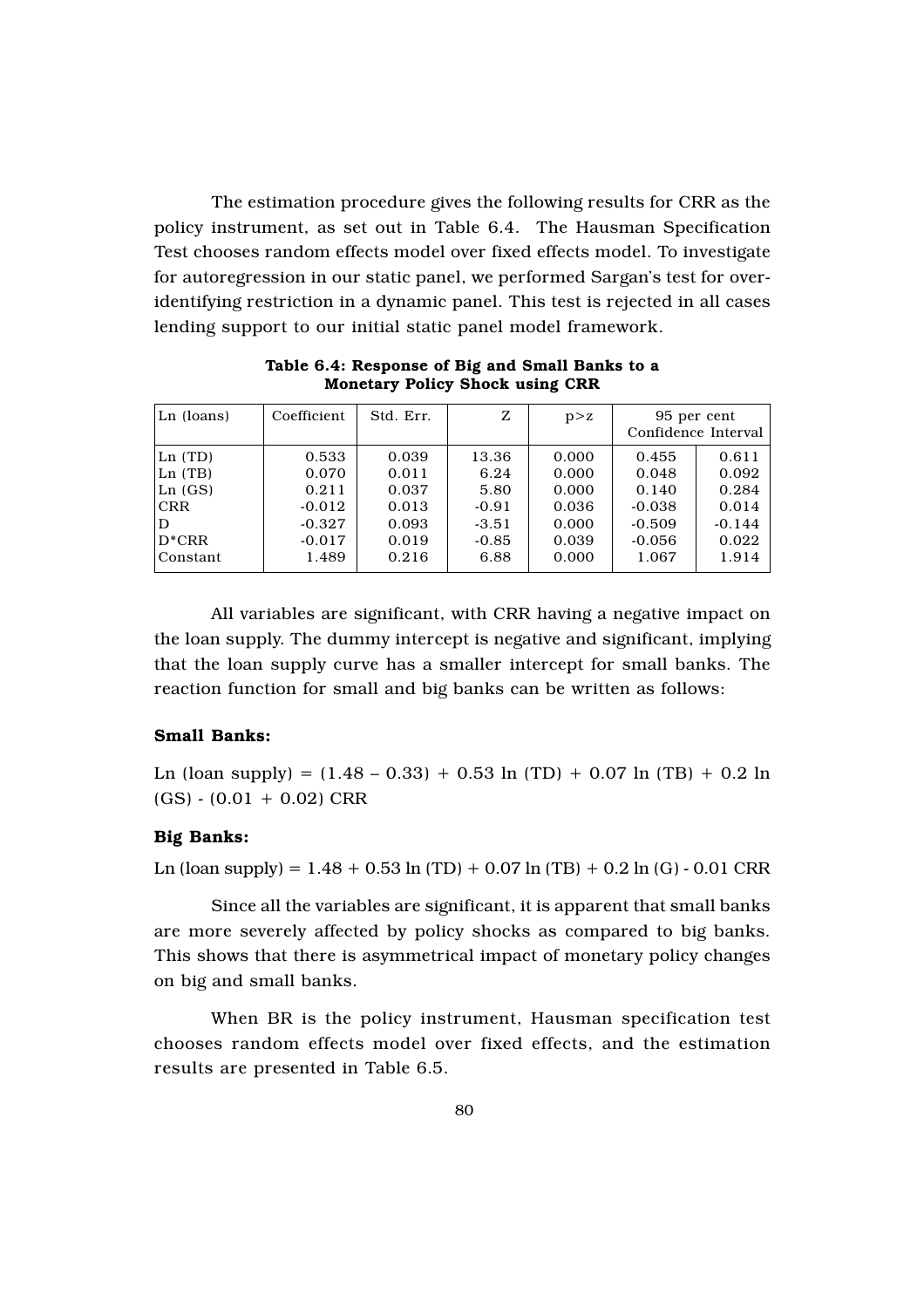The estimation procedure gives the following results for CRR as the policy instrument, as set out in Table 6.4. The Hausman Specification Test chooses random effects model over fixed effects model. To investigate for autoregression in our static panel, we performed Sargan's test for over-identifying restriction in a dynamic panel. This test is rejected in all cases lending support to our initial static panel model framework.

**Table 6.4: Response of Big and Small Banks to a Monetary Policy Shock using CRR**

| Ln (loans) | Coefficient | Std. Err. | Z | p>z | 95 per cent Confidence Interval | |
|---|---|---|---|---|---|---|
| Ln (TD) | 0.533 | 0.039 | 13.36 | 0.000 | 0.455 | 0.611 |
| Ln (TB) | 0.070 | 0.011 | 6.24 | 0.000 | 0.048 | 0.092 |
| Ln (GS) | 0.211 | 0.037 | 5.80 | 0.000 | 0.140 | 0.284 |
| CRR | -0.012 | 0.013 | -0.91 | 0.036 | -0.038 | 0.014 |
| D | -0.327 | 0.093 | -3.51 | 0.000 | -0.509 | -0.144 |
| D*CRR | -0.017 | 0.019 | -0.85 | 0.039 | -0.056 | 0.022 |
| Constant | 1.489 | 0.216 | 6.88 | 0.000 | 1.067 | 1.914 |

All variables are significant, with CRR having a negative impact on the loan supply. The dummy intercept is negative and significant, implying that the loan supply curve has a smaller intercept for small banks. The reaction function for small and big banks can be written as follows:

**Small Banks:**

Ln (loan supply) = (1.48 – 0.33) + 0.53 ln (TD) + 0.07 ln (TB) + 0.2 ln (GS) - (0.01 + 0.02) CRR

**Big Banks:**

Ln (loan supply) = 1.48 + 0.53 ln (TD) + 0.07 ln (TB) + 0.2 ln (G) - 0.01 CRR

Since all the variables are significant, it is apparent that small banks are more severely affected by policy shocks as compared to big banks. This shows that there is asymmetrical impact of monetary policy changes on big and small banks.

When BR is the policy instrument, Hausman specification test chooses random effects model over fixed effects, and the estimation results are presented in Table 6.5.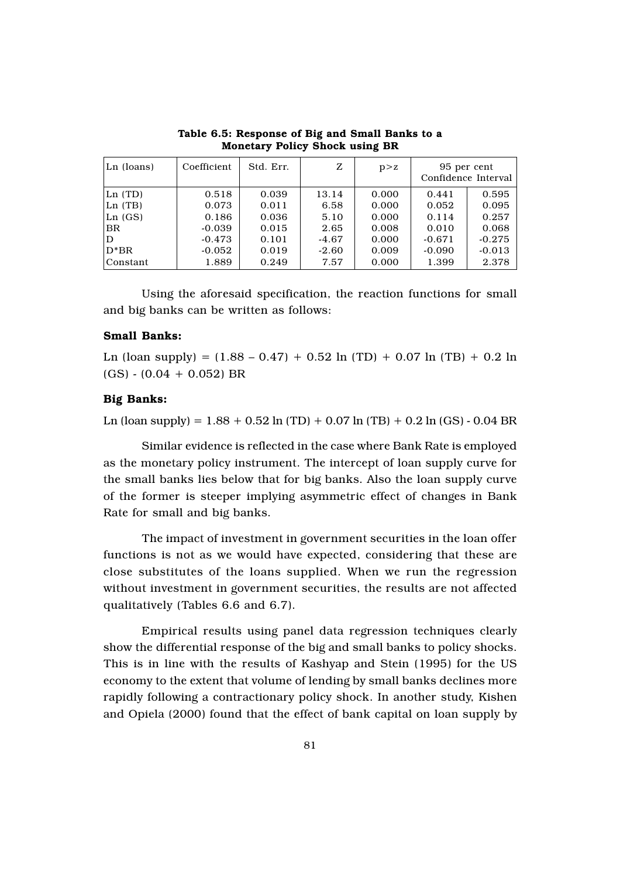**Table 6.5: Response of Big and Small Banks to a Monetary Policy Shock using BR**

| Ln (loans) | Coefficient | Std. Err. | Z | p>z | 95 per cent Confidence Interval | |
|---|---|---|---|---|---|---|
| Ln (TD) | 0.518 | 0.039 | 13.14 | 0.000 | 0.441 | 0.595 |
| Ln (TB) | 0.073 | 0.011 | 6.58 | 0.000 | 0.052 | 0.095 |
| Ln (GS) | 0.186 | 0.036 | 5.10 | 0.000 | 0.114 | 0.257 |
| BR | -0.039 | 0.015 | 2.65 | 0.008 | 0.010 | 0.068 |
| D | -0.473 | 0.101 | -4.67 | 0.000 | -0.671 | -0.275 |
| D*BR | -0.052 | 0.019 | -2.60 | 0.009 | -0.090 | -0.013 |
| Constant | 1.889 | 0.249 | 7.57 | 0.000 | 1.399 | 2.378 |

Using the aforesaid specification, the reaction functions for small and big banks can be written as follows:

**Small Banks:**

Ln (loan supply) = (1.88 – 0.47) + 0.52 ln (TD) + 0.07 ln (TB) + 0.2 ln (GS) - (0.04 + 0.052) BR

**Big Banks:**

Ln (loan supply) = 1.88 + 0.52 ln (TD) + 0.07 ln (TB) + 0.2 ln (GS) - 0.04 BR

Similar evidence is reflected in the case where Bank Rate is employed as the monetary policy instrument. The intercept of loan supply curve for the small banks lies below that for big banks. Also the loan supply curve of the former is steeper implying asymmetric effect of changes in Bank Rate for small and big banks.

The impact of investment in government securities in the loan offer functions is not as we would have expected, considering that these are close substitutes of the loans supplied. When we run the regression without investment in government securities, the results are not affected qualitatively (Tables 6.6 and 6.7).

Empirical results using panel data regression techniques clearly show the differential response of the big and small banks to policy shocks. This is in line with the results of Kashyap and Stein (1995) for the US economy to the extent that volume of lending by small banks declines more rapidly following a contractionary policy shock. In another study, Kishen and Opiela (2000) found that the effect of bank capital on loan supply by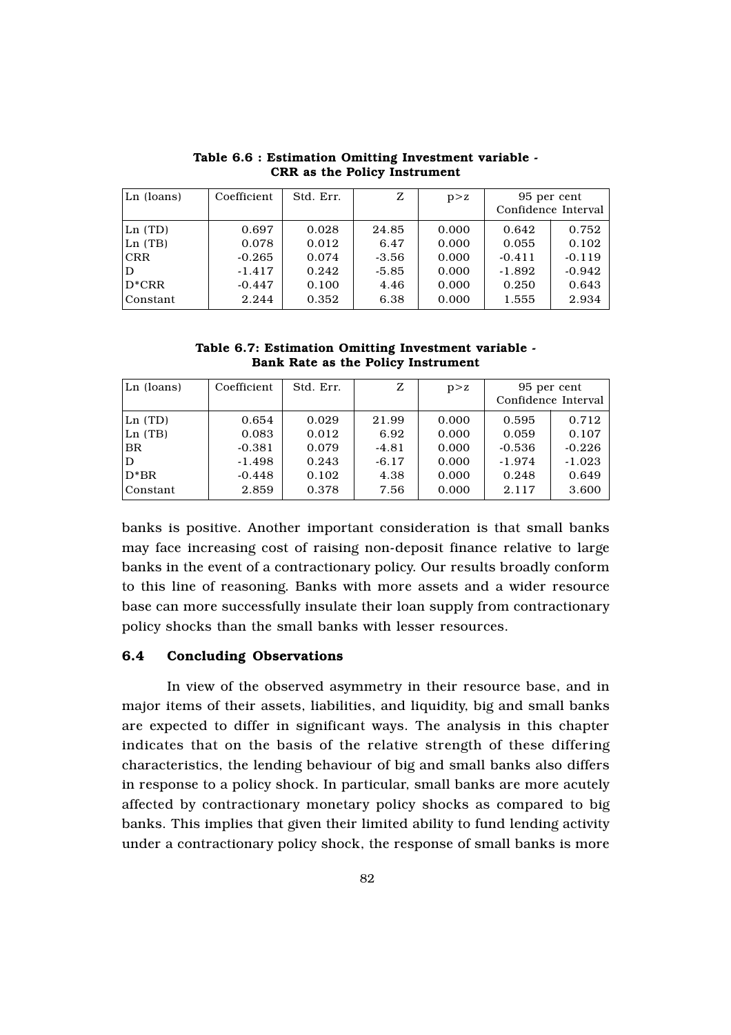**Table 6.6 : Estimation Omitting Investment variable - CRR as the Policy Instrument**

| Ln (loans) | Coefficient | Std. Err. | Z | p>z | 95 per cent Confidence Interval | |
|---|---|---|---|---|---|---|
| Ln (TD) | 0.697 | 0.028 | 24.85 | 0.000 | 0.642 | 0.752 |
| Ln (TB) | 0.078 | 0.012 | 6.47 | 0.000 | 0.055 | 0.102 |
| CRR | -0.265 | 0.074 | -3.56 | 0.000 | -0.411 | -0.119 |
| D | -1.417 | 0.242 | -5.85 | 0.000 | -1.892 | -0.942 |
| D*CRR | -0.447 | 0.100 | 4.46 | 0.000 | 0.250 | 0.643 |
| Constant | 2.244 | 0.352 | 6.38 | 0.000 | 1.555 | 2.934 |

**Table 6.7: Estimation Omitting Investment variable - Bank Rate as the Policy Instrument**

| Ln (loans) | Coefficient | Std. Err. | Z | p>z | 95 per cent Confidence Interval | |
|---|---|---|---|---|---|---|
| Ln (TD) | 0.654 | 0.029 | 21.99 | 0.000 | 0.595 | 0.712 |
| Ln (TB) | 0.083 | 0.012 | 6.92 | 0.000 | 0.059 | 0.107 |
| BR | -0.381 | 0.079 | -4.81 | 0.000 | -0.536 | -0.226 |
| D | -1.498 | 0.243 | -6.17 | 0.000 | -1.974 | -1.023 |
| D*BR | -0.448 | 0.102 | 4.38 | 0.000 | 0.248 | 0.649 |
| Constant | 2.859 | 0.378 | 7.56 | 0.000 | 2.117 | 3.600 |

banks is positive. Another important consideration is that small banks may face increasing cost of raising non-deposit finance relative to large banks in the event of a contractionary policy. Our results broadly conform to this line of reasoning. Banks with more assets and a wider resource base can more successfully insulate their loan supply from contractionary policy shocks than the small banks with lesser resources.

### 6.4 Concluding Observations

In view of the observed asymmetry in their resource base, and in major items of their assets, liabilities, and liquidity, big and small banks are expected to differ in significant ways. The analysis in this chapter indicates that on the basis of the relative strength of these differing characteristics, the lending behaviour of big and small banks also differs in response to a policy shock. In particular, small banks are more acutely affected by contractionary monetary policy shocks as compared to big banks. This implies that given their limited ability to fund lending activity under a contractionary policy shock, the response of small banks is more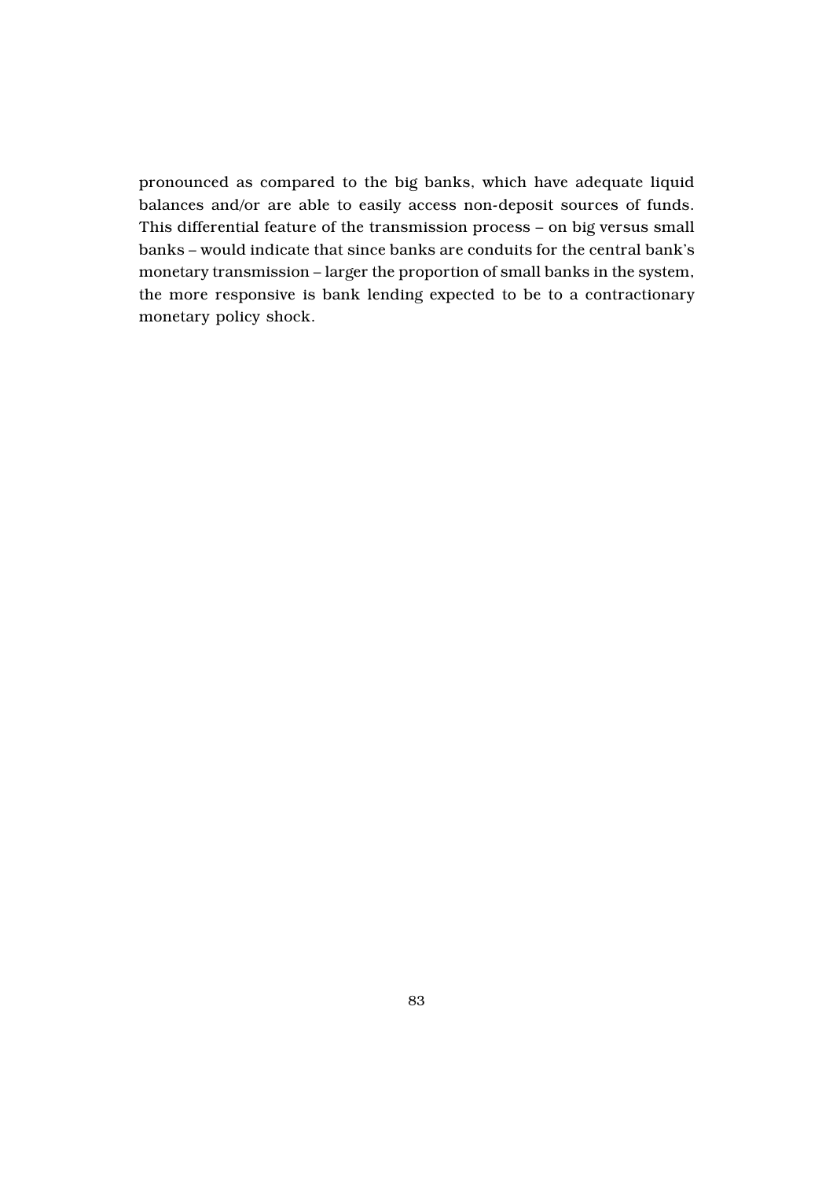pronounced as compared to the big banks, which have adequate liquid balances and/or are able to easily access non-deposit sources of funds. This differential feature of the transmission process – on big versus small banks – would indicate that since banks are conduits for the central bank's monetary transmission – larger the proportion of small banks in the system, the more responsive is bank lending expected to be to a contractionary monetary policy shock.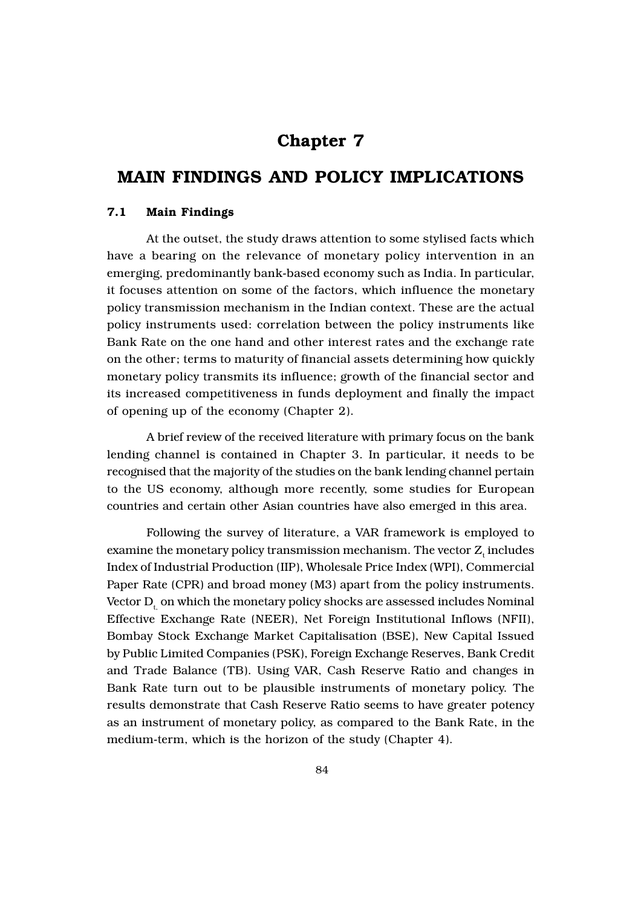# Chapter 7

# MAIN FINDINGS AND POLICY IMPLICATIONS

## 7.1 Main Findings

At the outset, the study draws attention to some stylised facts which have a bearing on the relevance of monetary policy intervention in an emerging, predominantly bank-based economy such as India. In particular, it focuses attention on some of the factors, which influence the monetary policy transmission mechanism in the Indian context. These are the actual policy instruments used: correlation between the policy instruments like Bank Rate on the one hand and other interest rates and the exchange rate on the other; terms to maturity of financial assets determining how quickly monetary policy transmits its influence; growth of the financial sector and its increased competitiveness in funds deployment and finally the impact of opening up of the economy (Chapter 2).

A brief review of the received literature with primary focus on the bank lending channel is contained in Chapter 3. In particular, it needs to be recognised that the majority of the studies on the bank lending channel pertain to the US economy, although more recently, some studies for European countries and certain other Asian countries have also emerged in this area.

Following the survey of literature, a VAR framework is employed to examine the monetary policy transmission mechanism. The vector $Z_t$ includes Index of Industrial Production (IIP), Wholesale Price Index (WPI), Commercial Paper Rate (CPR) and broad money (M3) apart from the policy instruments. Vector $D_t$, on which the monetary policy shocks are assessed includes Nominal Effective Exchange Rate (NEER), Net Foreign Institutional Inflows (NFII), Bombay Stock Exchange Market Capitalisation (BSE), New Capital Issued by Public Limited Companies (PSK), Foreign Exchange Reserves, Bank Credit and Trade Balance (TB). Using VAR, Cash Reserve Ratio and changes in Bank Rate turn out to be plausible instruments of monetary policy. The results demonstrate that Cash Reserve Ratio seems to have greater potency as an instrument of monetary policy, as compared to the Bank Rate, in the medium-term, which is the horizon of the study (Chapter 4).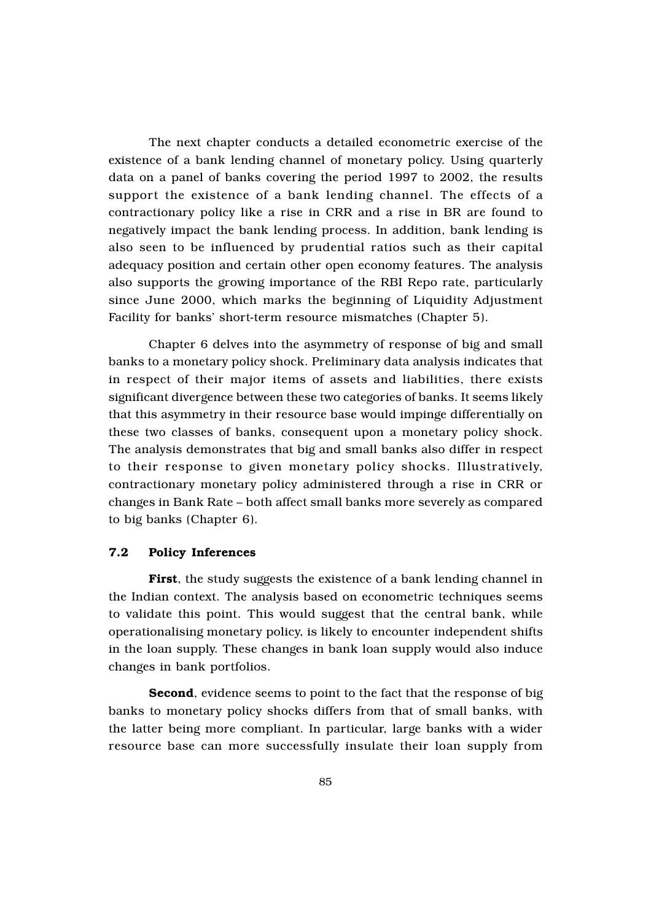The next chapter conducts a detailed econometric exercise of the existence of a bank lending channel of monetary policy. Using quarterly data on a panel of banks covering the period 1997 to 2002, the results support the existence of a bank lending channel. The effects of a contractionary policy like a rise in CRR and a rise in BR are found to negatively impact the bank lending process. In addition, bank lending is also seen to be influenced by prudential ratios such as their capital adequacy position and certain other open economy features. The analysis also supports the growing importance of the RBI Repo rate, particularly since June 2000, which marks the beginning of Liquidity Adjustment Facility for banks' short-term resource mismatches (Chapter 5).

Chapter 6 delves into the asymmetry of response of big and small banks to a monetary policy shock. Preliminary data analysis indicates that in respect of their major items of assets and liabilities, there exists significant divergence between these two categories of banks. It seems likely that this asymmetry in their resource base would impinge differentially on these two classes of banks, consequent upon a monetary policy shock. The analysis demonstrates that big and small banks also differ in respect to their response to given monetary policy shocks. Illustratively, contractionary monetary policy administered through a rise in CRR or changes in Bank Rate – both affect small banks more severely as compared to big banks (Chapter 6).

### 7.2 Policy Inferences

**First**, the study suggests the existence of a bank lending channel in the Indian context. The analysis based on econometric techniques seems to validate this point. This would suggest that the central bank, while operationalising monetary policy, is likely to encounter independent shifts in the loan supply. These changes in bank loan supply would also induce changes in bank portfolios.

**Second**, evidence seems to point to the fact that the response of big banks to monetary policy shocks differs from that of small banks, with the latter being more compliant. In particular, large banks with a wider resource base can more successfully insulate their loan supply from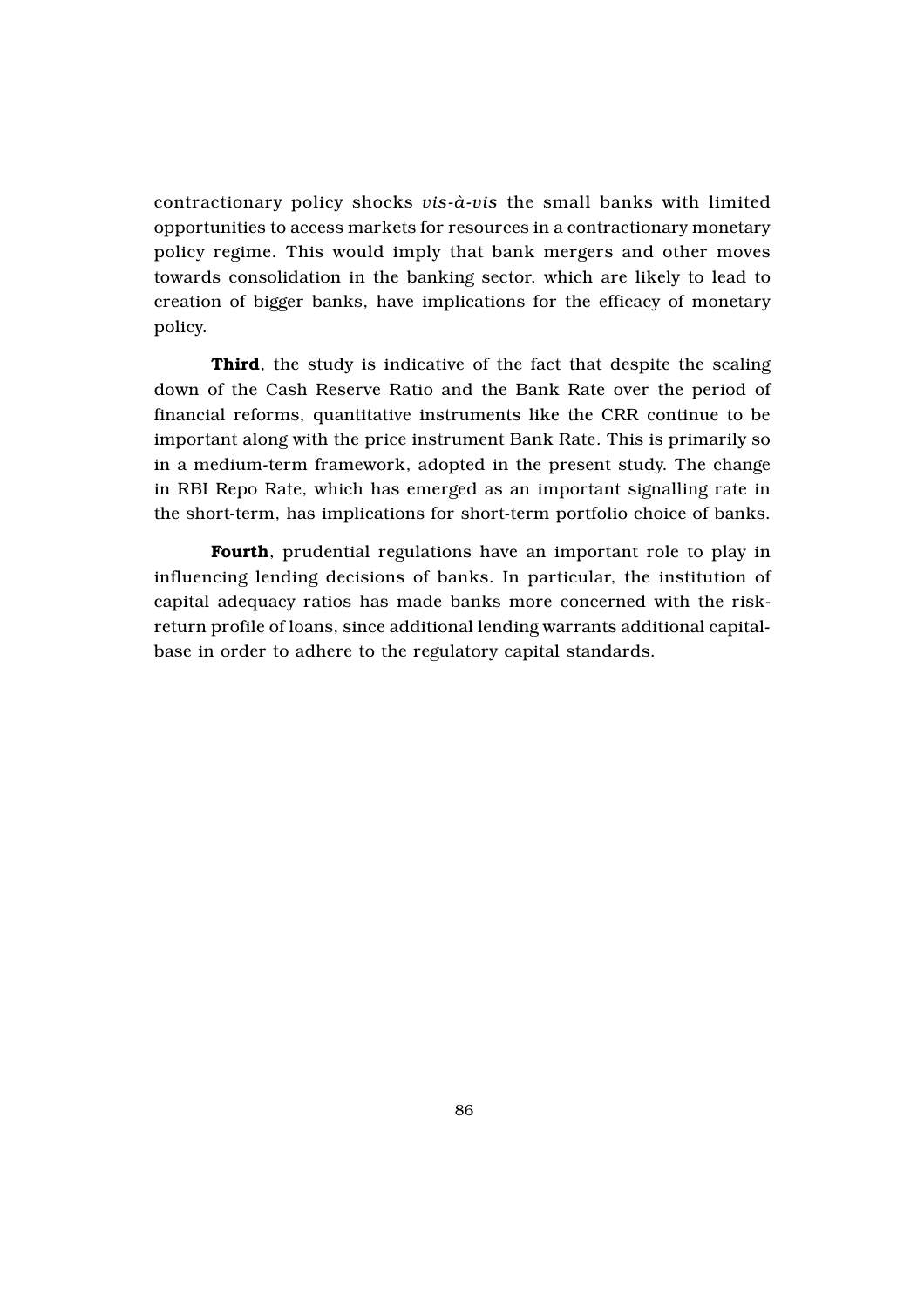contractionary policy shocks *vis-à-vis* the small banks with limited opportunities to access markets for resources in a contractionary monetary policy regime. This would imply that bank mergers and other moves towards consolidation in the banking sector, which are likely to lead to creation of bigger banks, have implications for the efficacy of monetary policy.

**Third**, the study is indicative of the fact that despite the scaling down of the Cash Reserve Ratio and the Bank Rate over the period of financial reforms, quantitative instruments like the CRR continue to be important along with the price instrument Bank Rate. This is primarily so in a medium-term framework, adopted in the present study. The change in RBI Repo Rate, which has emerged as an important signalling rate in the short-term, has implications for short-term portfolio choice of banks.

**Fourth**, prudential regulations have an important role to play in influencing lending decisions of banks. In particular, the institution of capital adequacy ratios has made banks more concerned with the risk-return profile of loans, since additional lending warrants additional capital-base in order to adhere to the regulatory capital standards.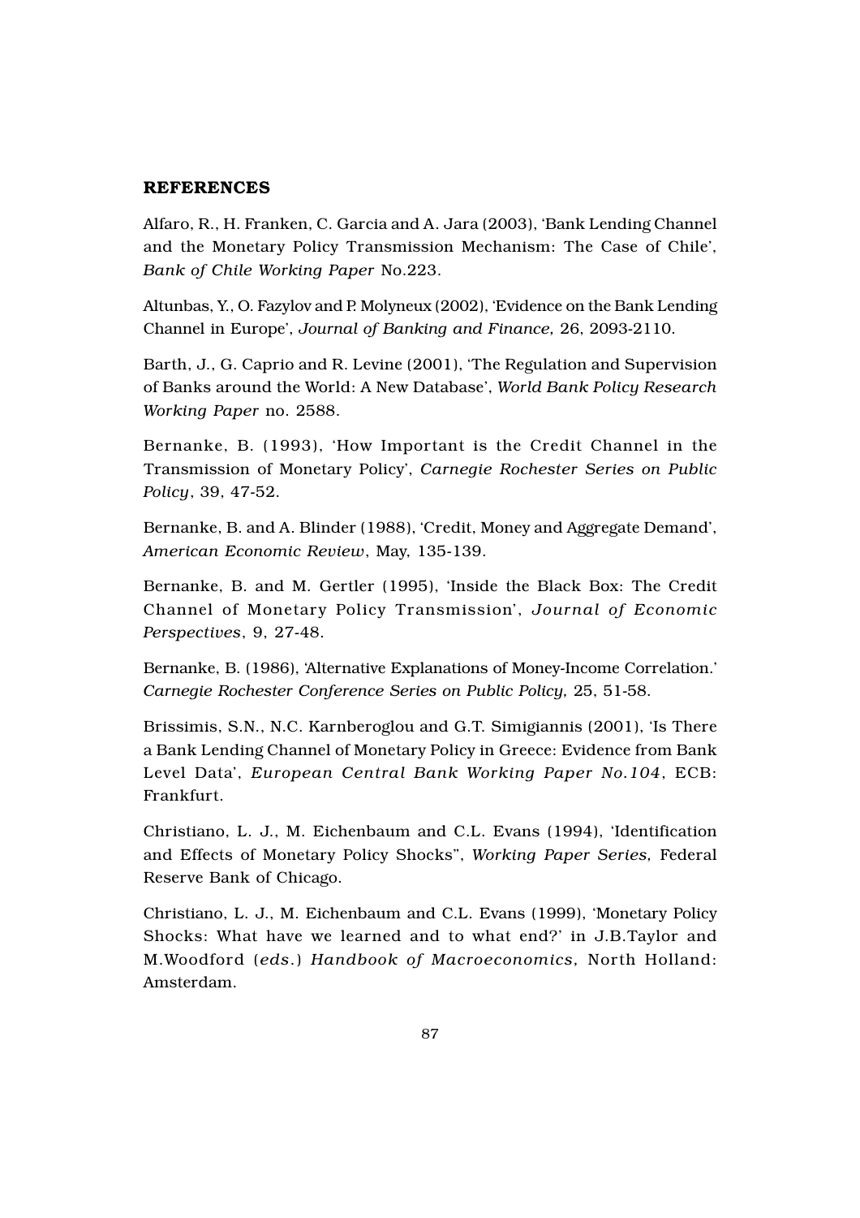## REFERENCES

Alfaro, R., H. Franken, C. Garcia and A. Jara (2003), 'Bank Lending Channel and the Monetary Policy Transmission Mechanism: The Case of Chile', *Bank of Chile Working Paper* No.223.

Altunbas, Y., O. Fazylov and P. Molyneux (2002), 'Evidence on the Bank Lending Channel in Europe', *Journal of Banking and Finance,* 26, 2093-2110.

Barth, J., G. Caprio and R. Levine (2001), 'The Regulation and Supervision of Banks around the World: A New Database', *World Bank Policy Research Working Paper* no. 2588.

Bernanke, B. (1993), 'How Important is the Credit Channel in the Transmission of Monetary Policy', *Carnegie Rochester Series on Public Policy*, 39, 47-52.

Bernanke, B. and A. Blinder (1988), 'Credit, Money and Aggregate Demand', *American Economic Review*, May, 135-139.

Bernanke, B. and M. Gertler (1995), 'Inside the Black Box: The Credit Channel of Monetary Policy Transmission', *Journal of Economic Perspectives*, 9, 27-48.

Bernanke, B. (1986), 'Alternative Explanations of Money-Income Correlation.' *Carnegie Rochester Conference Series on Public Policy,* 25, 51-58.

Brissimis, S.N., N.C. Karnberoglou and G.T. Simigiannis (2001), 'Is There a Bank Lending Channel of Monetary Policy in Greece: Evidence from Bank Level Data', *European Central Bank Working Paper No.104*, ECB: Frankfurt.

Christiano, L. J., M. Eichenbaum and C.L. Evans (1994), 'Identification and Effects of Monetary Policy Shocks", *Working Paper Series,* Federal Reserve Bank of Chicago.

Christiano, L. J., M. Eichenbaum and C.L. Evans (1999), 'Monetary Policy Shocks: What have we learned and to what end?' in J.B.Taylor and M.Woodford (*eds.*) *Handbook of Macroeconomics,* North Holland: Amsterdam.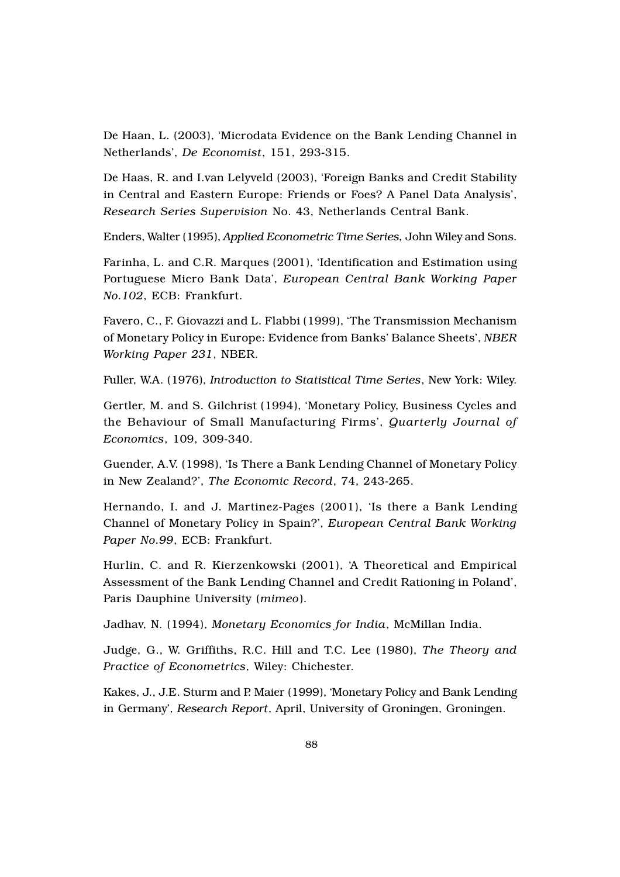De Haan, L. (2003), 'Microdata Evidence on the Bank Lending Channel in Netherlands', *De Economist*, 151, 293-315.

De Haas, R. and I.van Lelyveld (2003), 'Foreign Banks and Credit Stability in Central and Eastern Europe: Friends or Foes? A Panel Data Analysis', *Research Series Supervision* No. 43, Netherlands Central Bank.

Enders, Walter (1995), *Applied Econometric Time Series,* John Wiley and Sons.

Farinha, L. and C.R. Marques (2001), 'Identification and Estimation using Portuguese Micro Bank Data', *European Central Bank Working Paper No.102*, ECB: Frankfurt.

Favero, C., F. Giovazzi and L. Flabbi (1999), 'The Transmission Mechanism of Monetary Policy in Europe: Evidence from Banks' Balance Sheets', *NBER Working Paper 231*, NBER.

Fuller, W.A. (1976), *Introduction to Statistical Time Series*, New York: Wiley.

Gertler, M. and S. Gilchrist (1994), 'Monetary Policy, Business Cycles and the Behaviour of Small Manufacturing Firms', *Quarterly Journal of Economics*, 109, 309-340.

Guender, A.V. (1998), 'Is There a Bank Lending Channel of Monetary Policy in New Zealand?', *The Economic Record*, 74, 243-265.

Hernando, I. and J. Martinez-Pages (2001), 'Is there a Bank Lending Channel of Monetary Policy in Spain?', *European Central Bank Working Paper No.99*, ECB: Frankfurt.

Hurlin, C. and R. Kierzenkowski (2001), 'A Theoretical and Empirical Assessment of the Bank Lending Channel and Credit Rationing in Poland', Paris Dauphine University (*mimeo*).

Jadhav, N. (1994), *Monetary Economics for India*, McMillan India.

Judge, G., W. Griffiths, R.C. Hill and T.C. Lee (1980), *The Theory and Practice of Econometrics*, Wiley: Chichester.

Kakes, J., J.E. Sturm and P. Maier (1999), 'Monetary Policy and Bank Lending in Germany', *Research Report*, April, University of Groningen, Groningen.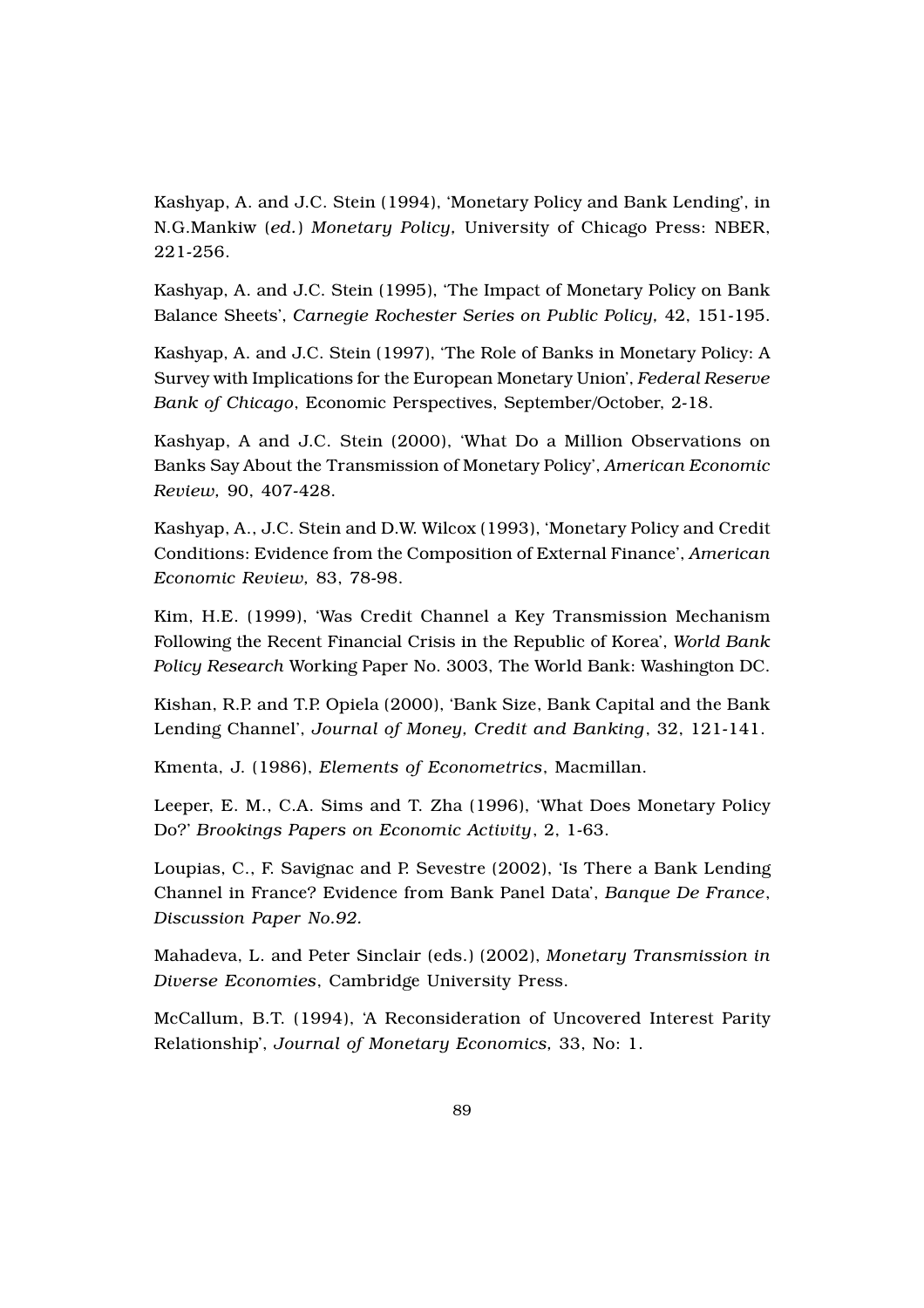Kashyap, A. and J.C. Stein (1994), 'Monetary Policy and Bank Lending', in N.G.Mankiw (*ed.*) *Monetary Policy,* University of Chicago Press: NBER, 221-256.

Kashyap, A. and J.C. Stein (1995), 'The Impact of Monetary Policy on Bank Balance Sheets', *Carnegie Rochester Series on Public Policy,* 42, 151-195.

Kashyap, A. and J.C. Stein (1997), 'The Role of Banks in Monetary Policy: A Survey with Implications for the European Monetary Union', *Federal Reserve Bank of Chicago*, Economic Perspectives, September/October, 2-18.

Kashyap, A and J.C. Stein (2000), 'What Do a Million Observations on Banks Say About the Transmission of Monetary Policy', *American Economic Review,* 90, 407-428.

Kashyap, A., J.C. Stein and D.W. Wilcox (1993), 'Monetary Policy and Credit Conditions: Evidence from the Composition of External Finance', *American Economic Review,* 83, 78-98.

Kim, H.E. (1999), 'Was Credit Channel a Key Transmission Mechanism Following the Recent Financial Crisis in the Republic of Korea', *World Bank Policy Research* Working Paper No. 3003, The World Bank: Washington DC.

Kishan, R.P. and T.P. Opiela (2000), 'Bank Size, Bank Capital and the Bank Lending Channel', *Journal of Money, Credit and Banking*, 32, 121-141.

Kmenta, J. (1986), *Elements of Econometrics*, Macmillan.

Leeper, E. M., C.A. Sims and T. Zha (1996), 'What Does Monetary Policy Do?' *Brookings Papers on Economic Activity*, 2, 1-63.

Loupias, C., F. Savignac and P. Sevestre (2002), 'Is There a Bank Lending Channel in France? Evidence from Bank Panel Data', *Banque De France*, *Discussion Paper No.92.*

Mahadeva, L. and Peter Sinclair (eds.) (2002), *Monetary Transmission in Diverse Economies*, Cambridge University Press.

McCallum, B.T. (1994), 'A Reconsideration of Uncovered Interest Parity Relationship', *Journal of Monetary Economics,* 33, No: 1.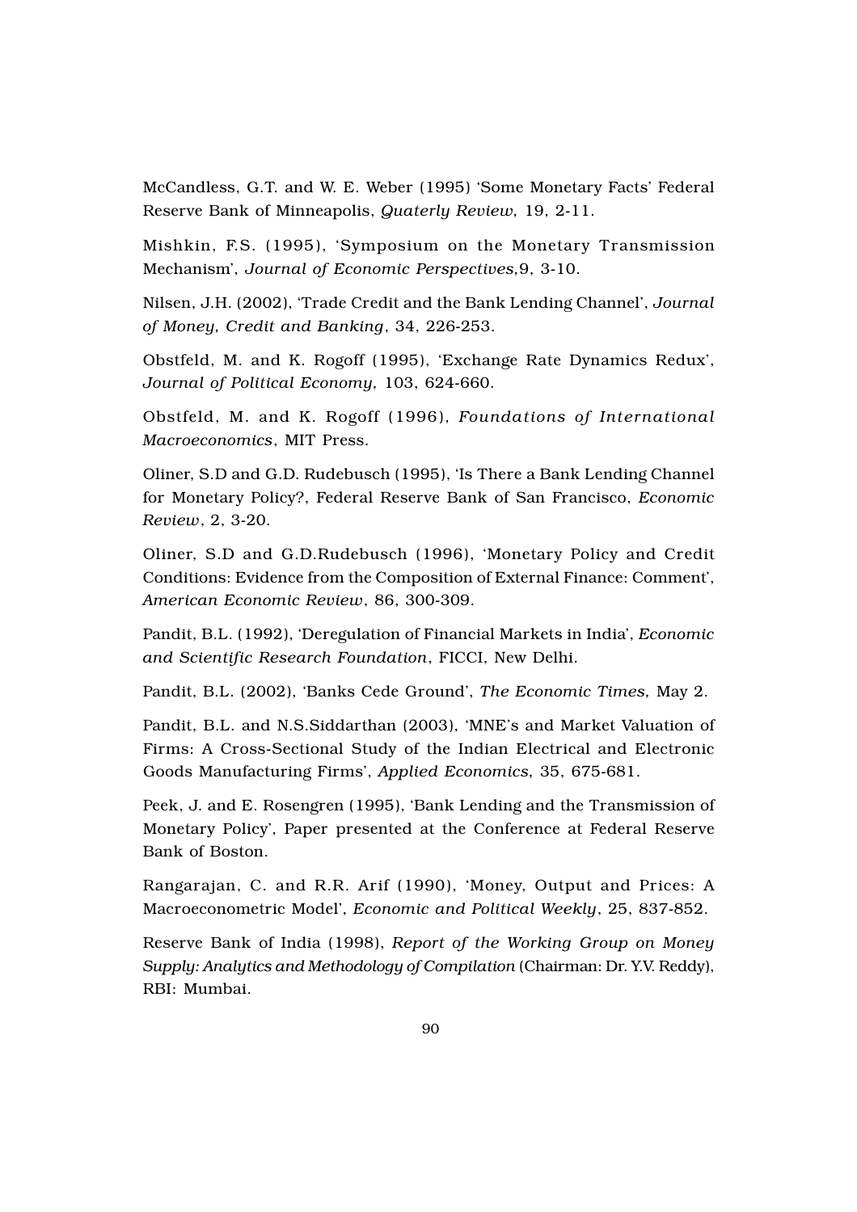McCandless, G.T. and W. E. Weber (1995) 'Some Monetary Facts' Federal Reserve Bank of Minneapolis, *Quaterly Review,* 19, 2-11.

Mishkin, F.S. (1995), 'Symposium on the Monetary Transmission Mechanism', *Journal of Economic Perspectives*,9, 3-10.

Nilsen, J.H. (2002), 'Trade Credit and the Bank Lending Channel', *Journal of Money, Credit and Banking*, 34, 226-253.

Obstfeld, M. and K. Rogoff (1995), 'Exchange Rate Dynamics Redux', *Journal of Political Economy,* 103, 624-660.

Obstfeld, M. and K. Rogoff (1996), *Foundations of International Macroeconomics*, MIT Press.

Oliner, S.D and G.D. Rudebusch (1995), 'Is There a Bank Lending Channel for Monetary Policy?, Federal Reserve Bank of San Francisco, *Economic Review*, 2, 3-20.

Oliner, S.D and G.D.Rudebusch (1996), 'Monetary Policy and Credit Conditions: Evidence from the Composition of External Finance: Comment', *American Economic Review*, 86, 300-309.

Pandit, B.L. (1992), 'Deregulation of Financial Markets in India', *Economic and Scientific Research Foundation*, FICCI, New Delhi.

Pandit, B.L. (2002), 'Banks Cede Ground', *The Economic Times,* May 2.

Pandit, B.L. and N.S.Siddarthan (2003), 'MNE's and Market Valuation of Firms: A Cross-Sectional Study of the Indian Electrical and Electronic Goods Manufacturing Firms', *Applied Economics,* 35, 675-681.

Peek, J. and E. Rosengren (1995), 'Bank Lending and the Transmission of Monetary Policy', Paper presented at the Conference at Federal Reserve Bank of Boston.

Rangarajan, C. and R.R. Arif (1990), 'Money, Output and Prices: A Macroeconometric Model', *Economic and Political Weekly*, 25, 837-852.

Reserve Bank of India (1998), *Report of the Working Group on Money Supply: Analytics and Methodology of Compilation* (Chairman: Dr. Y.V. Reddy), RBI: Mumbai.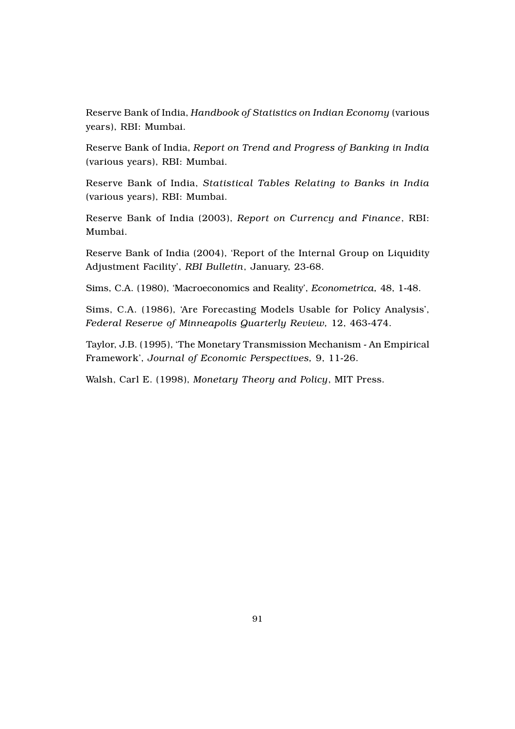Reserve Bank of India, *Handbook of Statistics on Indian Economy* (various years), RBI: Mumbai.

Reserve Bank of India, *Report on Trend and Progress of Banking in India* (various years), RBI: Mumbai.

Reserve Bank of India, *Statistical Tables Relating to Banks in India* (various years), RBI: Mumbai.

Reserve Bank of India (2003), *Report on Currency and Finance*, RBI: Mumbai.

Reserve Bank of India (2004), 'Report of the Internal Group on Liquidity Adjustment Facility', *RBI Bulletin*, January, 23-68.

Sims, C.A. (1980), 'Macroeconomics and Reality', *Econometrica,* 48, 1-48.

Sims, C.A. (1986), 'Are Forecasting Models Usable for Policy Analysis', *Federal Reserve of Minneapolis Quarterly Review*, 12, 463-474.

Taylor, J.B. (1995), 'The Monetary Transmission Mechanism - An Empirical Framework', *Journal of Economic Perspectives,* 9, 11-26.

Walsh, Carl E. (1998), *Monetary Theory and Policy*, MIT Press.